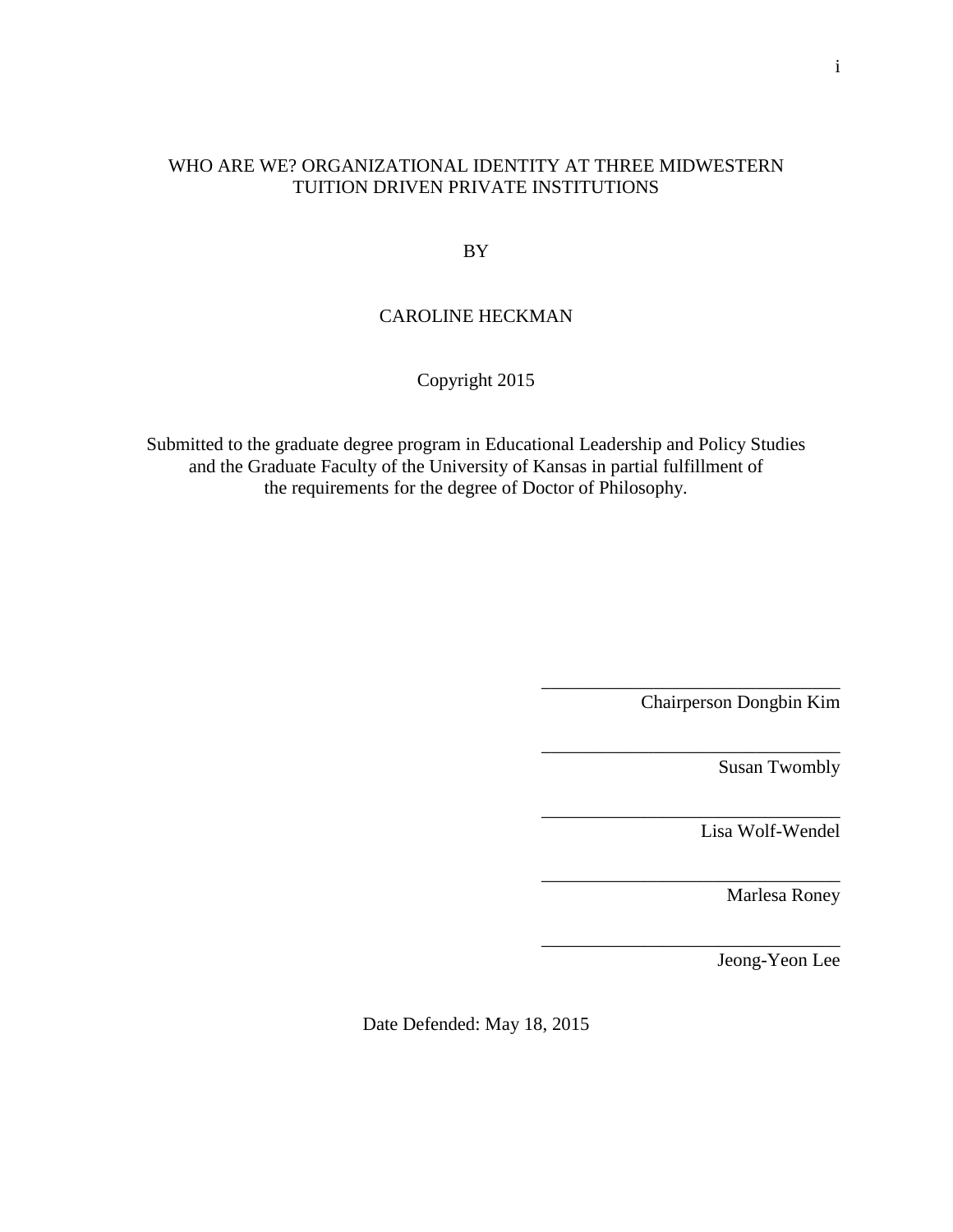# WHO ARE WE? ORGANIZATIONAL IDENTITY AT THREE MIDWESTERN TUITION DRIVEN PRIVATE INSTITUTIONS

BY

CAROLINE HECKMAN

Copyright 2015

Submitted to the graduate degree program in Educational Leadership and Policy Studies and the Graduate Faculty of the University of Kansas in partial fulfillment of the requirements for the degree of Doctor of Philosophy.

________________________________
Chairperson Dongbin Kim

________________________________
Susan Twombly

________________________________
Lisa Wolf-Wendel

________________________________
Marlesa Roney

________________________________
Jeong-Yeon Lee

Date Defended: May 18, 2015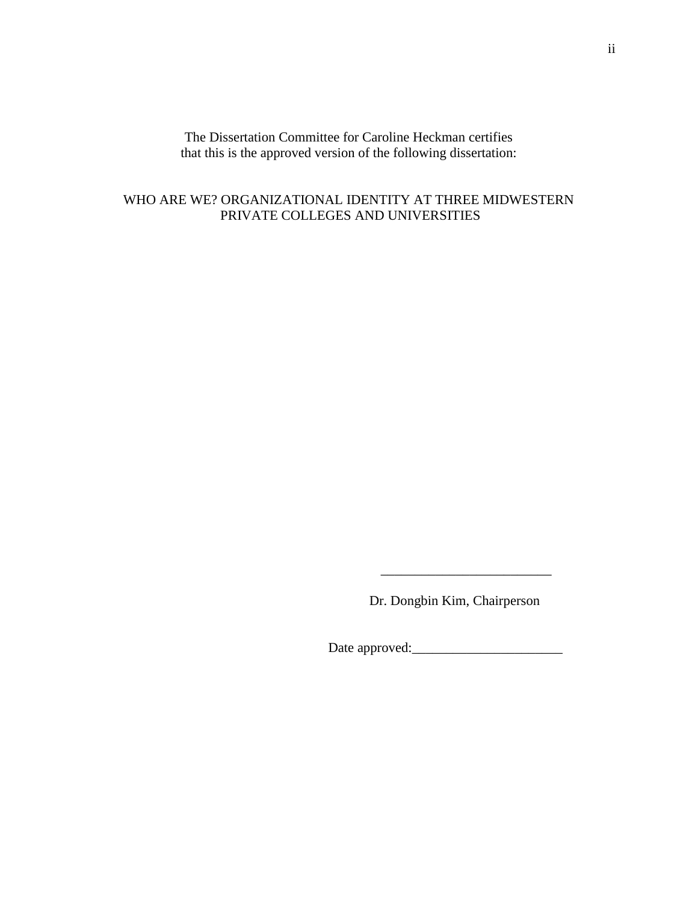The Dissertation Committee for Caroline Heckman certifies
that this is the approved version of the following dissertation:

WHO ARE WE? ORGANIZATIONAL IDENTITY AT THREE MIDWESTERN PRIVATE COLLEGES AND UNIVERSITIES

\_\_\_\_\_\_\_\_\_\_\_\_\_\_\_\_\_\_\_\_\_\_\_\_\_

Dr. Dongbin Kim, Chairperson

Date approved:\_\_\_\_\_\_\_\_\_\_\_\_\_\_\_\_\_\_\_\_\_\_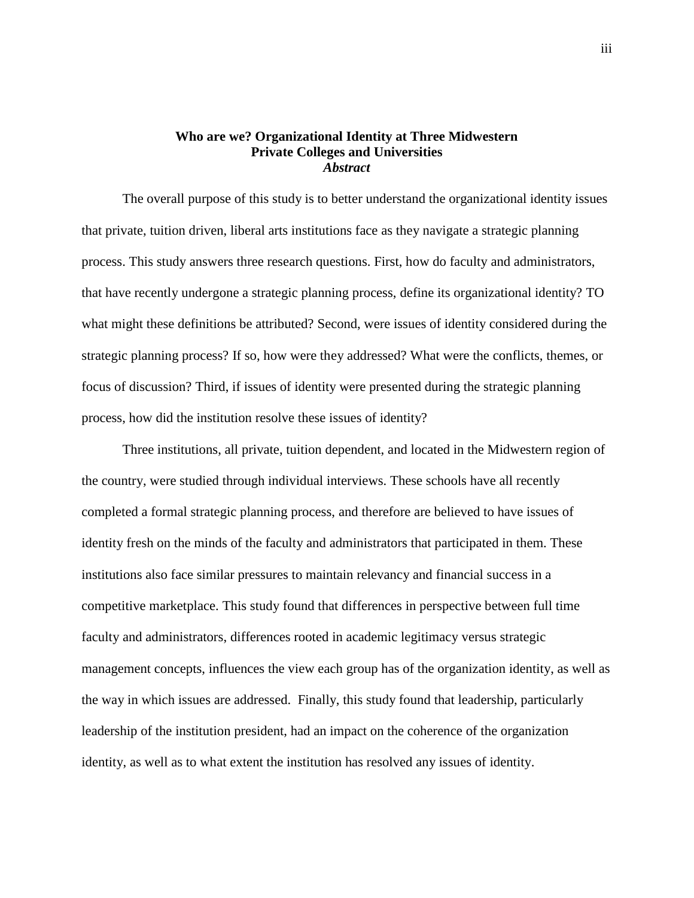**Who are we? Organizational Identity at Three Midwestern Private Colleges and Universities**

***Abstract***

The overall purpose of this study is to better understand the organizational identity issues that private, tuition driven, liberal arts institutions face as they navigate a strategic planning process. This study answers three research questions. First, how do faculty and administrators, that have recently undergone a strategic planning process, define its organizational identity? TO what might these definitions be attributed? Second, were issues of identity considered during the strategic planning process? If so, how were they addressed? What were the conflicts, themes, or focus of discussion? Third, if issues of identity were presented during the strategic planning process, how did the institution resolve these issues of identity?

Three institutions, all private, tuition dependent, and located in the Midwestern region of the country, were studied through individual interviews. These schools have all recently completed a formal strategic planning process, and therefore are believed to have issues of identity fresh on the minds of the faculty and administrators that participated in them. These institutions also face similar pressures to maintain relevancy and financial success in a competitive marketplace. This study found that differences in perspective between full time faculty and administrators, differences rooted in academic legitimacy versus strategic management concepts, influences the view each group has of the organization identity, as well as the way in which issues are addressed. Finally, this study found that leadership, particularly leadership of the institution president, had an impact on the coherence of the organization identity, as well as to what extent the institution has resolved any issues of identity.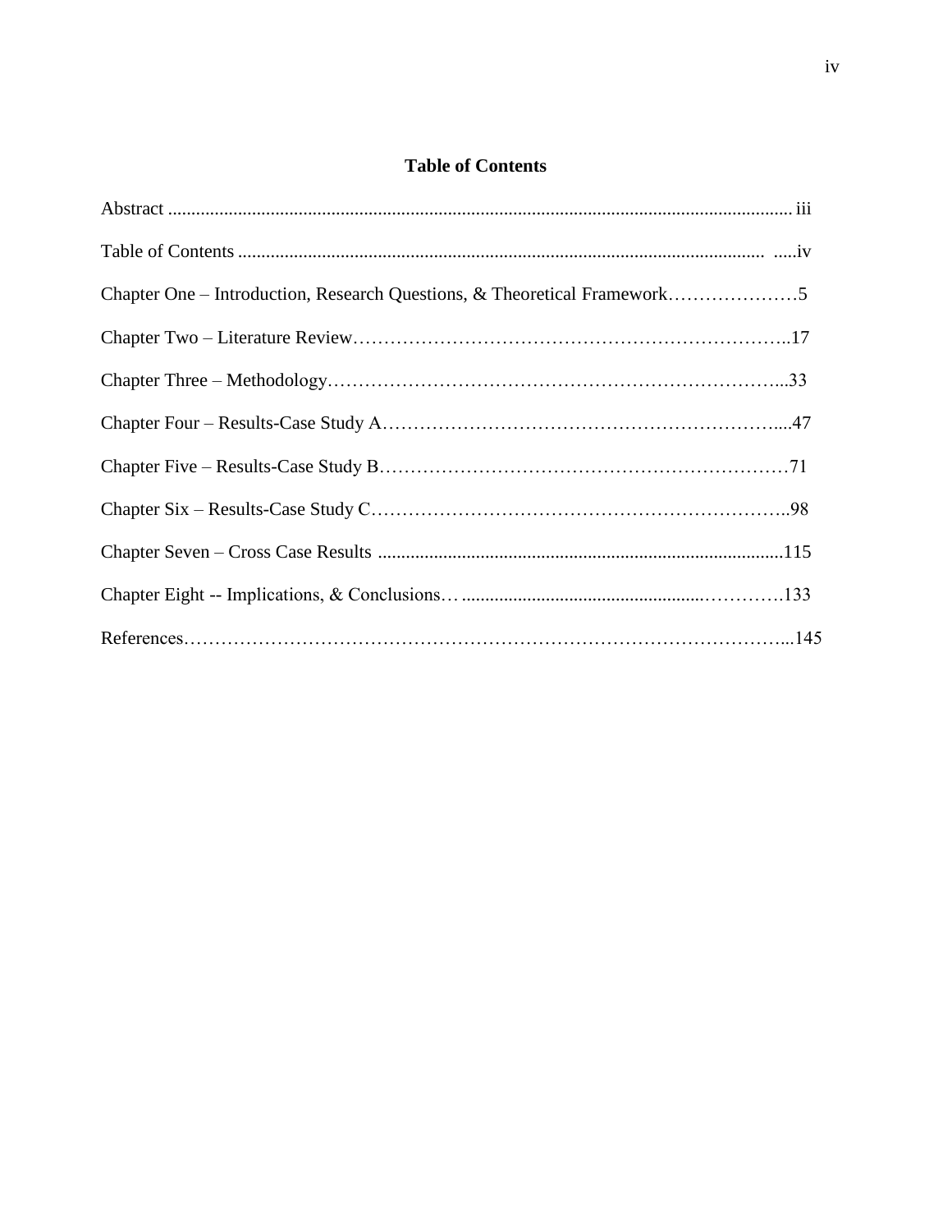# Table of Contents

Abstract ..................................................................................................................................... iii

Table of Contents ................................................................................................................ .....iv

Chapter One – Introduction, Research Questions, & Theoretical Framework…………………5

Chapter Two – Literature Review……………………………………………………………..17

Chapter Three – Methodology………………………………………………………………...33

Chapter Four – Results-Case Study A………………………………………………………....47

Chapter Five – Results-Case Study B…………………………………………………………71

Chapter Six – Results-Case Study C…………………………………………………………..98

Chapter Seven – Cross Case Results .......................................................................................115

Chapter Eight -- Implications, & Conclusions… ..................................................…………133

References……………………………………………………………………………………...145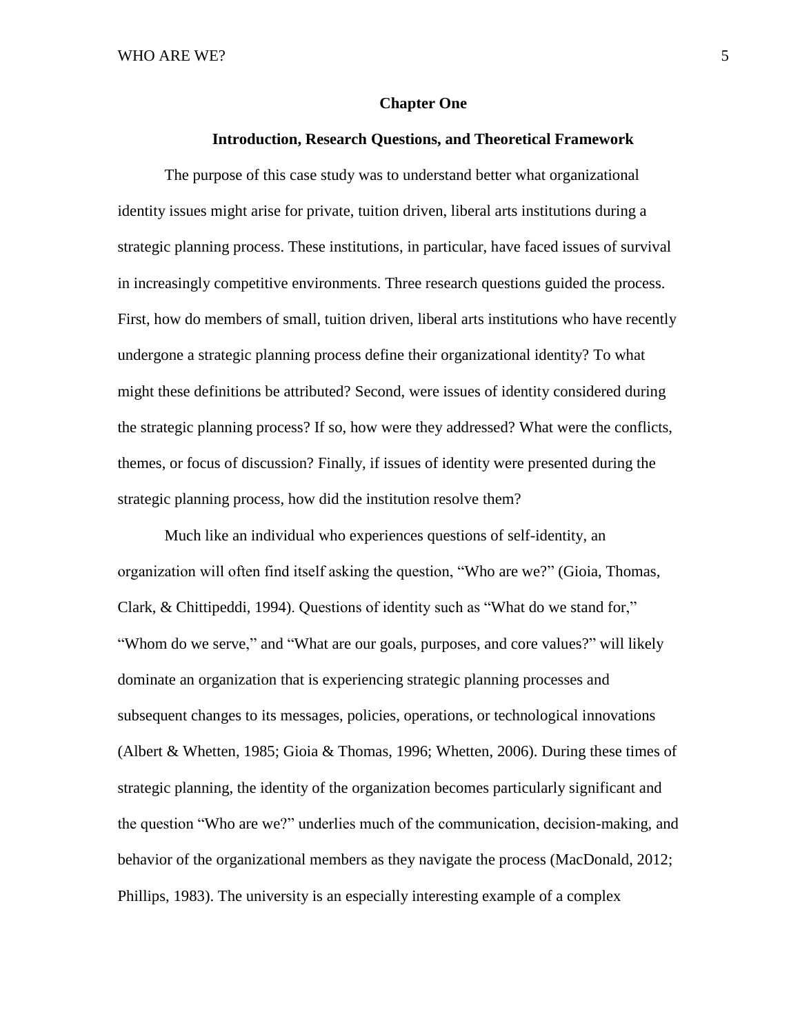# Chapter One

## Introduction, Research Questions, and Theoretical Framework

The purpose of this case study was to understand better what organizational identity issues might arise for private, tuition driven, liberal arts institutions during a strategic planning process. These institutions, in particular, have faced issues of survival in increasingly competitive environments. Three research questions guided the process. First, how do members of small, tuition driven, liberal arts institutions who have recently undergone a strategic planning process define their organizational identity? To what might these definitions be attributed? Second, were issues of identity considered during the strategic planning process? If so, how were they addressed? What were the conflicts, themes, or focus of discussion? Finally, if issues of identity were presented during the strategic planning process, how did the institution resolve them?

Much like an individual who experiences questions of self-identity, an organization will often find itself asking the question, "Who are we?" (Gioia, Thomas, Clark, & Chittipeddi, 1994). Questions of identity such as "What do we stand for," "Whom do we serve," and "What are our goals, purposes, and core values?" will likely dominate an organization that is experiencing strategic planning processes and subsequent changes to its messages, policies, operations, or technological innovations (Albert & Whetten, 1985; Gioia & Thomas, 1996; Whetten, 2006). During these times of strategic planning, the identity of the organization becomes particularly significant and the question "Who are we?" underlies much of the communication, decision-making, and behavior of the organizational members as they navigate the process (MacDonald, 2012; Phillips, 1983). The university is an especially interesting example of a complex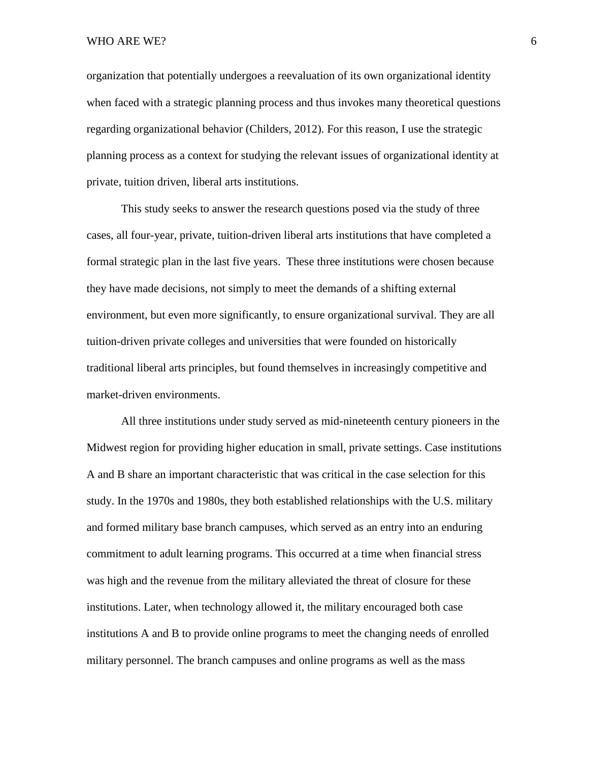organization that potentially undergoes a reevaluation of its own organizational identity when faced with a strategic planning process and thus invokes many theoretical questions regarding organizational behavior (Childers, 2012). For this reason, I use the strategic planning process as a context for studying the relevant issues of organizational identity at private, tuition driven, liberal arts institutions.

This study seeks to answer the research questions posed via the study of three cases, all four-year, private, tuition-driven liberal arts institutions that have completed a formal strategic plan in the last five years.  These three institutions were chosen because they have made decisions, not simply to meet the demands of a shifting external environment, but even more significantly, to ensure organizational survival. They are all tuition-driven private colleges and universities that were founded on historically traditional liberal arts principles, but found themselves in increasingly competitive and market-driven environments.

All three institutions under study served as mid-nineteenth century pioneers in the Midwest region for providing higher education in small, private settings. Case institutions A and B share an important characteristic that was critical in the case selection for this study. In the 1970s and 1980s, they both established relationships with the U.S. military and formed military base branch campuses, which served as an entry into an enduring commitment to adult learning programs. This occurred at a time when financial stress was high and the revenue from the military alleviated the threat of closure for these institutions. Later, when technology allowed it, the military encouraged both case institutions A and B to provide online programs to meet the changing needs of enrolled military personnel. The branch campuses and online programs as well as the mass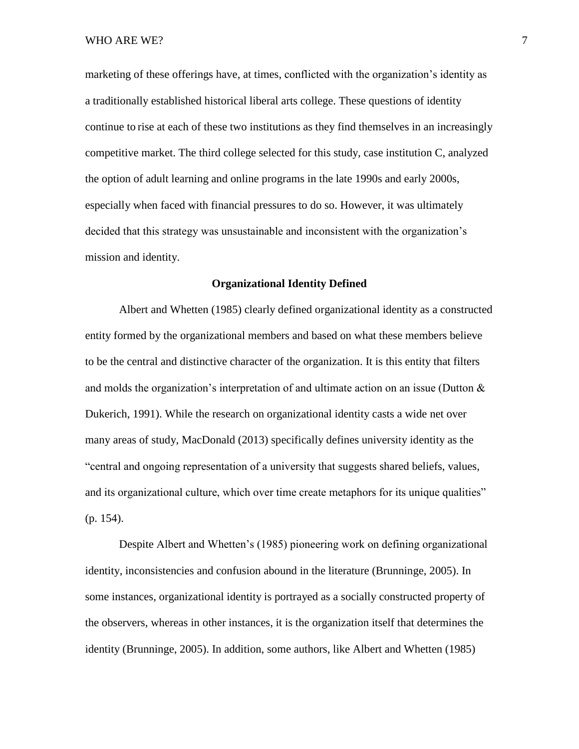marketing of these offerings have, at times, conflicted with the organization's identity as a traditionally established historical liberal arts college. These questions of identity continue to rise at each of these two institutions as they find themselves in an increasingly competitive market. The third college selected for this study, case institution C, analyzed the option of adult learning and online programs in the late 1990s and early 2000s, especially when faced with financial pressures to do so. However, it was ultimately decided that this strategy was unsustainable and inconsistent with the organization's mission and identity.

## Organizational Identity Defined

Albert and Whetten (1985) clearly defined organizational identity as a constructed entity formed by the organizational members and based on what these members believe to be the central and distinctive character of the organization. It is this entity that filters and molds the organization's interpretation of and ultimate action on an issue (Dutton & Dukerich, 1991). While the research on organizational identity casts a wide net over many areas of study, MacDonald (2013) specifically defines university identity as the "central and ongoing representation of a university that suggests shared beliefs, values, and its organizational culture, which over time create metaphors for its unique qualities" (p. 154).

Despite Albert and Whetten's (1985) pioneering work on defining organizational identity, inconsistencies and confusion abound in the literature (Brunninge, 2005). In some instances, organizational identity is portrayed as a socially constructed property of the observers, whereas in other instances, it is the organization itself that determines the identity (Brunninge, 2005). In addition, some authors, like Albert and Whetten (1985)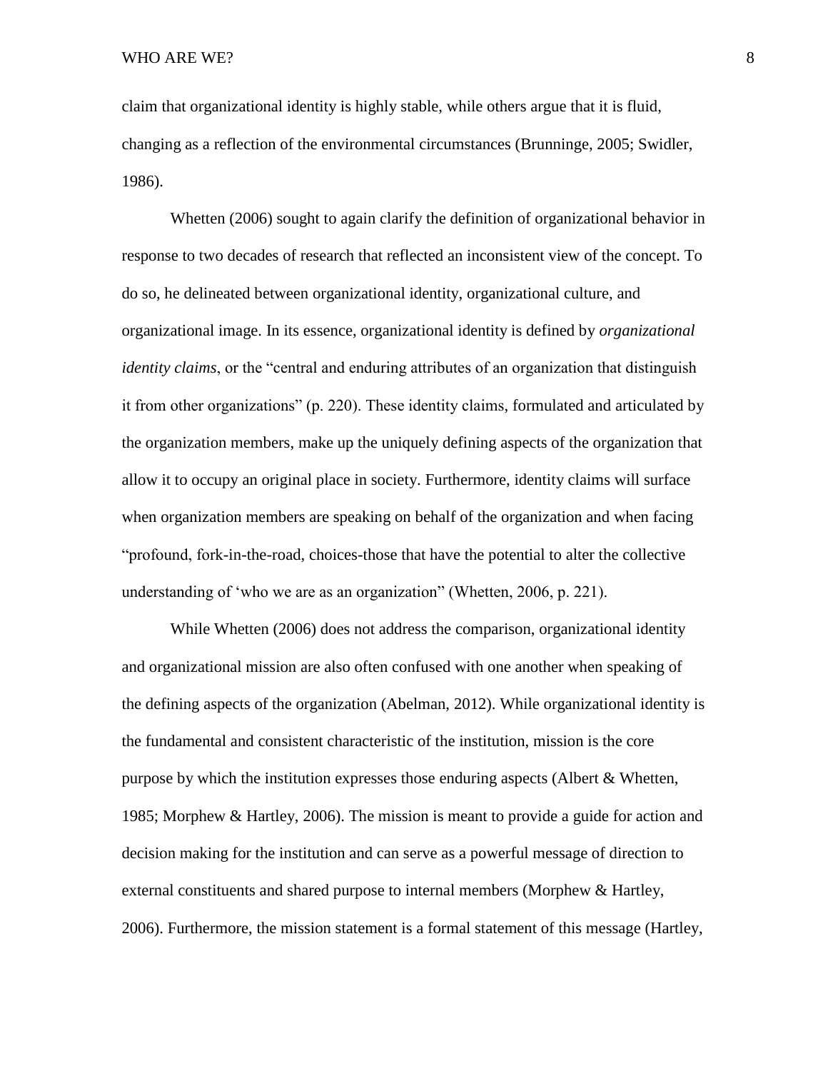claim that organizational identity is highly stable, while others argue that it is fluid, changing as a reflection of the environmental circumstances (Brunninge, 2005; Swidler, 1986).

Whetten (2006) sought to again clarify the definition of organizational behavior in response to two decades of research that reflected an inconsistent view of the concept. To do so, he delineated between organizational identity, organizational culture, and organizational image. In its essence, organizational identity is defined by *organizational identity claims*, or the "central and enduring attributes of an organization that distinguish it from other organizations" (p. 220). These identity claims, formulated and articulated by the organization members, make up the uniquely defining aspects of the organization that allow it to occupy an original place in society. Furthermore, identity claims will surface when organization members are speaking on behalf of the organization and when facing "profound, fork-in-the-road, choices-those that have the potential to alter the collective understanding of 'who we are as an organization" (Whetten, 2006, p. 221).

While Whetten (2006) does not address the comparison, organizational identity and organizational mission are also often confused with one another when speaking of the defining aspects of the organization (Abelman, 2012). While organizational identity is the fundamental and consistent characteristic of the institution, mission is the core purpose by which the institution expresses those enduring aspects (Albert & Whetten, 1985; Morphew & Hartley, 2006). The mission is meant to provide a guide for action and decision making for the institution and can serve as a powerful message of direction to external constituents and shared purpose to internal members (Morphew & Hartley, 2006). Furthermore, the mission statement is a formal statement of this message (Hartley,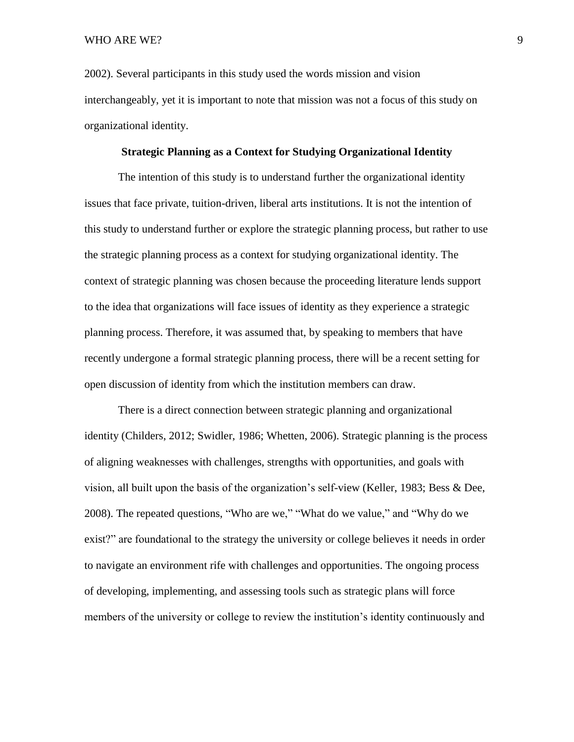2002). Several participants in this study used the words mission and vision interchangeably, yet it is important to note that mission was not a focus of this study on organizational identity.

## Strategic Planning as a Context for Studying Organizational Identity

The intention of this study is to understand further the organizational identity issues that face private, tuition-driven, liberal arts institutions. It is not the intention of this study to understand further or explore the strategic planning process, but rather to use the strategic planning process as a context for studying organizational identity. The context of strategic planning was chosen because the proceeding literature lends support to the idea that organizations will face issues of identity as they experience a strategic planning process. Therefore, it was assumed that, by speaking to members that have recently undergone a formal strategic planning process, there will be a recent setting for open discussion of identity from which the institution members can draw.

There is a direct connection between strategic planning and organizational identity (Childers, 2012; Swidler, 1986; Whetten, 2006). Strategic planning is the process of aligning weaknesses with challenges, strengths with opportunities, and goals with vision, all built upon the basis of the organization's self-view (Keller, 1983; Bess & Dee, 2008). The repeated questions, "Who are we," "What do we value," and "Why do we exist?" are foundational to the strategy the university or college believes it needs in order to navigate an environment rife with challenges and opportunities. The ongoing process of developing, implementing, and assessing tools such as strategic plans will force members of the university or college to review the institution's identity continuously and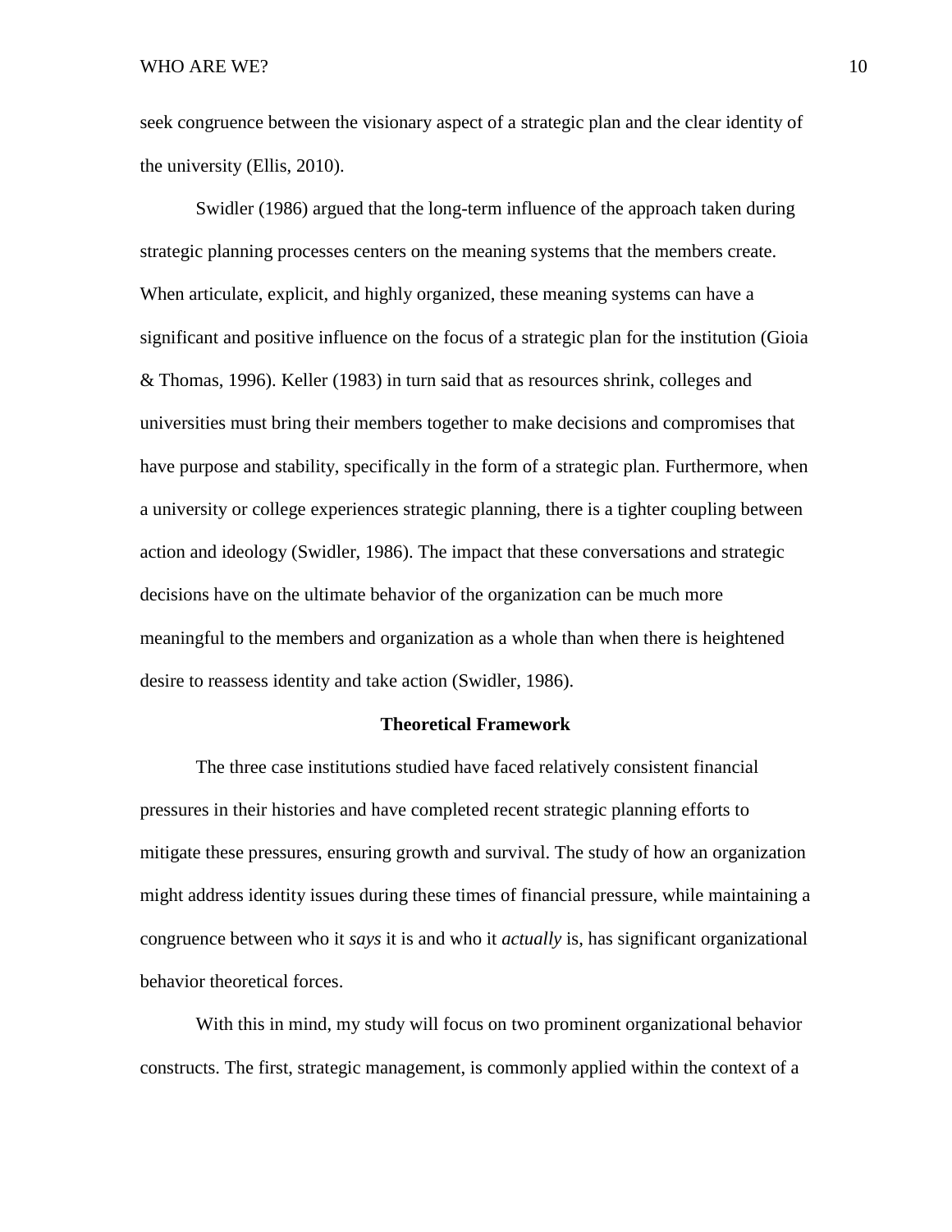seek congruence between the visionary aspect of a strategic plan and the clear identity of the university (Ellis, 2010).

Swidler (1986) argued that the long-term influence of the approach taken during strategic planning processes centers on the meaning systems that the members create. When articulate, explicit, and highly organized, these meaning systems can have a significant and positive influence on the focus of a strategic plan for the institution (Gioia & Thomas, 1996). Keller (1983) in turn said that as resources shrink, colleges and universities must bring their members together to make decisions and compromises that have purpose and stability, specifically in the form of a strategic plan. Furthermore, when a university or college experiences strategic planning, there is a tighter coupling between action and ideology (Swidler, 1986). The impact that these conversations and strategic decisions have on the ultimate behavior of the organization can be much more meaningful to the members and organization as a whole than when there is heightened desire to reassess identity and take action (Swidler, 1986).

## Theoretical Framework

The three case institutions studied have faced relatively consistent financial pressures in their histories and have completed recent strategic planning efforts to mitigate these pressures, ensuring growth and survival. The study of how an organization might address identity issues during these times of financial pressure, while maintaining a congruence between who it *says* it is and who it *actually* is, has significant organizational behavior theoretical forces.

With this in mind, my study will focus on two prominent organizational behavior constructs. The first, strategic management, is commonly applied within the context of a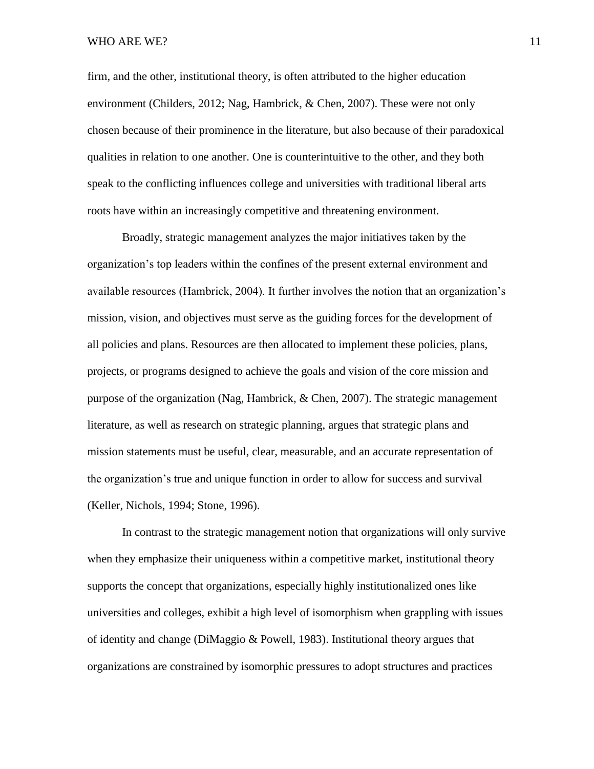firm, and the other, institutional theory, is often attributed to the higher education environment (Childers, 2012; Nag, Hambrick, & Chen, 2007). These were not only chosen because of their prominence in the literature, but also because of their paradoxical qualities in relation to one another. One is counterintuitive to the other, and they both speak to the conflicting influences college and universities with traditional liberal arts roots have within an increasingly competitive and threatening environment.

Broadly, strategic management analyzes the major initiatives taken by the organization's top leaders within the confines of the present external environment and available resources (Hambrick, 2004). It further involves the notion that an organization's mission, vision, and objectives must serve as the guiding forces for the development of all policies and plans. Resources are then allocated to implement these policies, plans, projects, or programs designed to achieve the goals and vision of the core mission and purpose of the organization (Nag, Hambrick, & Chen, 2007). The strategic management literature, as well as research on strategic planning, argues that strategic plans and mission statements must be useful, clear, measurable, and an accurate representation of the organization's true and unique function in order to allow for success and survival (Keller, Nichols, 1994; Stone, 1996).

In contrast to the strategic management notion that organizations will only survive when they emphasize their uniqueness within a competitive market, institutional theory supports the concept that organizations, especially highly institutionalized ones like universities and colleges, exhibit a high level of isomorphism when grappling with issues of identity and change (DiMaggio & Powell, 1983). Institutional theory argues that organizations are constrained by isomorphic pressures to adopt structures and practices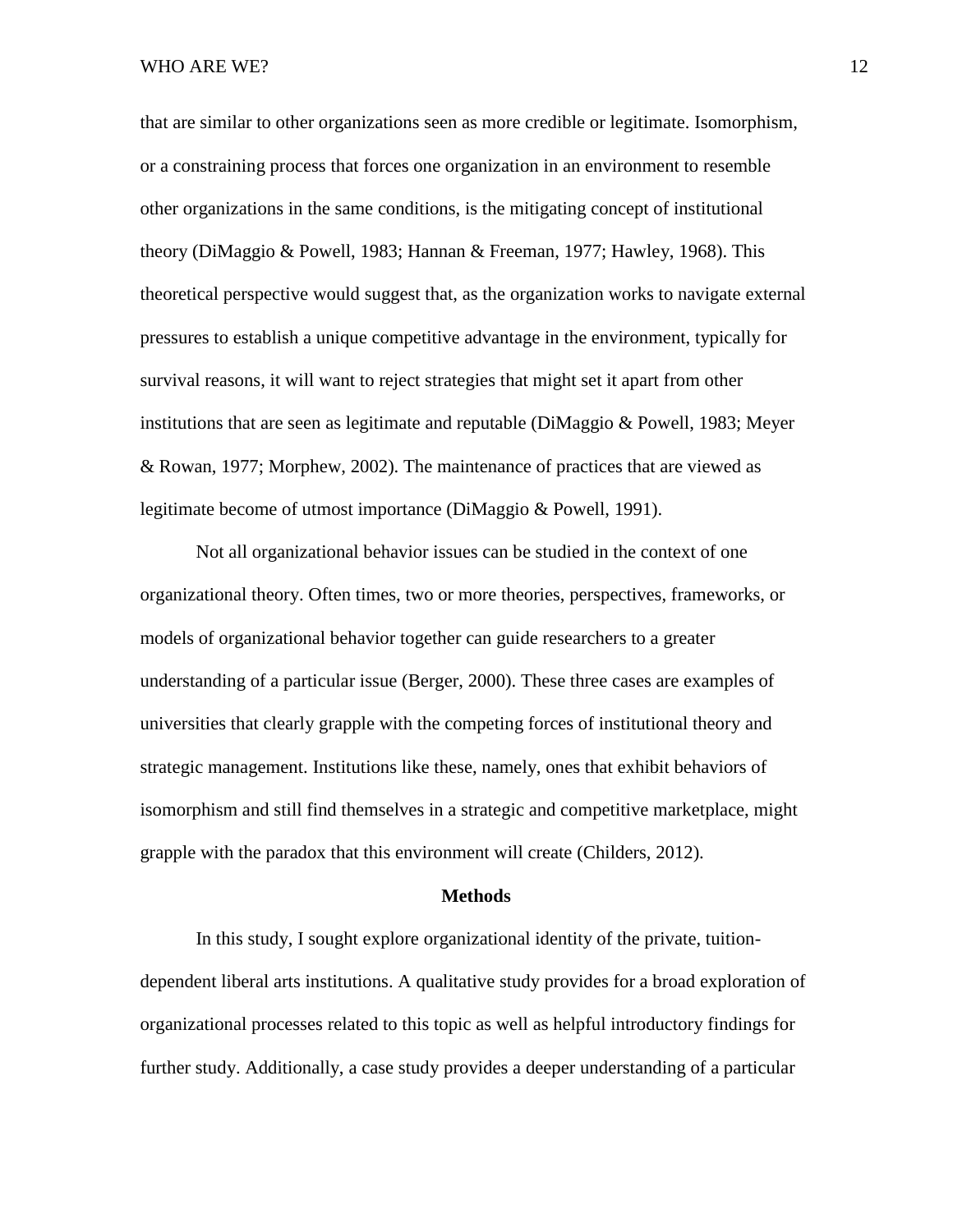that are similar to other organizations seen as more credible or legitimate. Isomorphism, or a constraining process that forces one organization in an environment to resemble other organizations in the same conditions, is the mitigating concept of institutional theory (DiMaggio & Powell, 1983; Hannan & Freeman, 1977; Hawley, 1968). This theoretical perspective would suggest that, as the organization works to navigate external pressures to establish a unique competitive advantage in the environment, typically for survival reasons, it will want to reject strategies that might set it apart from other institutions that are seen as legitimate and reputable (DiMaggio & Powell, 1983; Meyer & Rowan, 1977; Morphew, 2002). The maintenance of practices that are viewed as legitimate become of utmost importance (DiMaggio & Powell, 1991).

Not all organizational behavior issues can be studied in the context of one organizational theory. Often times, two or more theories, perspectives, frameworks, or models of organizational behavior together can guide researchers to a greater understanding of a particular issue (Berger, 2000). These three cases are examples of universities that clearly grapple with the competing forces of institutional theory and strategic management. Institutions like these, namely, ones that exhibit behaviors of isomorphism and still find themselves in a strategic and competitive marketplace, might grapple with the paradox that this environment will create (Childers, 2012).

## Methods

In this study, I sought explore organizational identity of the private, tuition-dependent liberal arts institutions. A qualitative study provides for a broad exploration of organizational processes related to this topic as well as helpful introductory findings for further study. Additionally, a case study provides a deeper understanding of a particular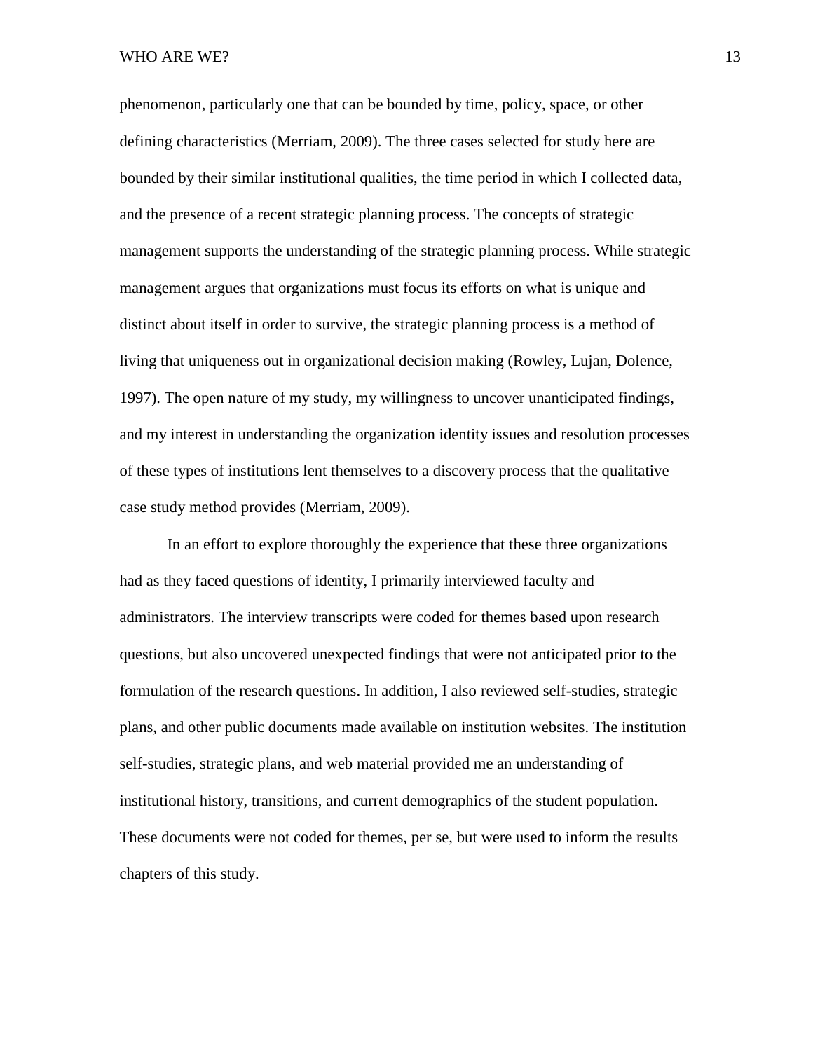phenomenon, particularly one that can be bounded by time, policy, space, or other defining characteristics (Merriam, 2009). The three cases selected for study here are bounded by their similar institutional qualities, the time period in which I collected data, and the presence of a recent strategic planning process. The concepts of strategic management supports the understanding of the strategic planning process. While strategic management argues that organizations must focus its efforts on what is unique and distinct about itself in order to survive, the strategic planning process is a method of living that uniqueness out in organizational decision making (Rowley, Lujan, Dolence, 1997). The open nature of my study, my willingness to uncover unanticipated findings, and my interest in understanding the organization identity issues and resolution processes of these types of institutions lent themselves to a discovery process that the qualitative case study method provides (Merriam, 2009).

In an effort to explore thoroughly the experience that these three organizations had as they faced questions of identity, I primarily interviewed faculty and administrators. The interview transcripts were coded for themes based upon research questions, but also uncovered unexpected findings that were not anticipated prior to the formulation of the research questions. In addition, I also reviewed self-studies, strategic plans, and other public documents made available on institution websites. The institution self-studies, strategic plans, and web material provided me an understanding of institutional history, transitions, and current demographics of the student population. These documents were not coded for themes, per se, but were used to inform the results chapters of this study.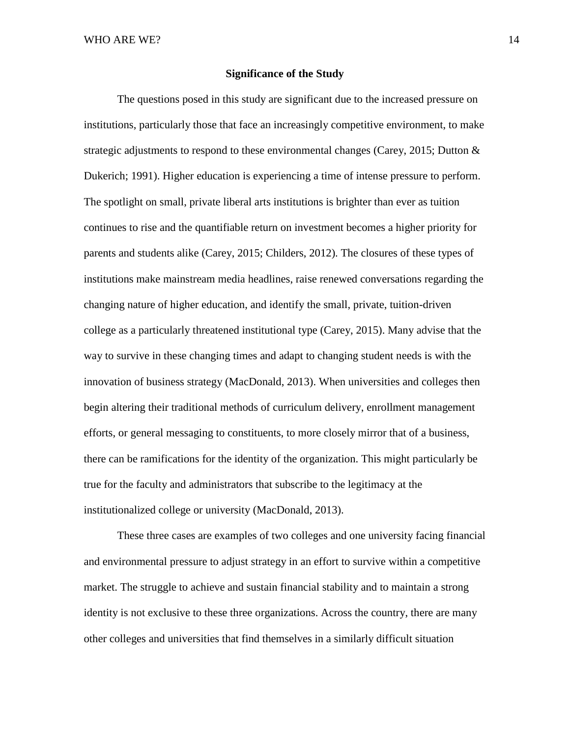## Significance of the Study

The questions posed in this study are significant due to the increased pressure on institutions, particularly those that face an increasingly competitive environment, to make strategic adjustments to respond to these environmental changes (Carey, 2015; Dutton & Dukerich; 1991). Higher education is experiencing a time of intense pressure to perform. The spotlight on small, private liberal arts institutions is brighter than ever as tuition continues to rise and the quantifiable return on investment becomes a higher priority for parents and students alike (Carey, 2015; Childers, 2012). The closures of these types of institutions make mainstream media headlines, raise renewed conversations regarding the changing nature of higher education, and identify the small, private, tuition-driven college as a particularly threatened institutional type (Carey, 2015). Many advise that the way to survive in these changing times and adapt to changing student needs is with the innovation of business strategy (MacDonald, 2013). When universities and colleges then begin altering their traditional methods of curriculum delivery, enrollment management efforts, or general messaging to constituents, to more closely mirror that of a business, there can be ramifications for the identity of the organization. This might particularly be true for the faculty and administrators that subscribe to the legitimacy at the institutionalized college or university (MacDonald, 2013).

These three cases are examples of two colleges and one university facing financial and environmental pressure to adjust strategy in an effort to survive within a competitive market. The struggle to achieve and sustain financial stability and to maintain a strong identity is not exclusive to these three organizations. Across the country, there are many other colleges and universities that find themselves in a similarly difficult situation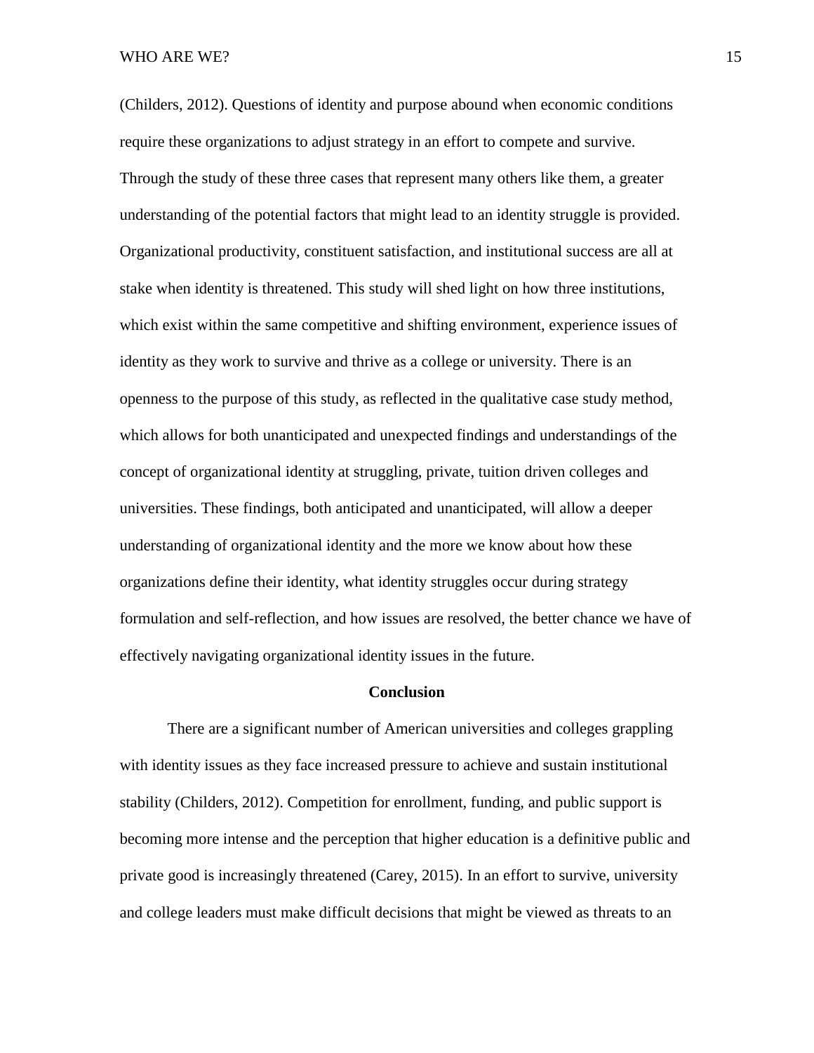(Childers, 2012). Questions of identity and purpose abound when economic conditions require these organizations to adjust strategy in an effort to compete and survive. Through the study of these three cases that represent many others like them, a greater understanding of the potential factors that might lead to an identity struggle is provided. Organizational productivity, constituent satisfaction, and institutional success are all at stake when identity is threatened. This study will shed light on how three institutions, which exist within the same competitive and shifting environment, experience issues of identity as they work to survive and thrive as a college or university. There is an openness to the purpose of this study, as reflected in the qualitative case study method, which allows for both unanticipated and unexpected findings and understandings of the concept of organizational identity at struggling, private, tuition driven colleges and universities. These findings, both anticipated and unanticipated, will allow a deeper understanding of organizational identity and the more we know about how these organizations define their identity, what identity struggles occur during strategy formulation and self-reflection, and how issues are resolved, the better chance we have of effectively navigating organizational identity issues in the future.

## Conclusion

There are a significant number of American universities and colleges grappling with identity issues as they face increased pressure to achieve and sustain institutional stability (Childers, 2012). Competition for enrollment, funding, and public support is becoming more intense and the perception that higher education is a definitive public and private good is increasingly threatened (Carey, 2015). In an effort to survive, university and college leaders must make difficult decisions that might be viewed as threats to an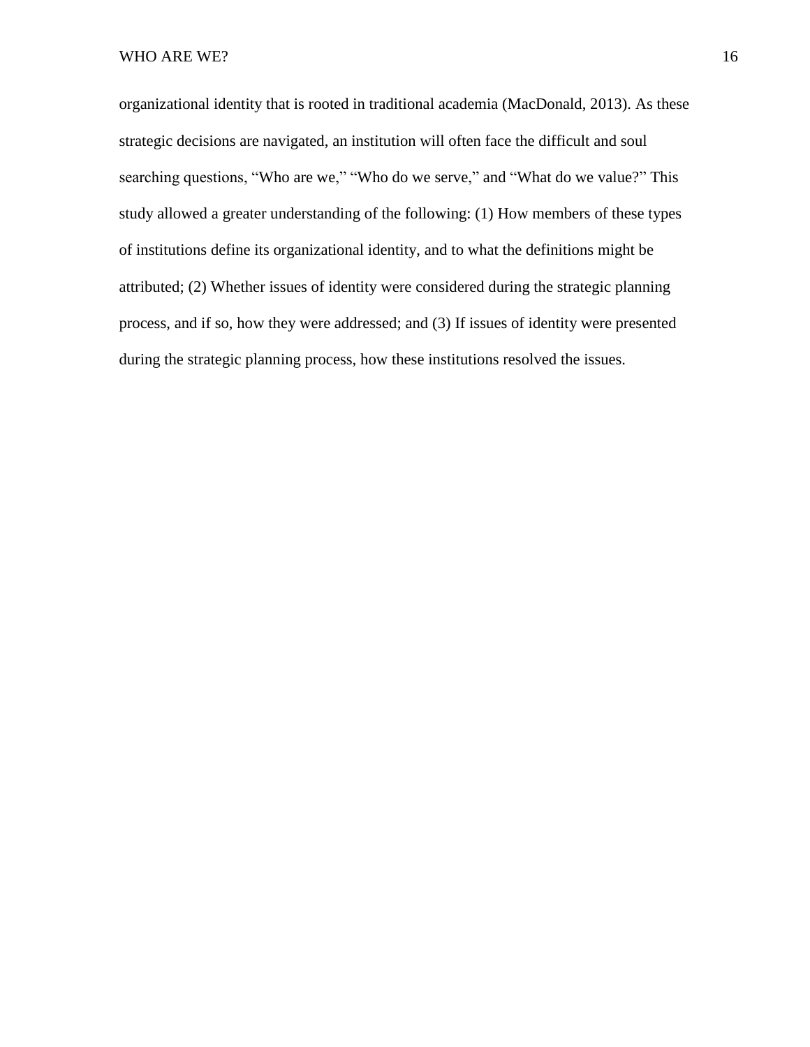organizational identity that is rooted in traditional academia (MacDonald, 2013). As these strategic decisions are navigated, an institution will often face the difficult and soul searching questions, "Who are we," "Who do we serve," and "What do we value?" This study allowed a greater understanding of the following: (1) How members of these types of institutions define its organizational identity, and to what the definitions might be attributed; (2) Whether issues of identity were considered during the strategic planning process, and if so, how they were addressed; and (3) If issues of identity were presented during the strategic planning process, how these institutions resolved the issues.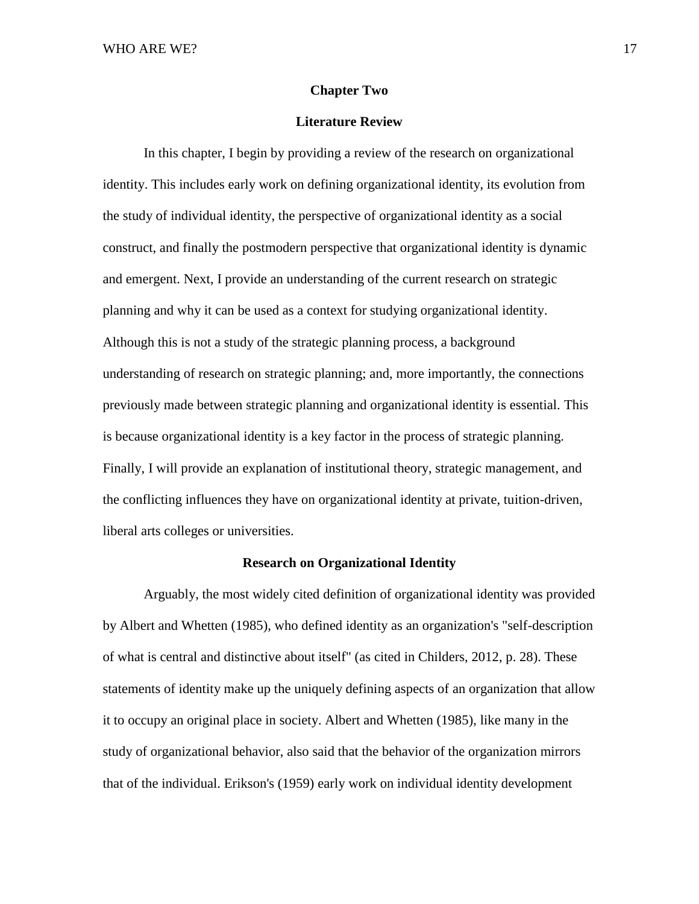# Chapter Two

## Literature Review

In this chapter, I begin by providing a review of the research on organizational identity. This includes early work on defining organizational identity, its evolution from the study of individual identity, the perspective of organizational identity as a social construct, and finally the postmodern perspective that organizational identity is dynamic and emergent. Next, I provide an understanding of the current research on strategic planning and why it can be used as a context for studying organizational identity. Although this is not a study of the strategic planning process, a background understanding of research on strategic planning; and, more importantly, the connections previously made between strategic planning and organizational identity is essential. This is because organizational identity is a key factor in the process of strategic planning. Finally, I will provide an explanation of institutional theory, strategic management, and the conflicting influences they have on organizational identity at private, tuition-driven, liberal arts colleges or universities.

### Research on Organizational Identity

Arguably, the most widely cited definition of organizational identity was provided by Albert and Whetten (1985), who defined identity as an organization's "self-description of what is central and distinctive about itself" (as cited in Childers, 2012, p. 28). These statements of identity make up the uniquely defining aspects of an organization that allow it to occupy an original place in society. Albert and Whetten (1985), like many in the study of organizational behavior, also said that the behavior of the organization mirrors that of the individual. Erikson's (1959) early work on individual identity development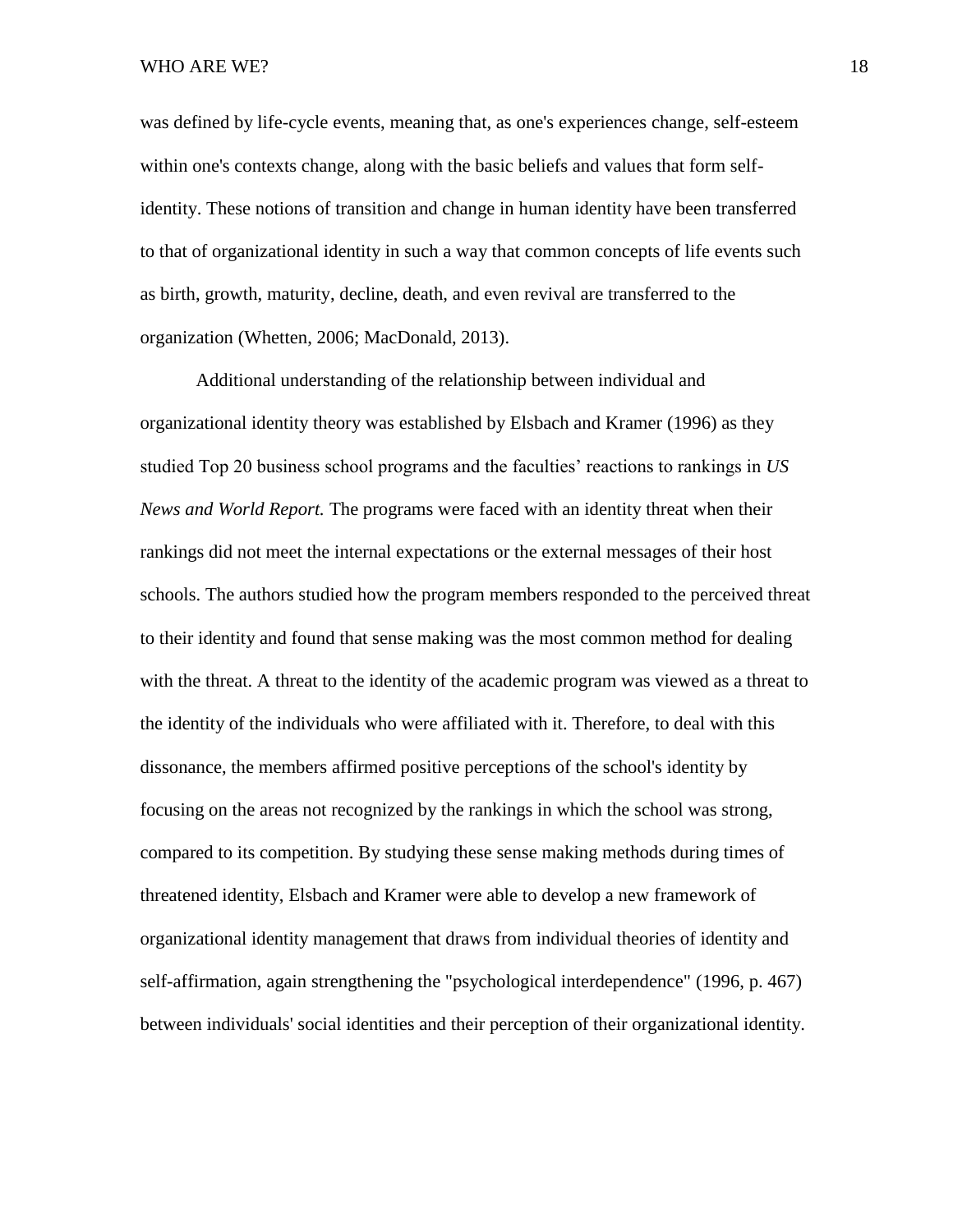was defined by life-cycle events, meaning that, as one's experiences change, self-esteem within one's contexts change, along with the basic beliefs and values that form self-identity. These notions of transition and change in human identity have been transferred to that of organizational identity in such a way that common concepts of life events such as birth, growth, maturity, decline, death, and even revival are transferred to the organization (Whetten, 2006; MacDonald, 2013).

Additional understanding of the relationship between individual and organizational identity theory was established by Elsbach and Kramer (1996) as they studied Top 20 business school programs and the faculties' reactions to rankings in *US News and World Report.* The programs were faced with an identity threat when their rankings did not meet the internal expectations or the external messages of their host schools. The authors studied how the program members responded to the perceived threat to their identity and found that sense making was the most common method for dealing with the threat. A threat to the identity of the academic program was viewed as a threat to the identity of the individuals who were affiliated with it. Therefore, to deal with this dissonance, the members affirmed positive perceptions of the school's identity by focusing on the areas not recognized by the rankings in which the school was strong, compared to its competition. By studying these sense making methods during times of threatened identity, Elsbach and Kramer were able to develop a new framework of organizational identity management that draws from individual theories of identity and self-affirmation, again strengthening the "psychological interdependence" (1996, p. 467) between individuals' social identities and their perception of their organizational identity.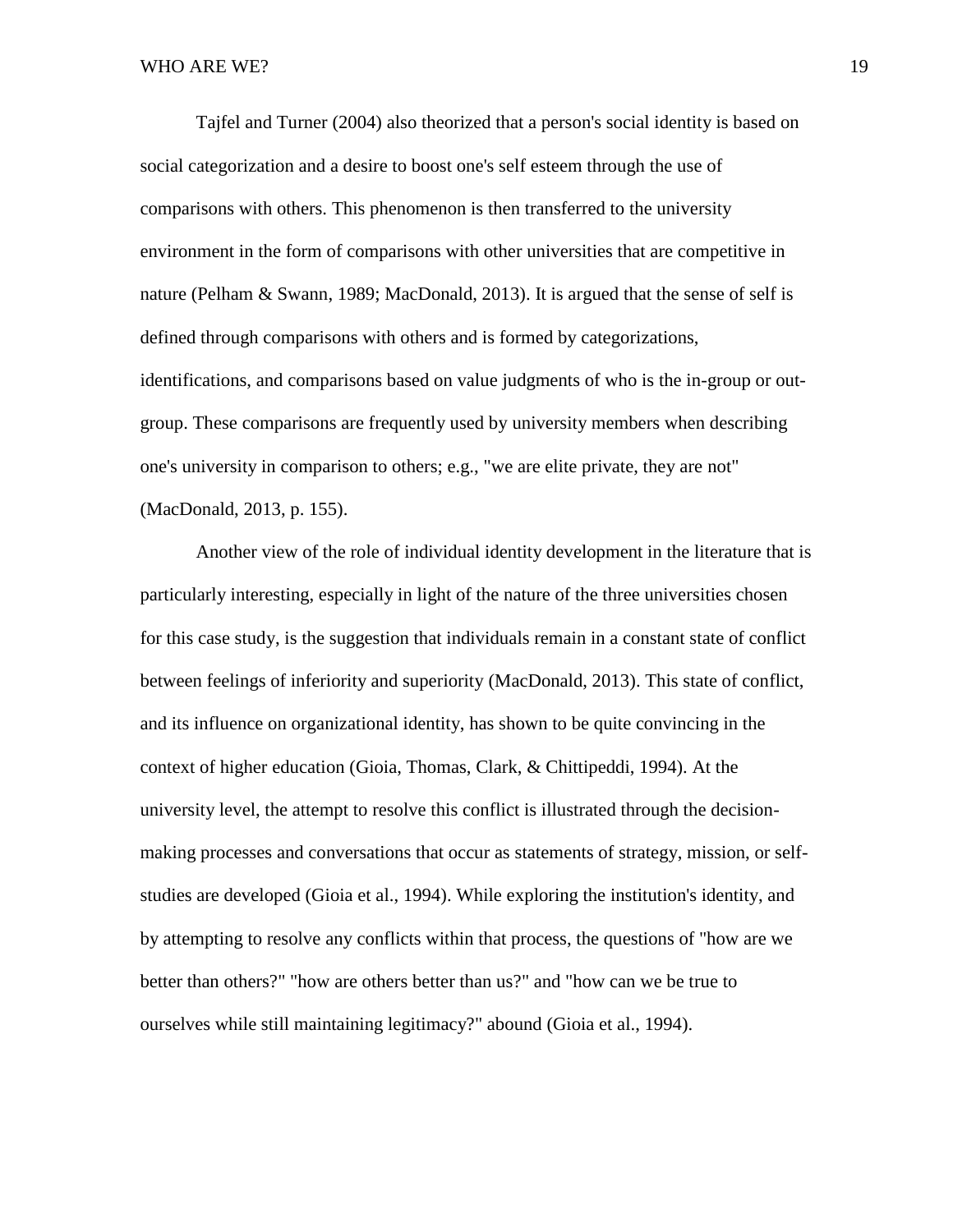Tajfel and Turner (2004) also theorized that a person's social identity is based on social categorization and a desire to boost one's self esteem through the use of comparisons with others. This phenomenon is then transferred to the university environment in the form of comparisons with other universities that are competitive in nature (Pelham & Swann, 1989; MacDonald, 2013). It is argued that the sense of self is defined through comparisons with others and is formed by categorizations, identifications, and comparisons based on value judgments of who is the in-group or out-group. These comparisons are frequently used by university members when describing one's university in comparison to others; e.g., "we are elite private, they are not" (MacDonald, 2013, p. 155).

Another view of the role of individual identity development in the literature that is particularly interesting, especially in light of the nature of the three universities chosen for this case study, is the suggestion that individuals remain in a constant state of conflict between feelings of inferiority and superiority (MacDonald, 2013). This state of conflict, and its influence on organizational identity, has shown to be quite convincing in the context of higher education (Gioia, Thomas, Clark, & Chittipeddi, 1994). At the university level, the attempt to resolve this conflict is illustrated through the decision-making processes and conversations that occur as statements of strategy, mission, or self-studies are developed (Gioia et al., 1994). While exploring the institution's identity, and by attempting to resolve any conflicts within that process, the questions of "how are we better than others?" "how are others better than us?" and "how can we be true to ourselves while still maintaining legitimacy?" abound (Gioia et al., 1994).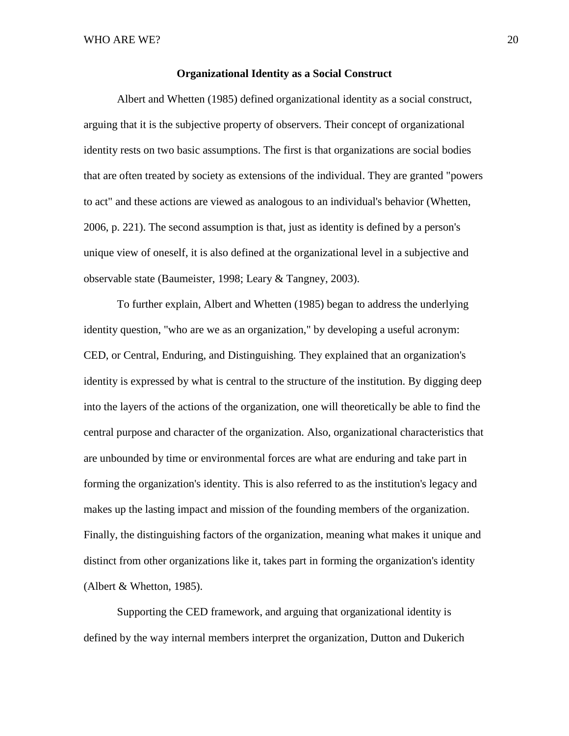## Organizational Identity as a Social Construct

Albert and Whetten (1985) defined organizational identity as a social construct, arguing that it is the subjective property of observers. Their concept of organizational identity rests on two basic assumptions. The first is that organizations are social bodies that are often treated by society as extensions of the individual. They are granted "powers to act" and these actions are viewed as analogous to an individual's behavior (Whetten, 2006, p. 221). The second assumption is that, just as identity is defined by a person's unique view of oneself, it is also defined at the organizational level in a subjective and observable state (Baumeister, 1998; Leary & Tangney, 2003).

To further explain, Albert and Whetten (1985) began to address the underlying identity question, "who are we as an organization," by developing a useful acronym: CED, or Central, Enduring, and Distinguishing. They explained that an organization's identity is expressed by what is central to the structure of the institution. By digging deep into the layers of the actions of the organization, one will theoretically be able to find the central purpose and character of the organization. Also, organizational characteristics that are unbounded by time or environmental forces are what are enduring and take part in forming the organization's identity. This is also referred to as the institution's legacy and makes up the lasting impact and mission of the founding members of the organization. Finally, the distinguishing factors of the organization, meaning what makes it unique and distinct from other organizations like it, takes part in forming the organization's identity (Albert & Whetton, 1985).

Supporting the CED framework, and arguing that organizational identity is defined by the way internal members interpret the organization, Dutton and Dukerich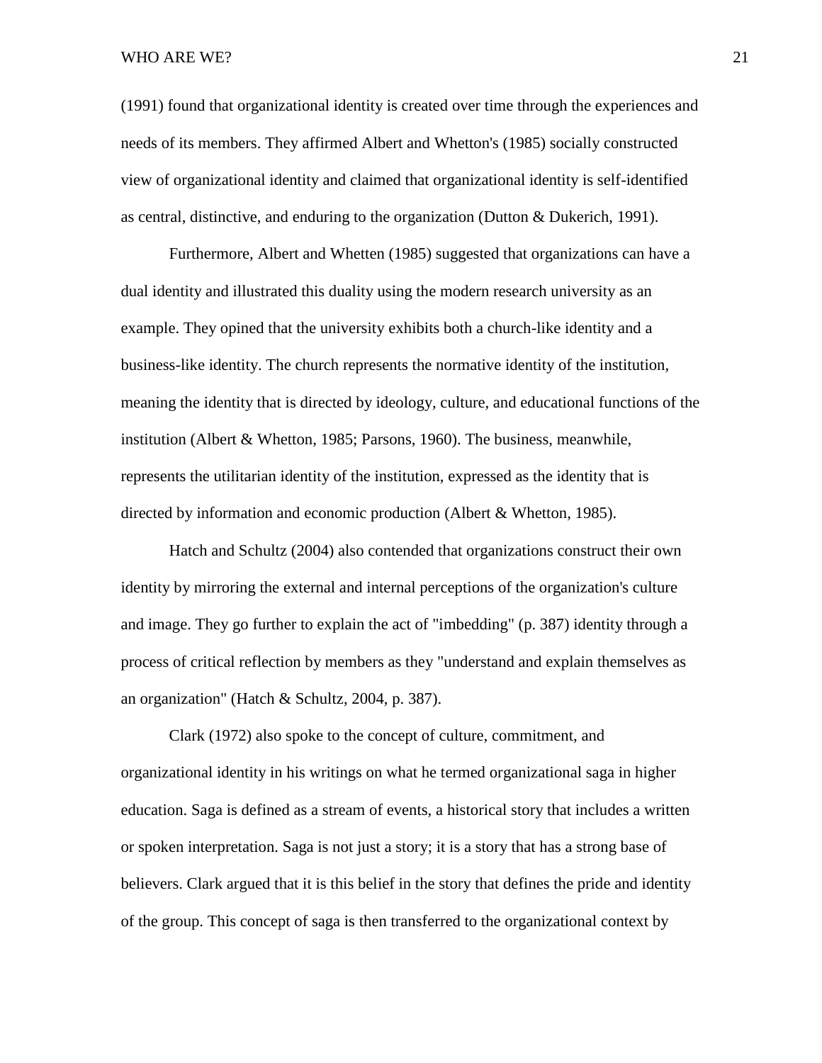(1991) found that organizational identity is created over time through the experiences and needs of its members. They affirmed Albert and Whetton's (1985) socially constructed view of organizational identity and claimed that organizational identity is self-identified as central, distinctive, and enduring to the organization (Dutton & Dukerich, 1991).

Furthermore, Albert and Whetten (1985) suggested that organizations can have a dual identity and illustrated this duality using the modern research university as an example. They opined that the university exhibits both a church-like identity and a business-like identity. The church represents the normative identity of the institution, meaning the identity that is directed by ideology, culture, and educational functions of the institution (Albert & Whetton, 1985; Parsons, 1960). The business, meanwhile, represents the utilitarian identity of the institution, expressed as the identity that is directed by information and economic production (Albert & Whetton, 1985).

Hatch and Schultz (2004) also contended that organizations construct their own identity by mirroring the external and internal perceptions of the organization's culture and image. They go further to explain the act of "imbedding" (p. 387) identity through a process of critical reflection by members as they "understand and explain themselves as an organization" (Hatch & Schultz, 2004, p. 387).

Clark (1972) also spoke to the concept of culture, commitment, and organizational identity in his writings on what he termed organizational saga in higher education. Saga is defined as a stream of events, a historical story that includes a written or spoken interpretation. Saga is not just a story; it is a story that has a strong base of believers. Clark argued that it is this belief in the story that defines the pride and identity of the group. This concept of saga is then transferred to the organizational context by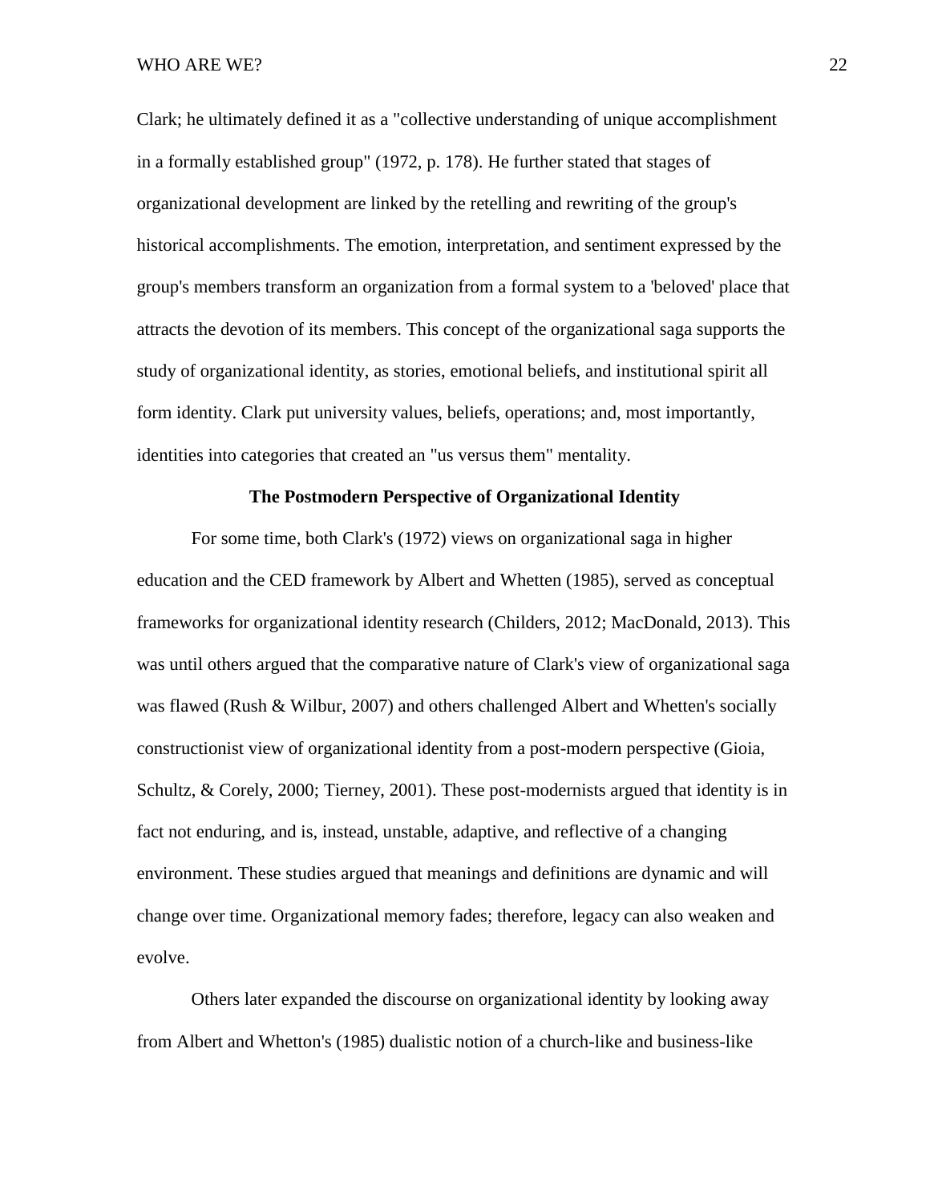Clark; he ultimately defined it as a "collective understanding of unique accomplishment in a formally established group" (1972, p. 178). He further stated that stages of organizational development are linked by the retelling and rewriting of the group's historical accomplishments. The emotion, interpretation, and sentiment expressed by the group's members transform an organization from a formal system to a 'beloved' place that attracts the devotion of its members. This concept of the organizational saga supports the study of organizational identity, as stories, emotional beliefs, and institutional spirit all form identity. Clark put university values, beliefs, operations; and, most importantly, identities into categories that created an "us versus them" mentality.

## The Postmodern Perspective of Organizational Identity

For some time, both Clark's (1972) views on organizational saga in higher education and the CED framework by Albert and Whetten (1985), served as conceptual frameworks for organizational identity research (Childers, 2012; MacDonald, 2013). This was until others argued that the comparative nature of Clark's view of organizational saga was flawed (Rush & Wilbur, 2007) and others challenged Albert and Whetten's socially constructionist view of organizational identity from a post-modern perspective (Gioia, Schultz, & Corely, 2000; Tierney, 2001). These post-modernists argued that identity is in fact not enduring, and is, instead, unstable, adaptive, and reflective of a changing environment. These studies argued that meanings and definitions are dynamic and will change over time. Organizational memory fades; therefore, legacy can also weaken and evolve.

Others later expanded the discourse on organizational identity by looking away from Albert and Whetton's (1985) dualistic notion of a church-like and business-like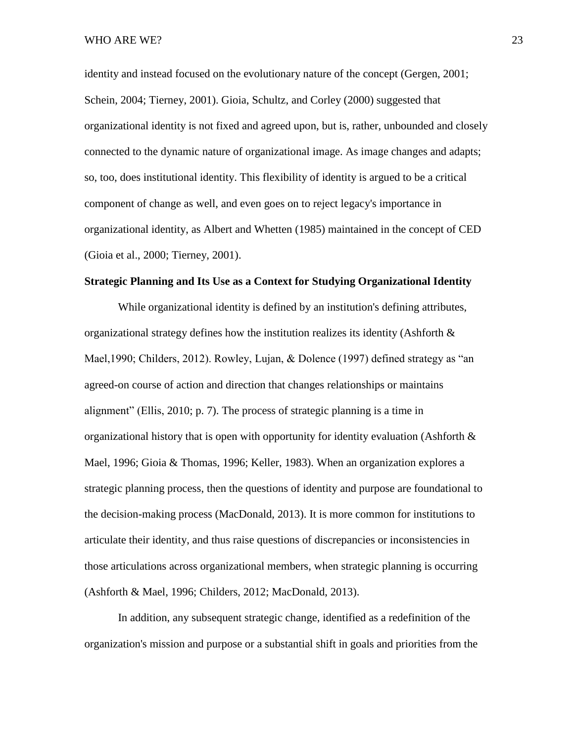identity and instead focused on the evolutionary nature of the concept (Gergen, 2001; Schein, 2004; Tierney, 2001). Gioia, Schultz, and Corley (2000) suggested that organizational identity is not fixed and agreed upon, but is, rather, unbounded and closely connected to the dynamic nature of organizational image. As image changes and adapts; so, too, does institutional identity. This flexibility of identity is argued to be a critical component of change as well, and even goes on to reject legacy's importance in organizational identity, as Albert and Whetten (1985) maintained in the concept of CED (Gioia et al., 2000; Tierney, 2001).

**Strategic Planning and Its Use as a Context for Studying Organizational Identity**

While organizational identity is defined by an institution's defining attributes, organizational strategy defines how the institution realizes its identity (Ashforth & Mael,1990; Childers, 2012). Rowley, Lujan, & Dolence (1997) defined strategy as "an agreed-on course of action and direction that changes relationships or maintains alignment" (Ellis, 2010; p. 7). The process of strategic planning is a time in organizational history that is open with opportunity for identity evaluation (Ashforth & Mael, 1996; Gioia & Thomas, 1996; Keller, 1983). When an organization explores a strategic planning process, then the questions of identity and purpose are foundational to the decision-making process (MacDonald, 2013). It is more common for institutions to articulate their identity, and thus raise questions of discrepancies or inconsistencies in those articulations across organizational members, when strategic planning is occurring (Ashforth & Mael, 1996; Childers, 2012; MacDonald, 2013).

In addition, any subsequent strategic change, identified as a redefinition of the organization's mission and purpose or a substantial shift in goals and priorities from the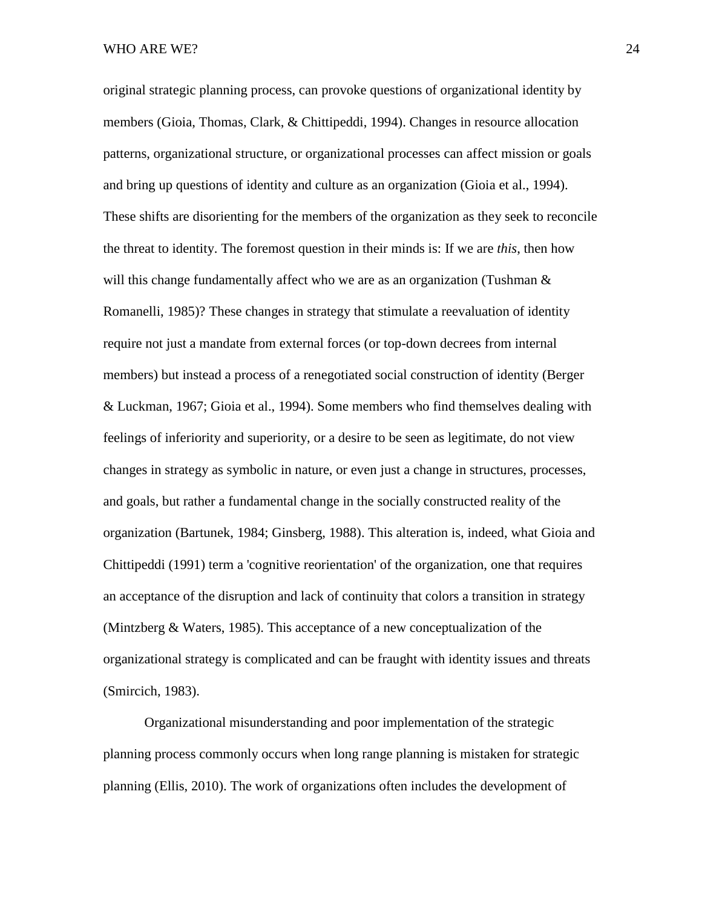original strategic planning process, can provoke questions of organizational identity by members (Gioia, Thomas, Clark, & Chittipeddi, 1994). Changes in resource allocation patterns, organizational structure, or organizational processes can affect mission or goals and bring up questions of identity and culture as an organization (Gioia et al., 1994). These shifts are disorienting for the members of the organization as they seek to reconcile the threat to identity. The foremost question in their minds is: If we are *this*, then how will this change fundamentally affect who we are as an organization (Tushman & Romanelli, 1985)? These changes in strategy that stimulate a reevaluation of identity require not just a mandate from external forces (or top-down decrees from internal members) but instead a process of a renegotiated social construction of identity (Berger & Luckman, 1967; Gioia et al., 1994). Some members who find themselves dealing with feelings of inferiority and superiority, or a desire to be seen as legitimate, do not view changes in strategy as symbolic in nature, or even just a change in structures, processes, and goals, but rather a fundamental change in the socially constructed reality of the organization (Bartunek, 1984; Ginsberg, 1988). This alteration is, indeed, what Gioia and Chittipeddi (1991) term a 'cognitive reorientation' of the organization, one that requires an acceptance of the disruption and lack of continuity that colors a transition in strategy (Mintzberg & Waters, 1985). This acceptance of a new conceptualization of the organizational strategy is complicated and can be fraught with identity issues and threats (Smircich, 1983).

Organizational misunderstanding and poor implementation of the strategic planning process commonly occurs when long range planning is mistaken for strategic planning (Ellis, 2010). The work of organizations often includes the development of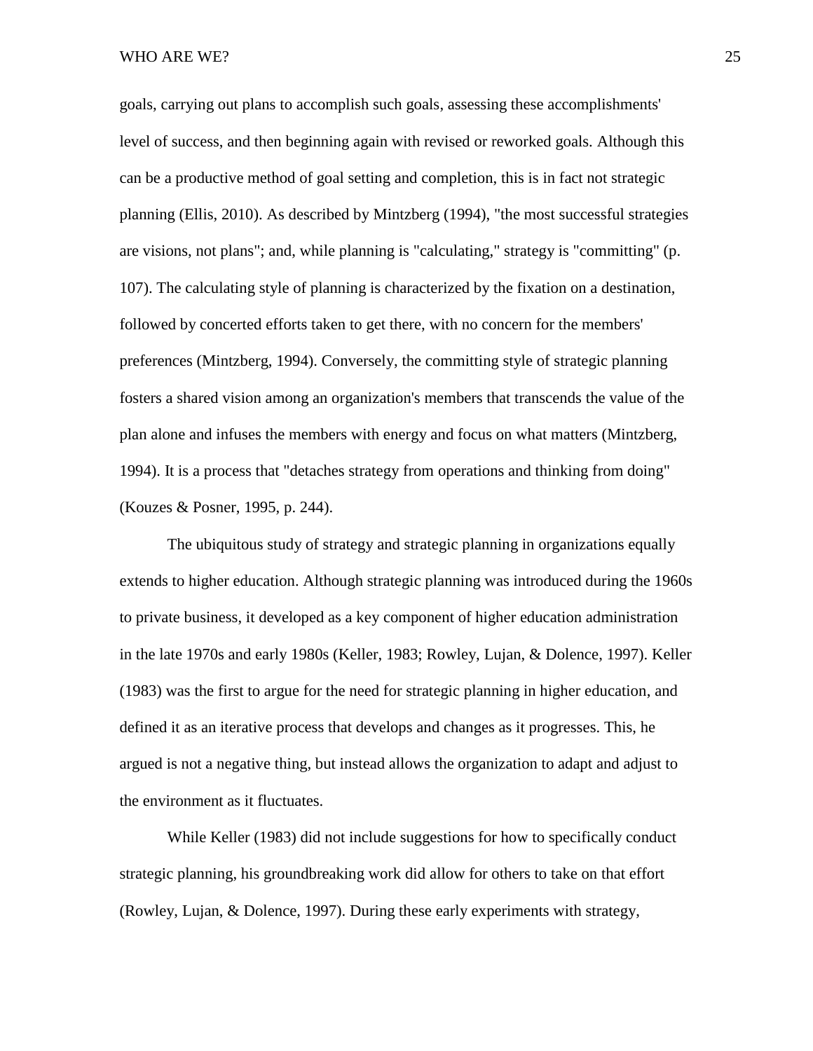goals, carrying out plans to accomplish such goals, assessing these accomplishments' level of success, and then beginning again with revised or reworked goals. Although this can be a productive method of goal setting and completion, this is in fact not strategic planning (Ellis, 2010). As described by Mintzberg (1994), "the most successful strategies are visions, not plans"; and, while planning is "calculating," strategy is "committing" (p. 107). The calculating style of planning is characterized by the fixation on a destination, followed by concerted efforts taken to get there, with no concern for the members' preferences (Mintzberg, 1994). Conversely, the committing style of strategic planning fosters a shared vision among an organization's members that transcends the value of the plan alone and infuses the members with energy and focus on what matters (Mintzberg, 1994). It is a process that "detaches strategy from operations and thinking from doing" (Kouzes & Posner, 1995, p. 244).

The ubiquitous study of strategy and strategic planning in organizations equally extends to higher education. Although strategic planning was introduced during the 1960s to private business, it developed as a key component of higher education administration in the late 1970s and early 1980s (Keller, 1983; Rowley, Lujan, & Dolence, 1997). Keller (1983) was the first to argue for the need for strategic planning in higher education, and defined it as an iterative process that develops and changes as it progresses. This, he argued is not a negative thing, but instead allows the organization to adapt and adjust to the environment as it fluctuates.

While Keller (1983) did not include suggestions for how to specifically conduct strategic planning, his groundbreaking work did allow for others to take on that effort (Rowley, Lujan, & Dolence, 1997). During these early experiments with strategy,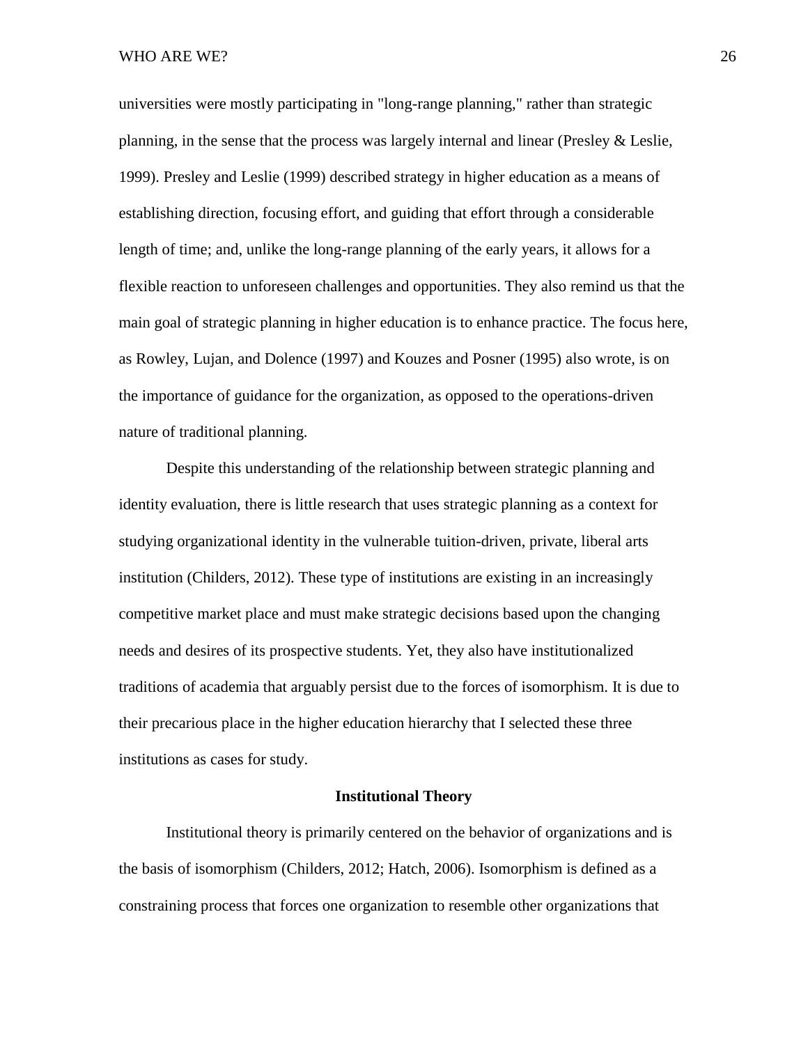universities were mostly participating in "long-range planning," rather than strategic planning, in the sense that the process was largely internal and linear (Presley & Leslie, 1999). Presley and Leslie (1999) described strategy in higher education as a means of establishing direction, focusing effort, and guiding that effort through a considerable length of time; and, unlike the long-range planning of the early years, it allows for a flexible reaction to unforeseen challenges and opportunities. They also remind us that the main goal of strategic planning in higher education is to enhance practice. The focus here, as Rowley, Lujan, and Dolence (1997) and Kouzes and Posner (1995) also wrote, is on the importance of guidance for the organization, as opposed to the operations-driven nature of traditional planning.

Despite this understanding of the relationship between strategic planning and identity evaluation, there is little research that uses strategic planning as a context for studying organizational identity in the vulnerable tuition-driven, private, liberal arts institution (Childers, 2012). These type of institutions are existing in an increasingly competitive market place and must make strategic decisions based upon the changing needs and desires of its prospective students. Yet, they also have institutionalized traditions of academia that arguably persist due to the forces of isomorphism. It is due to their precarious place in the higher education hierarchy that I selected these three institutions as cases for study.

## Institutional Theory

Institutional theory is primarily centered on the behavior of organizations and is the basis of isomorphism (Childers, 2012; Hatch, 2006). Isomorphism is defined as a constraining process that forces one organization to resemble other organizations that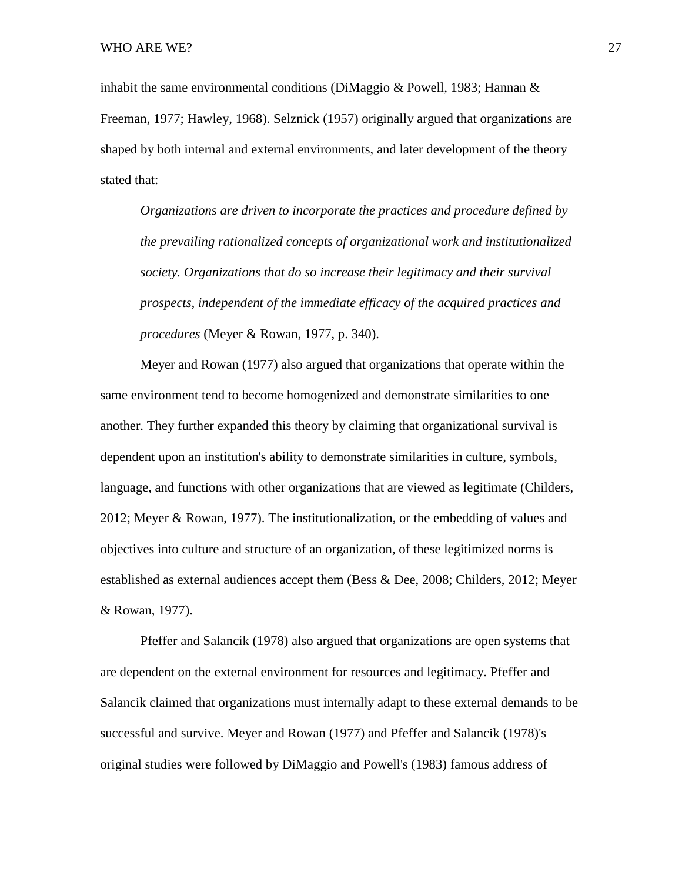inhabit the same environmental conditions (DiMaggio & Powell, 1983; Hannan & Freeman, 1977; Hawley, 1968). Selznick (1957) originally argued that organizations are shaped by both internal and external environments, and later development of the theory stated that:

> *Organizations are driven to incorporate the practices and procedure defined by the prevailing rationalized concepts of organizational work and institutionalized society. Organizations that do so increase their legitimacy and their survival prospects, independent of the immediate efficacy of the acquired practices and procedures* (Meyer & Rowan, 1977, p. 340).

Meyer and Rowan (1977) also argued that organizations that operate within the same environment tend to become homogenized and demonstrate similarities to one another. They further expanded this theory by claiming that organizational survival is dependent upon an institution's ability to demonstrate similarities in culture, symbols, language, and functions with other organizations that are viewed as legitimate (Childers, 2012; Meyer & Rowan, 1977). The institutionalization, or the embedding of values and objectives into culture and structure of an organization, of these legitimized norms is established as external audiences accept them (Bess & Dee, 2008; Childers, 2012; Meyer & Rowan, 1977).

Pfeffer and Salancik (1978) also argued that organizations are open systems that are dependent on the external environment for resources and legitimacy. Pfeffer and Salancik claimed that organizations must internally adapt to these external demands to be successful and survive. Meyer and Rowan (1977) and Pfeffer and Salancik (1978)'s original studies were followed by DiMaggio and Powell's (1983) famous address of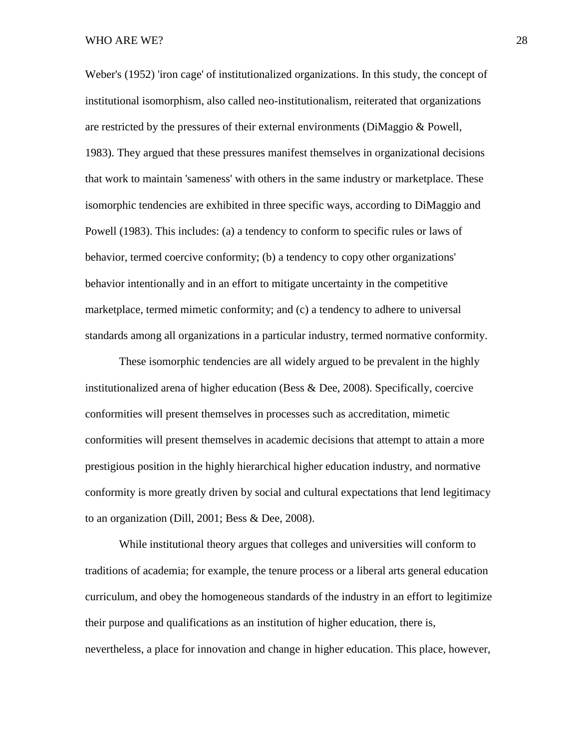Weber's (1952) 'iron cage' of institutionalized organizations. In this study, the concept of institutional isomorphism, also called neo-institutionalism, reiterated that organizations are restricted by the pressures of their external environments (DiMaggio & Powell, 1983). They argued that these pressures manifest themselves in organizational decisions that work to maintain 'sameness' with others in the same industry or marketplace. These isomorphic tendencies are exhibited in three specific ways, according to DiMaggio and Powell (1983). This includes: (a) a tendency to conform to specific rules or laws of behavior, termed coercive conformity; (b) a tendency to copy other organizations' behavior intentionally and in an effort to mitigate uncertainty in the competitive marketplace, termed mimetic conformity; and (c) a tendency to adhere to universal standards among all organizations in a particular industry, termed normative conformity.

These isomorphic tendencies are all widely argued to be prevalent in the highly institutionalized arena of higher education (Bess & Dee, 2008). Specifically, coercive conformities will present themselves in processes such as accreditation, mimetic conformities will present themselves in academic decisions that attempt to attain a more prestigious position in the highly hierarchical higher education industry, and normative conformity is more greatly driven by social and cultural expectations that lend legitimacy to an organization (Dill, 2001; Bess & Dee, 2008).

While institutional theory argues that colleges and universities will conform to traditions of academia; for example, the tenure process or a liberal arts general education curriculum, and obey the homogeneous standards of the industry in an effort to legitimize their purpose and qualifications as an institution of higher education, there is, nevertheless, a place for innovation and change in higher education. This place, however,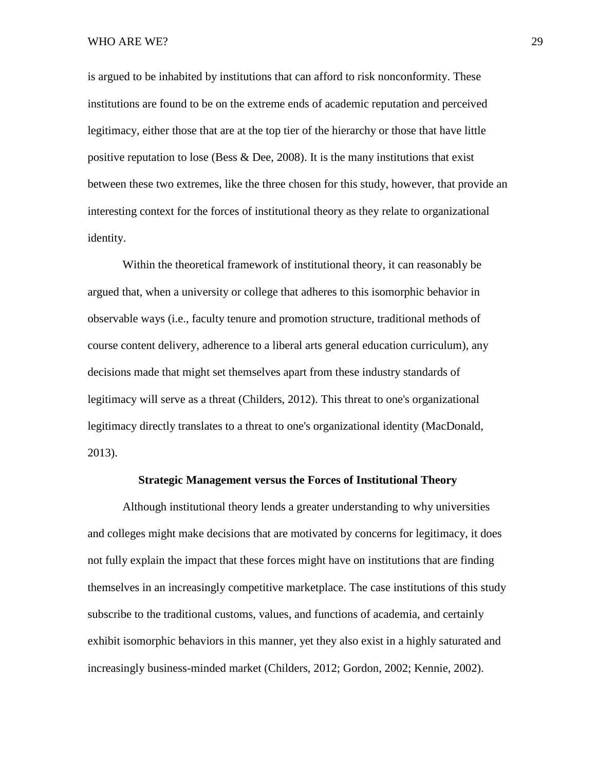is argued to be inhabited by institutions that can afford to risk nonconformity. These institutions are found to be on the extreme ends of academic reputation and perceived legitimacy, either those that are at the top tier of the hierarchy or those that have little positive reputation to lose (Bess & Dee, 2008). It is the many institutions that exist between these two extremes, like the three chosen for this study, however, that provide an interesting context for the forces of institutional theory as they relate to organizational identity.

Within the theoretical framework of institutional theory, it can reasonably be argued that, when a university or college that adheres to this isomorphic behavior in observable ways (i.e., faculty tenure and promotion structure, traditional methods of course content delivery, adherence to a liberal arts general education curriculum), any decisions made that might set themselves apart from these industry standards of legitimacy will serve as a threat (Childers, 2012). This threat to one's organizational legitimacy directly translates to a threat to one's organizational identity (MacDonald, 2013).

## Strategic Management versus the Forces of Institutional Theory

Although institutional theory lends a greater understanding to why universities and colleges might make decisions that are motivated by concerns for legitimacy, it does not fully explain the impact that these forces might have on institutions that are finding themselves in an increasingly competitive marketplace. The case institutions of this study subscribe to the traditional customs, values, and functions of academia, and certainly exhibit isomorphic behaviors in this manner, yet they also exist in a highly saturated and increasingly business-minded market (Childers, 2012; Gordon, 2002; Kennie, 2002).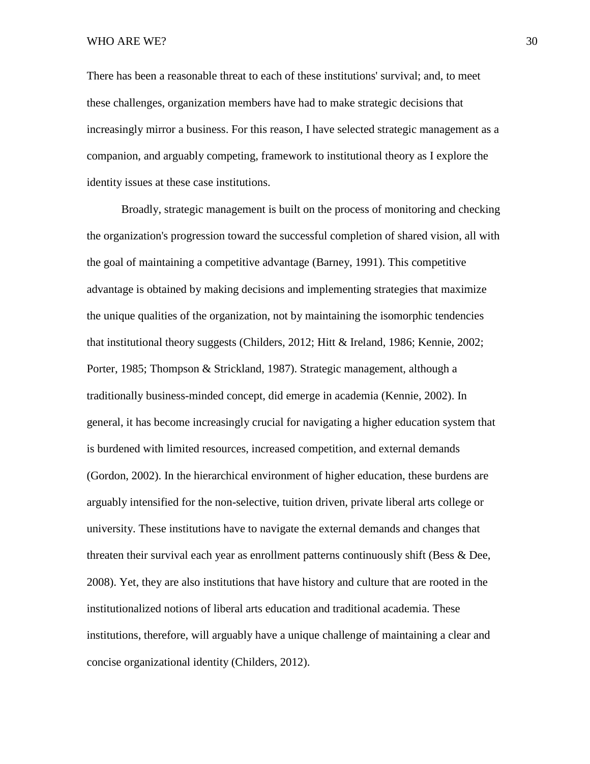There has been a reasonable threat to each of these institutions' survival; and, to meet these challenges, organization members have had to make strategic decisions that increasingly mirror a business. For this reason, I have selected strategic management as a companion, and arguably competing, framework to institutional theory as I explore the identity issues at these case institutions.

Broadly, strategic management is built on the process of monitoring and checking the organization's progression toward the successful completion of shared vision, all with the goal of maintaining a competitive advantage (Barney, 1991). This competitive advantage is obtained by making decisions and implementing strategies that maximize the unique qualities of the organization, not by maintaining the isomorphic tendencies that institutional theory suggests (Childers, 2012; Hitt & Ireland, 1986; Kennie, 2002; Porter, 1985; Thompson & Strickland, 1987). Strategic management, although a traditionally business-minded concept, did emerge in academia (Kennie, 2002). In general, it has become increasingly crucial for navigating a higher education system that is burdened with limited resources, increased competition, and external demands (Gordon, 2002). In the hierarchical environment of higher education, these burdens are arguably intensified for the non-selective, tuition driven, private liberal arts college or university. These institutions have to navigate the external demands and changes that threaten their survival each year as enrollment patterns continuously shift (Bess & Dee, 2008). Yet, they are also institutions that have history and culture that are rooted in the institutionalized notions of liberal arts education and traditional academia. These institutions, therefore, will arguably have a unique challenge of maintaining a clear and concise organizational identity (Childers, 2012).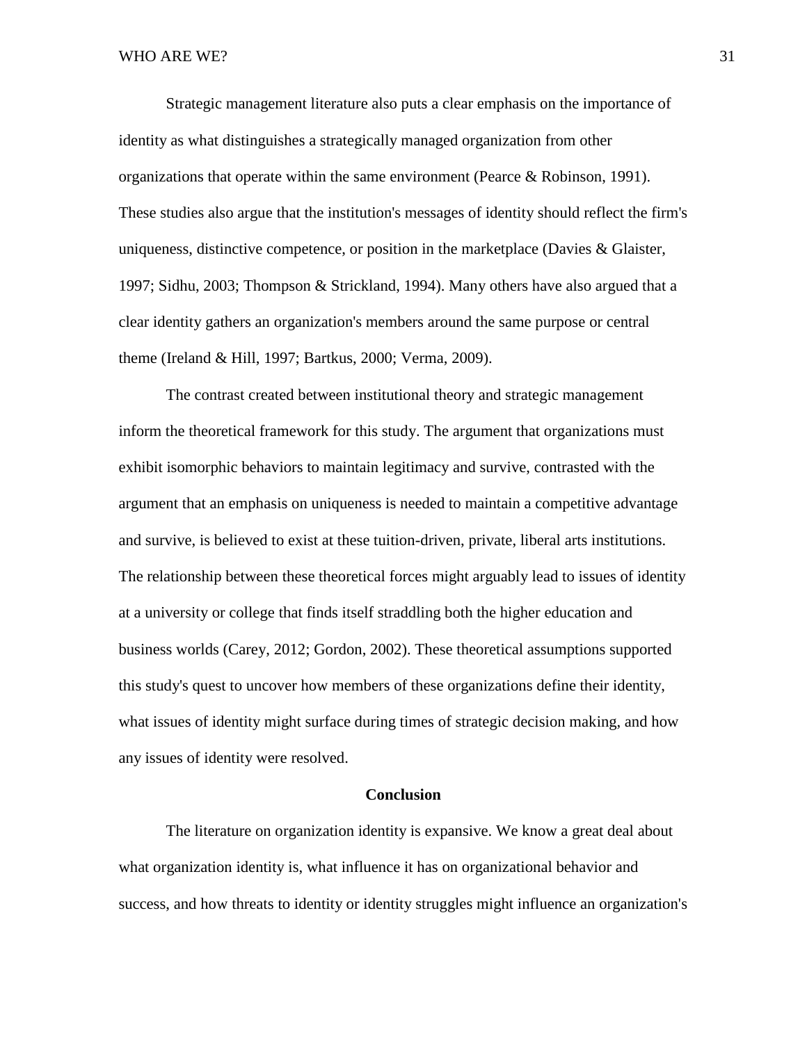Strategic management literature also puts a clear emphasis on the importance of identity as what distinguishes a strategically managed organization from other organizations that operate within the same environment (Pearce & Robinson, 1991). These studies also argue that the institution's messages of identity should reflect the firm's uniqueness, distinctive competence, or position in the marketplace (Davies & Glaister, 1997; Sidhu, 2003; Thompson & Strickland, 1994). Many others have also argued that a clear identity gathers an organization's members around the same purpose or central theme (Ireland & Hill, 1997; Bartkus, 2000; Verma, 2009).

The contrast created between institutional theory and strategic management inform the theoretical framework for this study. The argument that organizations must exhibit isomorphic behaviors to maintain legitimacy and survive, contrasted with the argument that an emphasis on uniqueness is needed to maintain a competitive advantage and survive, is believed to exist at these tuition-driven, private, liberal arts institutions. The relationship between these theoretical forces might arguably lead to issues of identity at a university or college that finds itself straddling both the higher education and business worlds (Carey, 2012; Gordon, 2002). These theoretical assumptions supported this study's quest to uncover how members of these organizations define their identity, what issues of identity might surface during times of strategic decision making, and how any issues of identity were resolved.

## Conclusion

The literature on organization identity is expansive. We know a great deal about what organization identity is, what influence it has on organizational behavior and success, and how threats to identity or identity struggles might influence an organization's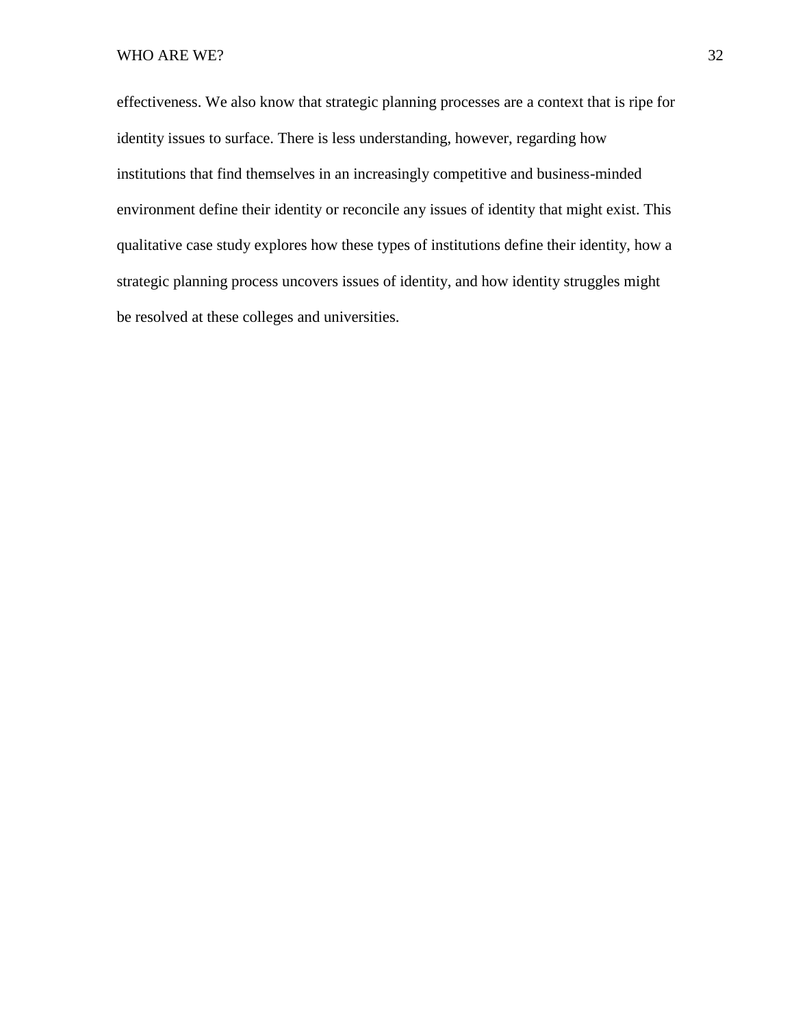effectiveness. We also know that strategic planning processes are a context that is ripe for identity issues to surface. There is less understanding, however, regarding how institutions that find themselves in an increasingly competitive and business-minded environment define their identity or reconcile any issues of identity that might exist. This qualitative case study explores how these types of institutions define their identity, how a strategic planning process uncovers issues of identity, and how identity struggles might be resolved at these colleges and universities.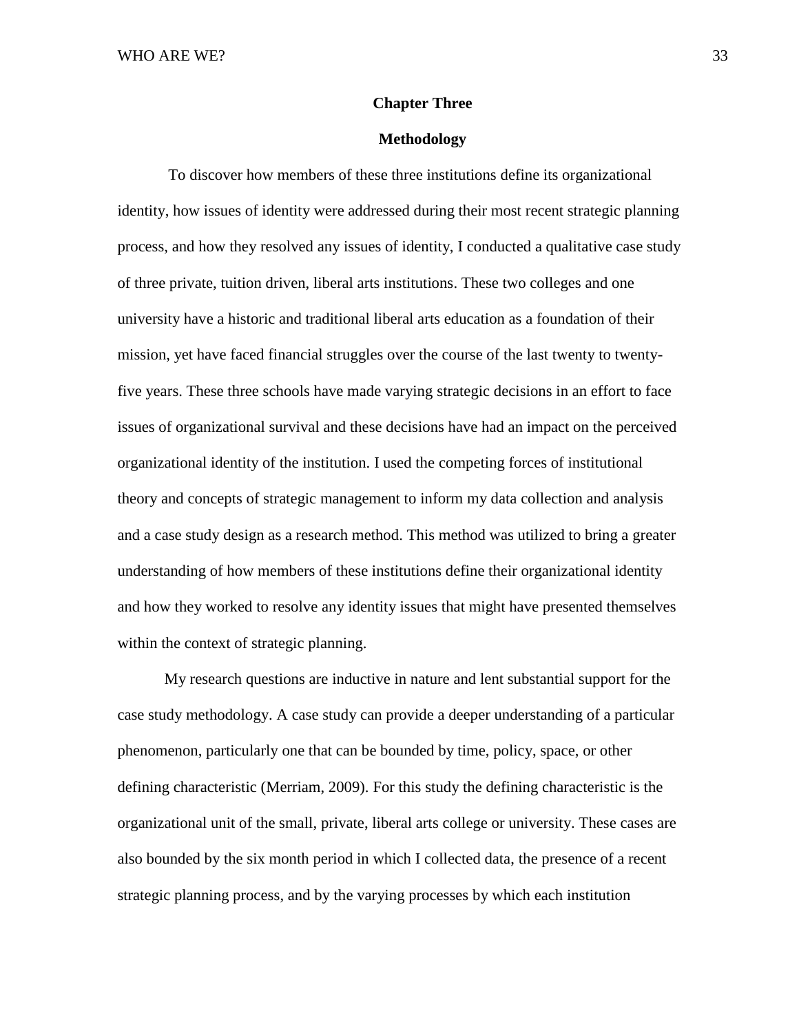# Chapter Three

## Methodology

To discover how members of these three institutions define its organizational identity, how issues of identity were addressed during their most recent strategic planning process, and how they resolved any issues of identity, I conducted a qualitative case study of three private, tuition driven, liberal arts institutions. These two colleges and one university have a historic and traditional liberal arts education as a foundation of their mission, yet have faced financial struggles over the course of the last twenty to twenty-five years. These three schools have made varying strategic decisions in an effort to face issues of organizational survival and these decisions have had an impact on the perceived organizational identity of the institution. I used the competing forces of institutional theory and concepts of strategic management to inform my data collection and analysis and a case study design as a research method. This method was utilized to bring a greater understanding of how members of these institutions define their organizational identity and how they worked to resolve any identity issues that might have presented themselves within the context of strategic planning.

My research questions are inductive in nature and lent substantial support for the case study methodology. A case study can provide a deeper understanding of a particular phenomenon, particularly one that can be bounded by time, policy, space, or other defining characteristic (Merriam, 2009). For this study the defining characteristic is the organizational unit of the small, private, liberal arts college or university. These cases are also bounded by the six month period in which I collected data, the presence of a recent strategic planning process, and by the varying processes by which each institution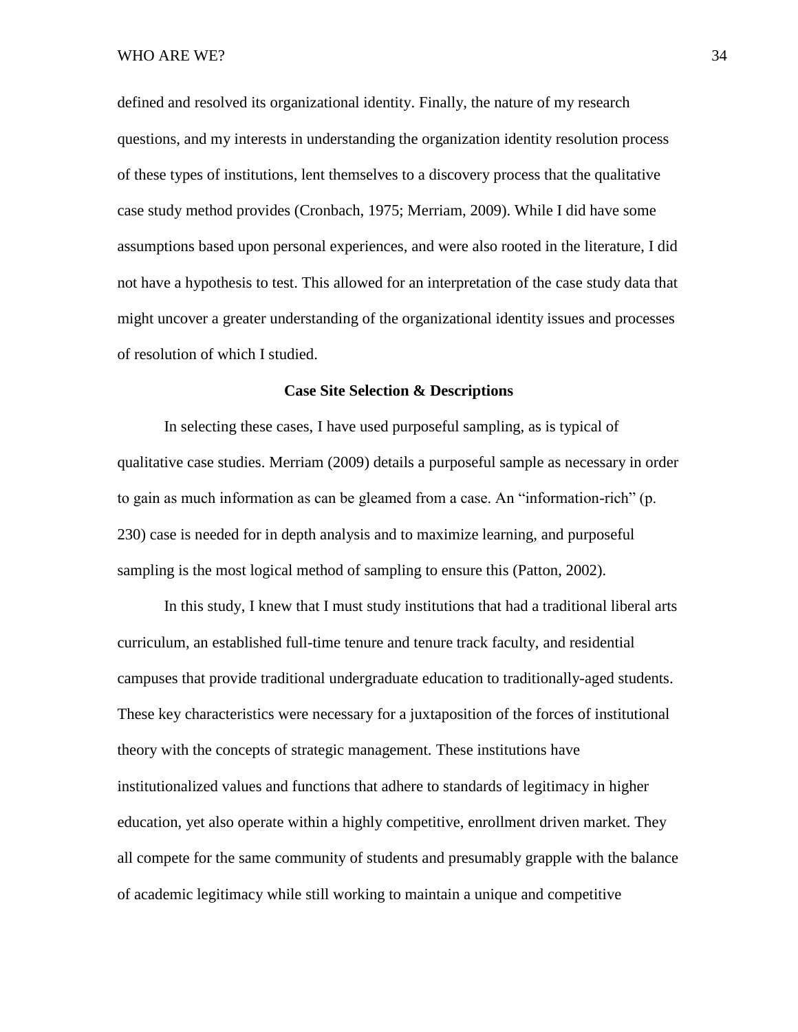defined and resolved its organizational identity. Finally, the nature of my research questions, and my interests in understanding the organization identity resolution process of these types of institutions, lent themselves to a discovery process that the qualitative case study method provides (Cronbach, 1975; Merriam, 2009). While I did have some assumptions based upon personal experiences, and were also rooted in the literature, I did not have a hypothesis to test. This allowed for an interpretation of the case study data that might uncover a greater understanding of the organizational identity issues and processes of resolution of which I studied.

## Case Site Selection & Descriptions

In selecting these cases, I have used purposeful sampling, as is typical of qualitative case studies. Merriam (2009) details a purposeful sample as necessary in order to gain as much information as can be gleamed from a case. An "information-rich" (p. 230) case is needed for in depth analysis and to maximize learning, and purposeful sampling is the most logical method of sampling to ensure this (Patton, 2002).

In this study, I knew that I must study institutions that had a traditional liberal arts curriculum, an established full-time tenure and tenure track faculty, and residential campuses that provide traditional undergraduate education to traditionally-aged students. These key characteristics were necessary for a juxtaposition of the forces of institutional theory with the concepts of strategic management. These institutions have institutionalized values and functions that adhere to standards of legitimacy in higher education, yet also operate within a highly competitive, enrollment driven market. They all compete for the same community of students and presumably grapple with the balance of academic legitimacy while still working to maintain a unique and competitive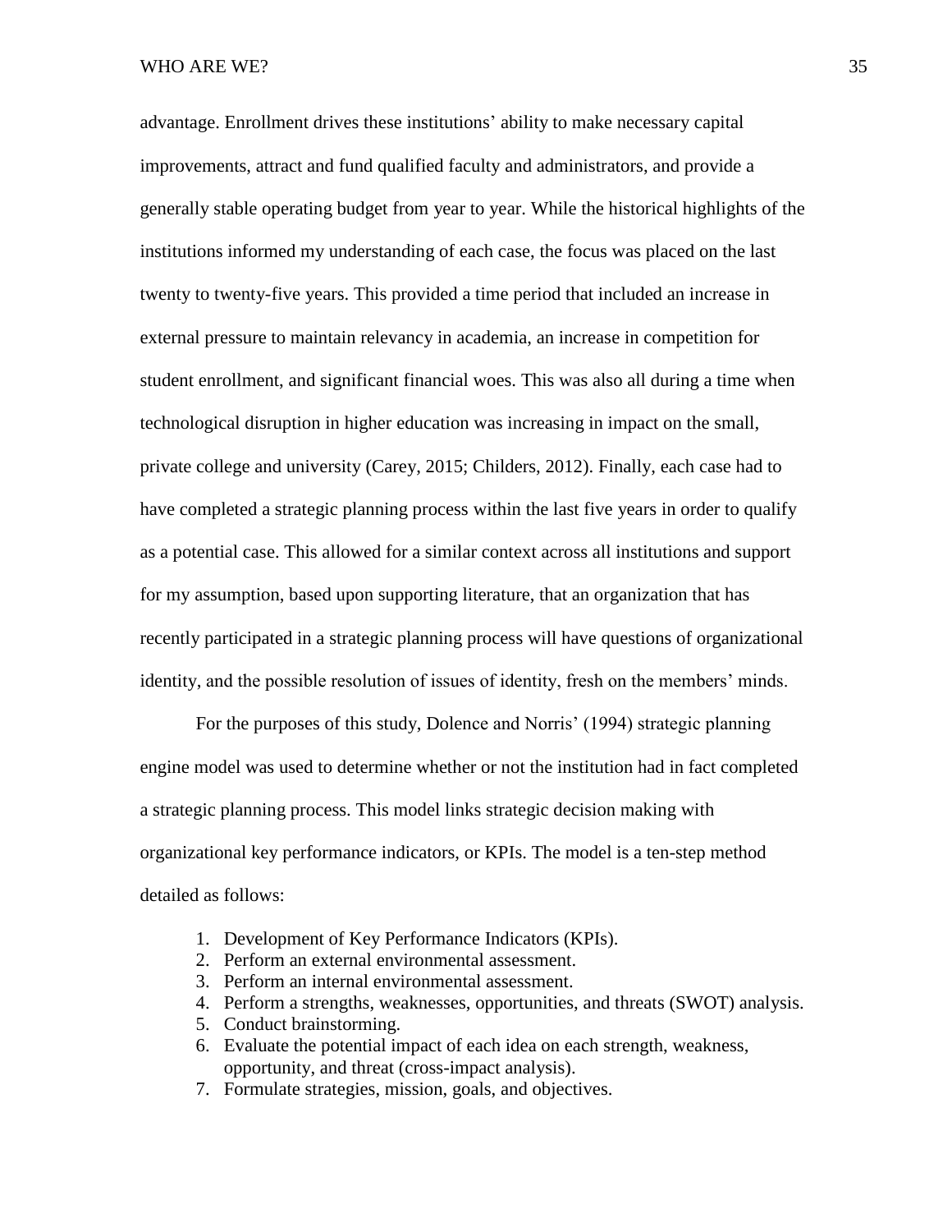advantage. Enrollment drives these institutions' ability to make necessary capital improvements, attract and fund qualified faculty and administrators, and provide a generally stable operating budget from year to year. While the historical highlights of the institutions informed my understanding of each case, the focus was placed on the last twenty to twenty-five years. This provided a time period that included an increase in external pressure to maintain relevancy in academia, an increase in competition for student enrollment, and significant financial woes. This was also all during a time when technological disruption in higher education was increasing in impact on the small, private college and university (Carey, 2015; Childers, 2012). Finally, each case had to have completed a strategic planning process within the last five years in order to qualify as a potential case. This allowed for a similar context across all institutions and support for my assumption, based upon supporting literature, that an organization that has recently participated in a strategic planning process will have questions of organizational identity, and the possible resolution of issues of identity, fresh on the members' minds.

For the purposes of this study, Dolence and Norris' (1994) strategic planning engine model was used to determine whether or not the institution had in fact completed a strategic planning process. This model links strategic decision making with organizational key performance indicators, or KPIs. The model is a ten-step method detailed as follows:

1. Development of Key Performance Indicators (KPIs).
2. Perform an external environmental assessment.
3. Perform an internal environmental assessment.
4. Perform a strengths, weaknesses, opportunities, and threats (SWOT) analysis.
5. Conduct brainstorming.
6. Evaluate the potential impact of each idea on each strength, weakness, opportunity, and threat (cross-impact analysis).
7. Formulate strategies, mission, goals, and objectives.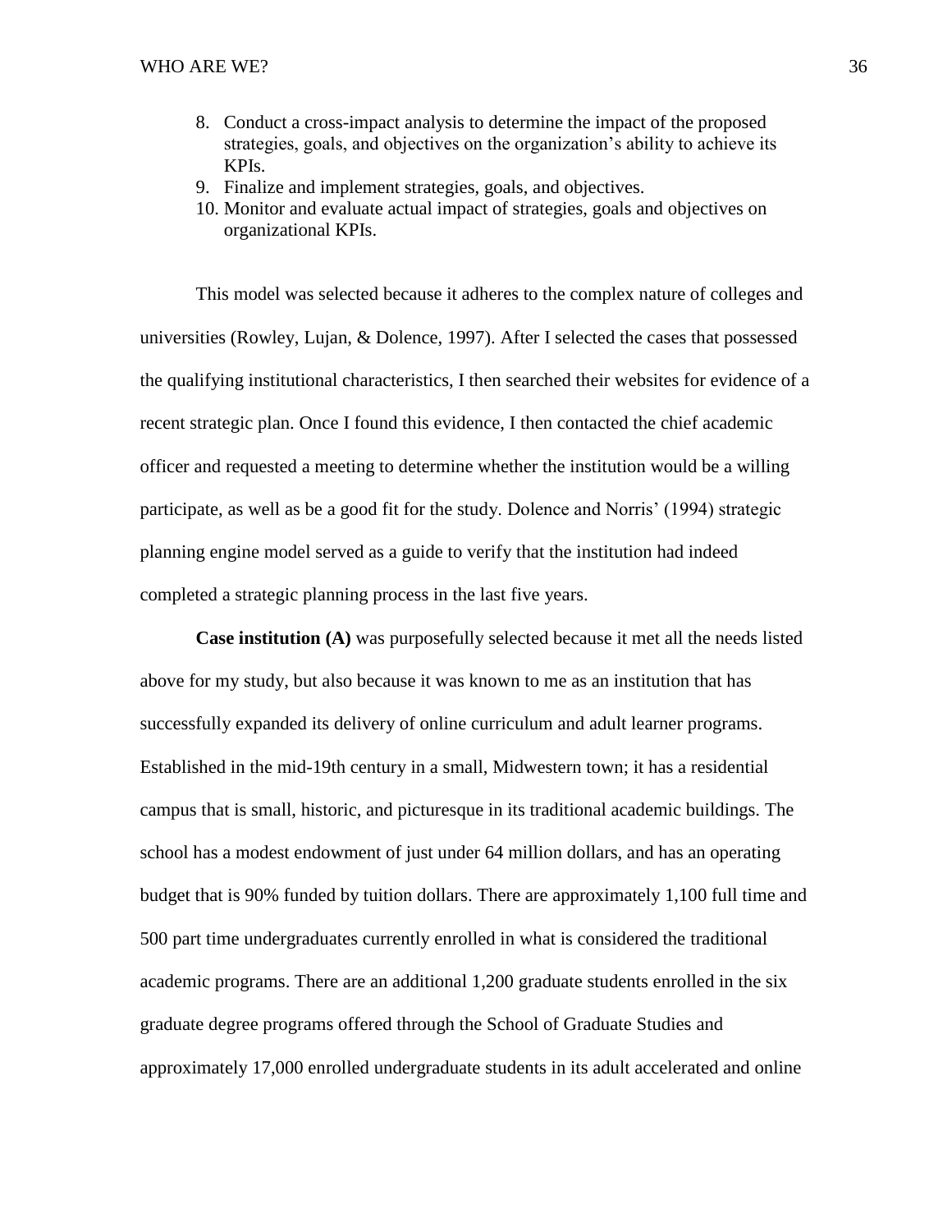8. Conduct a cross-impact analysis to determine the impact of the proposed strategies, goals, and objectives on the organization's ability to achieve its KPIs.
9. Finalize and implement strategies, goals, and objectives.
10. Monitor and evaluate actual impact of strategies, goals and objectives on organizational KPIs.

This model was selected because it adheres to the complex nature of colleges and universities (Rowley, Lujan, & Dolence, 1997). After I selected the cases that possessed the qualifying institutional characteristics, I then searched their websites for evidence of a recent strategic plan. Once I found this evidence, I then contacted the chief academic officer and requested a meeting to determine whether the institution would be a willing participate, as well as be a good fit for the study. Dolence and Norris' (1994) strategic planning engine model served as a guide to verify that the institution had indeed completed a strategic planning process in the last five years.

**Case institution (A)** was purposefully selected because it met all the needs listed above for my study, but also because it was known to me as an institution that has successfully expanded its delivery of online curriculum and adult learner programs. Established in the mid-19th century in a small, Midwestern town; it has a residential campus that is small, historic, and picturesque in its traditional academic buildings. The school has a modest endowment of just under 64 million dollars, and has an operating budget that is 90% funded by tuition dollars. There are approximately 1,100 full time and 500 part time undergraduates currently enrolled in what is considered the traditional academic programs. There are an additional 1,200 graduate students enrolled in the six graduate degree programs offered through the School of Graduate Studies and approximately 17,000 enrolled undergraduate students in its adult accelerated and online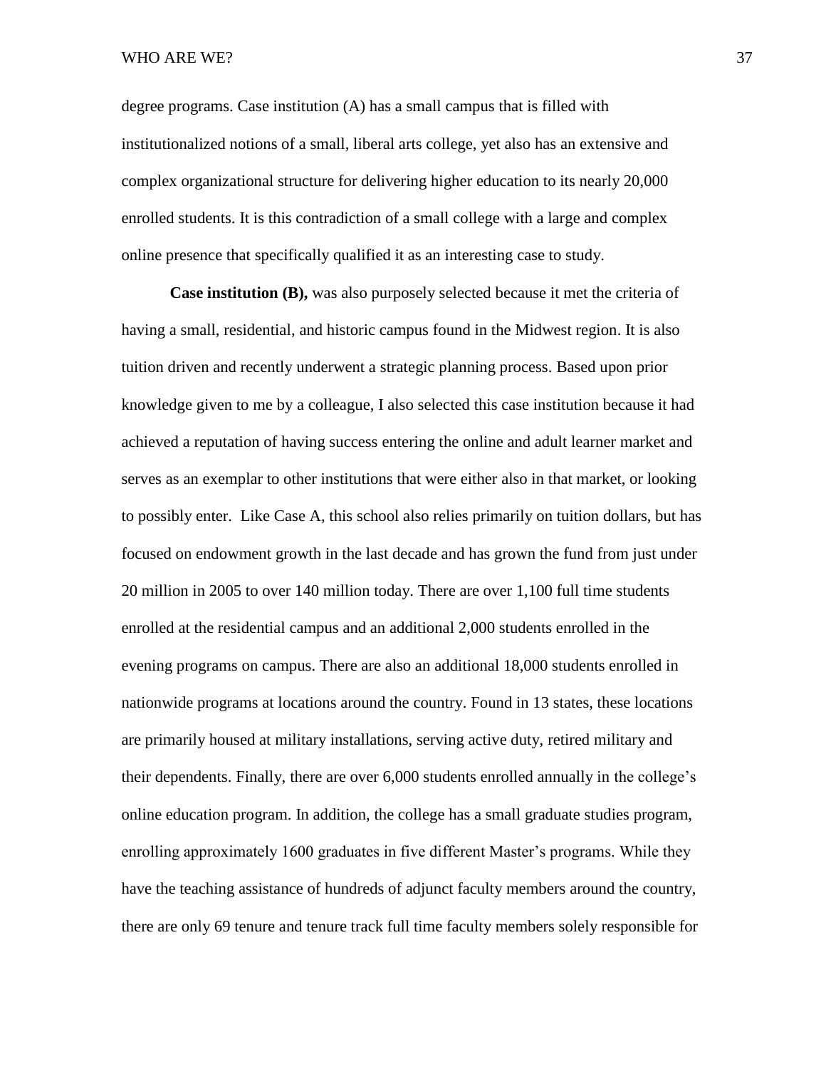degree programs. Case institution (A) has a small campus that is filled with institutionalized notions of a small, liberal arts college, yet also has an extensive and complex organizational structure for delivering higher education to its nearly 20,000 enrolled students. It is this contradiction of a small college with a large and complex online presence that specifically qualified it as an interesting case to study.

**Case institution (B),** was also purposely selected because it met the criteria of having a small, residential, and historic campus found in the Midwest region. It is also tuition driven and recently underwent a strategic planning process. Based upon prior knowledge given to me by a colleague, I also selected this case institution because it had achieved a reputation of having success entering the online and adult learner market and serves as an exemplar to other institutions that were either also in that market, or looking to possibly enter. Like Case A, this school also relies primarily on tuition dollars, but has focused on endowment growth in the last decade and has grown the fund from just under 20 million in 2005 to over 140 million today. There are over 1,100 full time students enrolled at the residential campus and an additional 2,000 students enrolled in the evening programs on campus. There are also an additional 18,000 students enrolled in nationwide programs at locations around the country. Found in 13 states, these locations are primarily housed at military installations, serving active duty, retired military and their dependents. Finally, there are over 6,000 students enrolled annually in the college's online education program. In addition, the college has a small graduate studies program, enrolling approximately 1600 graduates in five different Master's programs. While they have the teaching assistance of hundreds of adjunct faculty members around the country, there are only 69 tenure and tenure track full time faculty members solely responsible for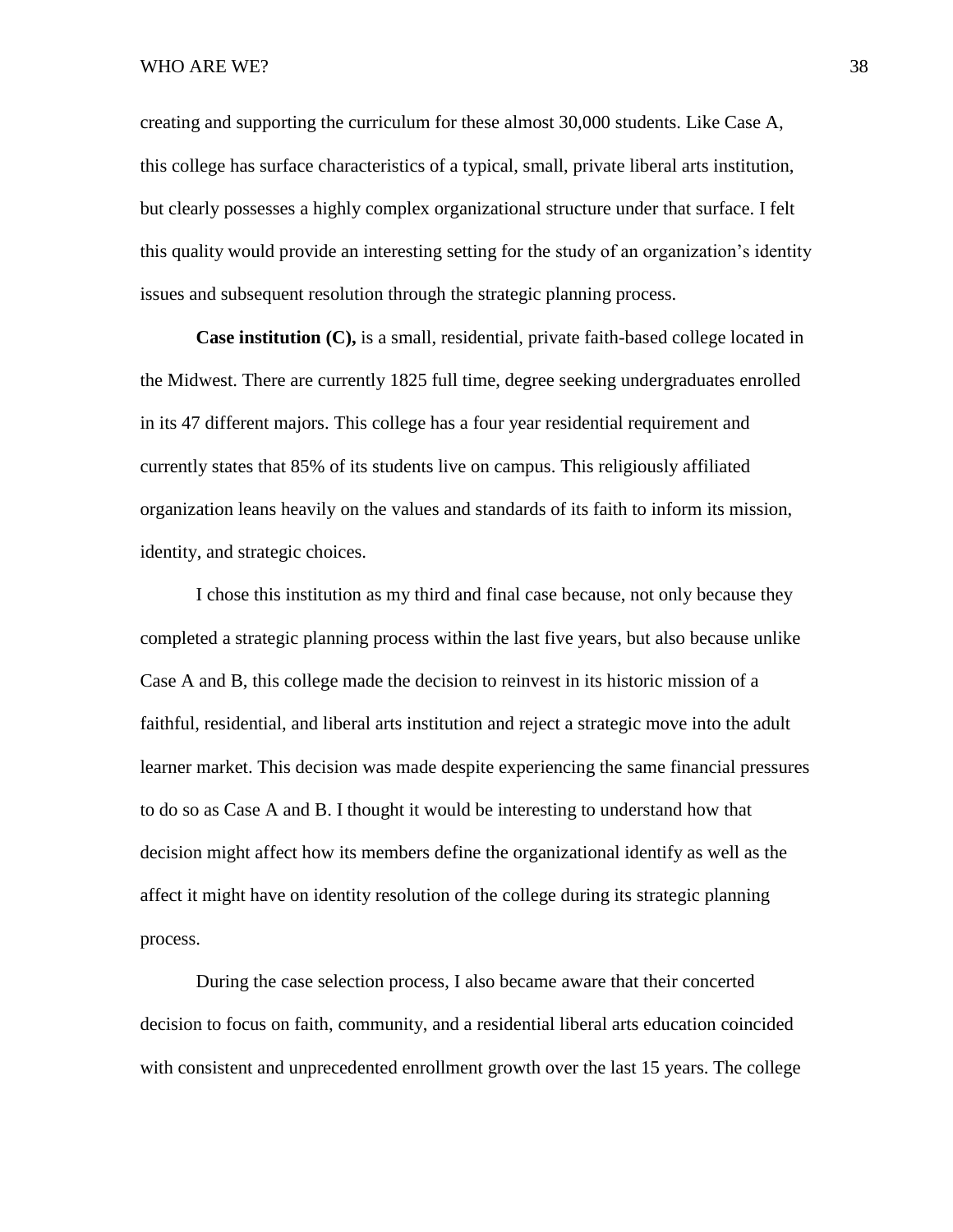creating and supporting the curriculum for these almost 30,000 students. Like Case A, this college has surface characteristics of a typical, small, private liberal arts institution, but clearly possesses a highly complex organizational structure under that surface. I felt this quality would provide an interesting setting for the study of an organization's identity issues and subsequent resolution through the strategic planning process.

**Case institution (C),** is a small, residential, private faith-based college located in the Midwest. There are currently 1825 full time, degree seeking undergraduates enrolled in its 47 different majors. This college has a four year residential requirement and currently states that 85% of its students live on campus. This religiously affiliated organization leans heavily on the values and standards of its faith to inform its mission, identity, and strategic choices.

I chose this institution as my third and final case because, not only because they completed a strategic planning process within the last five years, but also because unlike Case A and B, this college made the decision to reinvest in its historic mission of a faithful, residential, and liberal arts institution and reject a strategic move into the adult learner market. This decision was made despite experiencing the same financial pressures to do so as Case A and B. I thought it would be interesting to understand how that decision might affect how its members define the organizational identify as well as the affect it might have on identity resolution of the college during its strategic planning process.

During the case selection process, I also became aware that their concerted decision to focus on faith, community, and a residential liberal arts education coincided with consistent and unprecedented enrollment growth over the last 15 years. The college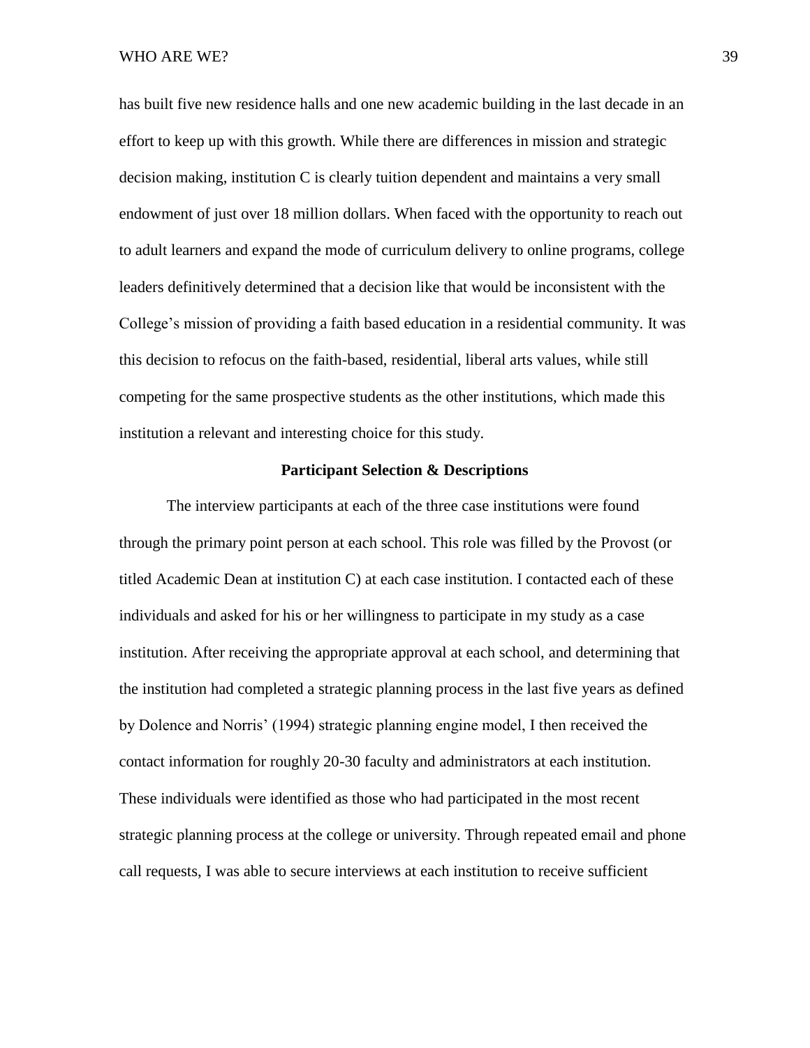has built five new residence halls and one new academic building in the last decade in an effort to keep up with this growth. While there are differences in mission and strategic decision making, institution C is clearly tuition dependent and maintains a very small endowment of just over 18 million dollars. When faced with the opportunity to reach out to adult learners and expand the mode of curriculum delivery to online programs, college leaders definitively determined that a decision like that would be inconsistent with the College's mission of providing a faith based education in a residential community. It was this decision to refocus on the faith-based, residential, liberal arts values, while still competing for the same prospective students as the other institutions, which made this institution a relevant and interesting choice for this study.

## Participant Selection & Descriptions

The interview participants at each of the three case institutions were found through the primary point person at each school. This role was filled by the Provost (or titled Academic Dean at institution C) at each case institution. I contacted each of these individuals and asked for his or her willingness to participate in my study as a case institution. After receiving the appropriate approval at each school, and determining that the institution had completed a strategic planning process in the last five years as defined by Dolence and Norris' (1994) strategic planning engine model, I then received the contact information for roughly 20-30 faculty and administrators at each institution. These individuals were identified as those who had participated in the most recent strategic planning process at the college or university. Through repeated email and phone call requests, I was able to secure interviews at each institution to receive sufficient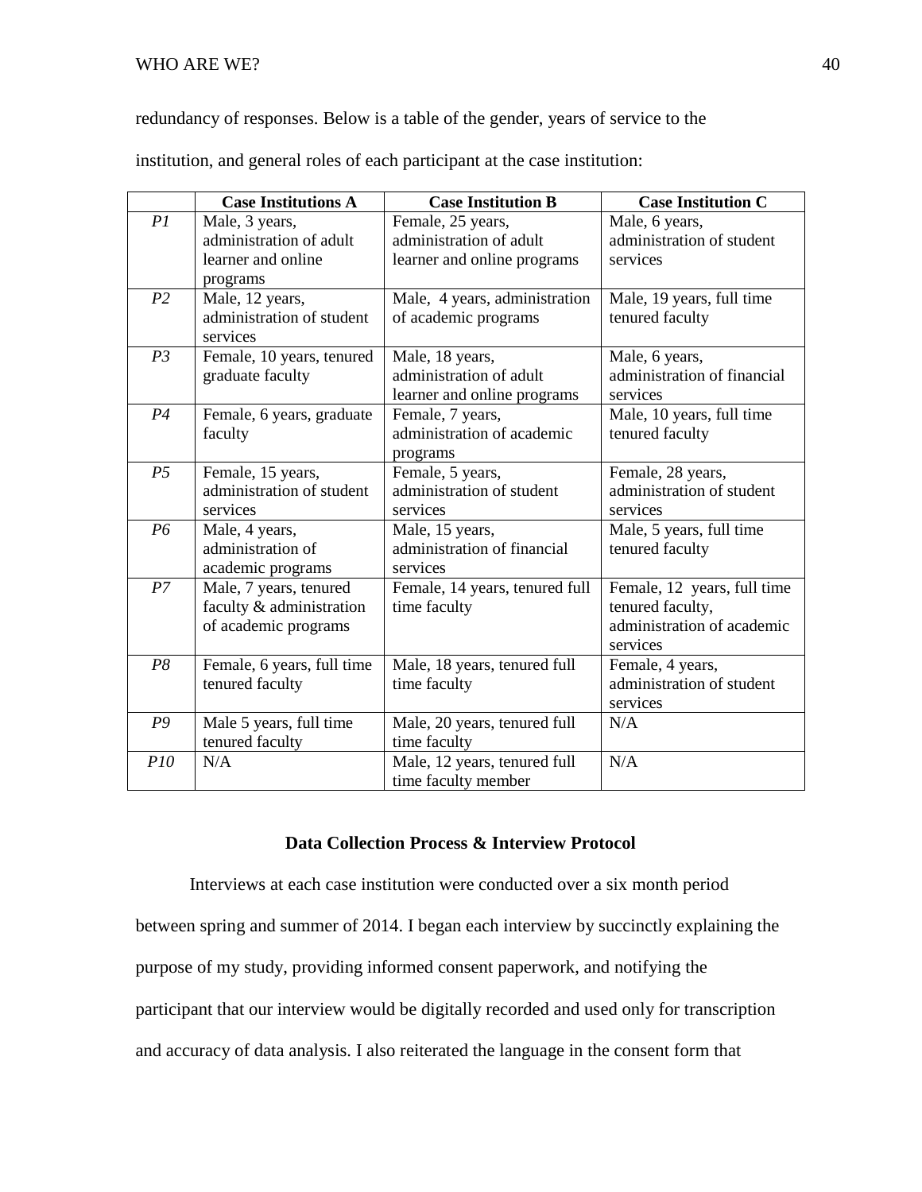redundancy of responses. Below is a table of the gender, years of service to the institution, and general roles of each participant at the case institution:

| | Case Institutions A | Case Institution B | Case Institution C |
|---|---|---|---|
| *P1* | Male, 3 years, administration of adult learner and online programs | Female, 25 years, administration of adult learner and online programs | Male, 6 years, administration of student services |
| *P2* | Male, 12 years, administration of student services | Male, 4 years, administration of academic programs | Male, 19 years, full time tenured faculty |
| *P3* | Female, 10 years, tenured graduate faculty | Male, 18 years, administration of adult learner and online programs | Male, 6 years, administration of financial services |
| *P4* | Female, 6 years, graduate faculty | Female, 7 years, administration of academic programs | Male, 10 years, full time tenured faculty |
| *P5* | Female, 15 years, administration of student services | Female, 5 years, administration of student services | Female, 28 years, administration of student services |
| *P6* | Male, 4 years, administration of academic programs | Male, 15 years, administration of financial services | Male, 5 years, full time tenured faculty |
| *P7* | Male, 7 years, tenured faculty & administration of academic programs | Female, 14 years, tenured full time faculty | Female, 12 years, full time tenured faculty, administration of academic services |
| *P8* | Female, 6 years, full time tenured faculty | Male, 18 years, tenured full time faculty | Female, 4 years, administration of student services |
| *P9* | Male 5 years, full time tenured faculty | Male, 20 years, tenured full time faculty | N/A |
| *P10* | N/A | Male, 12 years, tenured full time faculty member | N/A |

## Data Collection Process & Interview Protocol

Interviews at each case institution were conducted over a six month period between spring and summer of 2014. I began each interview by succinctly explaining the purpose of my study, providing informed consent paperwork, and notifying the participant that our interview would be digitally recorded and used only for transcription and accuracy of data analysis. I also reiterated the language in the consent form that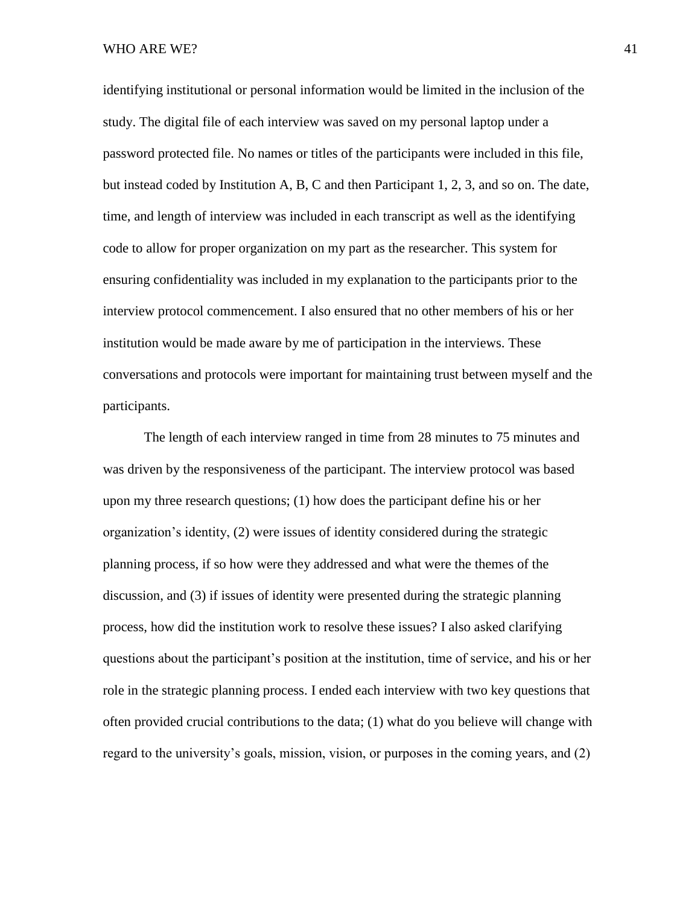identifying institutional or personal information would be limited in the inclusion of the study. The digital file of each interview was saved on my personal laptop under a password protected file. No names or titles of the participants were included in this file, but instead coded by Institution A, B, C and then Participant 1, 2, 3, and so on. The date, time, and length of interview was included in each transcript as well as the identifying code to allow for proper organization on my part as the researcher. This system for ensuring confidentiality was included in my explanation to the participants prior to the interview protocol commencement. I also ensured that no other members of his or her institution would be made aware by me of participation in the interviews. These conversations and protocols were important for maintaining trust between myself and the participants.

The length of each interview ranged in time from 28 minutes to 75 minutes and was driven by the responsiveness of the participant. The interview protocol was based upon my three research questions; (1) how does the participant define his or her organization's identity, (2) were issues of identity considered during the strategic planning process, if so how were they addressed and what were the themes of the discussion, and (3) if issues of identity were presented during the strategic planning process, how did the institution work to resolve these issues? I also asked clarifying questions about the participant's position at the institution, time of service, and his or her role in the strategic planning process. I ended each interview with two key questions that often provided crucial contributions to the data; (1) what do you believe will change with regard to the university's goals, mission, vision, or purposes in the coming years, and (2)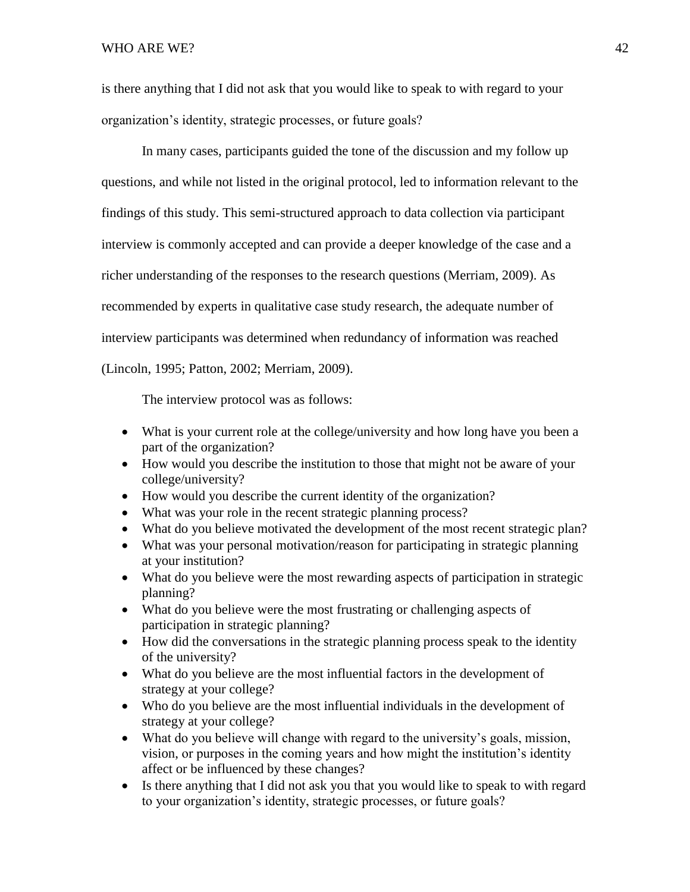is there anything that I did not ask that you would like to speak to with regard to your organization's identity, strategic processes, or future goals?

In many cases, participants guided the tone of the discussion and my follow up questions, and while not listed in the original protocol, led to information relevant to the findings of this study. This semi-structured approach to data collection via participant interview is commonly accepted and can provide a deeper knowledge of the case and a richer understanding of the responses to the research questions (Merriam, 2009). As recommended by experts in qualitative case study research, the adequate number of interview participants was determined when redundancy of information was reached (Lincoln, 1995; Patton, 2002; Merriam, 2009).

The interview protocol was as follows:

- What is your current role at the college/university and how long have you been a part of the organization?
- How would you describe the institution to those that might not be aware of your college/university?
- How would you describe the current identity of the organization?
- What was your role in the recent strategic planning process?
- What do you believe motivated the development of the most recent strategic plan?
- What was your personal motivation/reason for participating in strategic planning at your institution?
- What do you believe were the most rewarding aspects of participation in strategic planning?
- What do you believe were the most frustrating or challenging aspects of participation in strategic planning?
- How did the conversations in the strategic planning process speak to the identity of the university?
- What do you believe are the most influential factors in the development of strategy at your college?
- Who do you believe are the most influential individuals in the development of strategy at your college?
- What do you believe will change with regard to the university's goals, mission, vision, or purposes in the coming years and how might the institution's identity affect or be influenced by these changes?
- Is there anything that I did not ask you that you would like to speak to with regard to your organization's identity, strategic processes, or future goals?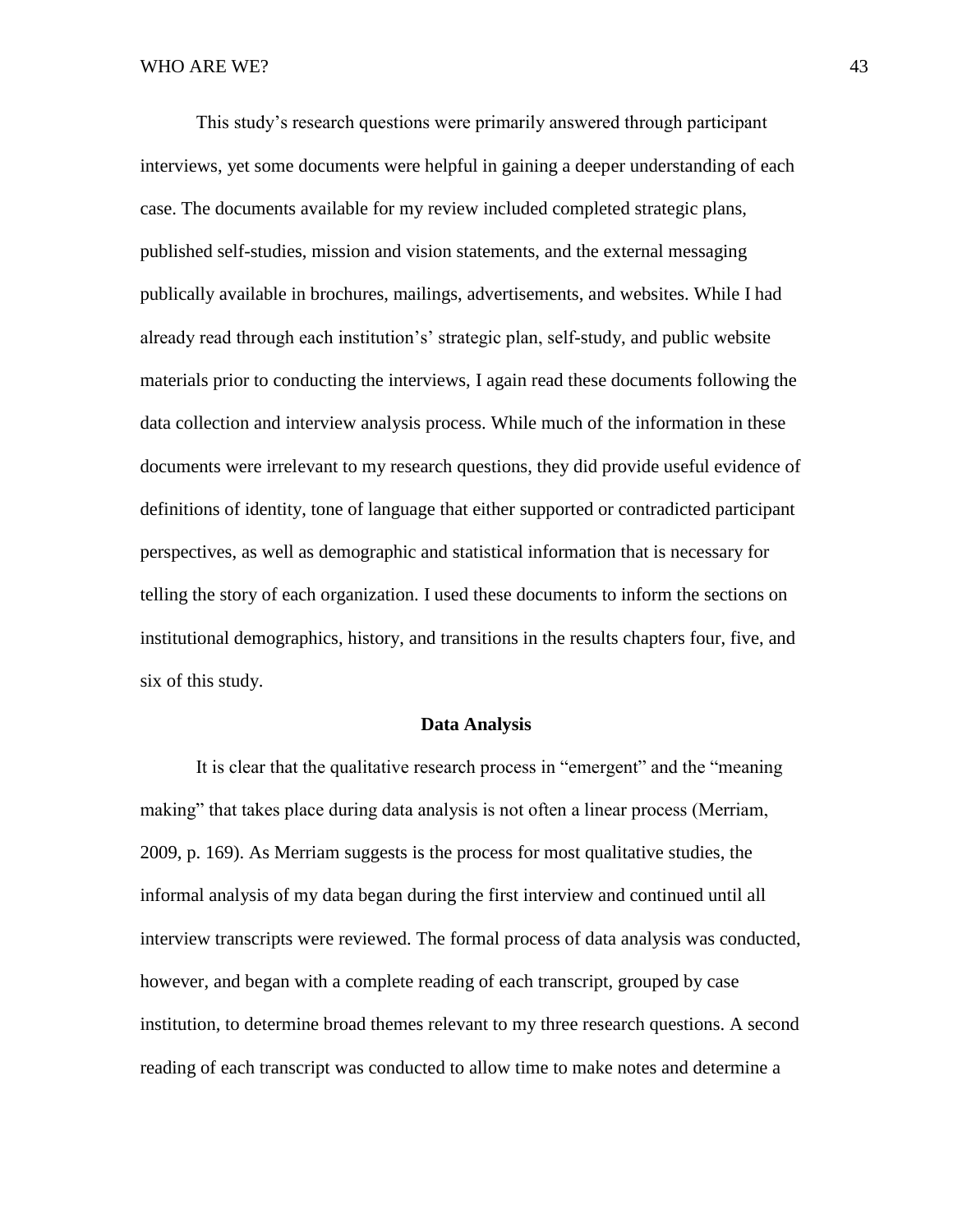This study's research questions were primarily answered through participant interviews, yet some documents were helpful in gaining a deeper understanding of each case. The documents available for my review included completed strategic plans, published self-studies, mission and vision statements, and the external messaging publically available in brochures, mailings, advertisements, and websites. While I had already read through each institution's' strategic plan, self-study, and public website materials prior to conducting the interviews, I again read these documents following the data collection and interview analysis process. While much of the information in these documents were irrelevant to my research questions, they did provide useful evidence of definitions of identity, tone of language that either supported or contradicted participant perspectives, as well as demographic and statistical information that is necessary for telling the story of each organization. I used these documents to inform the sections on institutional demographics, history, and transitions in the results chapters four, five, and six of this study.

## Data Analysis

It is clear that the qualitative research process in "emergent" and the "meaning making" that takes place during data analysis is not often a linear process (Merriam, 2009, p. 169). As Merriam suggests is the process for most qualitative studies, the informal analysis of my data began during the first interview and continued until all interview transcripts were reviewed. The formal process of data analysis was conducted, however, and began with a complete reading of each transcript, grouped by case institution, to determine broad themes relevant to my three research questions. A second reading of each transcript was conducted to allow time to make notes and determine a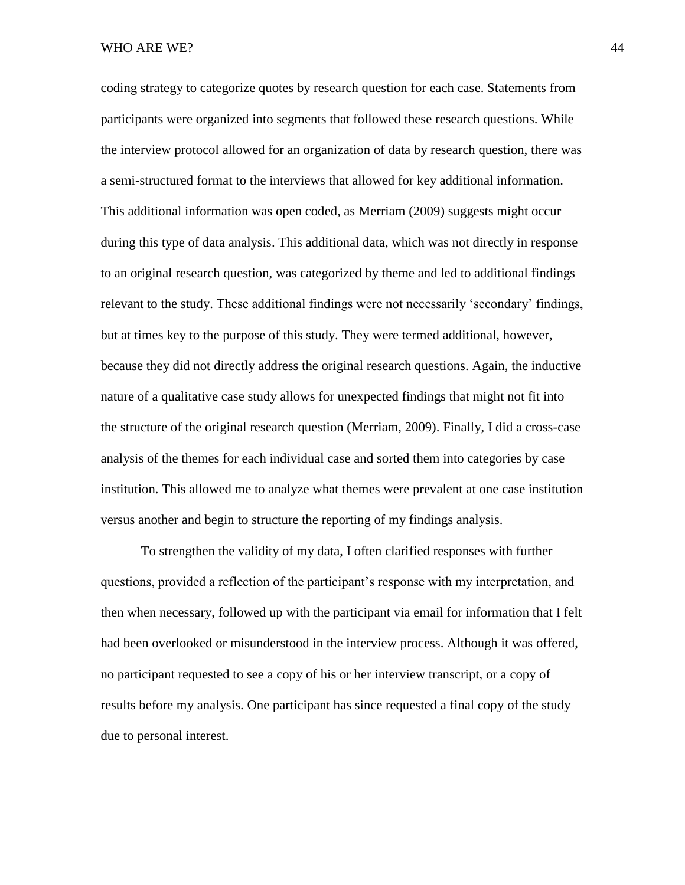coding strategy to categorize quotes by research question for each case. Statements from participants were organized into segments that followed these research questions. While the interview protocol allowed for an organization of data by research question, there was a semi-structured format to the interviews that allowed for key additional information. This additional information was open coded, as Merriam (2009) suggests might occur during this type of data analysis. This additional data, which was not directly in response to an original research question, was categorized by theme and led to additional findings relevant to the study. These additional findings were not necessarily 'secondary' findings, but at times key to the purpose of this study. They were termed additional, however, because they did not directly address the original research questions. Again, the inductive nature of a qualitative case study allows for unexpected findings that might not fit into the structure of the original research question (Merriam, 2009). Finally, I did a cross-case analysis of the themes for each individual case and sorted them into categories by case institution. This allowed me to analyze what themes were prevalent at one case institution versus another and begin to structure the reporting of my findings analysis.

To strengthen the validity of my data, I often clarified responses with further questions, provided a reflection of the participant's response with my interpretation, and then when necessary, followed up with the participant via email for information that I felt had been overlooked or misunderstood in the interview process. Although it was offered, no participant requested to see a copy of his or her interview transcript, or a copy of results before my analysis. One participant has since requested a final copy of the study due to personal interest.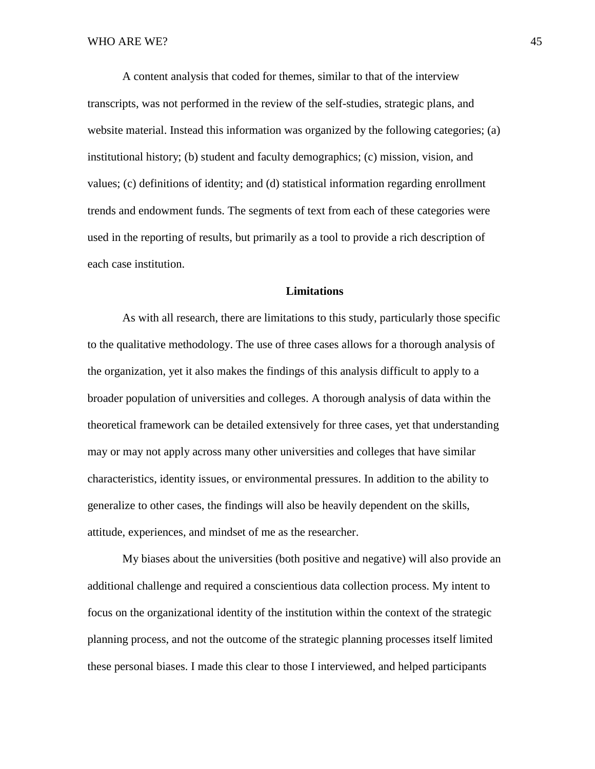A content analysis that coded for themes, similar to that of the interview transcripts, was not performed in the review of the self-studies, strategic plans, and website material. Instead this information was organized by the following categories; (a) institutional history; (b) student and faculty demographics; (c) mission, vision, and values; (c) definitions of identity; and (d) statistical information regarding enrollment trends and endowment funds. The segments of text from each of these categories were used in the reporting of results, but primarily as a tool to provide a rich description of each case institution.

## Limitations

As with all research, there are limitations to this study, particularly those specific to the qualitative methodology. The use of three cases allows for a thorough analysis of the organization, yet it also makes the findings of this analysis difficult to apply to a broader population of universities and colleges. A thorough analysis of data within the theoretical framework can be detailed extensively for three cases, yet that understanding may or may not apply across many other universities and colleges that have similar characteristics, identity issues, or environmental pressures. In addition to the ability to generalize to other cases, the findings will also be heavily dependent on the skills, attitude, experiences, and mindset of me as the researcher.

My biases about the universities (both positive and negative) will also provide an additional challenge and required a conscientious data collection process. My intent to focus on the organizational identity of the institution within the context of the strategic planning process, and not the outcome of the strategic planning processes itself limited these personal biases. I made this clear to those I interviewed, and helped participants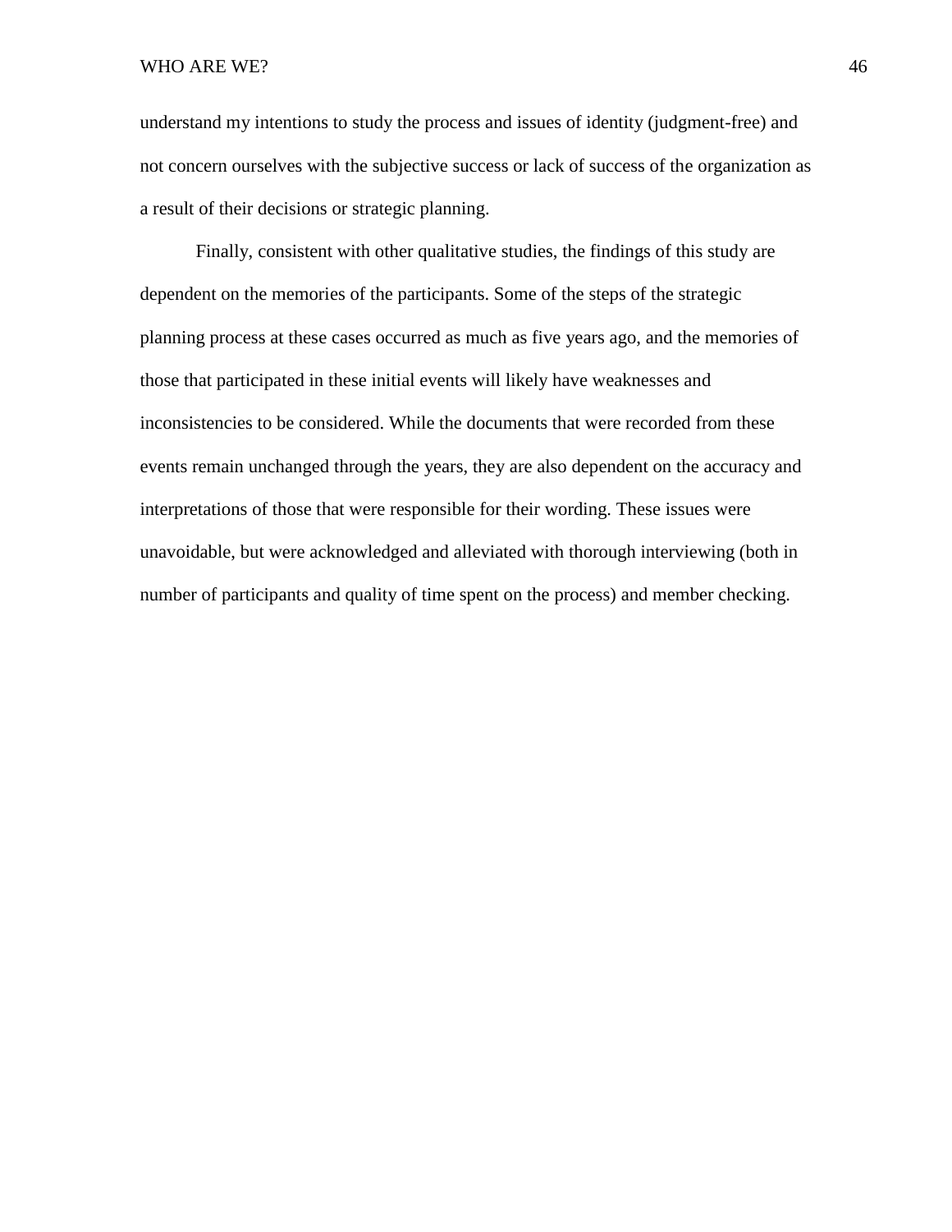understand my intentions to study the process and issues of identity (judgment-free) and not concern ourselves with the subjective success or lack of success of the organization as a result of their decisions or strategic planning.

Finally, consistent with other qualitative studies, the findings of this study are dependent on the memories of the participants. Some of the steps of the strategic planning process at these cases occurred as much as five years ago, and the memories of those that participated in these initial events will likely have weaknesses and inconsistencies to be considered. While the documents that were recorded from these events remain unchanged through the years, they are also dependent on the accuracy and interpretations of those that were responsible for their wording. These issues were unavoidable, but were acknowledged and alleviated with thorough interviewing (both in number of participants and quality of time spent on the process) and member checking.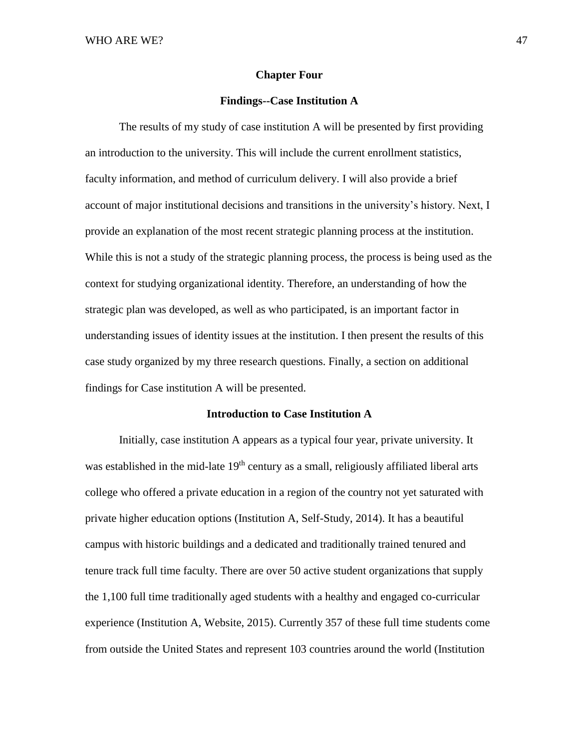# Chapter Four

## Findings--Case Institution A

The results of my study of case institution A will be presented by first providing an introduction to the university. This will include the current enrollment statistics, faculty information, and method of curriculum delivery. I will also provide a brief account of major institutional decisions and transitions in the university's history. Next, I provide an explanation of the most recent strategic planning process at the institution. While this is not a study of the strategic planning process, the process is being used as the context for studying organizational identity. Therefore, an understanding of how the strategic plan was developed, as well as who participated, is an important factor in understanding issues of identity issues at the institution. I then present the results of this case study organized by my three research questions. Finally, a section on additional findings for Case institution A will be presented.

## Introduction to Case Institution A

Initially, case institution A appears as a typical four year, private university. It was established in the mid-late 19th century as a small, religiously affiliated liberal arts college who offered a private education in a region of the country not yet saturated with private higher education options (Institution A, Self-Study, 2014). It has a beautiful campus with historic buildings and a dedicated and traditionally trained tenured and tenure track full time faculty. There are over 50 active student organizations that supply the 1,100 full time traditionally aged students with a healthy and engaged co-curricular experience (Institution A, Website, 2015). Currently 357 of these full time students come from outside the United States and represent 103 countries around the world (Institution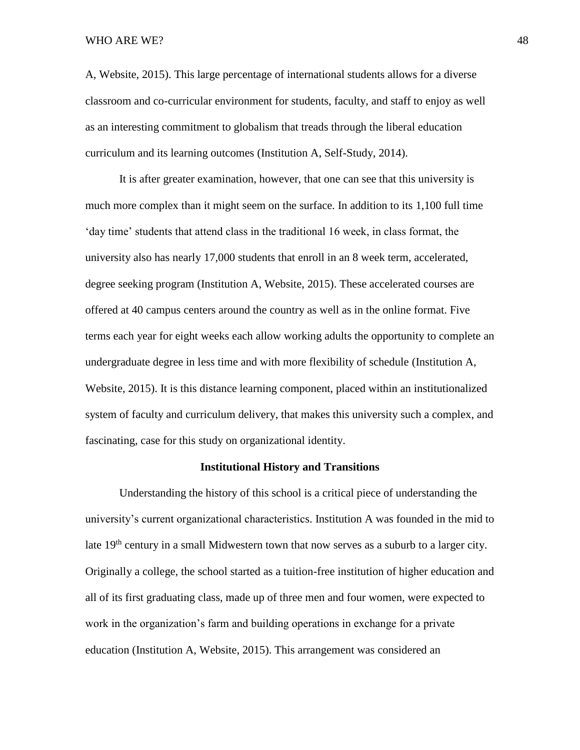A, Website, 2015). This large percentage of international students allows for a diverse classroom and co-curricular environment for students, faculty, and staff to enjoy as well as an interesting commitment to globalism that treads through the liberal education curriculum and its learning outcomes (Institution A, Self-Study, 2014).

It is after greater examination, however, that one can see that this university is much more complex than it might seem on the surface. In addition to its 1,100 full time 'day time' students that attend class in the traditional 16 week, in class format, the university also has nearly 17,000 students that enroll in an 8 week term, accelerated, degree seeking program (Institution A, Website, 2015). These accelerated courses are offered at 40 campus centers around the country as well as in the online format. Five terms each year for eight weeks each allow working adults the opportunity to complete an undergraduate degree in less time and with more flexibility of schedule (Institution A, Website, 2015). It is this distance learning component, placed within an institutionalized system of faculty and curriculum delivery, that makes this university such a complex, and fascinating, case for this study on organizational identity.

## Institutional History and Transitions

Understanding the history of this school is a critical piece of understanding the university's current organizational characteristics. Institution A was founded in the mid to late 19th century in a small Midwestern town that now serves as a suburb to a larger city. Originally a college, the school started as a tuition-free institution of higher education and all of its first graduating class, made up of three men and four women, were expected to work in the organization's farm and building operations in exchange for a private education (Institution A, Website, 2015). This arrangement was considered an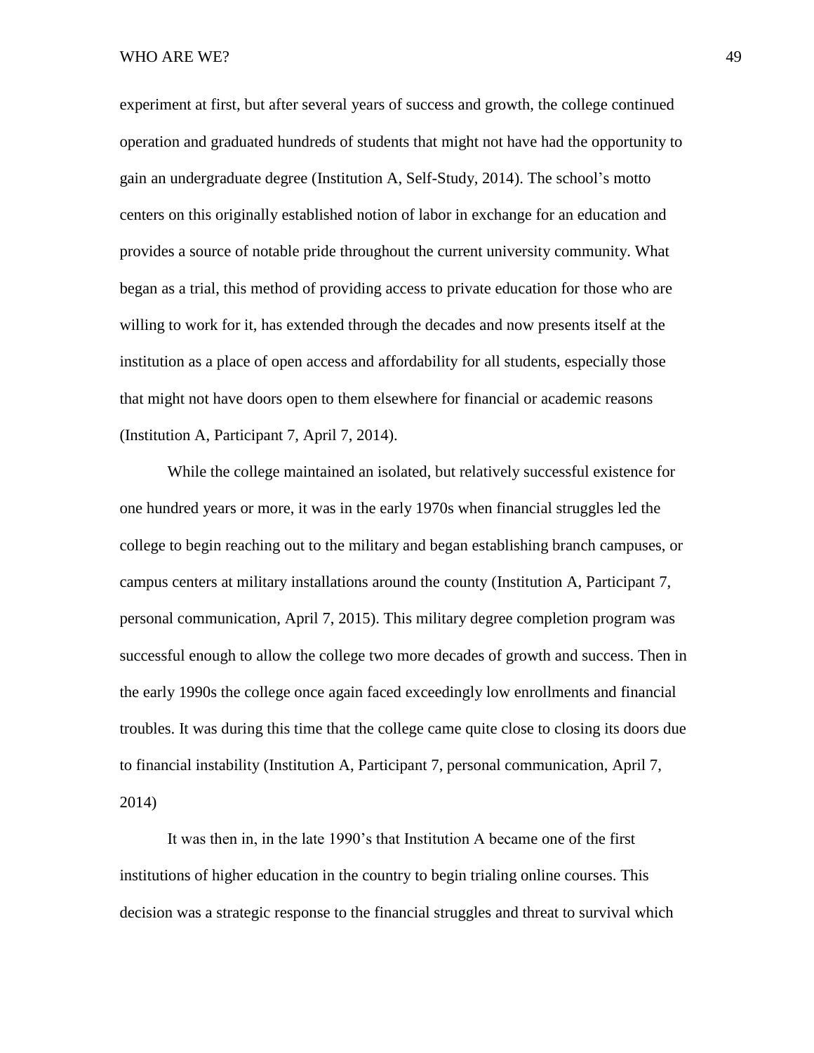experiment at first, but after several years of success and growth, the college continued operation and graduated hundreds of students that might not have had the opportunity to gain an undergraduate degree (Institution A, Self-Study, 2014). The school's motto centers on this originally established notion of labor in exchange for an education and provides a source of notable pride throughout the current university community. What began as a trial, this method of providing access to private education for those who are willing to work for it, has extended through the decades and now presents itself at the institution as a place of open access and affordability for all students, especially those that might not have doors open to them elsewhere for financial or academic reasons (Institution A, Participant 7, April 7, 2014).

While the college maintained an isolated, but relatively successful existence for one hundred years or more, it was in the early 1970s when financial struggles led the college to begin reaching out to the military and began establishing branch campuses, or campus centers at military installations around the county (Institution A, Participant 7, personal communication, April 7, 2015). This military degree completion program was successful enough to allow the college two more decades of growth and success. Then in the early 1990s the college once again faced exceedingly low enrollments and financial troubles. It was during this time that the college came quite close to closing its doors due to financial instability (Institution A, Participant 7, personal communication, April 7, 2014)

It was then in, in the late 1990's that Institution A became one of the first institutions of higher education in the country to begin trialing online courses. This decision was a strategic response to the financial struggles and threat to survival which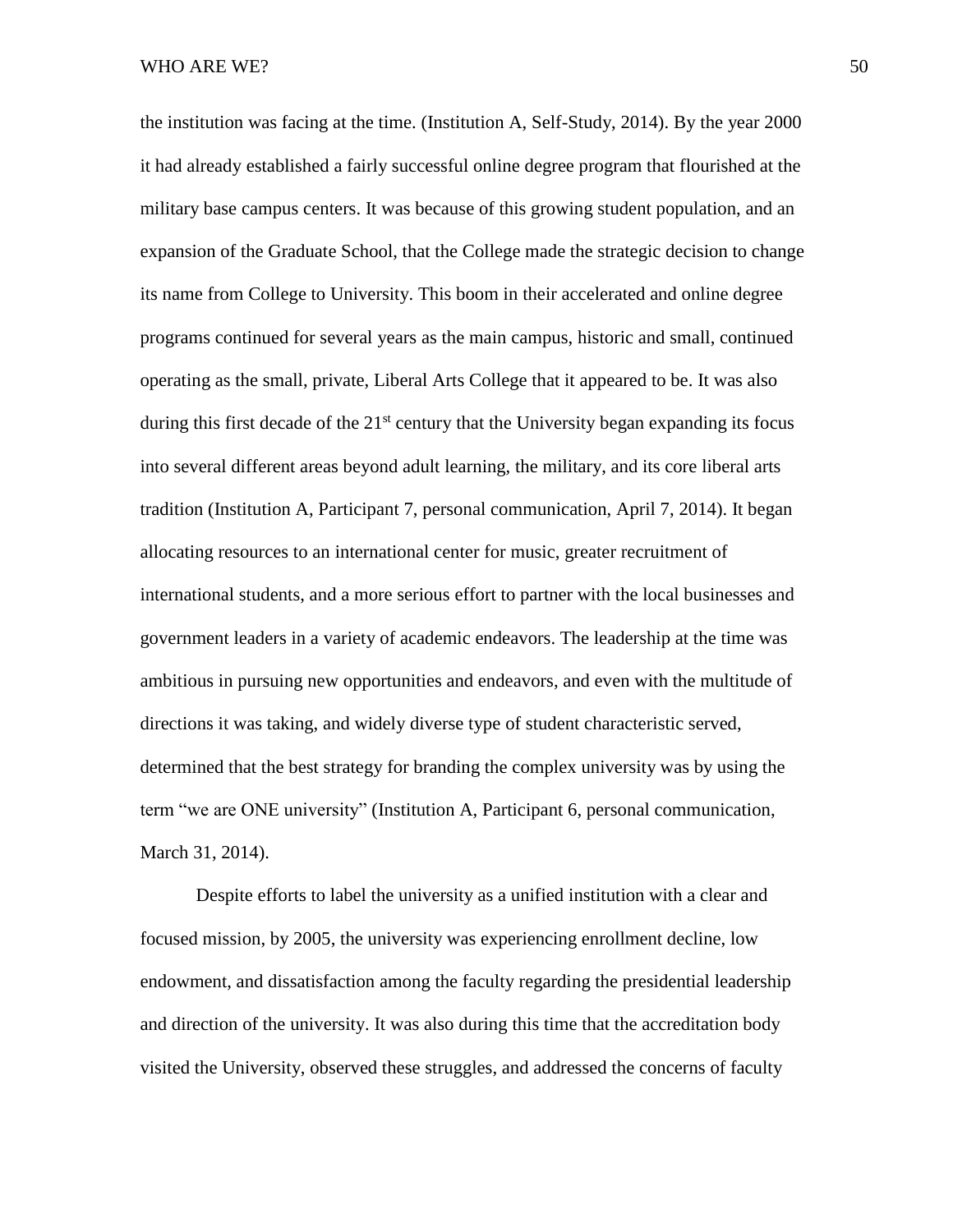the institution was facing at the time. (Institution A, Self-Study, 2014). By the year 2000 it had already established a fairly successful online degree program that flourished at the military base campus centers. It was because of this growing student population, and an expansion of the Graduate School, that the College made the strategic decision to change its name from College to University. This boom in their accelerated and online degree programs continued for several years as the main campus, historic and small, continued operating as the small, private, Liberal Arts College that it appeared to be. It was also during this first decade of the 21st century that the University began expanding its focus into several different areas beyond adult learning, the military, and its core liberal arts tradition (Institution A, Participant 7, personal communication, April 7, 2014). It began allocating resources to an international center for music, greater recruitment of international students, and a more serious effort to partner with the local businesses and government leaders in a variety of academic endeavors. The leadership at the time was ambitious in pursuing new opportunities and endeavors, and even with the multitude of directions it was taking, and widely diverse type of student characteristic served, determined that the best strategy for branding the complex university was by using the term "we are ONE university" (Institution A, Participant 6, personal communication, March 31, 2014).

Despite efforts to label the university as a unified institution with a clear and focused mission, by 2005, the university was experiencing enrollment decline, low endowment, and dissatisfaction among the faculty regarding the presidential leadership and direction of the university. It was also during this time that the accreditation body visited the University, observed these struggles, and addressed the concerns of faculty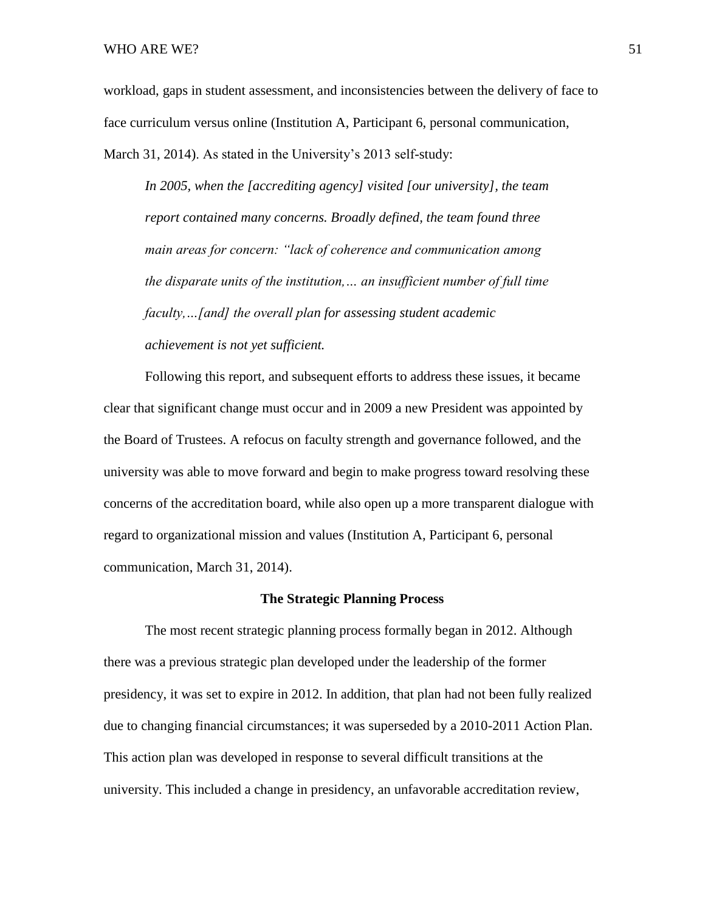workload, gaps in student assessment, and inconsistencies between the delivery of face to face curriculum versus online (Institution A, Participant 6, personal communication, March 31, 2014). As stated in the University's 2013 self-study:

> *In 2005, when the [accrediting agency] visited [our university], the team report contained many concerns. Broadly defined, the team found three main areas for concern: "lack of coherence and communication among the disparate units of the institution,… an insufficient number of full time faculty,…[and] the overall plan for assessing student academic achievement is not yet sufficient.*

Following this report, and subsequent efforts to address these issues, it became clear that significant change must occur and in 2009 a new President was appointed by the Board of Trustees. A refocus on faculty strength and governance followed, and the university was able to move forward and begin to make progress toward resolving these concerns of the accreditation board, while also open up a more transparent dialogue with regard to organizational mission and values (Institution A, Participant 6, personal communication, March 31, 2014).

## The Strategic Planning Process

The most recent strategic planning process formally began in 2012. Although there was a previous strategic plan developed under the leadership of the former presidency, it was set to expire in 2012. In addition, that plan had not been fully realized due to changing financial circumstances; it was superseded by a 2010-2011 Action Plan. This action plan was developed in response to several difficult transitions at the university. This included a change in presidency, an unfavorable accreditation review,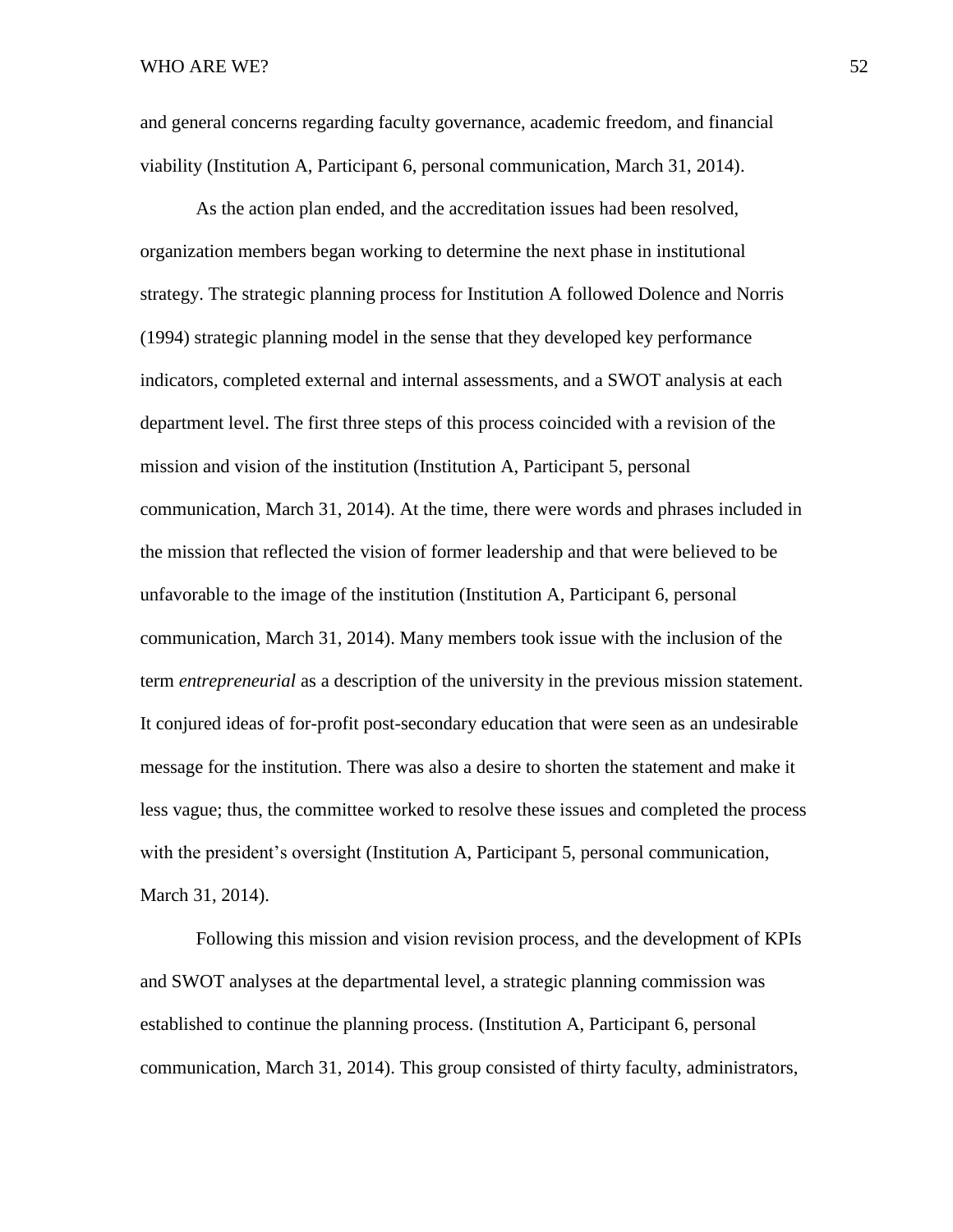and general concerns regarding faculty governance, academic freedom, and financial viability (Institution A, Participant 6, personal communication, March 31, 2014).

As the action plan ended, and the accreditation issues had been resolved, organization members began working to determine the next phase in institutional strategy. The strategic planning process for Institution A followed Dolence and Norris (1994) strategic planning model in the sense that they developed key performance indicators, completed external and internal assessments, and a SWOT analysis at each department level. The first three steps of this process coincided with a revision of the mission and vision of the institution (Institution A, Participant 5, personal communication, March 31, 2014). At the time, there were words and phrases included in the mission that reflected the vision of former leadership and that were believed to be unfavorable to the image of the institution (Institution A, Participant 6, personal communication, March 31, 2014). Many members took issue with the inclusion of the term *entrepreneurial* as a description of the university in the previous mission statement. It conjured ideas of for-profit post-secondary education that were seen as an undesirable message for the institution. There was also a desire to shorten the statement and make it less vague; thus, the committee worked to resolve these issues and completed the process with the president's oversight (Institution A, Participant 5, personal communication, March 31, 2014).

Following this mission and vision revision process, and the development of KPIs and SWOT analyses at the departmental level, a strategic planning commission was established to continue the planning process. (Institution A, Participant 6, personal communication, March 31, 2014). This group consisted of thirty faculty, administrators,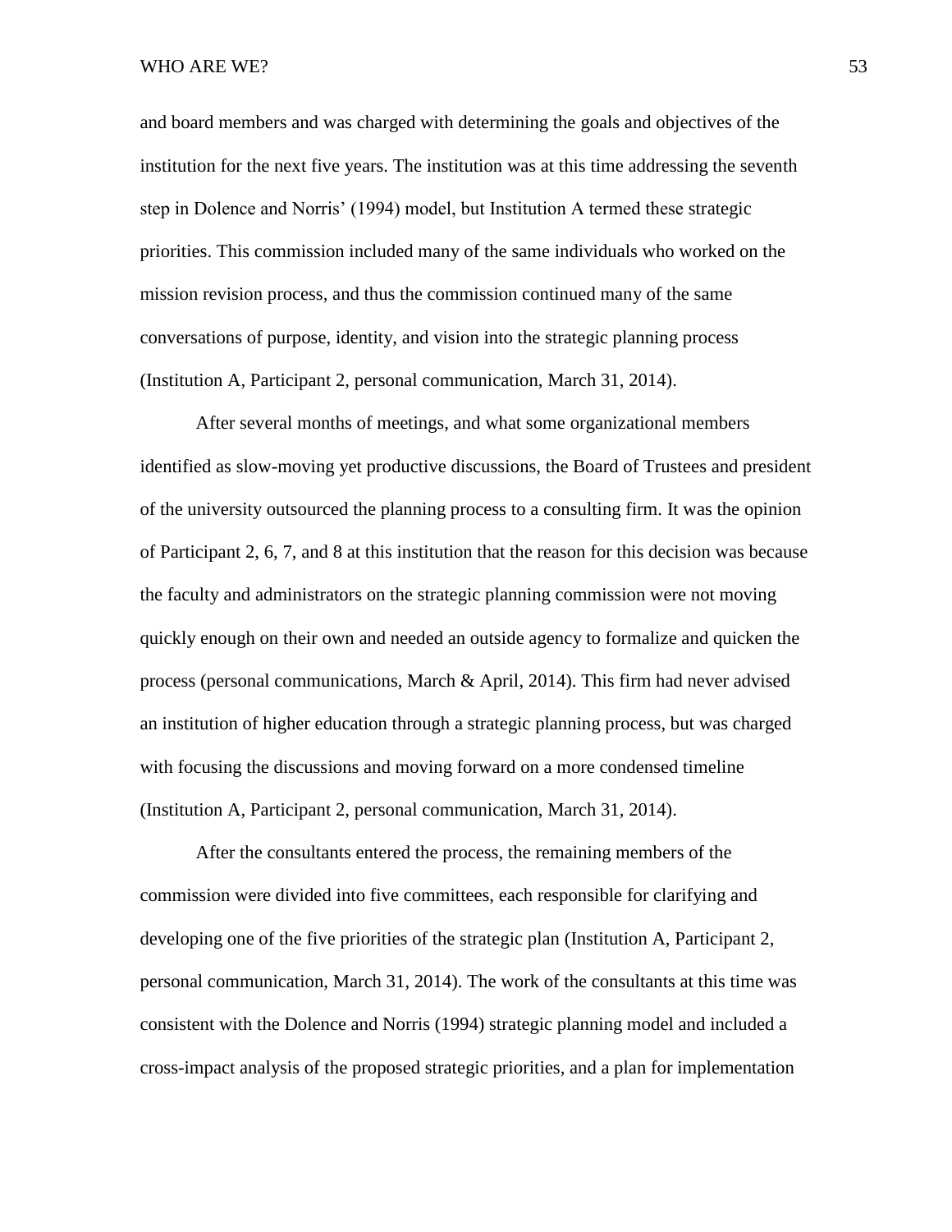and board members and was charged with determining the goals and objectives of the institution for the next five years. The institution was at this time addressing the seventh step in Dolence and Norris' (1994) model, but Institution A termed these strategic priorities. This commission included many of the same individuals who worked on the mission revision process, and thus the commission continued many of the same conversations of purpose, identity, and vision into the strategic planning process (Institution A, Participant 2, personal communication, March 31, 2014).

After several months of meetings, and what some organizational members identified as slow-moving yet productive discussions, the Board of Trustees and president of the university outsourced the planning process to a consulting firm. It was the opinion of Participant 2, 6, 7, and 8 at this institution that the reason for this decision was because the faculty and administrators on the strategic planning commission were not moving quickly enough on their own and needed an outside agency to formalize and quicken the process (personal communications, March & April, 2014). This firm had never advised an institution of higher education through a strategic planning process, but was charged with focusing the discussions and moving forward on a more condensed timeline (Institution A, Participant 2, personal communication, March 31, 2014).

After the consultants entered the process, the remaining members of the commission were divided into five committees, each responsible for clarifying and developing one of the five priorities of the strategic plan (Institution A, Participant 2, personal communication, March 31, 2014). The work of the consultants at this time was consistent with the Dolence and Norris (1994) strategic planning model and included a cross-impact analysis of the proposed strategic priorities, and a plan for implementation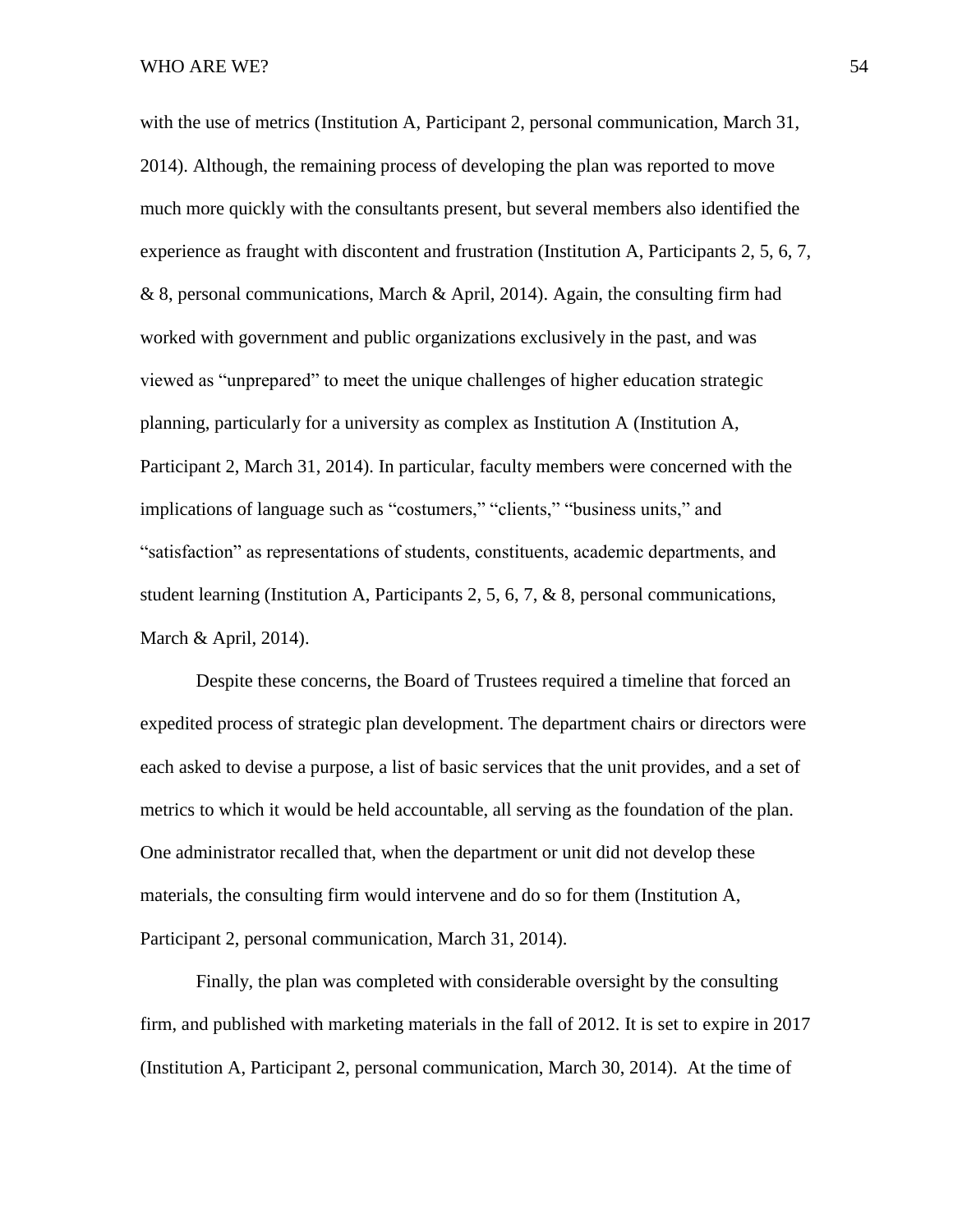with the use of metrics (Institution A, Participant 2, personal communication, March 31, 2014). Although, the remaining process of developing the plan was reported to move much more quickly with the consultants present, but several members also identified the experience as fraught with discontent and frustration (Institution A, Participants 2, 5, 6, 7, & 8, personal communications, March & April, 2014). Again, the consulting firm had worked with government and public organizations exclusively in the past, and was viewed as "unprepared" to meet the unique challenges of higher education strategic planning, particularly for a university as complex as Institution A (Institution A, Participant 2, March 31, 2014). In particular, faculty members were concerned with the implications of language such as "costumers," "clients," "business units," and "satisfaction" as representations of students, constituents, academic departments, and student learning (Institution A, Participants 2, 5, 6, 7, & 8, personal communications, March & April, 2014).

Despite these concerns, the Board of Trustees required a timeline that forced an expedited process of strategic plan development. The department chairs or directors were each asked to devise a purpose, a list of basic services that the unit provides, and a set of metrics to which it would be held accountable, all serving as the foundation of the plan. One administrator recalled that, when the department or unit did not develop these materials, the consulting firm would intervene and do so for them (Institution A, Participant 2, personal communication, March 31, 2014).

Finally, the plan was completed with considerable oversight by the consulting firm, and published with marketing materials in the fall of 2012. It is set to expire in 2017 (Institution A, Participant 2, personal communication, March 30, 2014). At the time of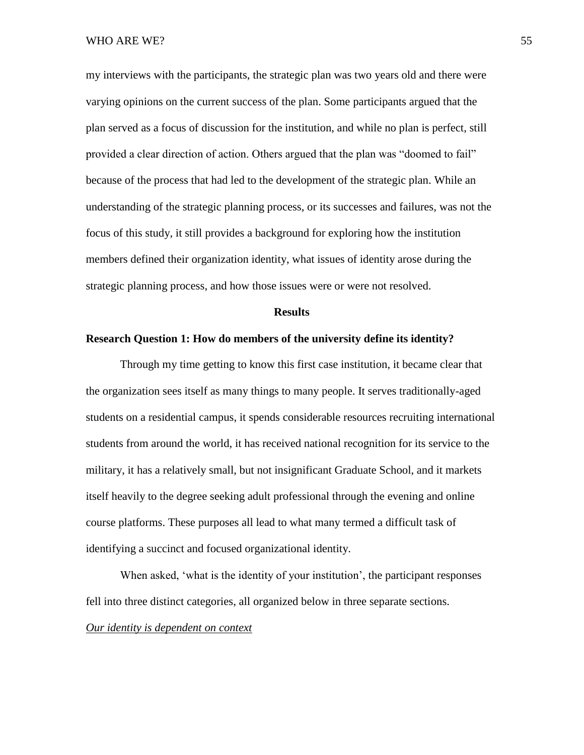my interviews with the participants, the strategic plan was two years old and there were varying opinions on the current success of the plan. Some participants argued that the plan served as a focus of discussion for the institution, and while no plan is perfect, still provided a clear direction of action. Others argued that the plan was "doomed to fail" because of the process that had led to the development of the strategic plan. While an understanding of the strategic planning process, or its successes and failures, was not the focus of this study, it still provides a background for exploring how the institution members defined their organization identity, what issues of identity arose during the strategic planning process, and how those issues were or were not resolved.

## Results

### Research Question 1: How do members of the university define its identity?

Through my time getting to know this first case institution, it became clear that the organization sees itself as many things to many people. It serves traditionally-aged students on a residential campus, it spends considerable resources recruiting international students from around the world, it has received national recognition for its service to the military, it has a relatively small, but not insignificant Graduate School, and it markets itself heavily to the degree seeking adult professional through the evening and online course platforms. These purposes all lead to what many termed a difficult task of identifying a succinct and focused organizational identity.

When asked, 'what is the identity of your institution', the participant responses fell into three distinct categories, all organized below in three separate sections.

#### *<u>Our identity is dependent on context</u>*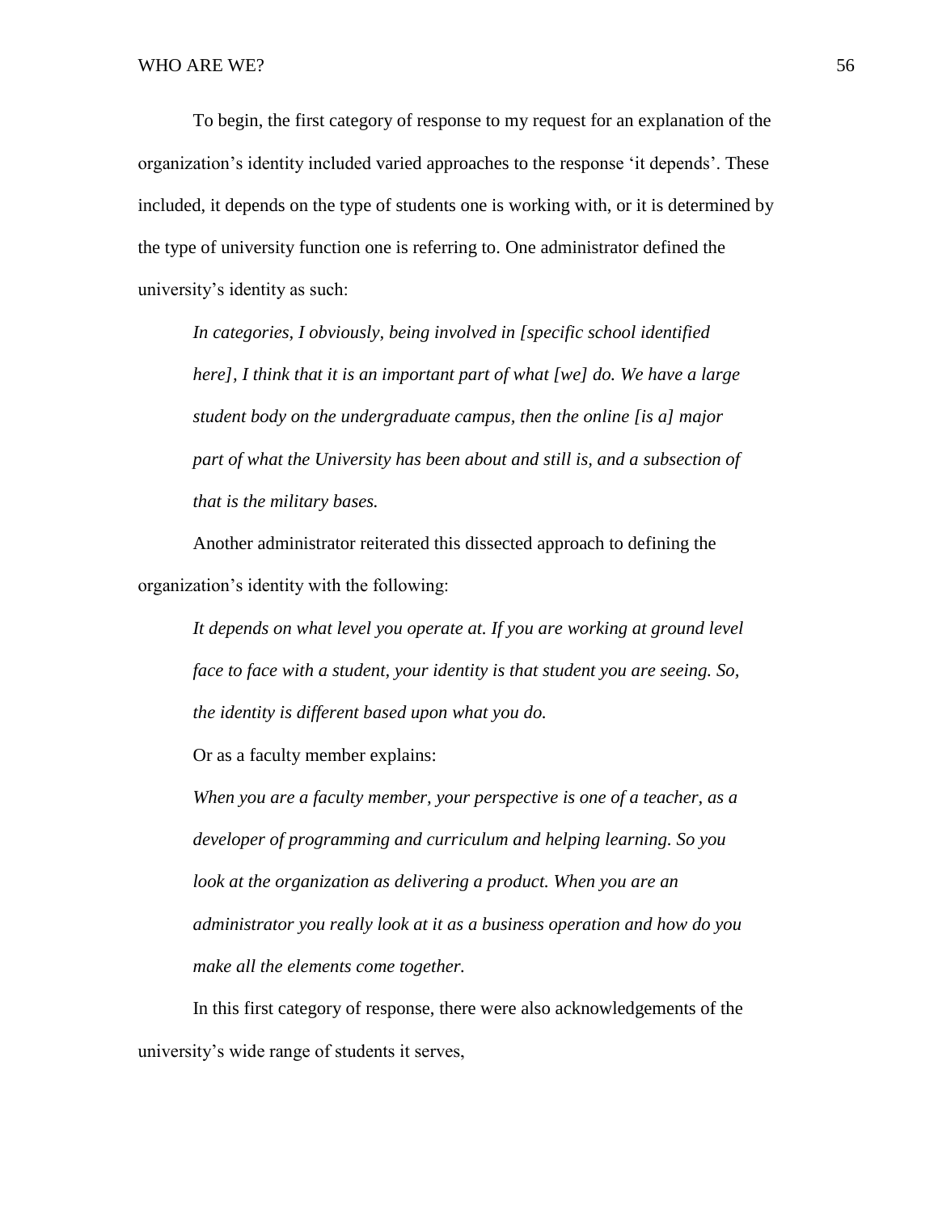To begin, the first category of response to my request for an explanation of the organization's identity included varied approaches to the response 'it depends'. These included, it depends on the type of students one is working with, or it is determined by the type of university function one is referring to. One administrator defined the university's identity as such:

> *In categories, I obviously, being involved in [specific school identified here], I think that it is an important part of what [we] do. We have a large student body on the undergraduate campus, then the online [is a] major part of what the University has been about and still is, and a subsection of that is the military bases.*

Another administrator reiterated this dissected approach to defining the organization's identity with the following:

> *It depends on what level you operate at. If you are working at ground level face to face with a student, your identity is that student you are seeing. So, the identity is different based upon what you do.*

Or as a faculty member explains:

> *When you are a faculty member, your perspective is one of a teacher, as a developer of programming and curriculum and helping learning. So you look at the organization as delivering a product. When you are an administrator you really look at it as a business operation and how do you make all the elements come together.*

In this first category of response, there were also acknowledgements of the university's wide range of students it serves,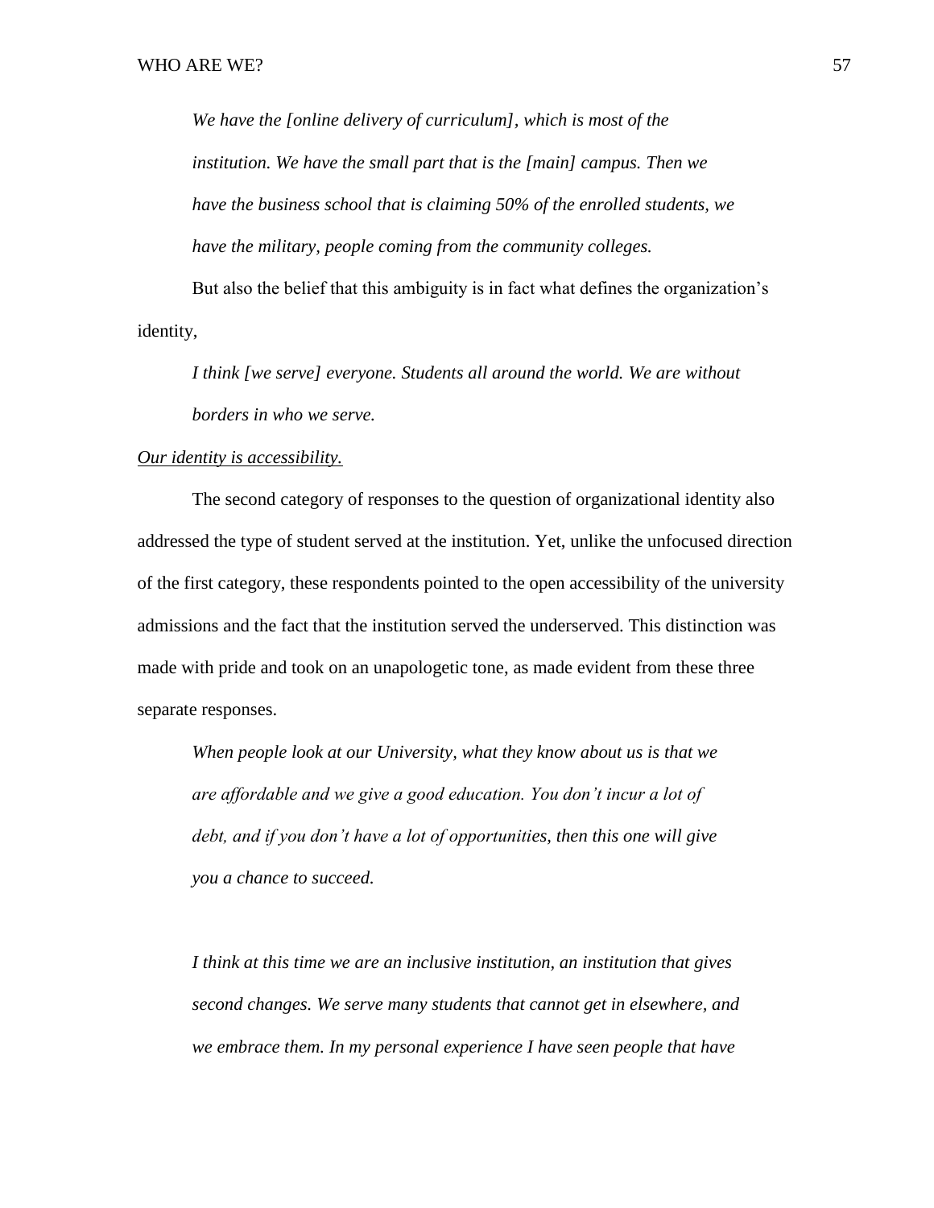> *We have the [online delivery of curriculum], which is most of the institution. We have the small part that is the [main] campus. Then we have the business school that is claiming 50% of the enrolled students, we have the military, people coming from the community colleges.*

But also the belief that this ambiguity is in fact what defines the organization's identity,

> *I think [we serve] everyone. Students all around the world. We are without borders in who we serve.*

<u>*Our identity is accessibility.*</u>

The second category of responses to the question of organizational identity also addressed the type of student served at the institution. Yet, unlike the unfocused direction of the first category, these respondents pointed to the open accessibility of the university admissions and the fact that the institution served the underserved. This distinction was made with pride and took on an unapologetic tone, as made evident from these three separate responses.

> *When people look at our University, what they know about us is that we are affordable and we give a good education. You don't incur a lot of debt, and if you don't have a lot of opportunities, then this one will give you a chance to succeed.*

> *I think at this time we are an inclusive institution, an institution that gives second changes. We serve many students that cannot get in elsewhere, and we embrace them. In my personal experience I have seen people that have*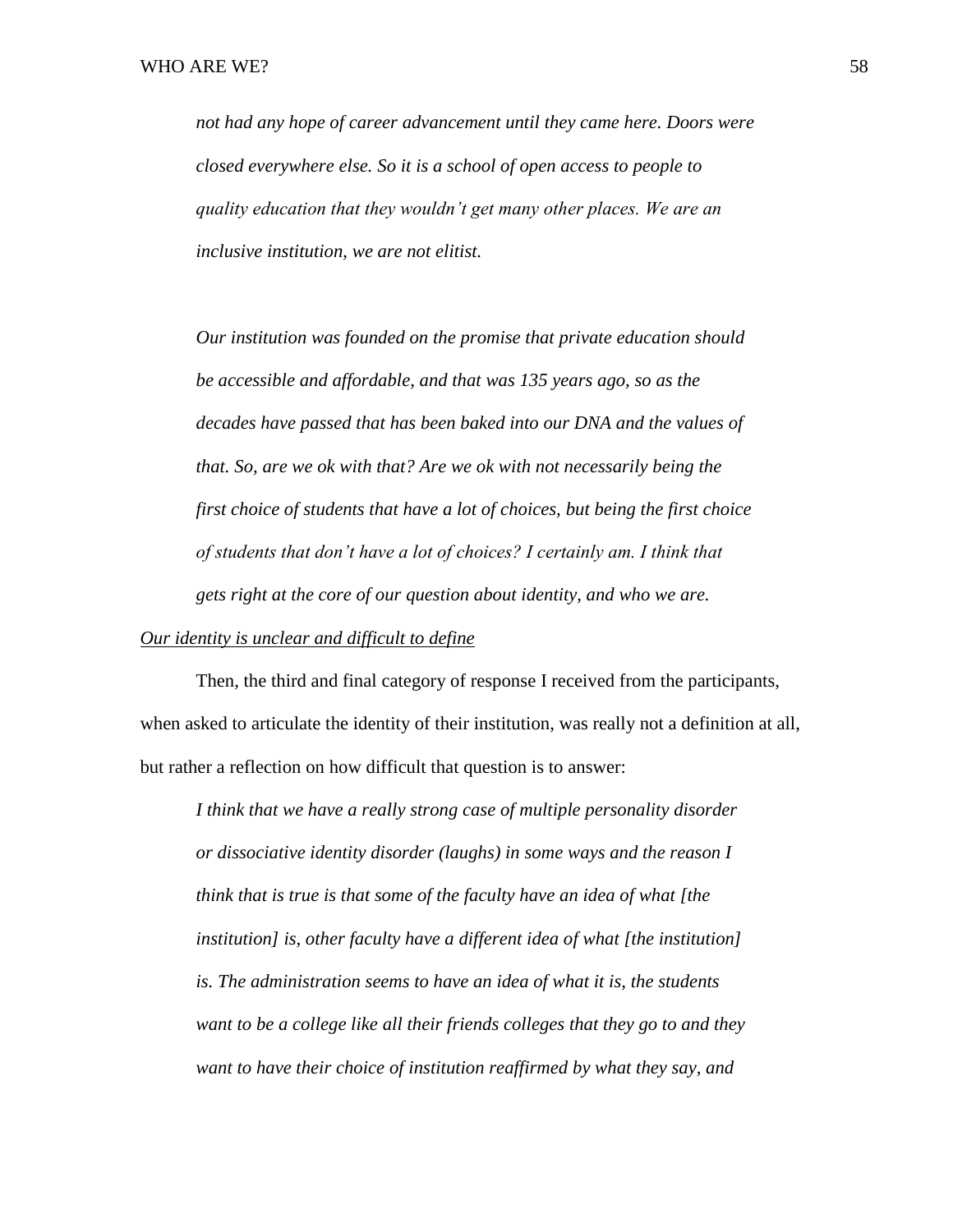*not had any hope of career advancement until they came here. Doors were closed everywhere else. So it is a school of open access to people to quality education that they wouldn't get many other places. We are an inclusive institution, we are not elitist.*

*Our institution was founded on the promise that private education should be accessible and affordable, and that was 135 years ago, so as the decades have passed that has been baked into our DNA and the values of that. So, are we ok with that? Are we ok with not necessarily being the first choice of students that have a lot of choices, but being the first choice of students that don't have a lot of choices? I certainly am. I think that gets right at the core of our question about identity, and who we are.*

<u>*Our identity is unclear and difficult to define*</u>

Then, the third and final category of response I received from the participants, when asked to articulate the identity of their institution, was really not a definition at all, but rather a reflection on how difficult that question is to answer:

*I think that we have a really strong case of multiple personality disorder or dissociative identity disorder (laughs) in some ways and the reason I think that is true is that some of the faculty have an idea of what [the institution] is, other faculty have a different idea of what [the institution] is. The administration seems to have an idea of what it is, the students want to be a college like all their friends colleges that they go to and they want to have their choice of institution reaffirmed by what they say, and*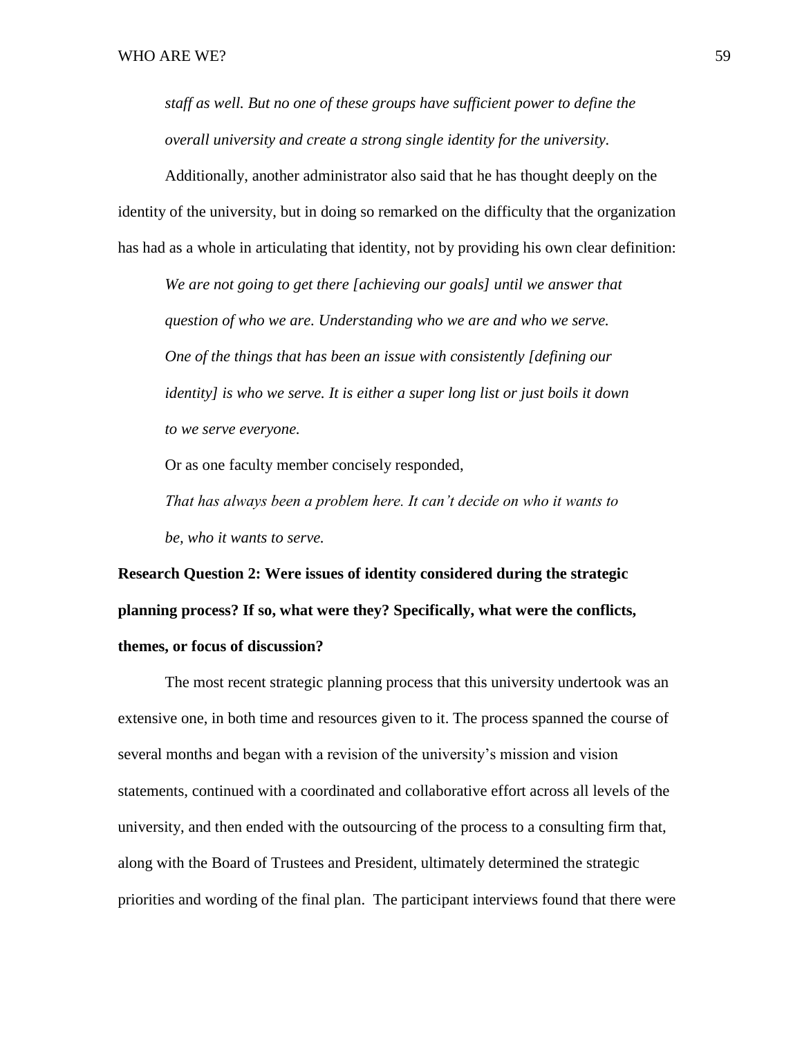*staff as well. But no one of these groups have sufficient power to define the overall university and create a strong single identity for the university.*

Additionally, another administrator also said that he has thought deeply on the identity of the university, but in doing so remarked on the difficulty that the organization has had as a whole in articulating that identity, not by providing his own clear definition:

> *We are not going to get there [achieving our goals] until we answer that question of who we are. Understanding who we are and who we serve. One of the things that has been an issue with consistently [defining our identity] is who we serve. It is either a super long list or just boils it down to we serve everyone.*

Or as one faculty member concisely responded,

> *That has always been a problem here. It can't decide on who it wants to be, who it wants to serve.*

**Research Question 2: Were issues of identity considered during the strategic planning process? If so, what were they? Specifically, what were the conflicts, themes, or focus of discussion?**

The most recent strategic planning process that this university undertook was an extensive one, in both time and resources given to it. The process spanned the course of several months and began with a revision of the university's mission and vision statements, continued with a coordinated and collaborative effort across all levels of the university, and then ended with the outsourcing of the process to a consulting firm that, along with the Board of Trustees and President, ultimately determined the strategic priorities and wording of the final plan. The participant interviews found that there were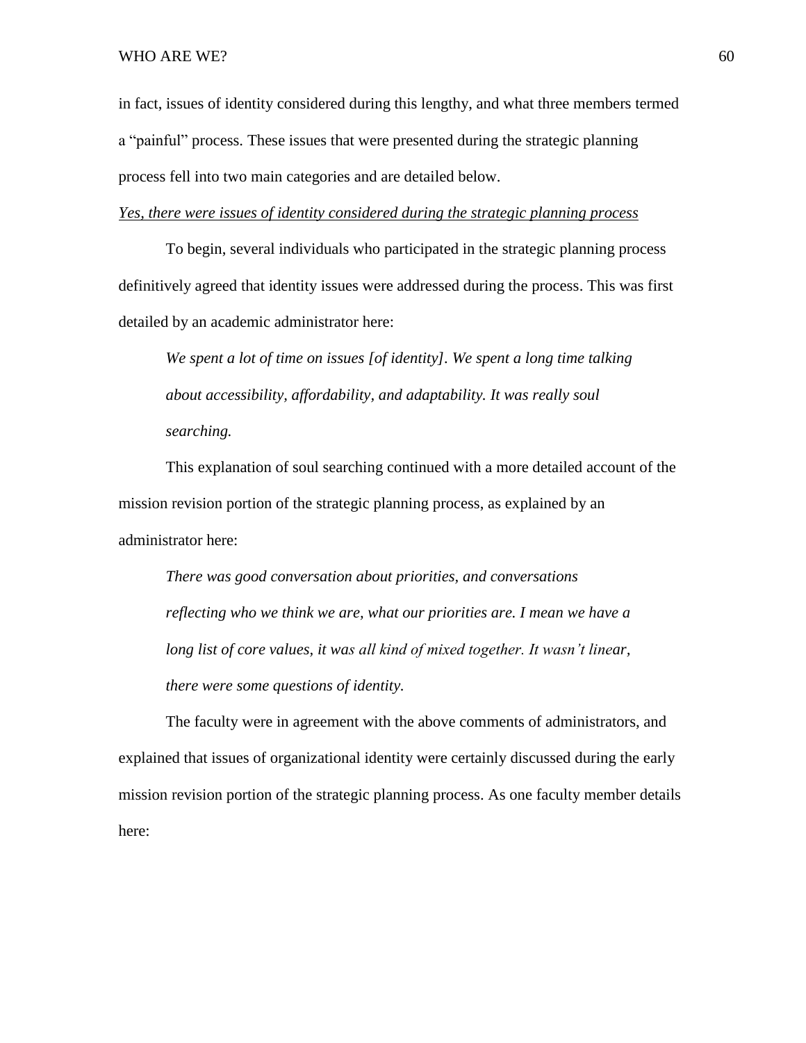in fact, issues of identity considered during this lengthy, and what three members termed a "painful" process. These issues that were presented during the strategic planning process fell into two main categories and are detailed below.

*<u>Yes, there were issues of identity considered during the strategic planning process</u>*

To begin, several individuals who participated in the strategic planning process definitively agreed that identity issues were addressed during the process. This was first detailed by an academic administrator here:

> *We spent a lot of time on issues [of identity]. We spent a long time talking about accessibility, affordability, and adaptability. It was really soul searching.*

This explanation of soul searching continued with a more detailed account of the mission revision portion of the strategic planning process, as explained by an administrator here:

> *There was good conversation about priorities, and conversations reflecting who we think we are, what our priorities are. I mean we have a long list of core values, it was all kind of mixed together. It wasn't linear, there were some questions of identity.*

The faculty were in agreement with the above comments of administrators, and explained that issues of organizational identity were certainly discussed during the early mission revision portion of the strategic planning process. As one faculty member details here: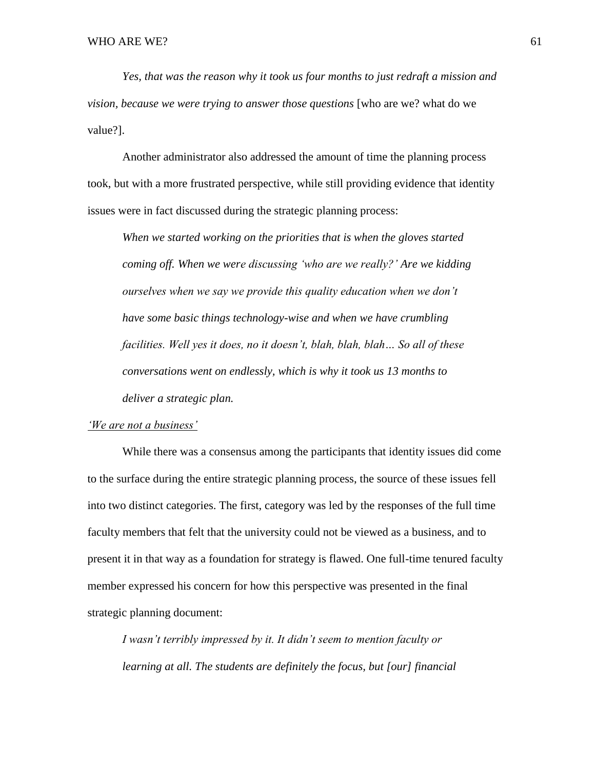*Yes, that was the reason why it took us four months to just redraft a mission and vision, because we were trying to answer those questions* [who are we? what do we value?].

Another administrator also addressed the amount of time the planning process took, but with a more frustrated perspective, while still providing evidence that identity issues were in fact discussed during the strategic planning process:

> *When we started working on the priorities that is when the gloves started coming off. When we were discussing 'who are we really?' Are we kidding ourselves when we say we provide this quality education when we don't have some basic things technology-wise and when we have crumbling facilities. Well yes it does, no it doesn't, blah, blah, blah… So all of these conversations went on endlessly, which is why it took us 13 months to deliver a strategic plan.*

*'We are not a business'*

While there was a consensus among the participants that identity issues did come to the surface during the entire strategic planning process, the source of these issues fell into two distinct categories. The first, category was led by the responses of the full time faculty members that felt that the university could not be viewed as a business, and to present it in that way as a foundation for strategy is flawed. One full-time tenured faculty member expressed his concern for how this perspective was presented in the final strategic planning document:

> *I wasn't terribly impressed by it. It didn't seem to mention faculty or learning at all. The students are definitely the focus, but [our] financial*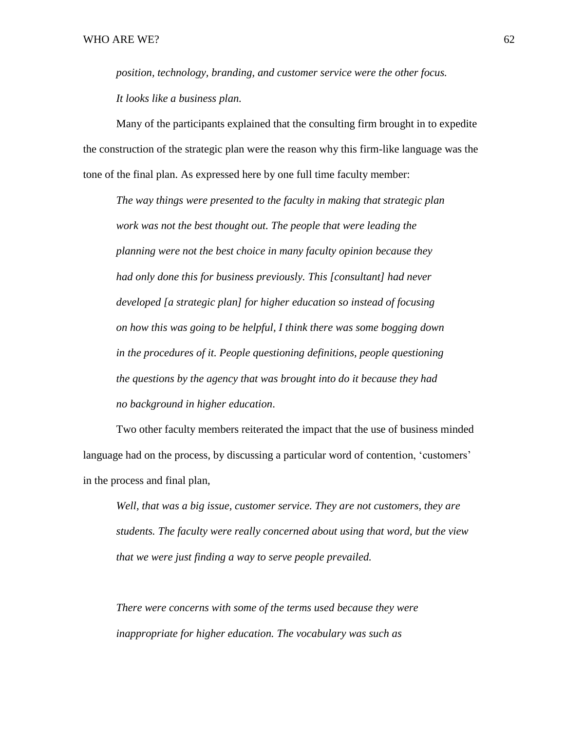*position, technology, branding, and customer service were the other focus. It looks like a business plan.*

Many of the participants explained that the consulting firm brought in to expedite the construction of the strategic plan were the reason why this firm-like language was the tone of the final plan. As expressed here by one full time faculty member:

> *The way things were presented to the faculty in making that strategic plan work was not the best thought out. The people that were leading the planning were not the best choice in many faculty opinion because they had only done this for business previously. This [consultant] had never developed [a strategic plan] for higher education so instead of focusing on how this was going to be helpful, I think there was some bogging down in the procedures of it. People questioning definitions, people questioning the questions by the agency that was brought into do it because they had no background in higher education*.

Two other faculty members reiterated the impact that the use of business minded language had on the process, by discussing a particular word of contention, 'customers' in the process and final plan,

> *Well, that was a big issue, customer service. They are not customers, they are students. The faculty were really concerned about using that word, but the view that we were just finding a way to serve people prevailed.*

> *There were concerns with some of the terms used because they were inappropriate for higher education. The vocabulary was such as*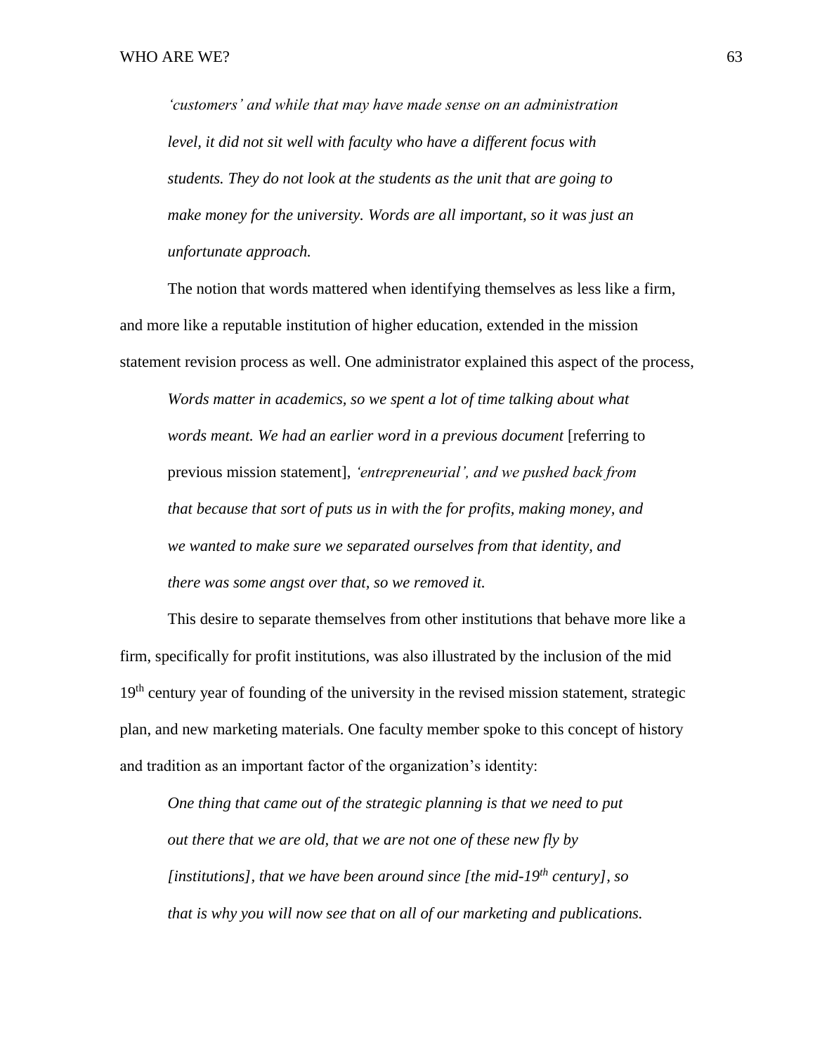*'customers' and while that may have made sense on an administration level, it did not sit well with faculty who have a different focus with students. They do not look at the students as the unit that are going to make money for the university. Words are all important, so it was just an unfortunate approach.*

The notion that words mattered when identifying themselves as less like a firm, and more like a reputable institution of higher education, extended in the mission statement revision process as well. One administrator explained this aspect of the process,

> *Words matter in academics, so we spent a lot of time talking about what words meant. We had an earlier word in a previous document* [referring to previous mission statement], *'entrepreneurial', and we pushed back from that because that sort of puts us in with the for profits, making money, and we wanted to make sure we separated ourselves from that identity, and there was some angst over that, so we removed it.*

This desire to separate themselves from other institutions that behave more like a firm, specifically for profit institutions, was also illustrated by the inclusion of the mid 19th century year of founding of the university in the revised mission statement, strategic plan, and new marketing materials. One faculty member spoke to this concept of history and tradition as an important factor of the organization's identity:

> *One thing that came out of the strategic planning is that we need to put out there that we are old, that we are not one of these new fly by [institutions], that we have been around since [the mid-19th century], so that is why you will now see that on all of our marketing and publications.*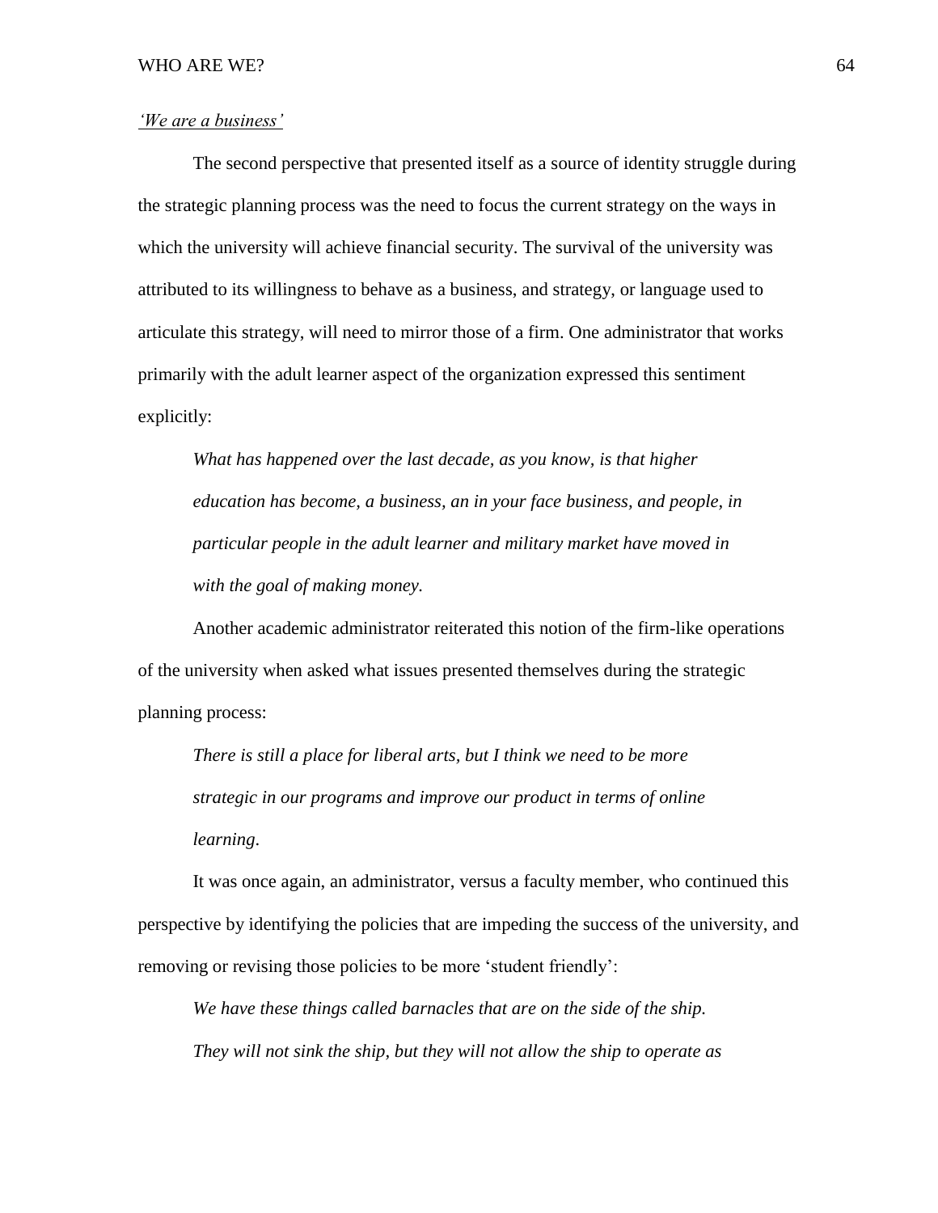*<u>'We are a business'</u>*

The second perspective that presented itself as a source of identity struggle during the strategic planning process was the need to focus the current strategy on the ways in which the university will achieve financial security. The survival of the university was attributed to its willingness to behave as a business, and strategy, or language used to articulate this strategy, will need to mirror those of a firm. One administrator that works primarily with the adult learner aspect of the organization expressed this sentiment explicitly:

> *What has happened over the last decade, as you know, is that higher education has become, a business, an in your face business, and people, in particular people in the adult learner and military market have moved in with the goal of making money.*

Another academic administrator reiterated this notion of the firm-like operations of the university when asked what issues presented themselves during the strategic planning process:

> *There is still a place for liberal arts, but I think we need to be more strategic in our programs and improve our product in terms of online learning.*

It was once again, an administrator, versus a faculty member, who continued this perspective by identifying the policies that are impeding the success of the university, and removing or revising those policies to be more 'student friendly':

> *We have these things called barnacles that are on the side of the ship. They will not sink the ship, but they will not allow the ship to operate as*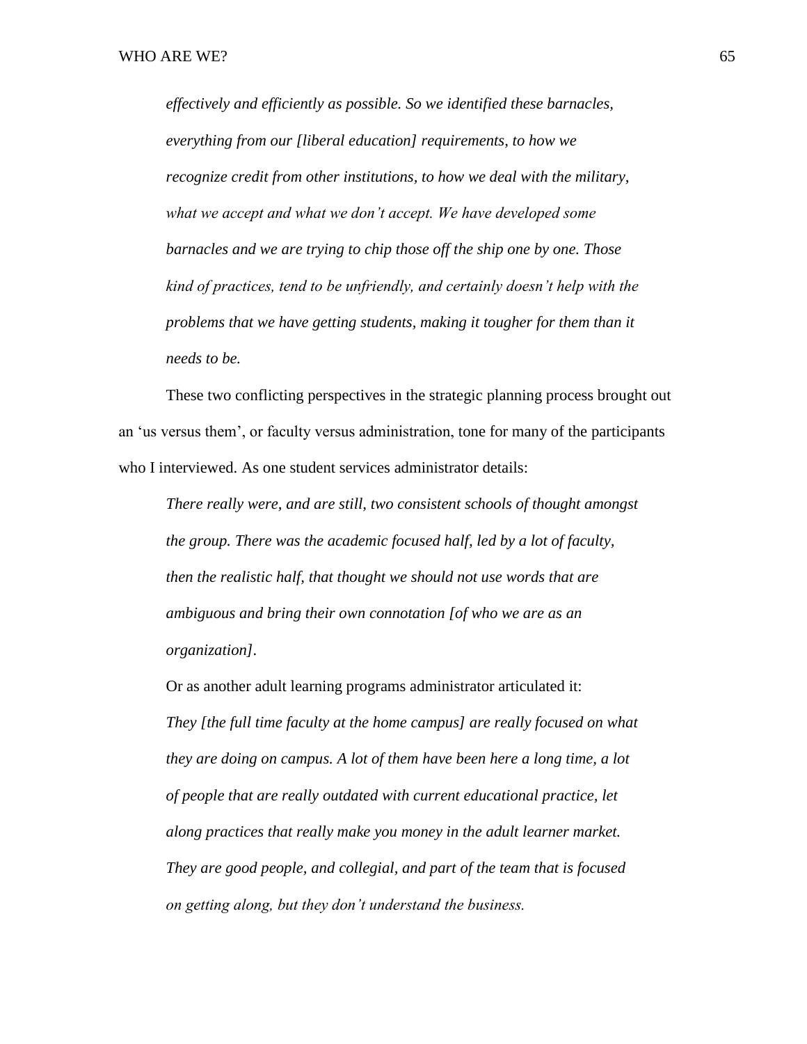*effectively and efficiently as possible. So we identified these barnacles, everything from our [liberal education] requirements, to how we recognize credit from other institutions, to how we deal with the military, what we accept and what we don't accept. We have developed some barnacles and we are trying to chip those off the ship one by one. Those kind of practices, tend to be unfriendly, and certainly doesn't help with the problems that we have getting students, making it tougher for them than it needs to be.*

These two conflicting perspectives in the strategic planning process brought out an 'us versus them', or faculty versus administration, tone for many of the participants who I interviewed. As one student services administrator details:

> *There really were, and are still, two consistent schools of thought amongst the group. There was the academic focused half, led by a lot of faculty, then the realistic half, that thought we should not use words that are ambiguous and bring their own connotation [of who we are as an organization].*

Or as another adult learning programs administrator articulated it:

> *They [the full time faculty at the home campus] are really focused on what they are doing on campus. A lot of them have been here a long time, a lot of people that are really outdated with current educational practice, let along practices that really make you money in the adult learner market. They are good people, and collegial, and part of the team that is focused on getting along, but they don't understand the business.*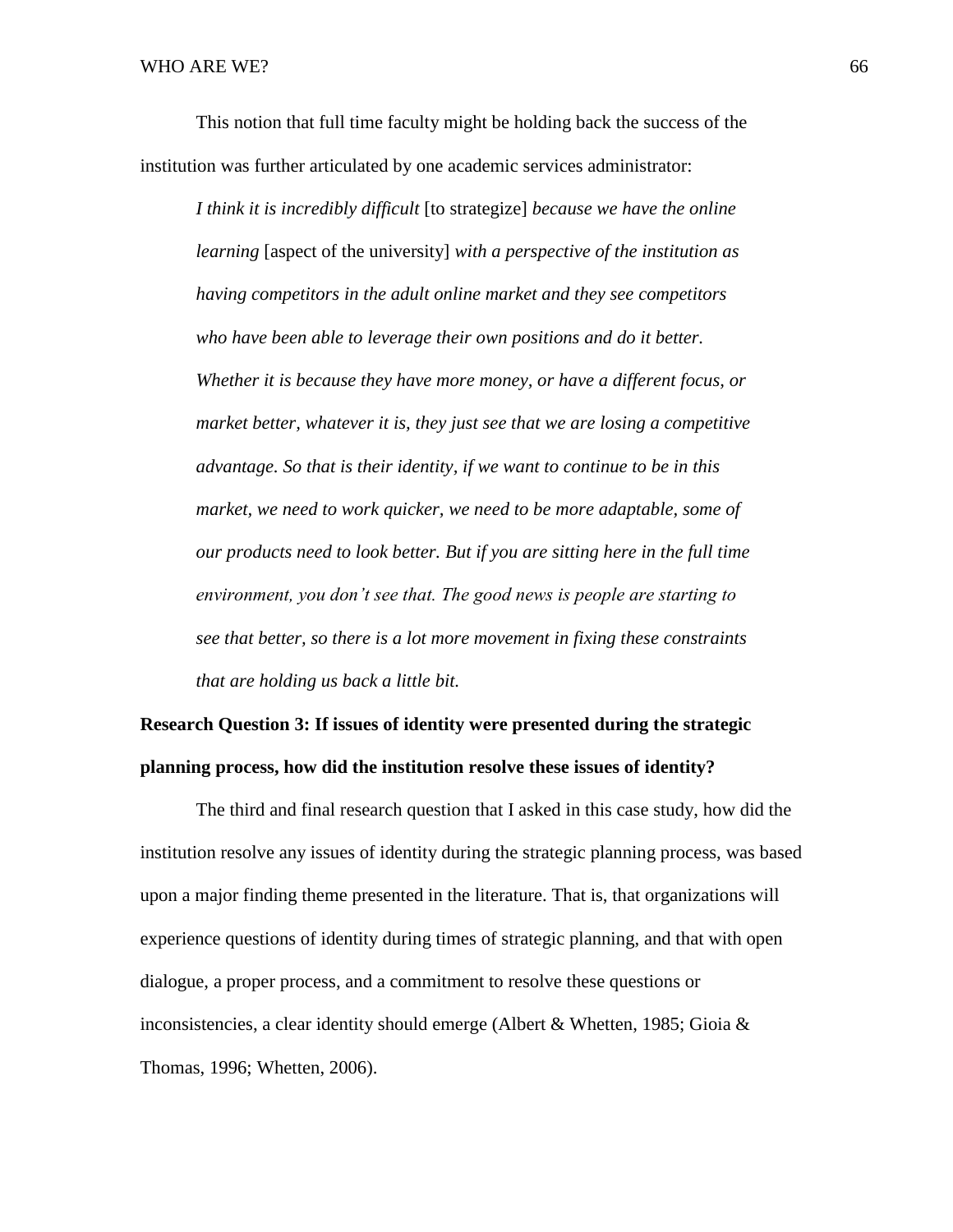This notion that full time faculty might be holding back the success of the institution was further articulated by one academic services administrator:

> *I think it is incredibly difficult* [to strategize] *because we have the online learning* [aspect of the university] *with a perspective of the institution as having competitors in the adult online market and they see competitors who have been able to leverage their own positions and do it better. Whether it is because they have more money, or have a different focus, or market better, whatever it is, they just see that we are losing a competitive advantage. So that is their identity, if we want to continue to be in this market, we need to work quicker, we need to be more adaptable, some of our products need to look better. But if you are sitting here in the full time environment, you don't see that. The good news is people are starting to see that better, so there is a lot more movement in fixing these constraints that are holding us back a little bit.*

**Research Question 3: If issues of identity were presented during the strategic planning process, how did the institution resolve these issues of identity?**

The third and final research question that I asked in this case study, how did the institution resolve any issues of identity during the strategic planning process, was based upon a major finding theme presented in the literature. That is, that organizations will experience questions of identity during times of strategic planning, and that with open dialogue, a proper process, and a commitment to resolve these questions or inconsistencies, a clear identity should emerge (Albert & Whetten, 1985; Gioia & Thomas, 1996; Whetten, 2006).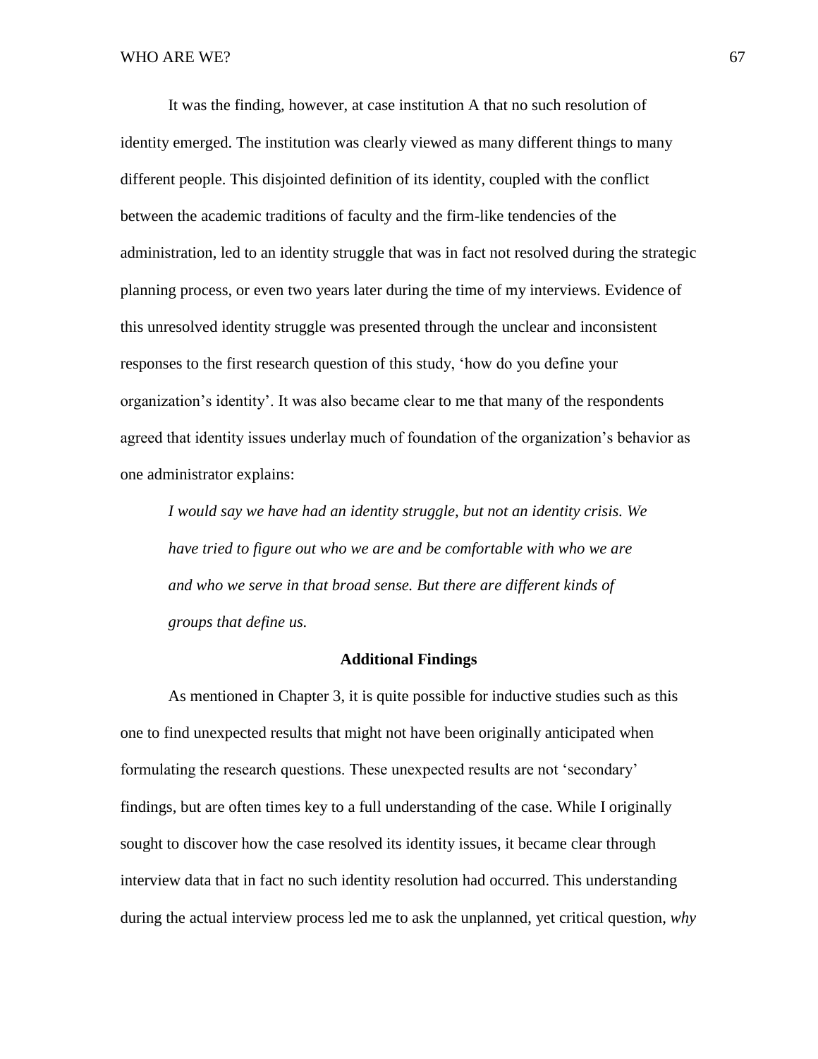It was the finding, however, at case institution A that no such resolution of identity emerged. The institution was clearly viewed as many different things to many different people. This disjointed definition of its identity, coupled with the conflict between the academic traditions of faculty and the firm-like tendencies of the administration, led to an identity struggle that was in fact not resolved during the strategic planning process, or even two years later during the time of my interviews. Evidence of this unresolved identity struggle was presented through the unclear and inconsistent responses to the first research question of this study, 'how do you define your organization's identity'. It was also became clear to me that many of the respondents agreed that identity issues underlay much of foundation of the organization's behavior as one administrator explains:

> *I would say we have had an identity struggle, but not an identity crisis. We have tried to figure out who we are and be comfortable with who we are and who we serve in that broad sense. But there are different kinds of groups that define us.*

## Additional Findings

As mentioned in Chapter 3, it is quite possible for inductive studies such as this one to find unexpected results that might not have been originally anticipated when formulating the research questions. These unexpected results are not 'secondary' findings, but are often times key to a full understanding of the case. While I originally sought to discover how the case resolved its identity issues, it became clear through interview data that in fact no such identity resolution had occurred. This understanding during the actual interview process led me to ask the unplanned, yet critical question, *why*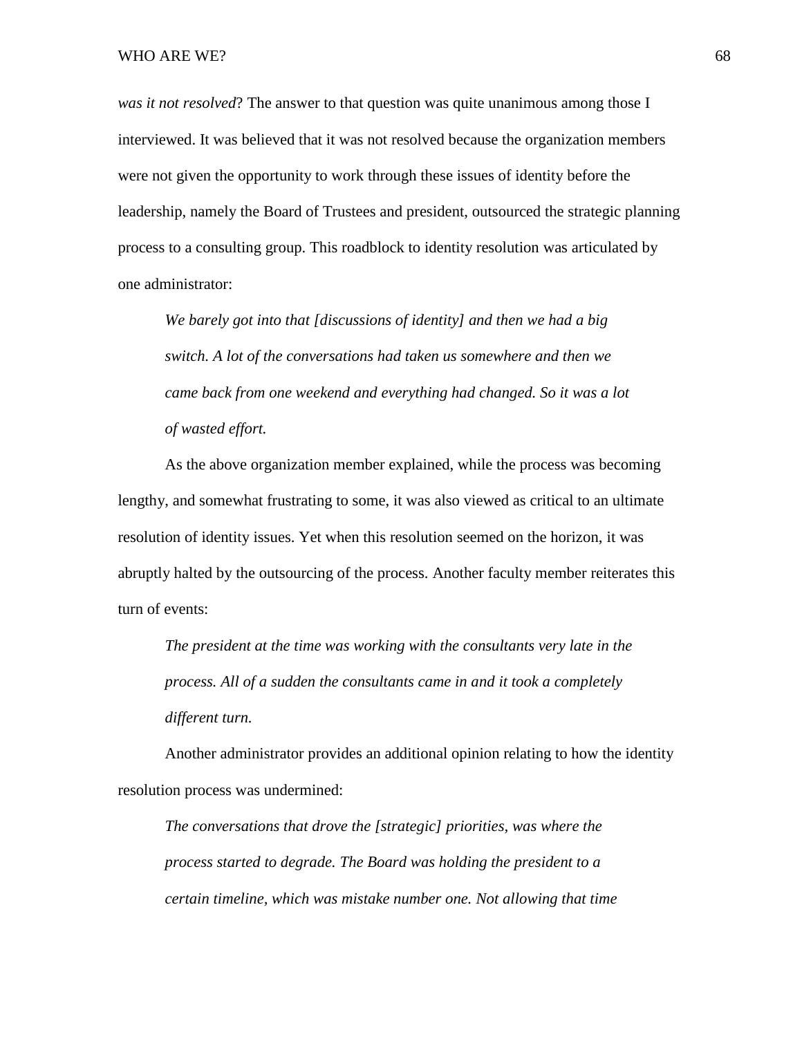*was it not resolved*? The answer to that question was quite unanimous among those I interviewed. It was believed that it was not resolved because the organization members were not given the opportunity to work through these issues of identity before the leadership, namely the Board of Trustees and president, outsourced the strategic planning process to a consulting group. This roadblock to identity resolution was articulated by one administrator:

> *We barely got into that [discussions of identity] and then we had a big switch. A lot of the conversations had taken us somewhere and then we came back from one weekend and everything had changed. So it was a lot of wasted effort.*

As the above organization member explained, while the process was becoming lengthy, and somewhat frustrating to some, it was also viewed as critical to an ultimate resolution of identity issues. Yet when this resolution seemed on the horizon, it was abruptly halted by the outsourcing of the process. Another faculty member reiterates this turn of events:

> *The president at the time was working with the consultants very late in the process. All of a sudden the consultants came in and it took a completely different turn.*

Another administrator provides an additional opinion relating to how the identity resolution process was undermined:

> *The conversations that drove the [strategic] priorities, was where the process started to degrade. The Board was holding the president to a certain timeline, which was mistake number one. Not allowing that time*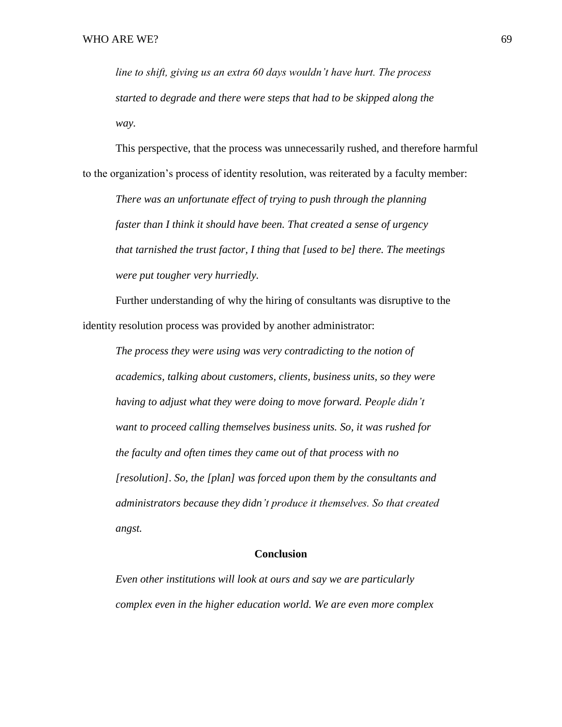*line to shift, giving us an extra 60 days wouldn't have hurt. The process started to degrade and there were steps that had to be skipped along the way.*

This perspective, that the process was unnecessarily rushed, and therefore harmful to the organization's process of identity resolution, was reiterated by a faculty member:

> *There was an unfortunate effect of trying to push through the planning faster than I think it should have been. That created a sense of urgency that tarnished the trust factor, I thing that [used to be] there. The meetings were put tougher very hurriedly.*

Further understanding of why the hiring of consultants was disruptive to the identity resolution process was provided by another administrator:

> *The process they were using was very contradicting to the notion of academics, talking about customers, clients, business units, so they were having to adjust what they were doing to move forward. People didn't want to proceed calling themselves business units. So, it was rushed for the faculty and often times they came out of that process with no [resolution]. So, the [plan] was forced upon them by the consultants and administrators because they didn't produce it themselves. So that created angst.*

## Conclusion

> *Even other institutions will look at ours and say we are particularly complex even in the higher education world. We are even more complex*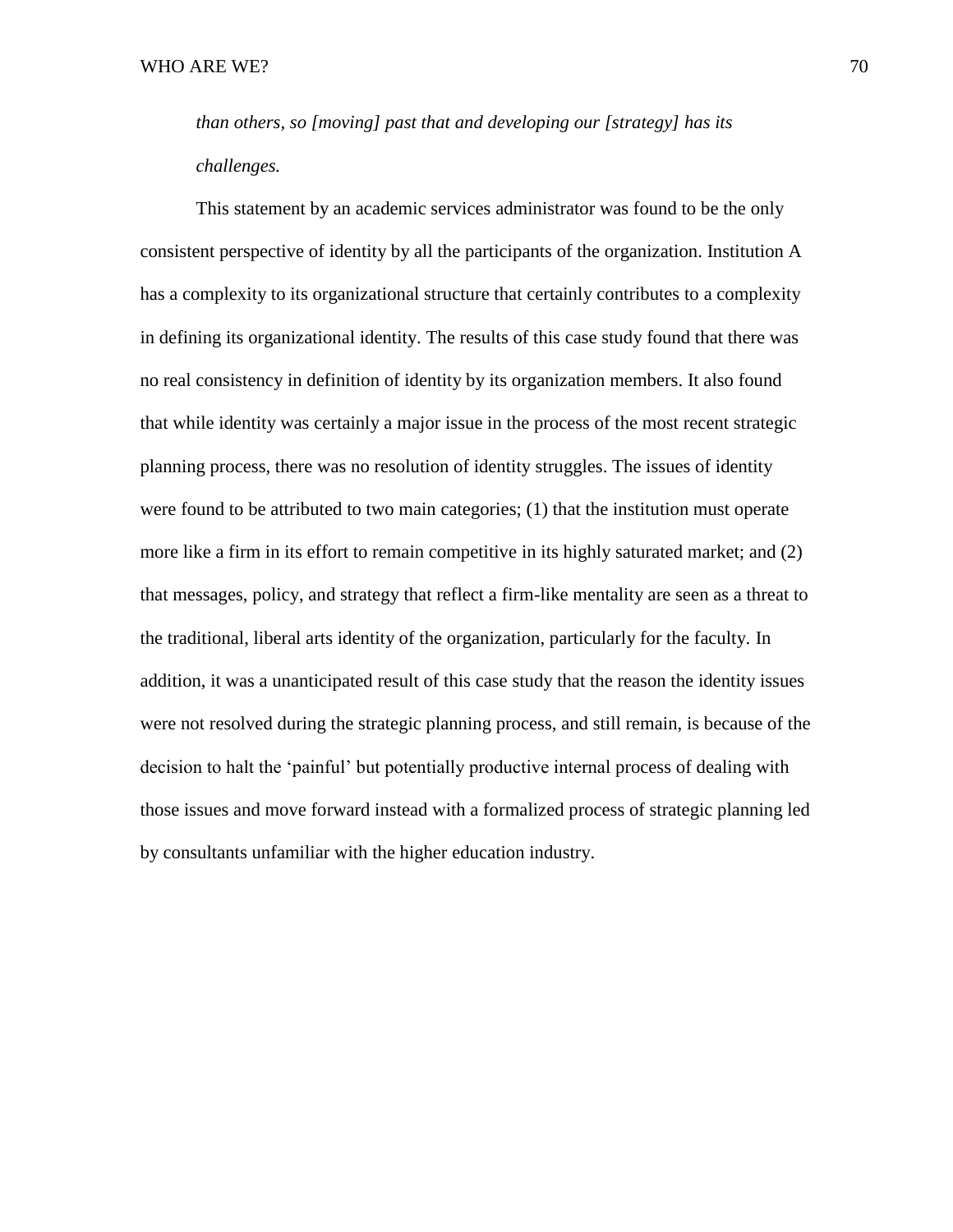*than others, so [moving] past that and developing our [strategy] has its challenges.*

This statement by an academic services administrator was found to be the only consistent perspective of identity by all the participants of the organization. Institution A has a complexity to its organizational structure that certainly contributes to a complexity in defining its organizational identity. The results of this case study found that there was no real consistency in definition of identity by its organization members. It also found that while identity was certainly a major issue in the process of the most recent strategic planning process, there was no resolution of identity struggles. The issues of identity were found to be attributed to two main categories; (1) that the institution must operate more like a firm in its effort to remain competitive in its highly saturated market; and (2) that messages, policy, and strategy that reflect a firm-like mentality are seen as a threat to the traditional, liberal arts identity of the organization, particularly for the faculty. In addition, it was a unanticipated result of this case study that the reason the identity issues were not resolved during the strategic planning process, and still remain, is because of the decision to halt the 'painful' but potentially productive internal process of dealing with those issues and move forward instead with a formalized process of strategic planning led by consultants unfamiliar with the higher education industry.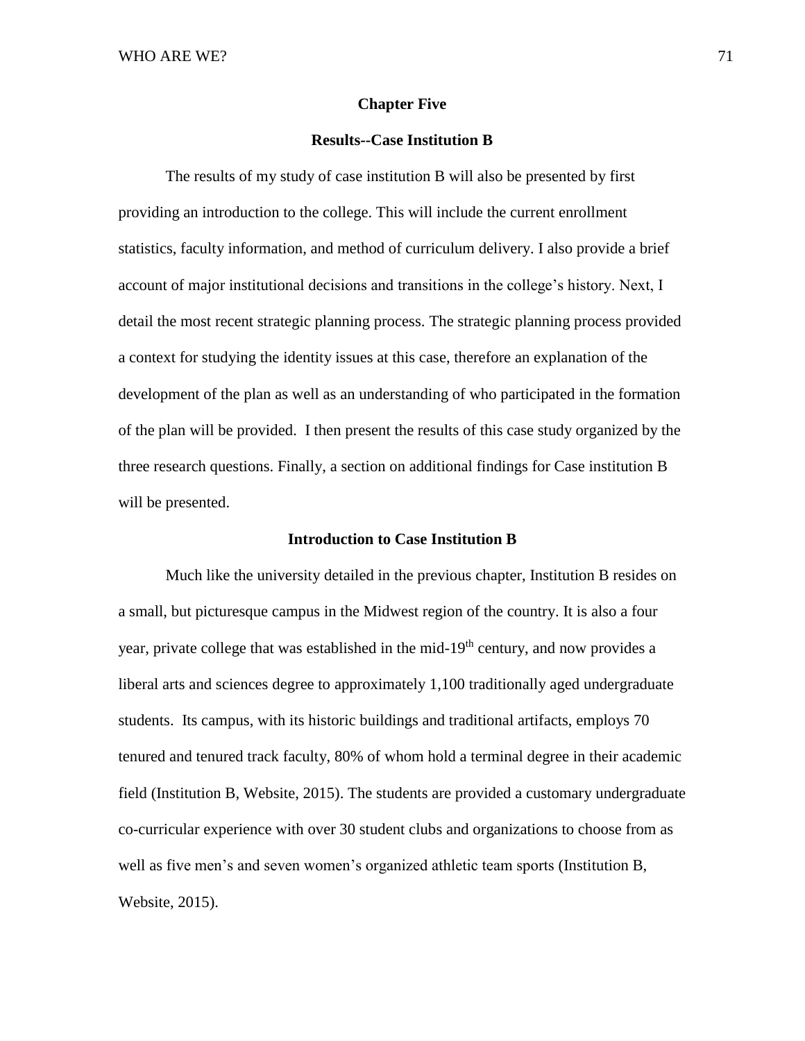# Chapter Five

## Results--Case Institution B

The results of my study of case institution B will also be presented by first providing an introduction to the college. This will include the current enrollment statistics, faculty information, and method of curriculum delivery. I also provide a brief account of major institutional decisions and transitions in the college's history. Next, I detail the most recent strategic planning process. The strategic planning process provided a context for studying the identity issues at this case, therefore an explanation of the development of the plan as well as an understanding of who participated in the formation of the plan will be provided. I then present the results of this case study organized by the three research questions. Finally, a section on additional findings for Case institution B will be presented.

## Introduction to Case Institution B

Much like the university detailed in the previous chapter, Institution B resides on a small, but picturesque campus in the Midwest region of the country. It is also a four year, private college that was established in the mid-19th century, and now provides a liberal arts and sciences degree to approximately 1,100 traditionally aged undergraduate students. Its campus, with its historic buildings and traditional artifacts, employs 70 tenured and tenured track faculty, 80% of whom hold a terminal degree in their academic field (Institution B, Website, 2015). The students are provided a customary undergraduate co-curricular experience with over 30 student clubs and organizations to choose from as well as five men's and seven women's organized athletic team sports (Institution B, Website, 2015).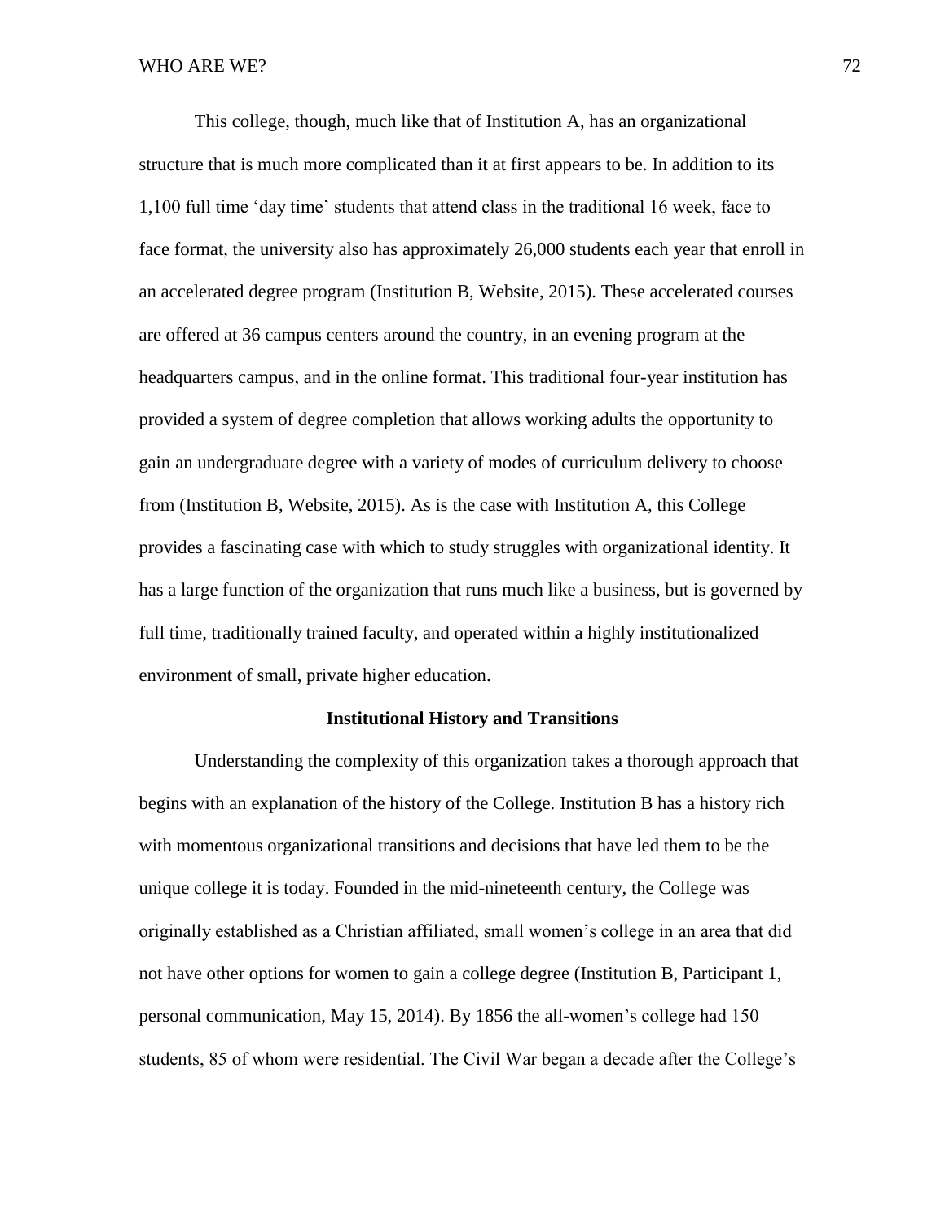This college, though, much like that of Institution A, has an organizational structure that is much more complicated than it at first appears to be. In addition to its 1,100 full time 'day time' students that attend class in the traditional 16 week, face to face format, the university also has approximately 26,000 students each year that enroll in an accelerated degree program (Institution B, Website, 2015). These accelerated courses are offered at 36 campus centers around the country, in an evening program at the headquarters campus, and in the online format. This traditional four-year institution has provided a system of degree completion that allows working adults the opportunity to gain an undergraduate degree with a variety of modes of curriculum delivery to choose from (Institution B, Website, 2015). As is the case with Institution A, this College provides a fascinating case with which to study struggles with organizational identity. It has a large function of the organization that runs much like a business, but is governed by full time, traditionally trained faculty, and operated within a highly institutionalized environment of small, private higher education.

## Institutional History and Transitions

Understanding the complexity of this organization takes a thorough approach that begins with an explanation of the history of the College. Institution B has a history rich with momentous organizational transitions and decisions that have led them to be the unique college it is today. Founded in the mid-nineteenth century, the College was originally established as a Christian affiliated, small women's college in an area that did not have other options for women to gain a college degree (Institution B, Participant 1, personal communication, May 15, 2014). By 1856 the all-women's college had 150 students, 85 of whom were residential. The Civil War began a decade after the College's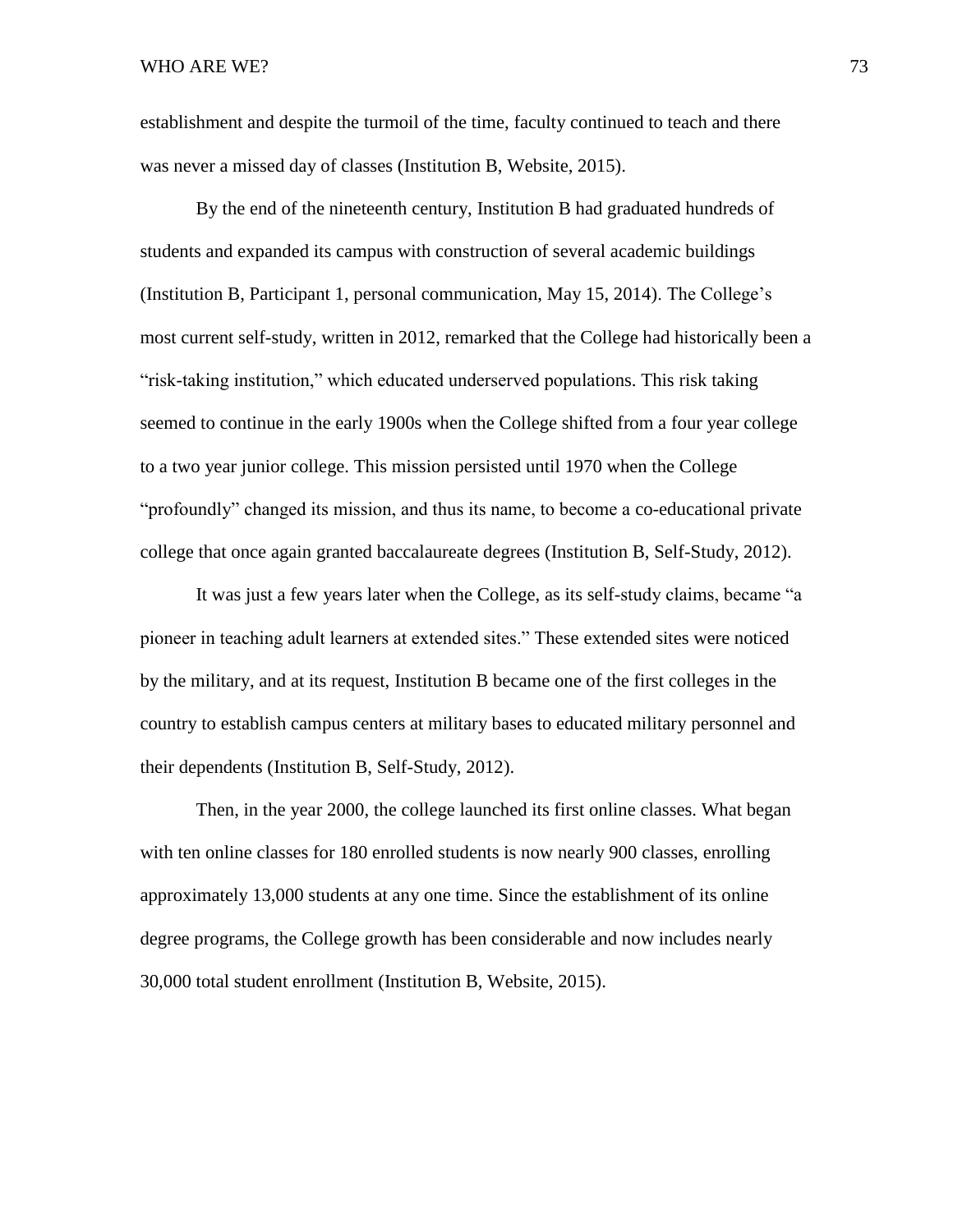establishment and despite the turmoil of the time, faculty continued to teach and there was never a missed day of classes (Institution B, Website, 2015).

By the end of the nineteenth century, Institution B had graduated hundreds of students and expanded its campus with construction of several academic buildings (Institution B, Participant 1, personal communication, May 15, 2014). The College's most current self-study, written in 2012, remarked that the College had historically been a "risk-taking institution," which educated underserved populations. This risk taking seemed to continue in the early 1900s when the College shifted from a four year college to a two year junior college. This mission persisted until 1970 when the College "profoundly" changed its mission, and thus its name, to become a co-educational private college that once again granted baccalaureate degrees (Institution B, Self-Study, 2012).

It was just a few years later when the College, as its self-study claims, became "a pioneer in teaching adult learners at extended sites." These extended sites were noticed by the military, and at its request, Institution B became one of the first colleges in the country to establish campus centers at military bases to educated military personnel and their dependents (Institution B, Self-Study, 2012).

Then, in the year 2000, the college launched its first online classes. What began with ten online classes for 180 enrolled students is now nearly 900 classes, enrolling approximately 13,000 students at any one time. Since the establishment of its online degree programs, the College growth has been considerable and now includes nearly 30,000 total student enrollment (Institution B, Website, 2015).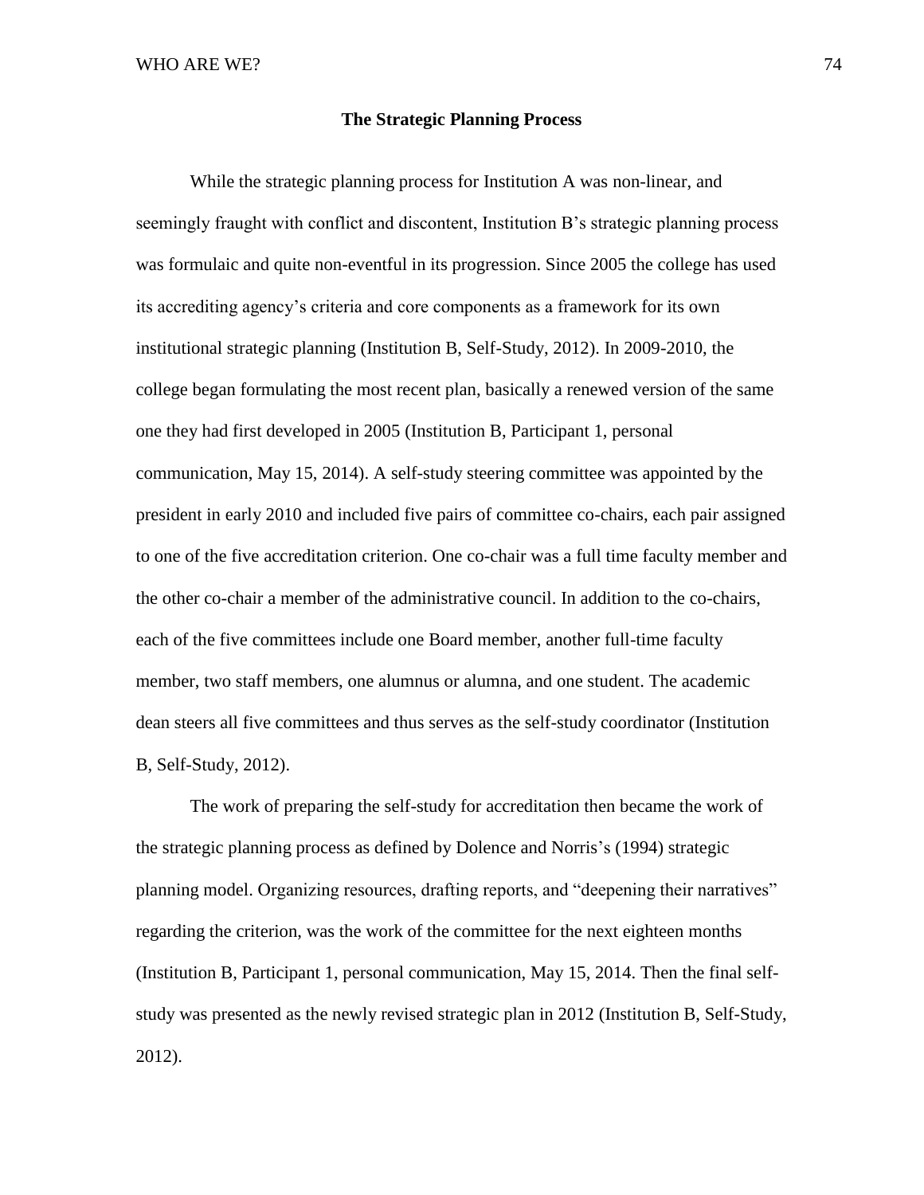## The Strategic Planning Process

While the strategic planning process for Institution A was non-linear, and seemingly fraught with conflict and discontent, Institution B's strategic planning process was formulaic and quite non-eventful in its progression. Since 2005 the college has used its accrediting agency's criteria and core components as a framework for its own institutional strategic planning (Institution B, Self-Study, 2012). In 2009-2010, the college began formulating the most recent plan, basically a renewed version of the same one they had first developed in 2005 (Institution B, Participant 1, personal communication, May 15, 2014). A self-study steering committee was appointed by the president in early 2010 and included five pairs of committee co-chairs, each pair assigned to one of the five accreditation criterion. One co-chair was a full time faculty member and the other co-chair a member of the administrative council. In addition to the co-chairs, each of the five committees include one Board member, another full-time faculty member, two staff members, one alumnus or alumna, and one student. The academic dean steers all five committees and thus serves as the self-study coordinator (Institution B, Self-Study, 2012).

The work of preparing the self-study for accreditation then became the work of the strategic planning process as defined by Dolence and Norris's (1994) strategic planning model. Organizing resources, drafting reports, and "deepening their narratives" regarding the criterion, was the work of the committee for the next eighteen months (Institution B, Participant 1, personal communication, May 15, 2014. Then the final self-study was presented as the newly revised strategic plan in 2012 (Institution B, Self-Study, 2012).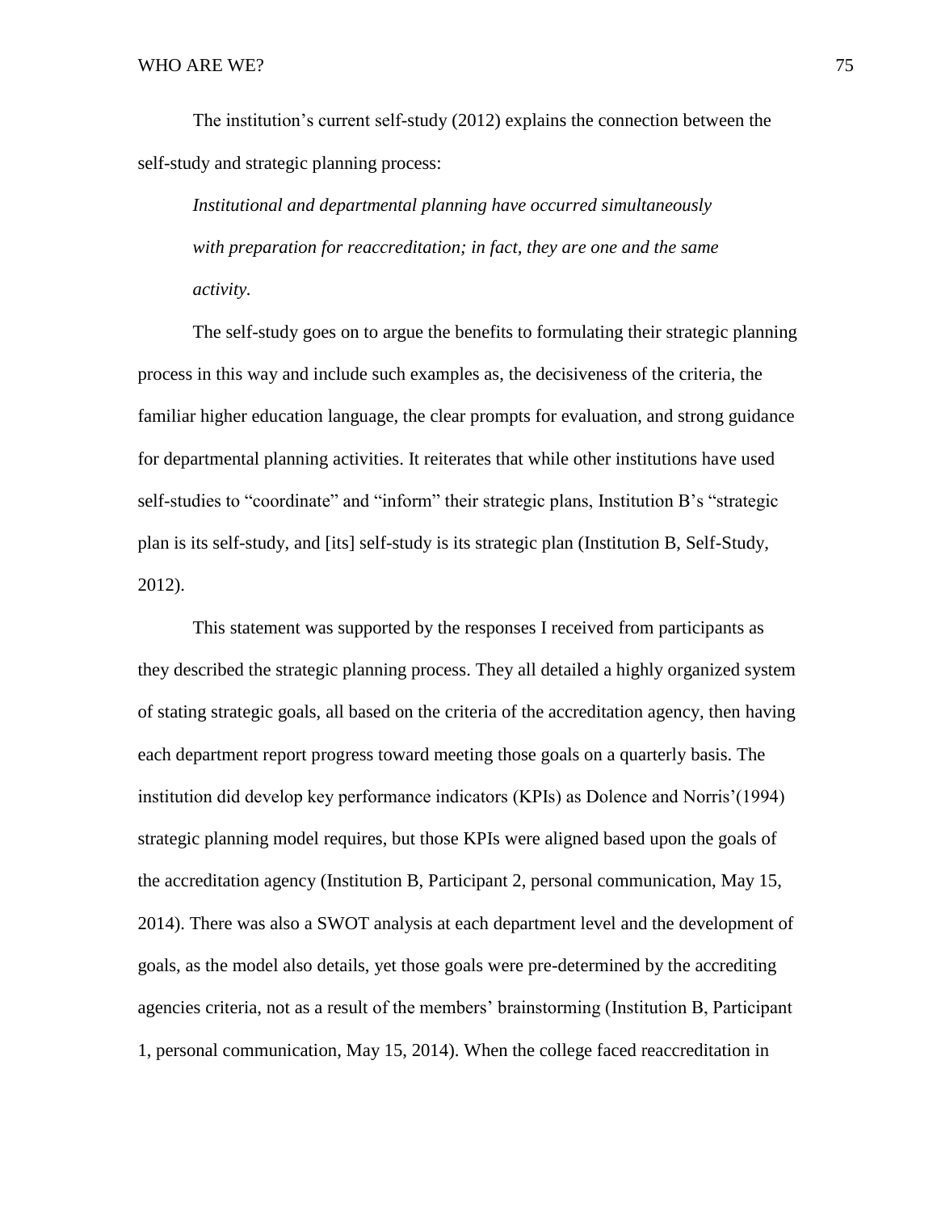The institution's current self-study (2012) explains the connection between the self-study and strategic planning process:

> *Institutional and departmental planning have occurred simultaneously with preparation for reaccreditation; in fact, they are one and the same activity.*

The self-study goes on to argue the benefits to formulating their strategic planning process in this way and include such examples as, the decisiveness of the criteria, the familiar higher education language, the clear prompts for evaluation, and strong guidance for departmental planning activities. It reiterates that while other institutions have used self-studies to "coordinate" and "inform" their strategic plans, Institution B's "strategic plan is its self-study, and [its] self-study is its strategic plan (Institution B, Self-Study, 2012).

This statement was supported by the responses I received from participants as they described the strategic planning process. They all detailed a highly organized system of stating strategic goals, all based on the criteria of the accreditation agency, then having each department report progress toward meeting those goals on a quarterly basis. The institution did develop key performance indicators (KPIs) as Dolence and Norris'(1994) strategic planning model requires, but those KPIs were aligned based upon the goals of the accreditation agency (Institution B, Participant 2, personal communication, May 15, 2014). There was also a SWOT analysis at each department level and the development of goals, as the model also details, yet those goals were pre-determined by the accrediting agencies criteria, not as a result of the members' brainstorming (Institution B, Participant 1, personal communication, May 15, 2014). When the college faced reaccreditation in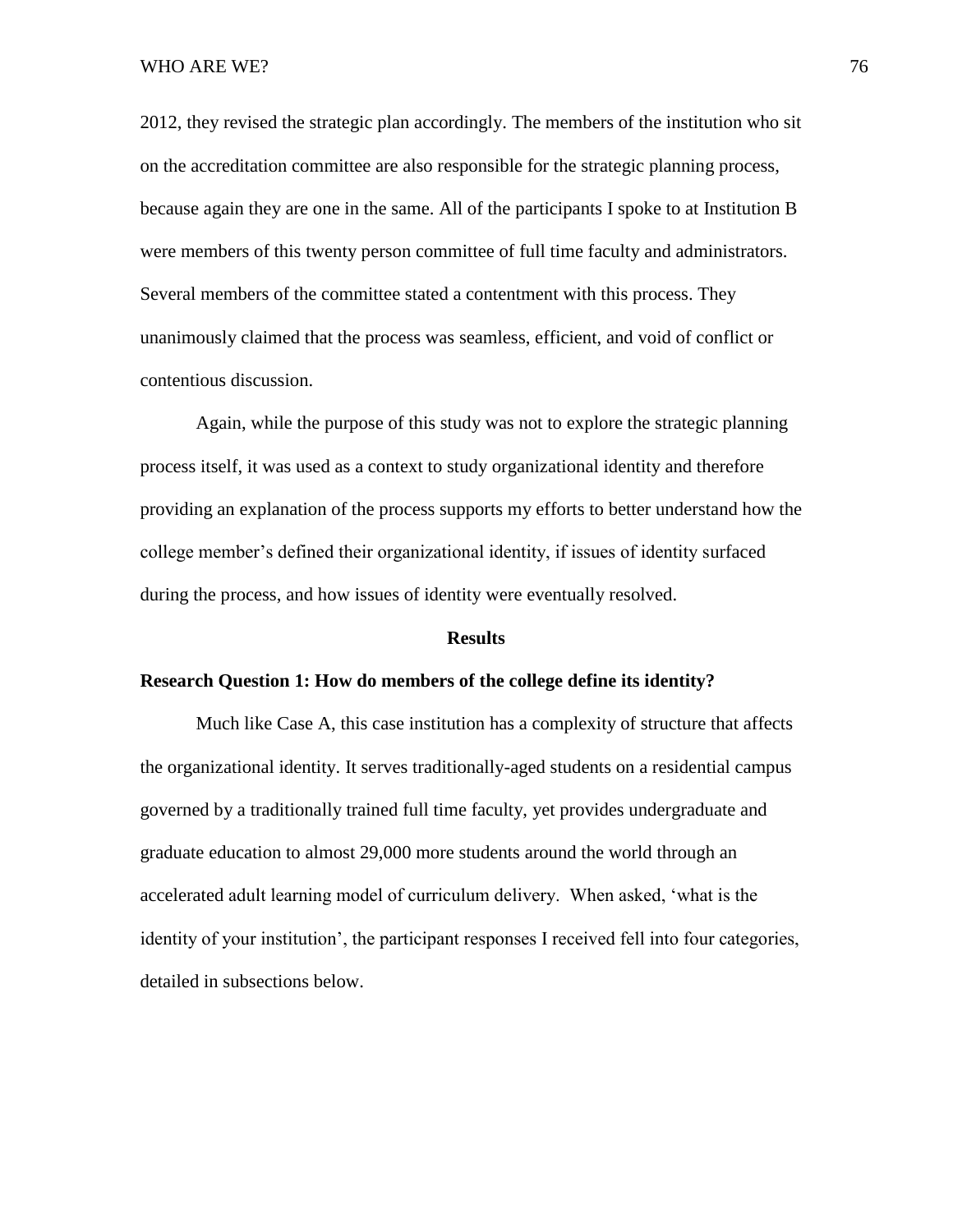2012, they revised the strategic plan accordingly. The members of the institution who sit on the accreditation committee are also responsible for the strategic planning process, because again they are one in the same. All of the participants I spoke to at Institution B were members of this twenty person committee of full time faculty and administrators. Several members of the committee stated a contentment with this process. They unanimously claimed that the process was seamless, efficient, and void of conflict or contentious discussion.

Again, while the purpose of this study was not to explore the strategic planning process itself, it was used as a context to study organizational identity and therefore providing an explanation of the process supports my efforts to better understand how the college member's defined their organizational identity, if issues of identity surfaced during the process, and how issues of identity were eventually resolved.

## Results

### Research Question 1: How do members of the college define its identity?

Much like Case A, this case institution has a complexity of structure that affects the organizational identity. It serves traditionally-aged students on a residential campus governed by a traditionally trained full time faculty, yet provides undergraduate and graduate education to almost 29,000 more students around the world through an accelerated adult learning model of curriculum delivery. When asked, 'what is the identity of your institution', the participant responses I received fell into four categories, detailed in subsections below.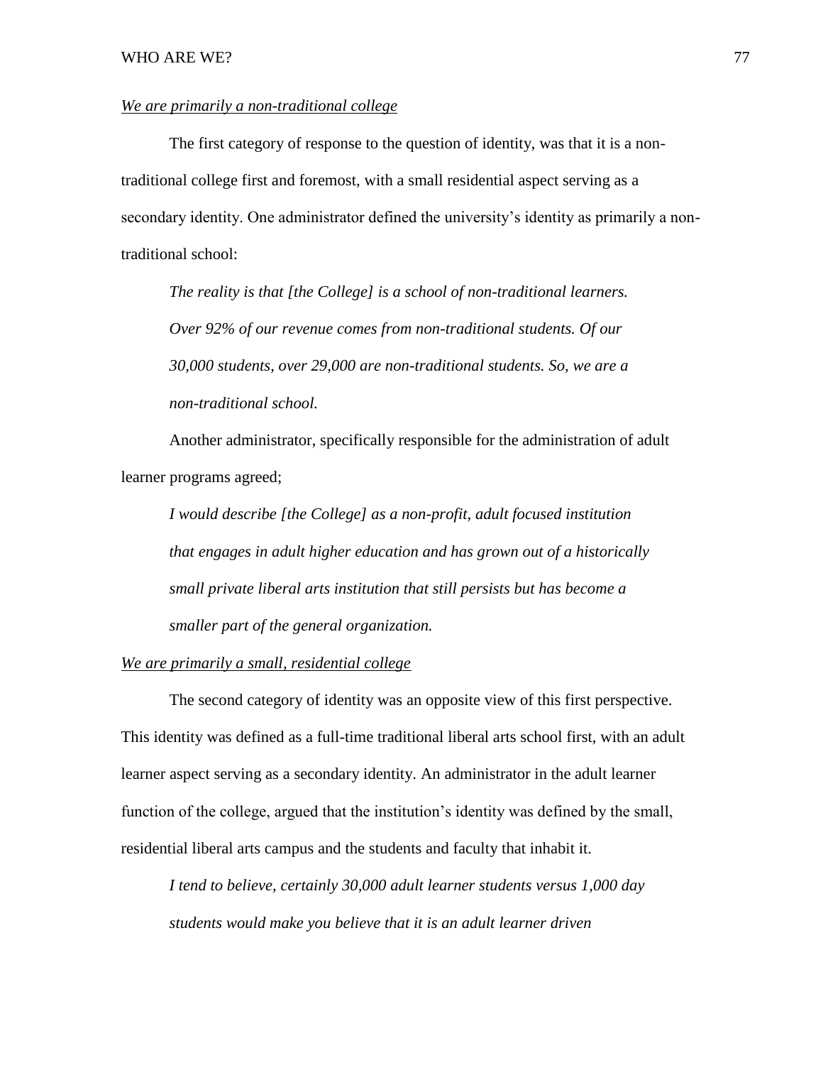*We are primarily a non-traditional college*

The first category of response to the question of identity, was that it is a non-traditional college first and foremost, with a small residential aspect serving as a secondary identity. One administrator defined the university's identity as primarily a non-traditional school:

> *The reality is that [the College] is a school of non-traditional learners. Over 92% of our revenue comes from non-traditional students. Of our 30,000 students, over 29,000 are non-traditional students. So, we are a non-traditional school.*

Another administrator, specifically responsible for the administration of adult learner programs agreed;

> *I would describe [the College] as a non-profit, adult focused institution that engages in adult higher education and has grown out of a historically small private liberal arts institution that still persists but has become a smaller part of the general organization.*

*We are primarily a small, residential college*

The second category of identity was an opposite view of this first perspective. This identity was defined as a full-time traditional liberal arts school first, with an adult learner aspect serving as a secondary identity. An administrator in the adult learner function of the college, argued that the institution's identity was defined by the small, residential liberal arts campus and the students and faculty that inhabit it.

> *I tend to believe, certainly 30,000 adult learner students versus 1,000 day students would make you believe that it is an adult learner driven*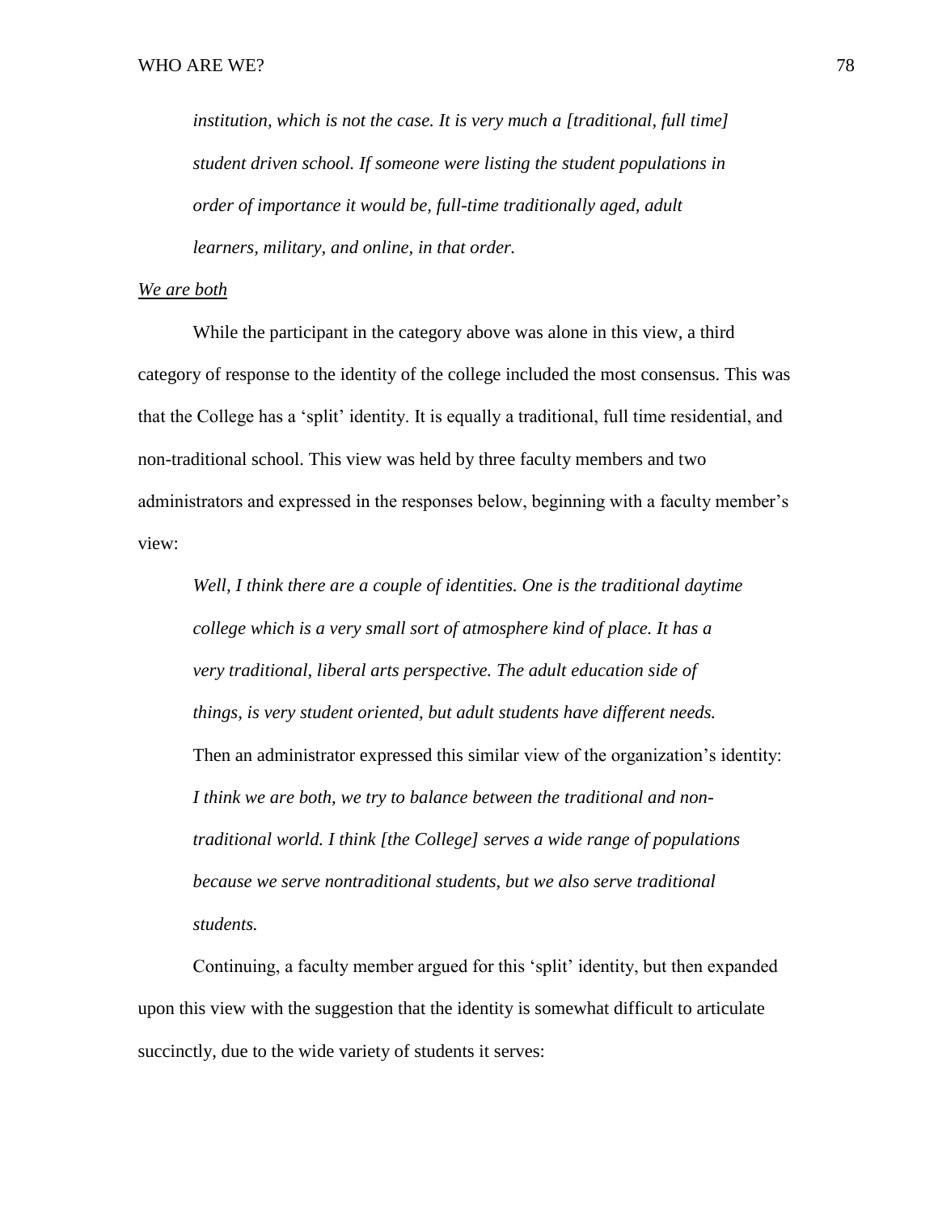> *institution, which is not the case. It is very much a [traditional, full time] student driven school. If someone were listing the student populations in order of importance it would be, full-time traditionally aged, adult learners, military, and online, in that order.*

<u>*We are both*</u>

While the participant in the category above was alone in this view, a third category of response to the identity of the college included the most consensus. This was that the College has a 'split' identity. It is equally a traditional, full time residential, and non-traditional school. This view was held by three faculty members and two administrators and expressed in the responses below, beginning with a faculty member's view:

> *Well, I think there are a couple of identities. One is the traditional daytime college which is a very small sort of atmosphere kind of place. It has a very traditional, liberal arts perspective. The adult education side of things, is very student oriented, but adult students have different needs.*

Then an administrator expressed this similar view of the organization's identity:

> *I think we are both, we try to balance between the traditional and non-traditional world. I think [the College] serves a wide range of populations because we serve nontraditional students, but we also serve traditional students.*

Continuing, a faculty member argued for this 'split' identity, but then expanded upon this view with the suggestion that the identity is somewhat difficult to articulate succinctly, due to the wide variety of students it serves: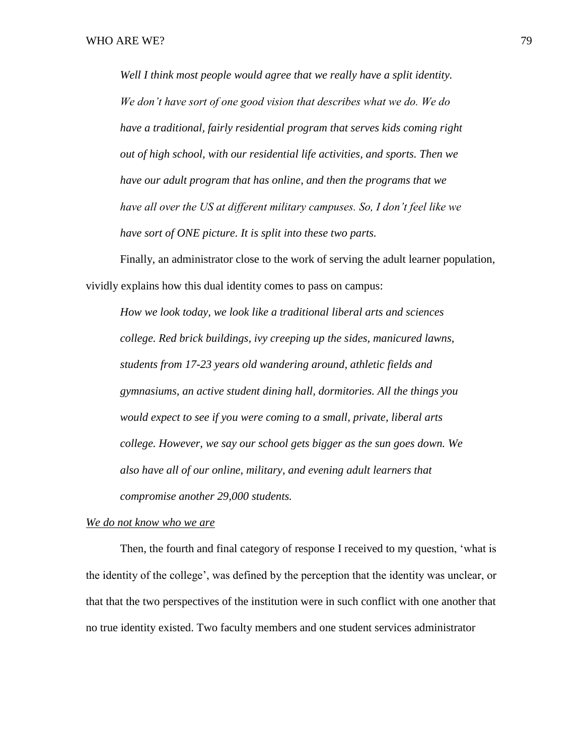*Well I think most people would agree that we really have a split identity. We don't have sort of one good vision that describes what we do. We do have a traditional, fairly residential program that serves kids coming right out of high school, with our residential life activities, and sports. Then we have our adult program that has online, and then the programs that we have all over the US at different military campuses. So, I don't feel like we have sort of ONE picture. It is split into these two parts.*

Finally, an administrator close to the work of serving the adult learner population, vividly explains how this dual identity comes to pass on campus:

*How we look today, we look like a traditional liberal arts and sciences college. Red brick buildings, ivy creeping up the sides, manicured lawns, students from 17-23 years old wandering around, athletic fields and gymnasiums, an active student dining hall, dormitories. All the things you would expect to see if you were coming to a small, private, liberal arts college. However, we say our school gets bigger as the sun goes down. We also have all of our online, military, and evening adult learners that compromise another 29,000 students.*

<u>We do not know who we are</u>

Then, the fourth and final category of response I received to my question, 'what is the identity of the college', was defined by the perception that the identity was unclear, or that that the two perspectives of the institution were in such conflict with one another that no true identity existed. Two faculty members and one student services administrator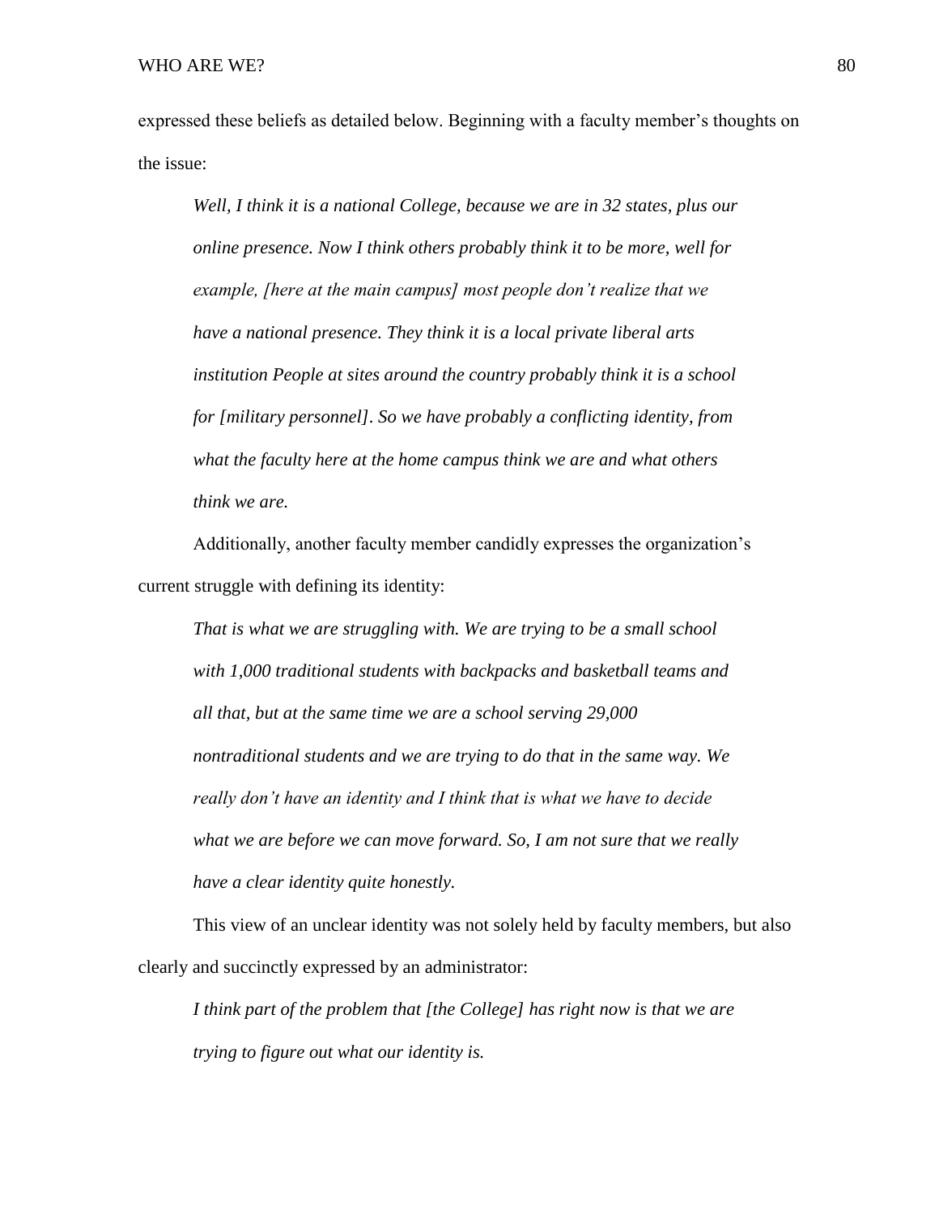expressed these beliefs as detailed below. Beginning with a faculty member's thoughts on the issue:

> *Well, I think it is a national College, because we are in 32 states, plus our online presence. Now I think others probably think it to be more, well for example, [here at the main campus] most people don't realize that we have a national presence. They think it is a local private liberal arts institution People at sites around the country probably think it is a school for [military personnel]. So we have probably a conflicting identity, from what the faculty here at the home campus think we are and what others think we are.*

Additionally, another faculty member candidly expresses the organization's current struggle with defining its identity:

> *That is what we are struggling with. We are trying to be a small school with 1,000 traditional students with backpacks and basketball teams and all that, but at the same time we are a school serving 29,000 nontraditional students and we are trying to do that in the same way. We really don't have an identity and I think that is what we have to decide what we are before we can move forward. So, I am not sure that we really have a clear identity quite honestly.*

This view of an unclear identity was not solely held by faculty members, but also clearly and succinctly expressed by an administrator:

> *I think part of the problem that [the College] has right now is that we are trying to figure out what our identity is.*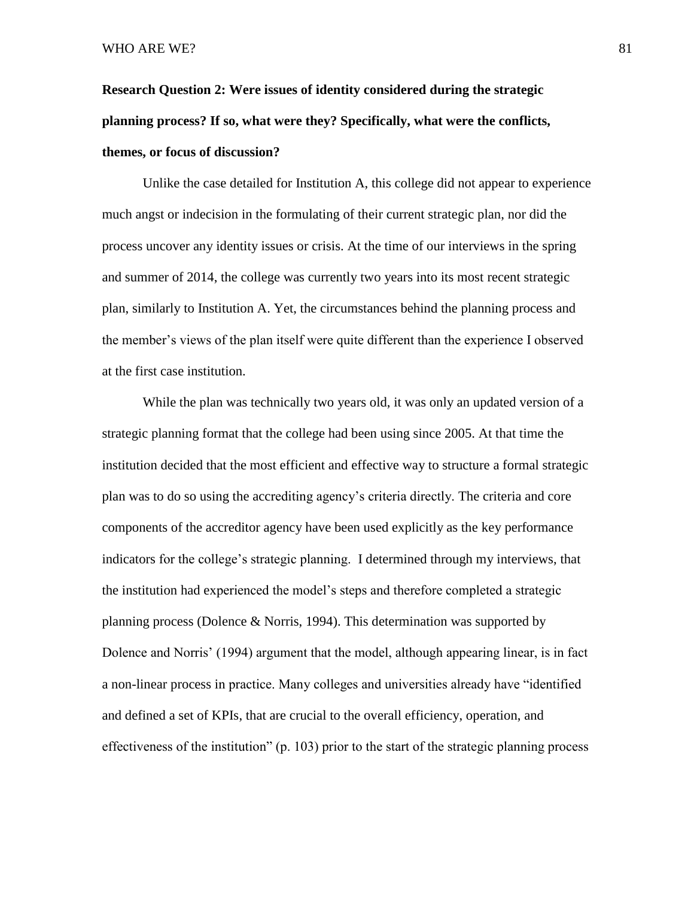**Research Question 2: Were issues of identity considered during the strategic planning process? If so, what were they? Specifically, what were the conflicts, themes, or focus of discussion?**

Unlike the case detailed for Institution A, this college did not appear to experience much angst or indecision in the formulating of their current strategic plan, nor did the process uncover any identity issues or crisis. At the time of our interviews in the spring and summer of 2014, the college was currently two years into its most recent strategic plan, similarly to Institution A. Yet, the circumstances behind the planning process and the member's views of the plan itself were quite different than the experience I observed at the first case institution.

While the plan was technically two years old, it was only an updated version of a strategic planning format that the college had been using since 2005. At that time the institution decided that the most efficient and effective way to structure a formal strategic plan was to do so using the accrediting agency's criteria directly. The criteria and core components of the accreditor agency have been used explicitly as the key performance indicators for the college's strategic planning. I determined through my interviews, that the institution had experienced the model's steps and therefore completed a strategic planning process (Dolence & Norris, 1994). This determination was supported by Dolence and Norris' (1994) argument that the model, although appearing linear, is in fact a non-linear process in practice. Many colleges and universities already have "identified and defined a set of KPIs, that are crucial to the overall efficiency, operation, and effectiveness of the institution" (p. 103) prior to the start of the strategic planning process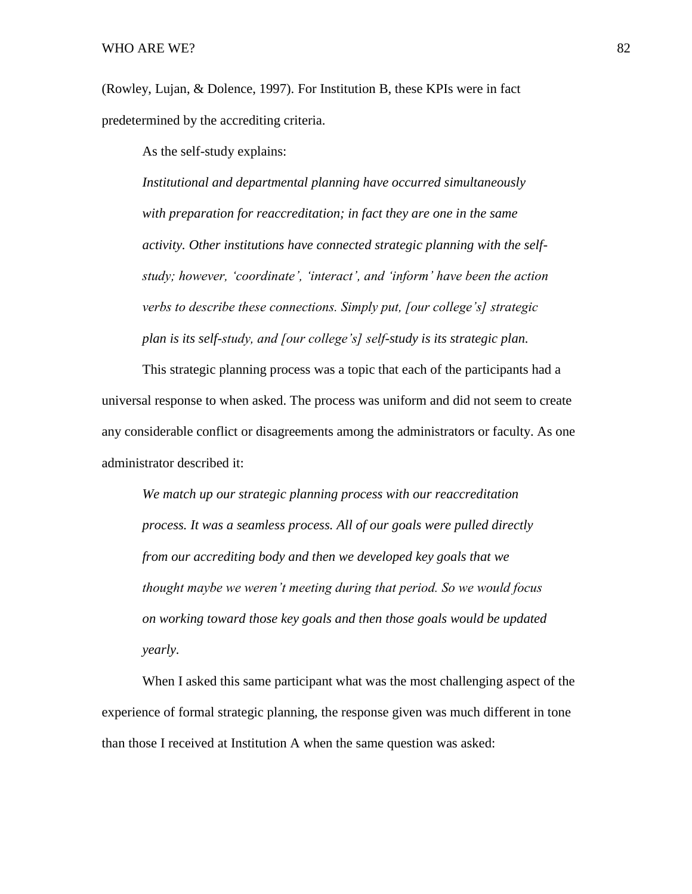(Rowley, Lujan, & Dolence, 1997). For Institution B, these KPIs were in fact predetermined by the accrediting criteria.

As the self-study explains:

> *Institutional and departmental planning have occurred simultaneously with preparation for reaccreditation; in fact they are one in the same activity. Other institutions have connected strategic planning with the self-study; however, 'coordinate', 'interact', and 'inform' have been the action verbs to describe these connections. Simply put, [our college's] strategic plan is its self-study, and [our college's] self-study is its strategic plan.*

This strategic planning process was a topic that each of the participants had a universal response to when asked. The process was uniform and did not seem to create any considerable conflict or disagreements among the administrators or faculty. As one administrator described it:

> *We match up our strategic planning process with our reaccreditation process. It was a seamless process. All of our goals were pulled directly from our accrediting body and then we developed key goals that we thought maybe we weren't meeting during that period. So we would focus on working toward those key goals and then those goals would be updated yearly.*

When I asked this same participant what was the most challenging aspect of the experience of formal strategic planning, the response given was much different in tone than those I received at Institution A when the same question was asked: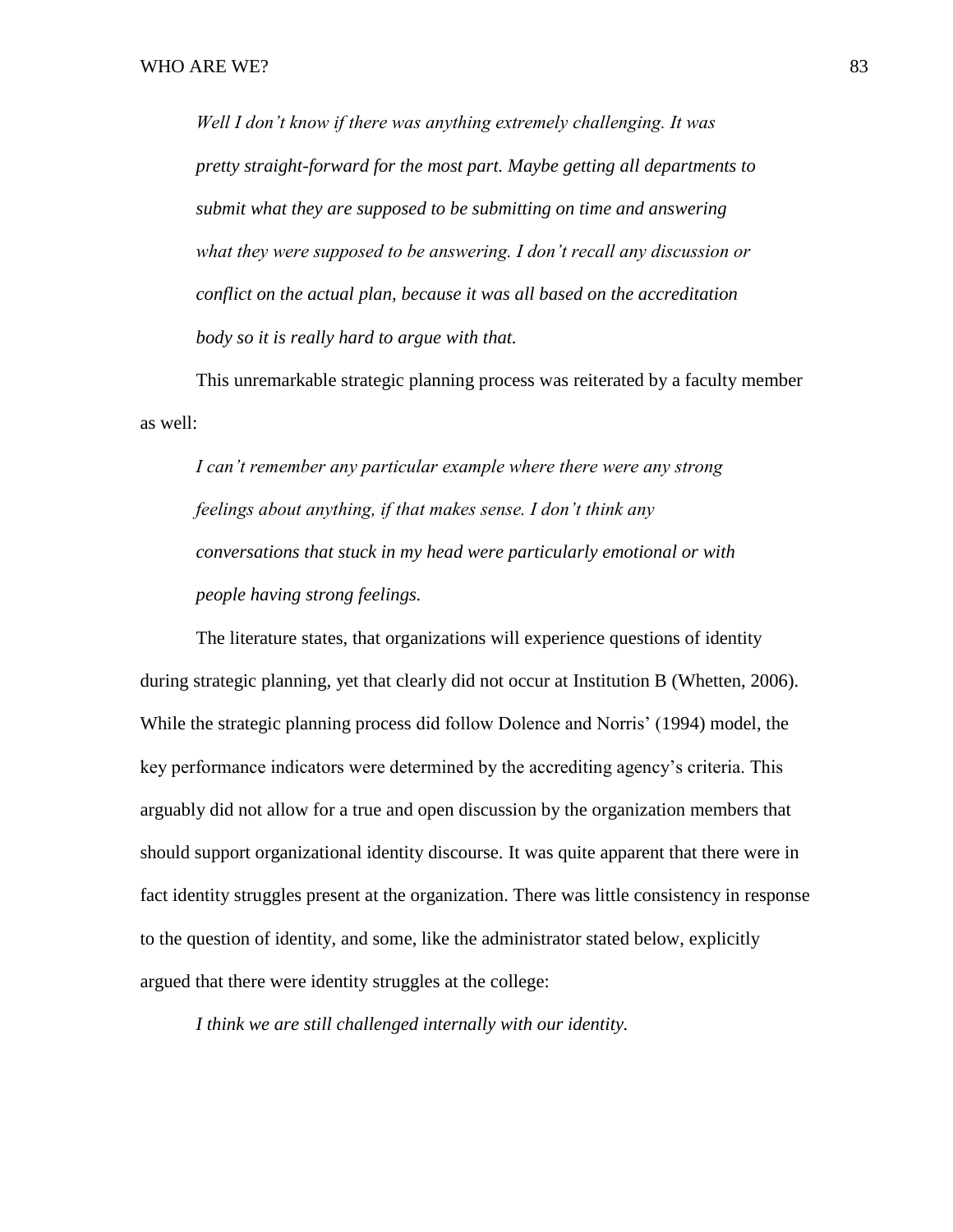> *Well I don't know if there was anything extremely challenging. It was pretty straight-forward for the most part. Maybe getting all departments to submit what they are supposed to be submitting on time and answering what they were supposed to be answering. I don't recall any discussion or conflict on the actual plan, because it was all based on the accreditation body so it is really hard to argue with that.*

This unremarkable strategic planning process was reiterated by a faculty member as well:

> *I can't remember any particular example where there were any strong feelings about anything, if that makes sense. I don't think any conversations that stuck in my head were particularly emotional or with people having strong feelings.*

The literature states, that organizations will experience questions of identity during strategic planning, yet that clearly did not occur at Institution B (Whetten, 2006). While the strategic planning process did follow Dolence and Norris' (1994) model, the key performance indicators were determined by the accrediting agency's criteria. This arguably did not allow for a true and open discussion by the organization members that should support organizational identity discourse. It was quite apparent that there were in fact identity struggles present at the organization. There was little consistency in response to the question of identity, and some, like the administrator stated below, explicitly argued that there were identity struggles at the college:

> *I think we are still challenged internally with our identity.*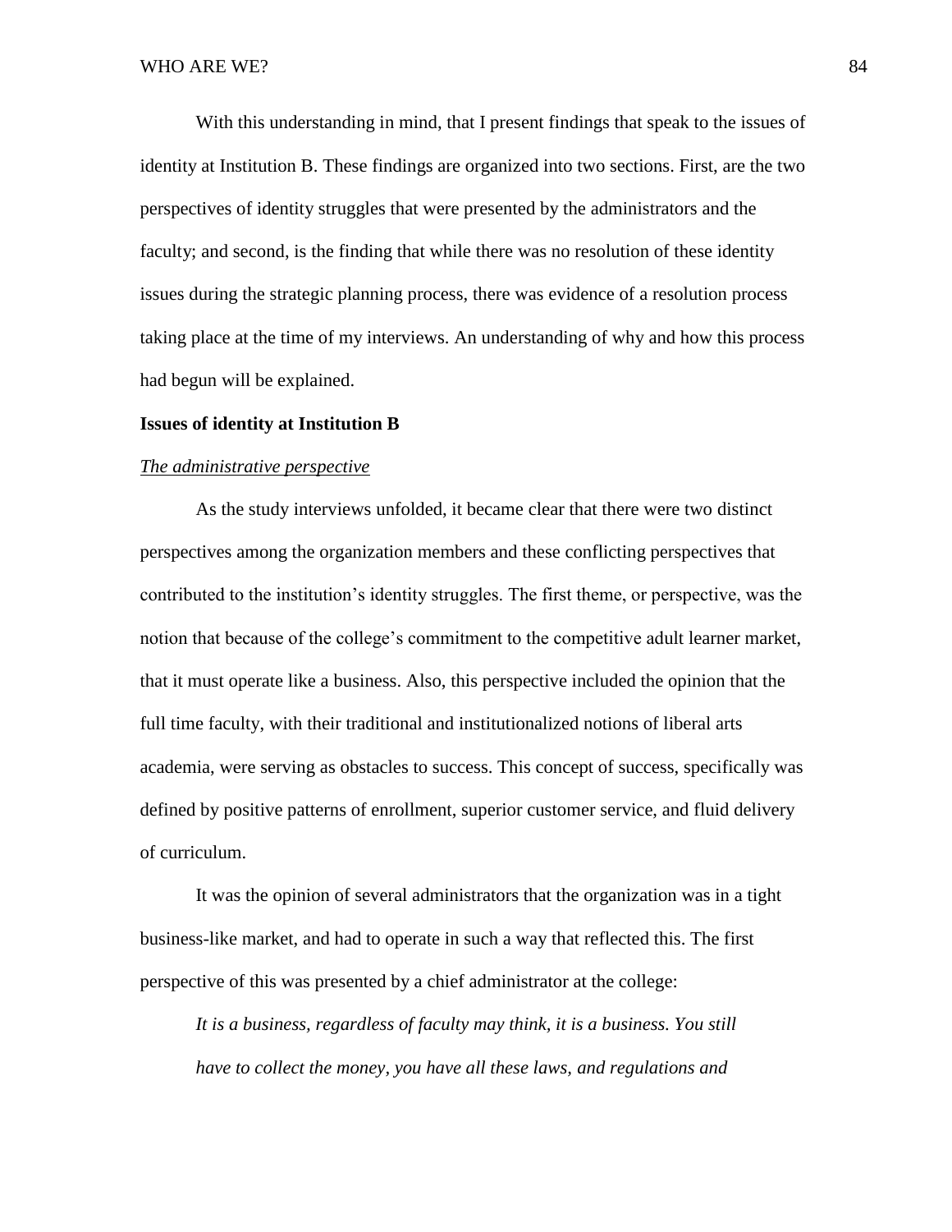With this understanding in mind, that I present findings that speak to the issues of identity at Institution B. These findings are organized into two sections. First, are the two perspectives of identity struggles that were presented by the administrators and the faculty; and second, is the finding that while there was no resolution of these identity issues during the strategic planning process, there was evidence of a resolution process taking place at the time of my interviews. An understanding of why and how this process had begun will be explained.

**Issues of identity at Institution B**

*The administrative perspective*

As the study interviews unfolded, it became clear that there were two distinct perspectives among the organization members and these conflicting perspectives that contributed to the institution's identity struggles. The first theme, or perspective, was the notion that because of the college's commitment to the competitive adult learner market, that it must operate like a business. Also, this perspective included the opinion that the full time faculty, with their traditional and institutionalized notions of liberal arts academia, were serving as obstacles to success. This concept of success, specifically was defined by positive patterns of enrollment, superior customer service, and fluid delivery of curriculum.

It was the opinion of several administrators that the organization was in a tight business-like market, and had to operate in such a way that reflected this. The first perspective of this was presented by a chief administrator at the college:

> *It is a business, regardless of faculty may think, it is a business. You still have to collect the money, you have all these laws, and regulations and*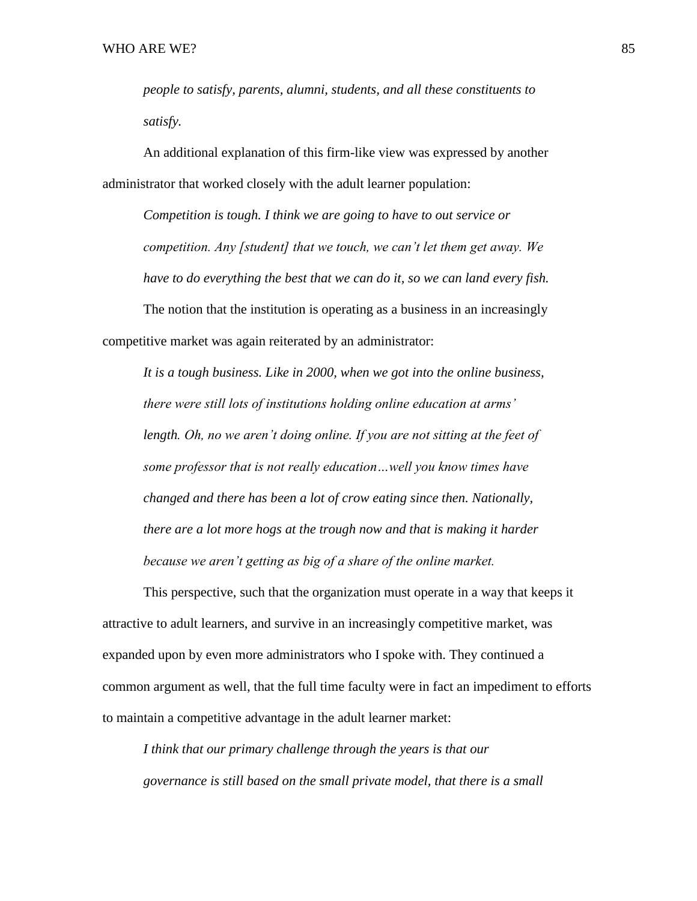*people to satisfy, parents, alumni, students, and all these constituents to satisfy.*

An additional explanation of this firm-like view was expressed by another administrator that worked closely with the adult learner population:

> *Competition is tough. I think we are going to have to out service or competition. Any [student] that we touch, we can't let them get away. We have to do everything the best that we can do it, so we can land every fish.*

The notion that the institution is operating as a business in an increasingly competitive market was again reiterated by an administrator:

> *It is a tough business. Like in 2000, when we got into the online business, there were still lots of institutions holding online education at arms' length. Oh, no we aren't doing online. If you are not sitting at the feet of some professor that is not really education…well you know times have changed and there has been a lot of crow eating since then. Nationally, there are a lot more hogs at the trough now and that is making it harder because we aren't getting as big of a share of the online market.*

This perspective, such that the organization must operate in a way that keeps it attractive to adult learners, and survive in an increasingly competitive market, was expanded upon by even more administrators who I spoke with. They continued a common argument as well, that the full time faculty were in fact an impediment to efforts to maintain a competitive advantage in the adult learner market:

> *I think that our primary challenge through the years is that our governance is still based on the small private model, that there is a small*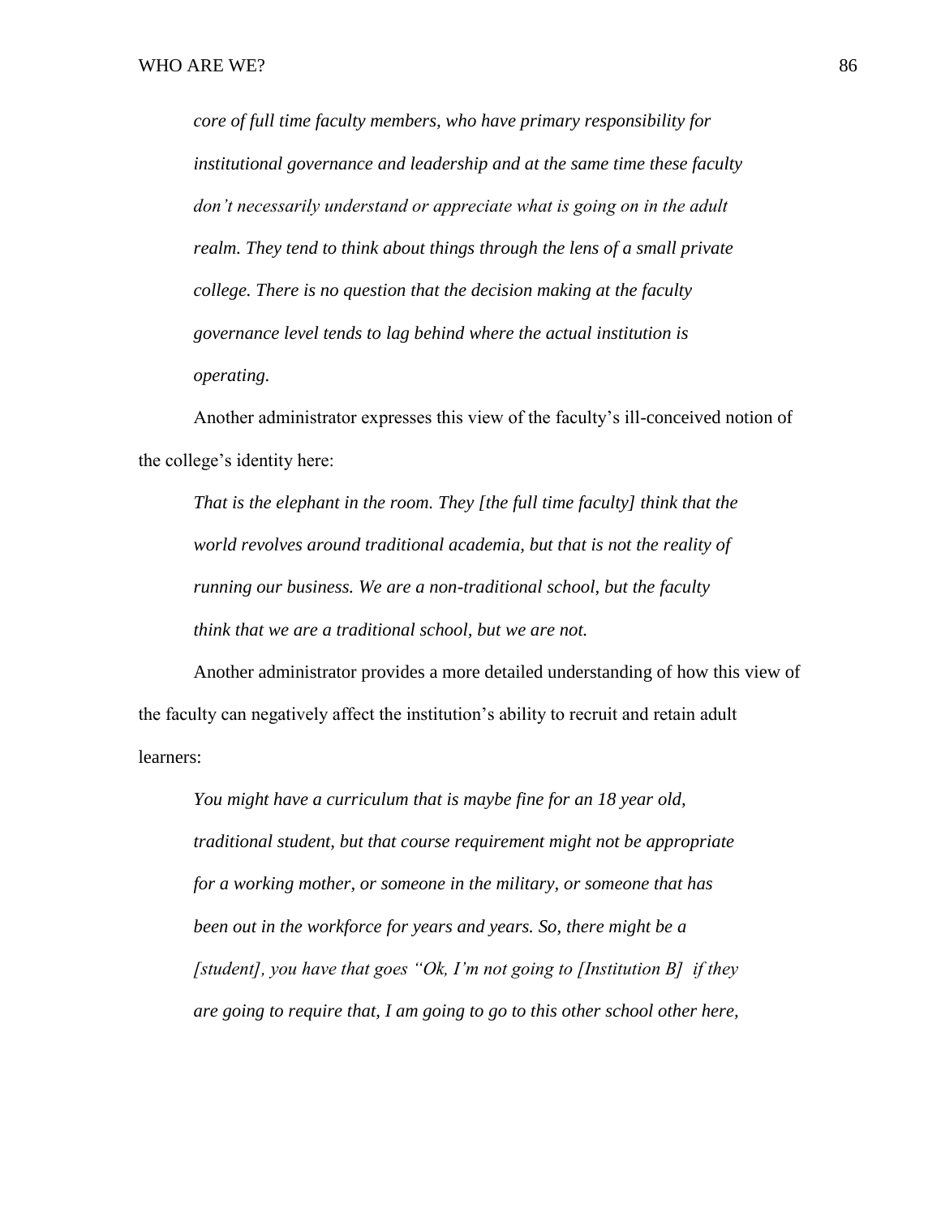*core of full time faculty members, who have primary responsibility for institutional governance and leadership and at the same time these faculty don't necessarily understand or appreciate what is going on in the adult realm. They tend to think about things through the lens of a small private college. There is no question that the decision making at the faculty governance level tends to lag behind where the actual institution is operating.*

Another administrator expresses this view of the faculty's ill-conceived notion of the college's identity here:

*That is the elephant in the room. They [the full time faculty] think that the world revolves around traditional academia, but that is not the reality of running our business. We are a non-traditional school, but the faculty think that we are a traditional school, but we are not.*

Another administrator provides a more detailed understanding of how this view of the faculty can negatively affect the institution's ability to recruit and retain adult learners:

*You might have a curriculum that is maybe fine for an 18 year old, traditional student, but that course requirement might not be appropriate for a working mother, or someone in the military, or someone that has been out in the workforce for years and years. So, there might be a [student], you have that goes "Ok, I'm not going to [Institution B] if they are going to require that, I am going to go to this other school other here,*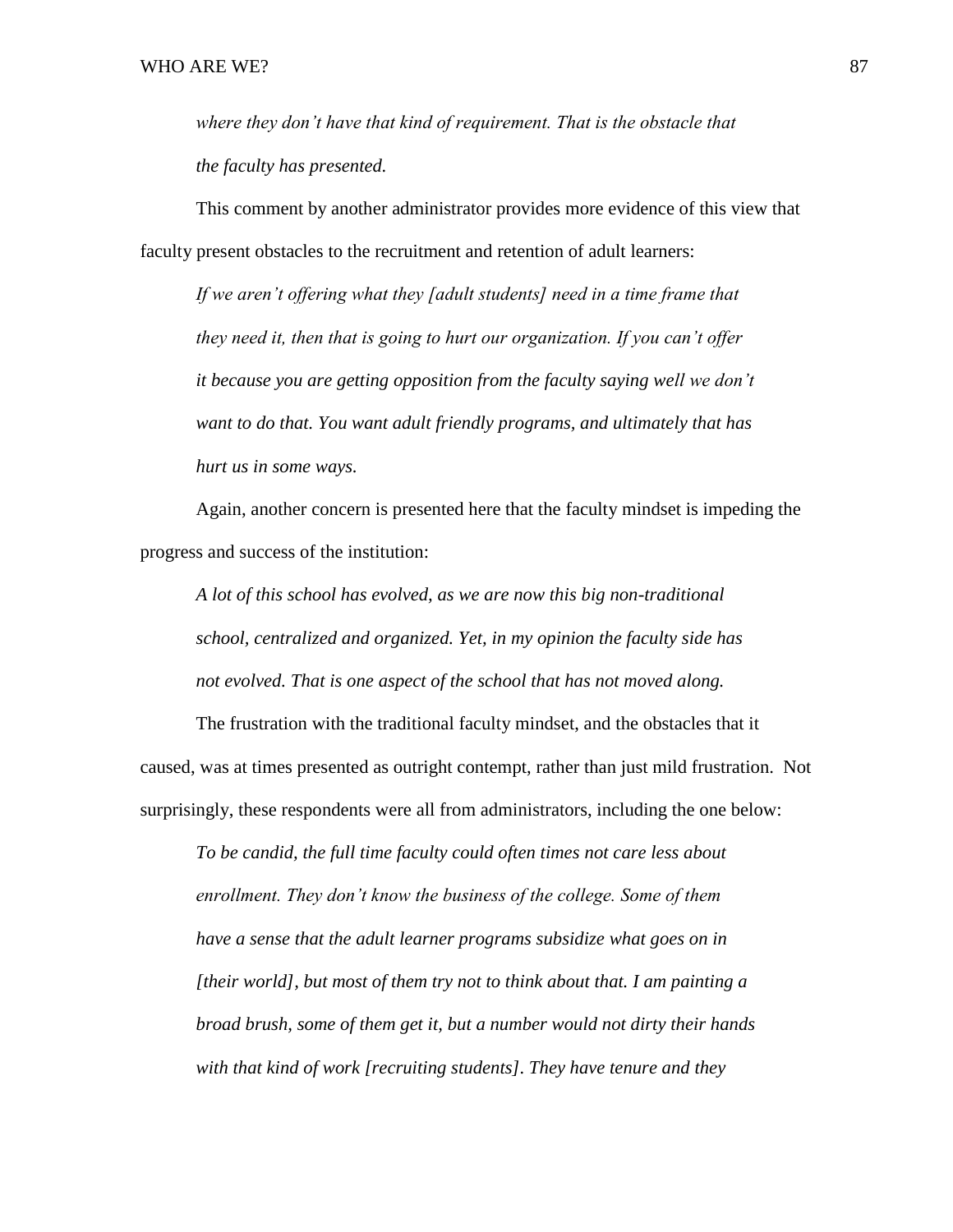*where they don't have that kind of requirement. That is the obstacle that the faculty has presented.*

This comment by another administrator provides more evidence of this view that faculty present obstacles to the recruitment and retention of adult learners:

> *If we aren't offering what they [adult students] need in a time frame that they need it, then that is going to hurt our organization. If you can't offer it because you are getting opposition from the faculty saying well we don't want to do that. You want adult friendly programs, and ultimately that has hurt us in some ways.*

Again, another concern is presented here that the faculty mindset is impeding the progress and success of the institution:

> *A lot of this school has evolved, as we are now this big non-traditional school, centralized and organized. Yet, in my opinion the faculty side has not evolved. That is one aspect of the school that has not moved along.*

The frustration with the traditional faculty mindset, and the obstacles that it caused, was at times presented as outright contempt, rather than just mild frustration. Not surprisingly, these respondents were all from administrators, including the one below:

> *To be candid, the full time faculty could often times not care less about enrollment. They don't know the business of the college. Some of them have a sense that the adult learner programs subsidize what goes on in [their world], but most of them try not to think about that. I am painting a broad brush, some of them get it, but a number would not dirty their hands with that kind of work [recruiting students]. They have tenure and they*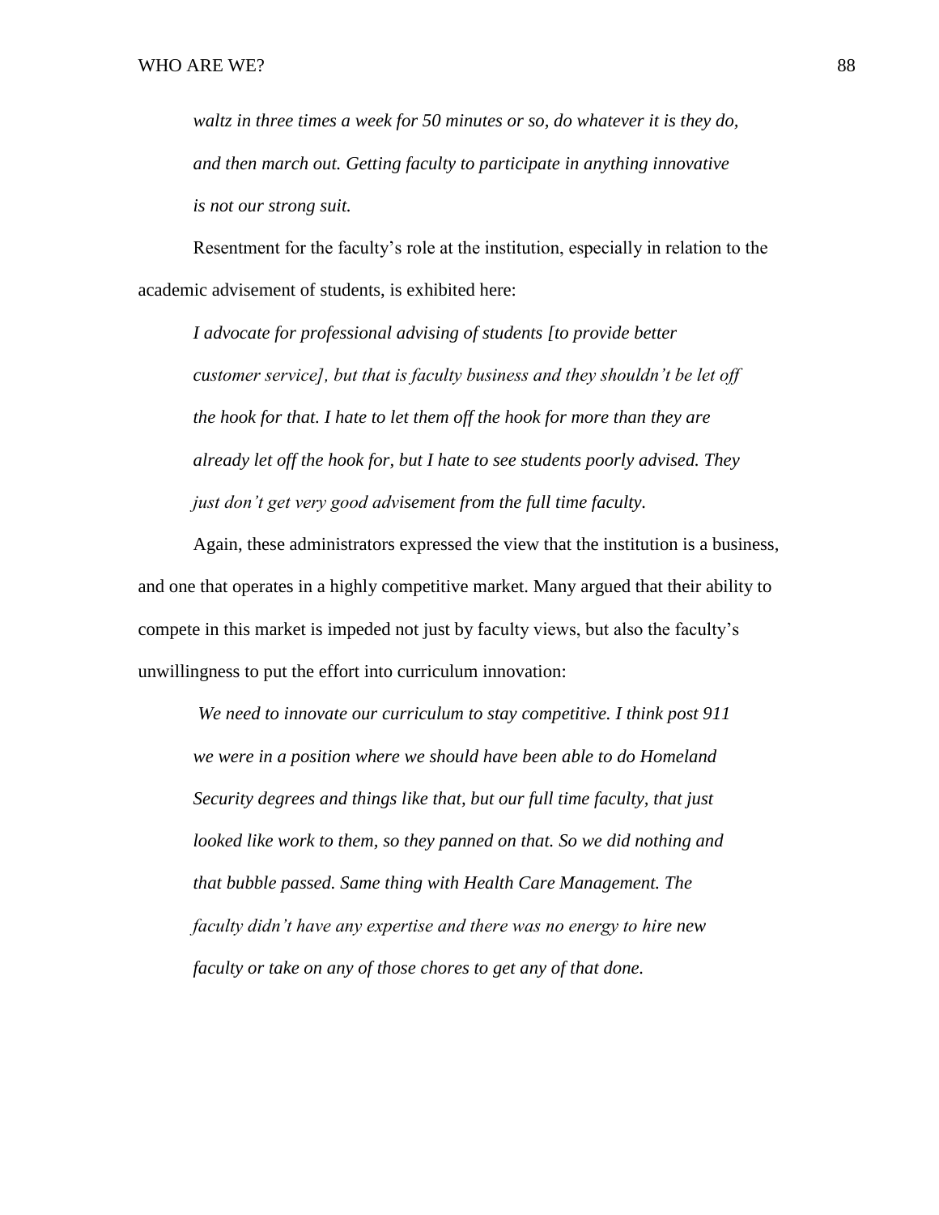*waltz in three times a week for 50 minutes or so, do whatever it is they do, and then march out. Getting faculty to participate in anything innovative is not our strong suit.*

Resentment for the faculty's role at the institution, especially in relation to the academic advisement of students, is exhibited here:

> *I advocate for professional advising of students [to provide better customer service], but that is faculty business and they shouldn't be let off the hook for that. I hate to let them off the hook for more than they are already let off the hook for, but I hate to see students poorly advised. They just don't get very good advisement from the full time faculty.*

Again, these administrators expressed the view that the institution is a business, and one that operates in a highly competitive market. Many argued that their ability to compete in this market is impeded not just by faculty views, but also the faculty's unwillingness to put the effort into curriculum innovation:

> *We need to innovate our curriculum to stay competitive. I think post 911 we were in a position where we should have been able to do Homeland Security degrees and things like that, but our full time faculty, that just looked like work to them, so they panned on that. So we did nothing and that bubble passed. Same thing with Health Care Management. The faculty didn't have any expertise and there was no energy to hire new faculty or take on any of those chores to get any of that done.*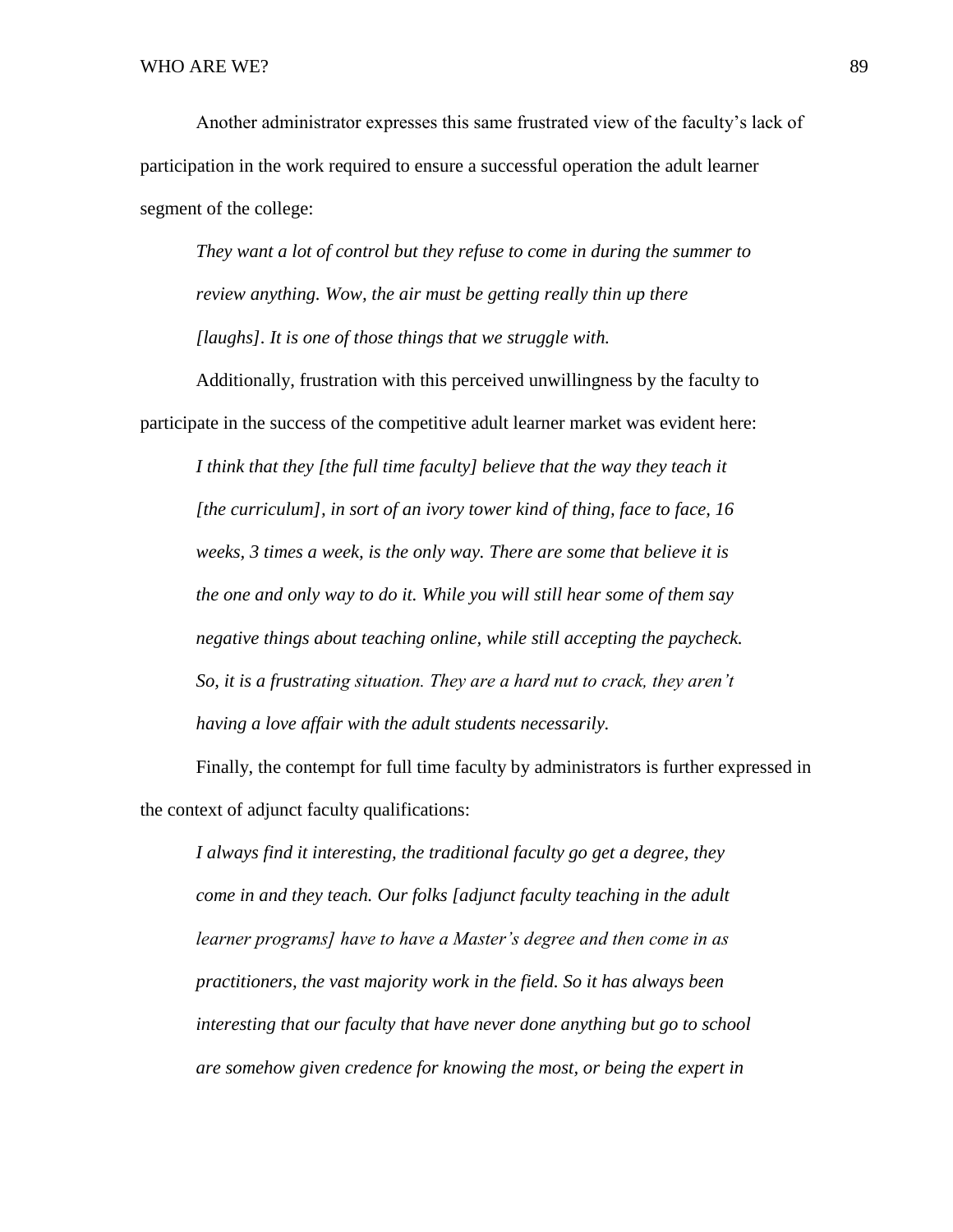Another administrator expresses this same frustrated view of the faculty's lack of participation in the work required to ensure a successful operation the adult learner segment of the college:

> *They want a lot of control but they refuse to come in during the summer to review anything. Wow, the air must be getting really thin up there [laughs]. It is one of those things that we struggle with.*

Additionally, frustration with this perceived unwillingness by the faculty to participate in the success of the competitive adult learner market was evident here:

> *I think that they [the full time faculty] believe that the way they teach it [the curriculum], in sort of an ivory tower kind of thing, face to face, 16 weeks, 3 times a week, is the only way. There are some that believe it is the one and only way to do it. While you will still hear some of them say negative things about teaching online, while still accepting the paycheck. So, it is a frustrating situation. They are a hard nut to crack, they aren't having a love affair with the adult students necessarily.*

Finally, the contempt for full time faculty by administrators is further expressed in the context of adjunct faculty qualifications:

> *I always find it interesting, the traditional faculty go get a degree, they come in and they teach. Our folks [adjunct faculty teaching in the adult learner programs] have to have a Master's degree and then come in as practitioners, the vast majority work in the field. So it has always been interesting that our faculty that have never done anything but go to school are somehow given credence for knowing the most, or being the expert in*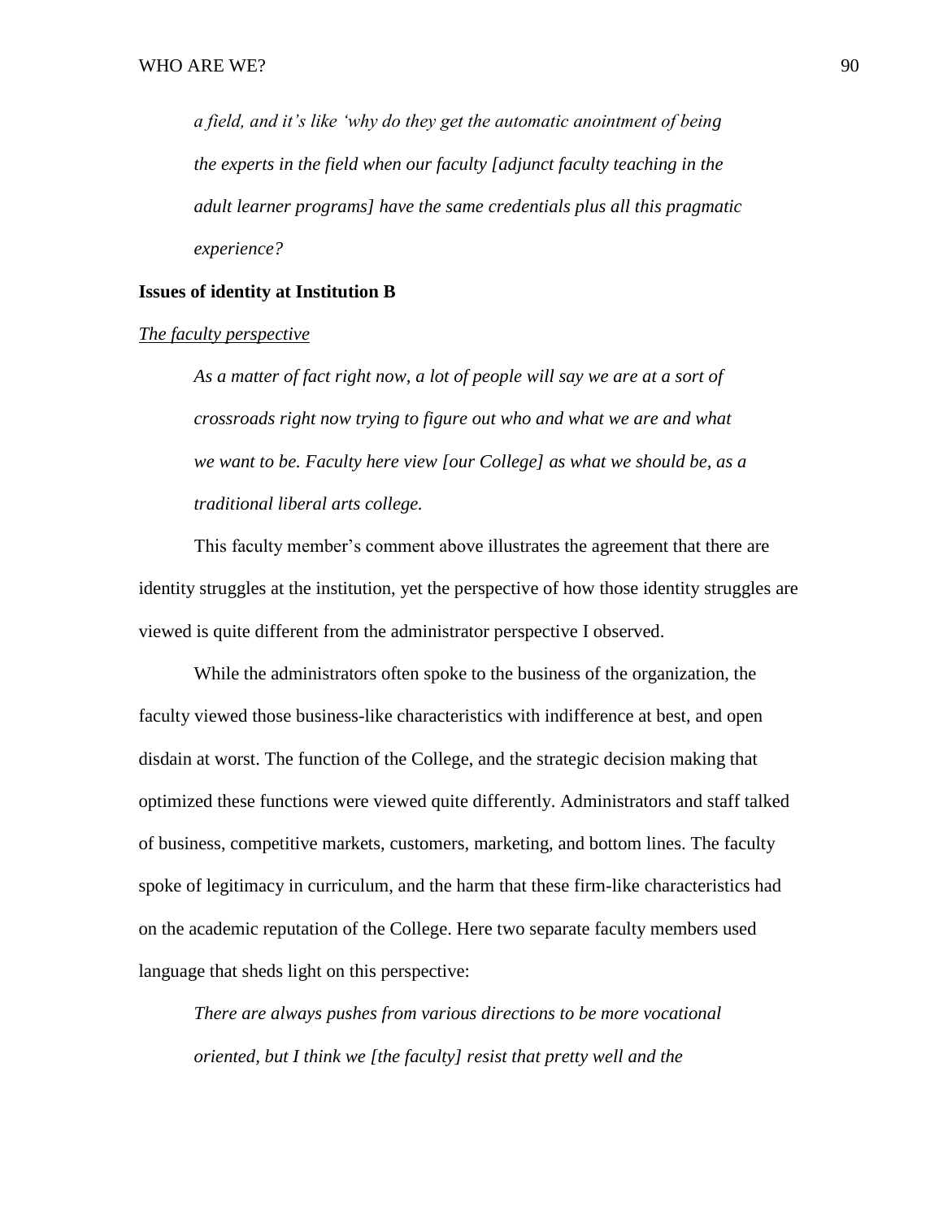*a field, and it's like 'why do they get the automatic anointment of being the experts in the field when our faculty [adjunct faculty teaching in the adult learner programs] have the same credentials plus all this pragmatic experience?*

**Issues of identity at Institution B**

<u>*The faculty perspective*</u>

> *As a matter of fact right now, a lot of people will say we are at a sort of crossroads right now trying to figure out who and what we are and what we want to be. Faculty here view [our College] as what we should be, as a traditional liberal arts college.*

This faculty member's comment above illustrates the agreement that there are identity struggles at the institution, yet the perspective of how those identity struggles are viewed is quite different from the administrator perspective I observed.

While the administrators often spoke to the business of the organization, the faculty viewed those business-like characteristics with indifference at best, and open disdain at worst. The function of the College, and the strategic decision making that optimized these functions were viewed quite differently. Administrators and staff talked of business, competitive markets, customers, marketing, and bottom lines. The faculty spoke of legitimacy in curriculum, and the harm that these firm-like characteristics had on the academic reputation of the College. Here two separate faculty members used language that sheds light on this perspective:

> *There are always pushes from various directions to be more vocational oriented, but I think we [the faculty] resist that pretty well and the*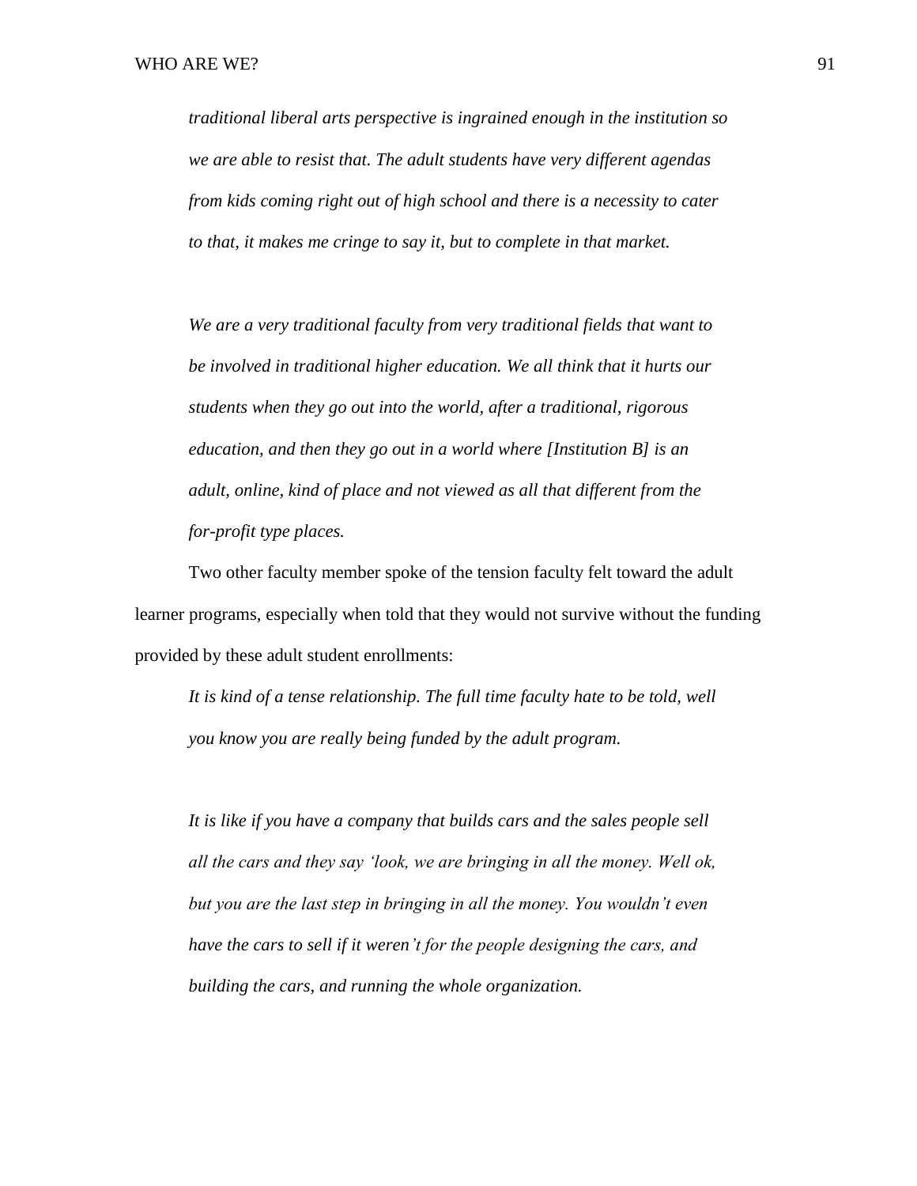*traditional liberal arts perspective is ingrained enough in the institution so we are able to resist that. The adult students have very different agendas from kids coming right out of high school and there is a necessity to cater to that, it makes me cringe to say it, but to complete in that market.*

*We are a very traditional faculty from very traditional fields that want to be involved in traditional higher education. We all think that it hurts our students when they go out into the world, after a traditional, rigorous education, and then they go out in a world where [Institution B] is an adult, online, kind of place and not viewed as all that different from the for-profit type places.*

Two other faculty member spoke of the tension faculty felt toward the adult learner programs, especially when told that they would not survive without the funding provided by these adult student enrollments:

*It is kind of a tense relationship. The full time faculty hate to be told, well you know you are really being funded by the adult program.*

*It is like if you have a company that builds cars and the sales people sell all the cars and they say 'look, we are bringing in all the money. Well ok, but you are the last step in bringing in all the money. You wouldn't even have the cars to sell if it weren't for the people designing the cars, and building the cars, and running the whole organization.*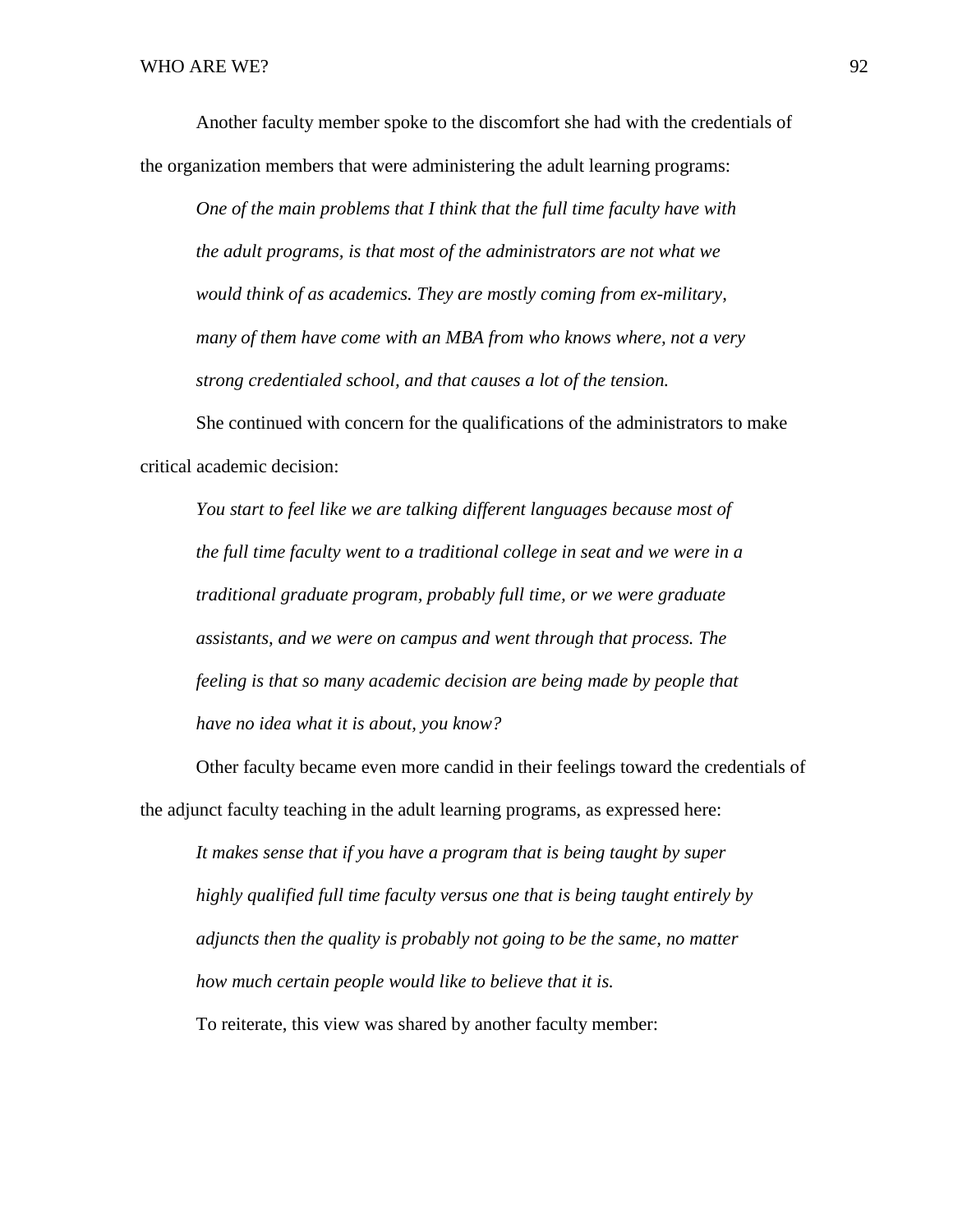Another faculty member spoke to the discomfort she had with the credentials of the organization members that were administering the adult learning programs:

> *One of the main problems that I think that the full time faculty have with the adult programs, is that most of the administrators are not what we would think of as academics. They are mostly coming from ex-military, many of them have come with an MBA from who knows where, not a very strong credentialed school, and that causes a lot of the tension.*

She continued with concern for the qualifications of the administrators to make critical academic decision:

> *You start to feel like we are talking different languages because most of the full time faculty went to a traditional college in seat and we were in a traditional graduate program, probably full time, or we were graduate assistants, and we were on campus and went through that process. The feeling is that so many academic decision are being made by people that have no idea what it is about, you know?*

Other faculty became even more candid in their feelings toward the credentials of the adjunct faculty teaching in the adult learning programs, as expressed here:

> *It makes sense that if you have a program that is being taught by super highly qualified full time faculty versus one that is being taught entirely by adjuncts then the quality is probably not going to be the same, no matter how much certain people would like to believe that it is.*

To reiterate, this view was shared by another faculty member: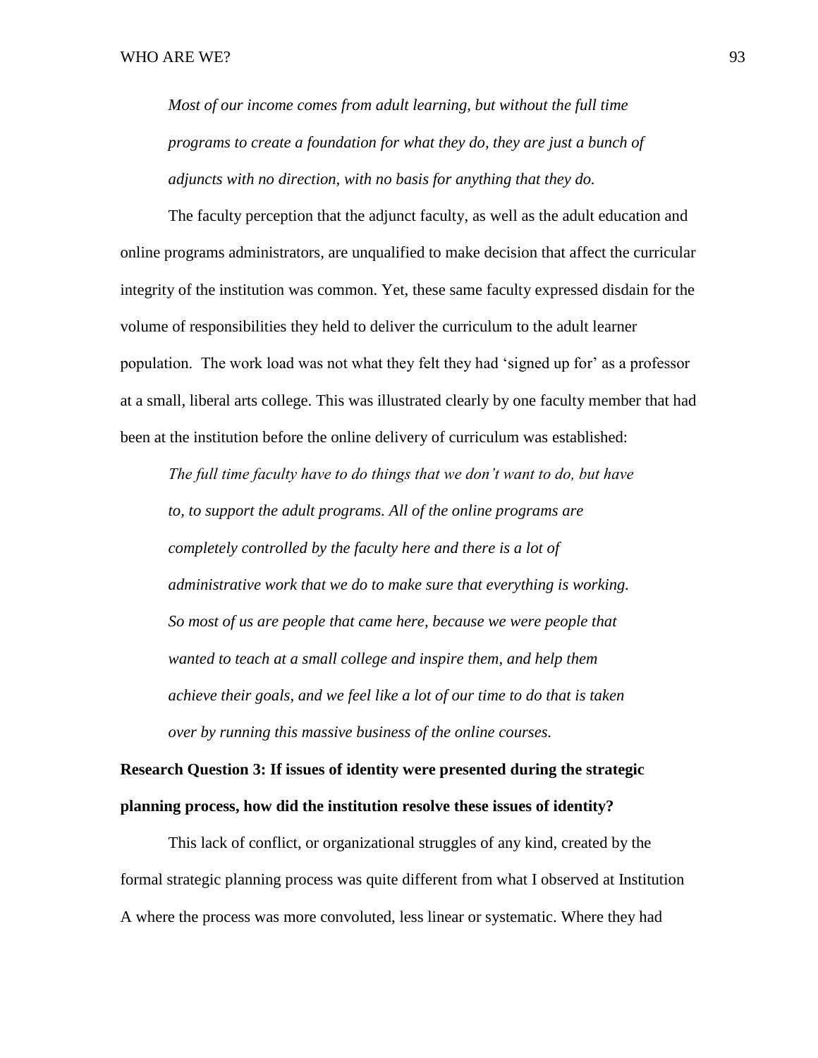> *Most of our income comes from adult learning, but without the full time programs to create a foundation for what they do, they are just a bunch of adjuncts with no direction, with no basis for anything that they do.*

The faculty perception that the adjunct faculty, as well as the adult education and online programs administrators, are unqualified to make decision that affect the curricular integrity of the institution was common. Yet, these same faculty expressed disdain for the volume of responsibilities they held to deliver the curriculum to the adult learner population. The work load was not what they felt they had 'signed up for' as a professor at a small, liberal arts college. This was illustrated clearly by one faculty member that had been at the institution before the online delivery of curriculum was established:

> *The full time faculty have to do things that we don't want to do, but have to, to support the adult programs. All of the online programs are completely controlled by the faculty here and there is a lot of administrative work that we do to make sure that everything is working. So most of us are people that came here, because we were people that wanted to teach at a small college and inspire them, and help them achieve their goals, and we feel like a lot of our time to do that is taken over by running this massive business of the online courses.*

**Research Question 3: If issues of identity were presented during the strategic planning process, how did the institution resolve these issues of identity?**

This lack of conflict, or organizational struggles of any kind, created by the formal strategic planning process was quite different from what I observed at Institution A where the process was more convoluted, less linear or systematic. Where they had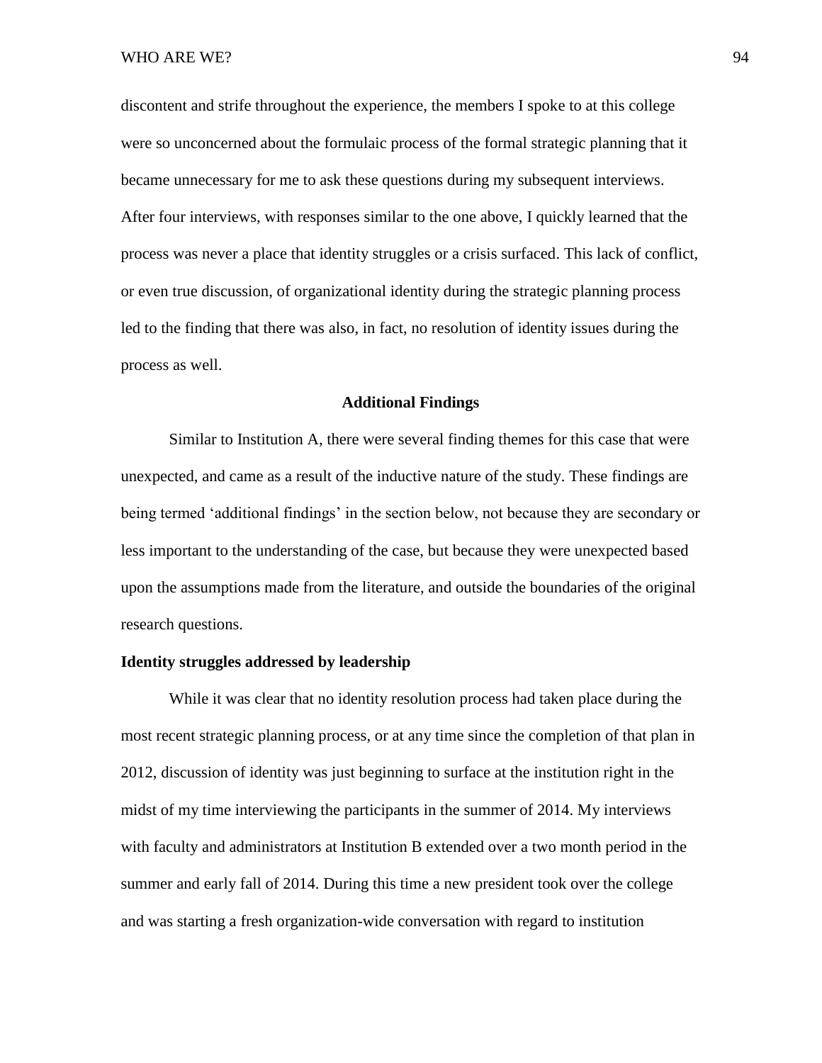discontent and strife throughout the experience, the members I spoke to at this college were so unconcerned about the formulaic process of the formal strategic planning that it became unnecessary for me to ask these questions during my subsequent interviews. After four interviews, with responses similar to the one above, I quickly learned that the process was never a place that identity struggles or a crisis surfaced. This lack of conflict, or even true discussion, of organizational identity during the strategic planning process led to the finding that there was also, in fact, no resolution of identity issues during the process as well.

## Additional Findings

Similar to Institution A, there were several finding themes for this case that were unexpected, and came as a result of the inductive nature of the study. These findings are being termed 'additional findings' in the section below, not because they are secondary or less important to the understanding of the case, but because they were unexpected based upon the assumptions made from the literature, and outside the boundaries of the original research questions.

### Identity struggles addressed by leadership

While it was clear that no identity resolution process had taken place during the most recent strategic planning process, or at any time since the completion of that plan in 2012, discussion of identity was just beginning to surface at the institution right in the midst of my time interviewing the participants in the summer of 2014. My interviews with faculty and administrators at Institution B extended over a two month period in the summer and early fall of 2014. During this time a new president took over the college and was starting a fresh organization-wide conversation with regard to institution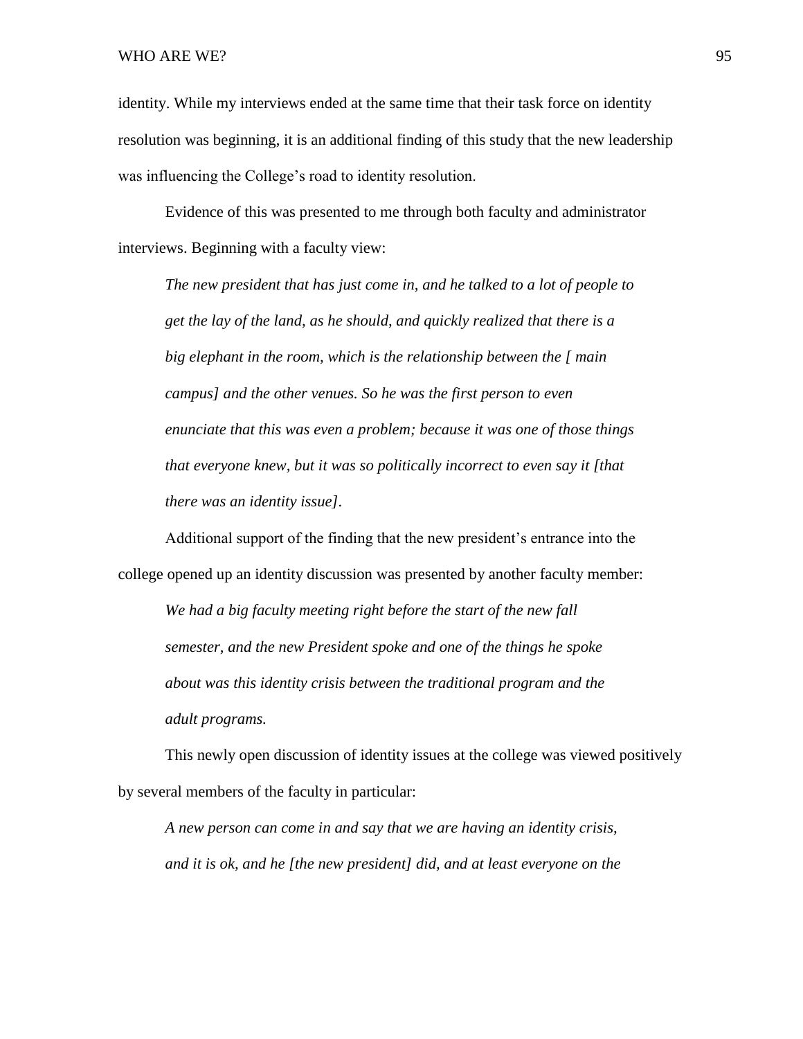identity. While my interviews ended at the same time that their task force on identity resolution was beginning, it is an additional finding of this study that the new leadership was influencing the College's road to identity resolution.

Evidence of this was presented to me through both faculty and administrator interviews. Beginning with a faculty view:

> *The new president that has just come in, and he talked to a lot of people to get the lay of the land, as he should, and quickly realized that there is a big elephant in the room, which is the relationship between the [ main campus] and the other venues. So he was the first person to even enunciate that this was even a problem; because it was one of those things that everyone knew, but it was so politically incorrect to even say it [that there was an identity issue].*

Additional support of the finding that the new president's entrance into the college opened up an identity discussion was presented by another faculty member:

> *We had a big faculty meeting right before the start of the new fall semester, and the new President spoke and one of the things he spoke about was this identity crisis between the traditional program and the adult programs.*

This newly open discussion of identity issues at the college was viewed positively by several members of the faculty in particular:

> *A new person can come in and say that we are having an identity crisis, and it is ok, and he [the new president] did, and at least everyone on the*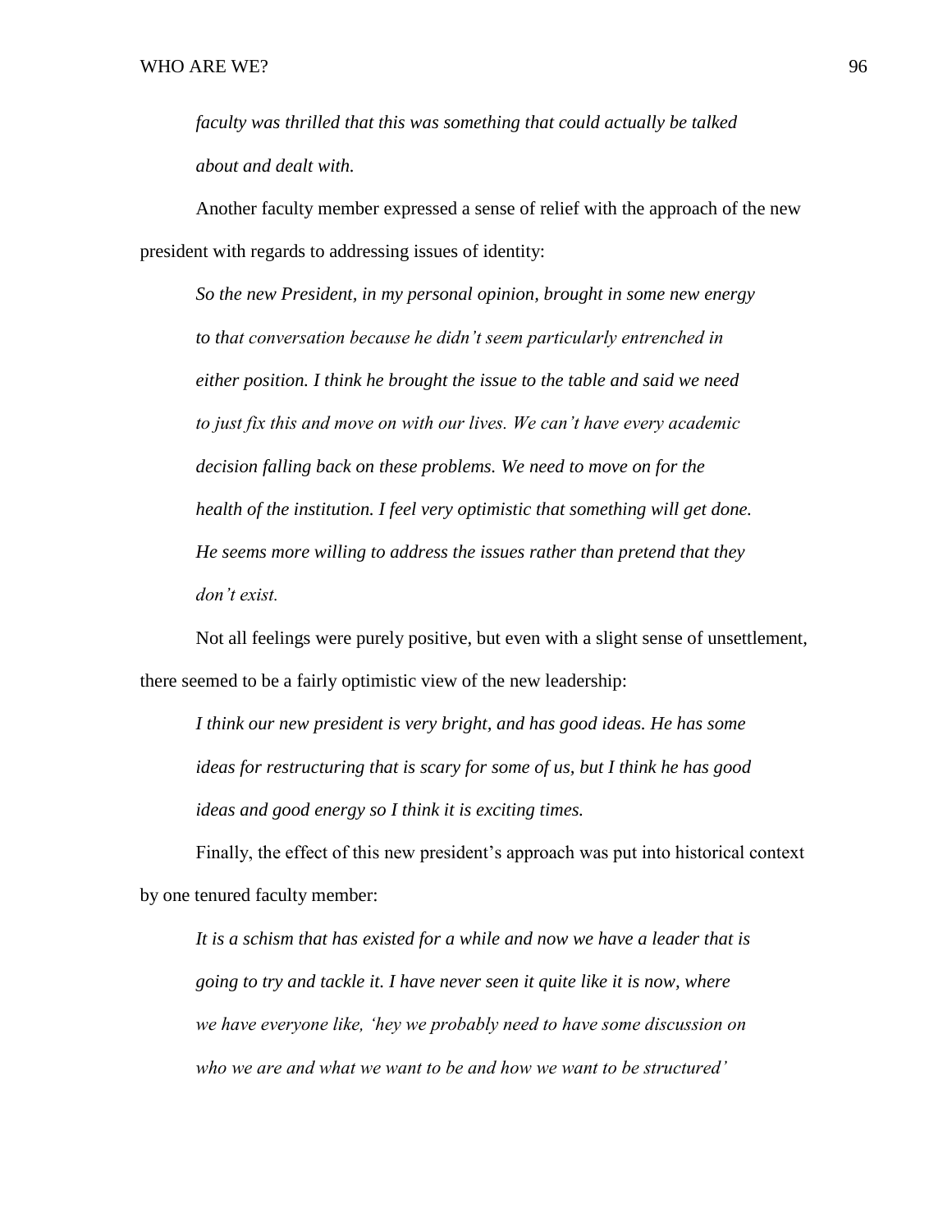> *faculty was thrilled that this was something that could actually be talked about and dealt with.*

Another faculty member expressed a sense of relief with the approach of the new president with regards to addressing issues of identity:

> *So the new President, in my personal opinion, brought in some new energy to that conversation because he didn't seem particularly entrenched in either position. I think he brought the issue to the table and said we need to just fix this and move on with our lives. We can't have every academic decision falling back on these problems. We need to move on for the health of the institution. I feel very optimistic that something will get done. He seems more willing to address the issues rather than pretend that they don't exist.*

Not all feelings were purely positive, but even with a slight sense of unsettlement, there seemed to be a fairly optimistic view of the new leadership:

> *I think our new president is very bright, and has good ideas. He has some ideas for restructuring that is scary for some of us, but I think he has good ideas and good energy so I think it is exciting times.*

Finally, the effect of this new president's approach was put into historical context by one tenured faculty member:

> *It is a schism that has existed for a while and now we have a leader that is going to try and tackle it. I have never seen it quite like it is now, where we have everyone like, 'hey we probably need to have some discussion on who we are and what we want to be and how we want to be structured'*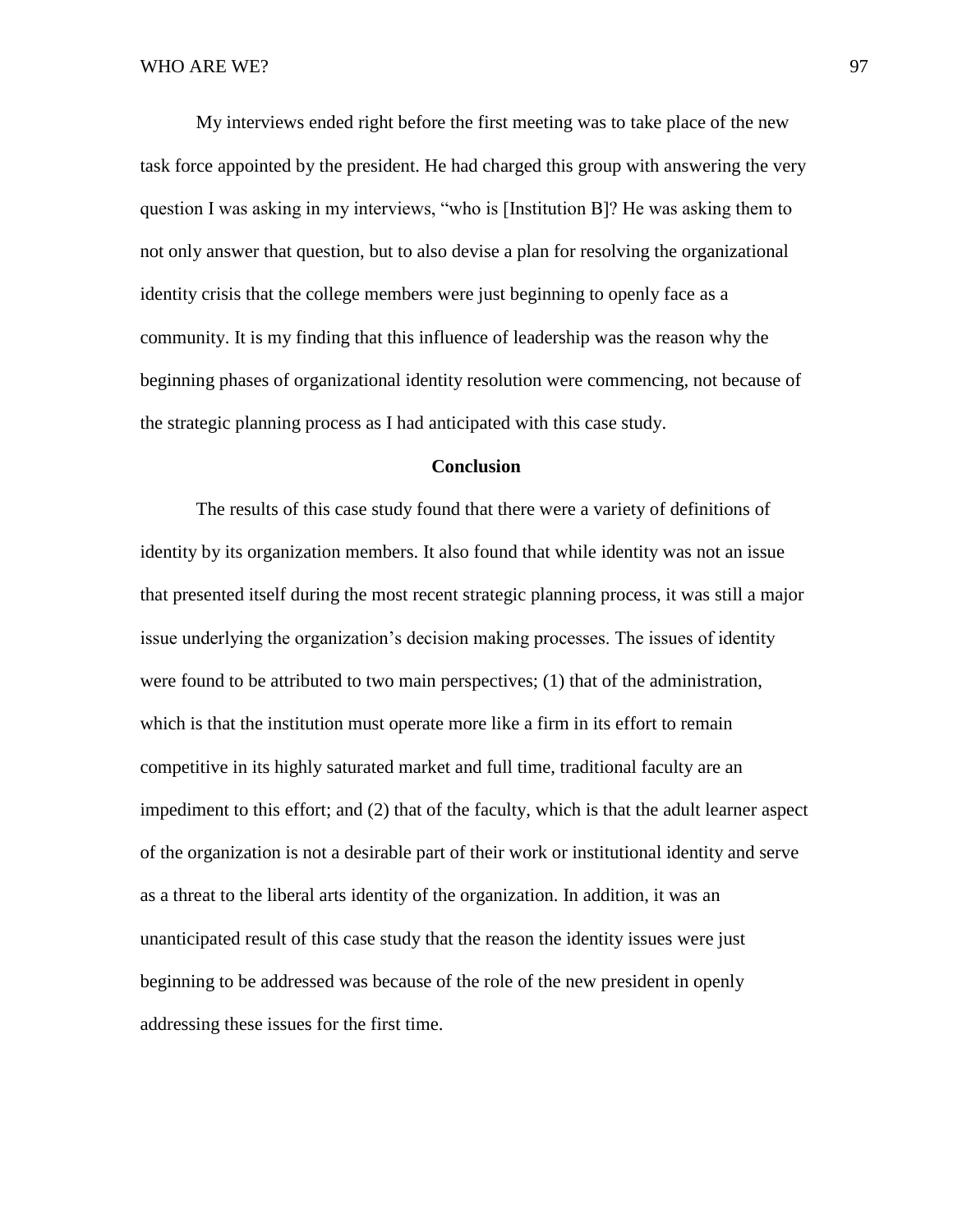My interviews ended right before the first meeting was to take place of the new task force appointed by the president. He had charged this group with answering the very question I was asking in my interviews, "who is [Institution B]? He was asking them to not only answer that question, but to also devise a plan for resolving the organizational identity crisis that the college members were just beginning to openly face as a community. It is my finding that this influence of leadership was the reason why the beginning phases of organizational identity resolution were commencing, not because of the strategic planning process as I had anticipated with this case study.

## Conclusion

The results of this case study found that there were a variety of definitions of identity by its organization members. It also found that while identity was not an issue that presented itself during the most recent strategic planning process, it was still a major issue underlying the organization's decision making processes. The issues of identity were found to be attributed to two main perspectives; (1) that of the administration, which is that the institution must operate more like a firm in its effort to remain competitive in its highly saturated market and full time, traditional faculty are an impediment to this effort; and (2) that of the faculty, which is that the adult learner aspect of the organization is not a desirable part of their work or institutional identity and serve as a threat to the liberal arts identity of the organization. In addition, it was an unanticipated result of this case study that the reason the identity issues were just beginning to be addressed was because of the role of the new president in openly addressing these issues for the first time.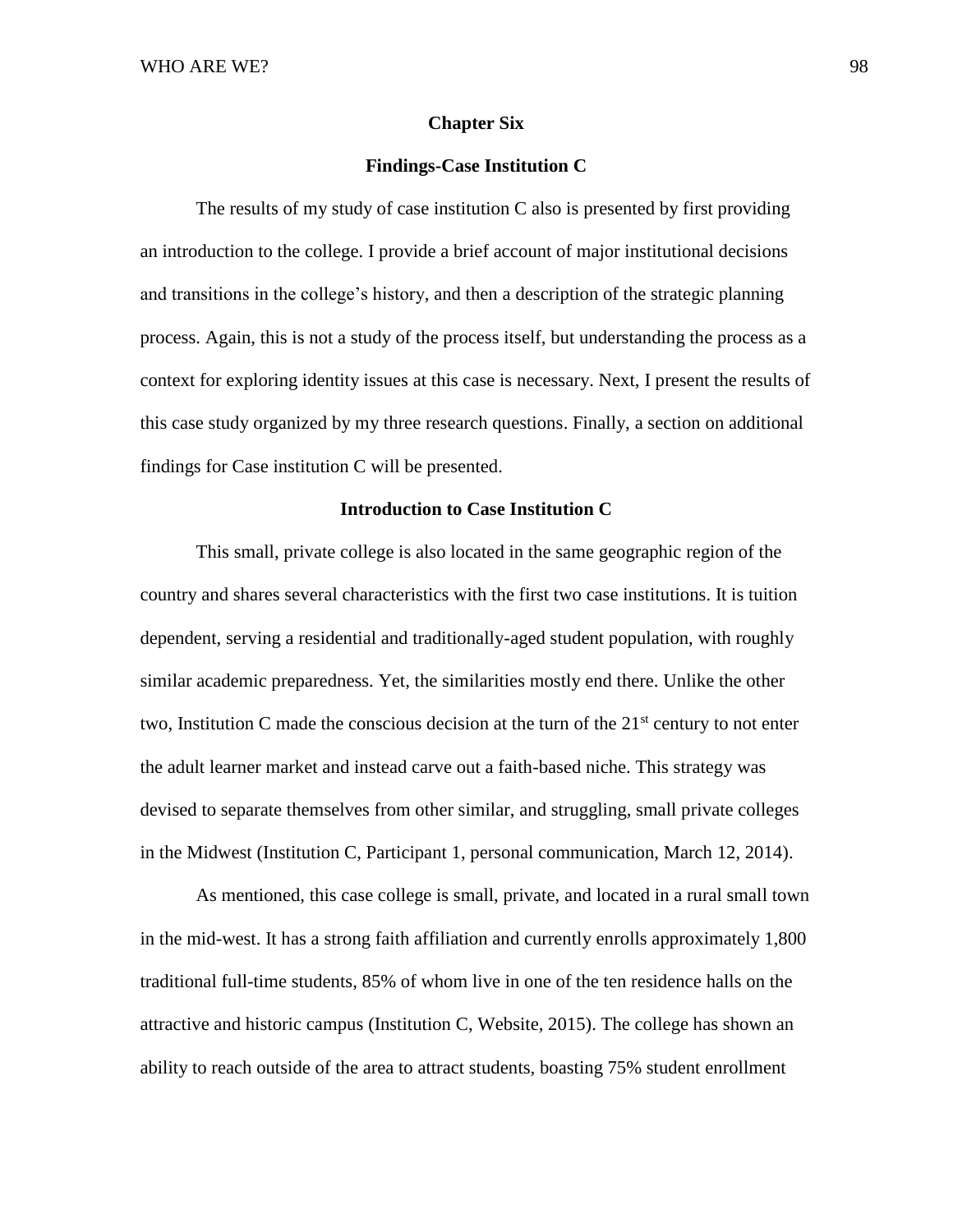# Chapter Six

## Findings-Case Institution C

The results of my study of case institution C also is presented by first providing an introduction to the college. I provide a brief account of major institutional decisions and transitions in the college's history, and then a description of the strategic planning process. Again, this is not a study of the process itself, but understanding the process as a context for exploring identity issues at this case is necessary. Next, I present the results of this case study organized by my three research questions. Finally, a section on additional findings for Case institution C will be presented.

## Introduction to Case Institution C

This small, private college is also located in the same geographic region of the country and shares several characteristics with the first two case institutions. It is tuition dependent, serving a residential and traditionally-aged student population, with roughly similar academic preparedness. Yet, the similarities mostly end there. Unlike the other two, Institution C made the conscious decision at the turn of the 21st century to not enter the adult learner market and instead carve out a faith-based niche. This strategy was devised to separate themselves from other similar, and struggling, small private colleges in the Midwest (Institution C, Participant 1, personal communication, March 12, 2014).

As mentioned, this case college is small, private, and located in a rural small town in the mid-west. It has a strong faith affiliation and currently enrolls approximately 1,800 traditional full-time students, 85% of whom live in one of the ten residence halls on the attractive and historic campus (Institution C, Website, 2015). The college has shown an ability to reach outside of the area to attract students, boasting 75% student enrollment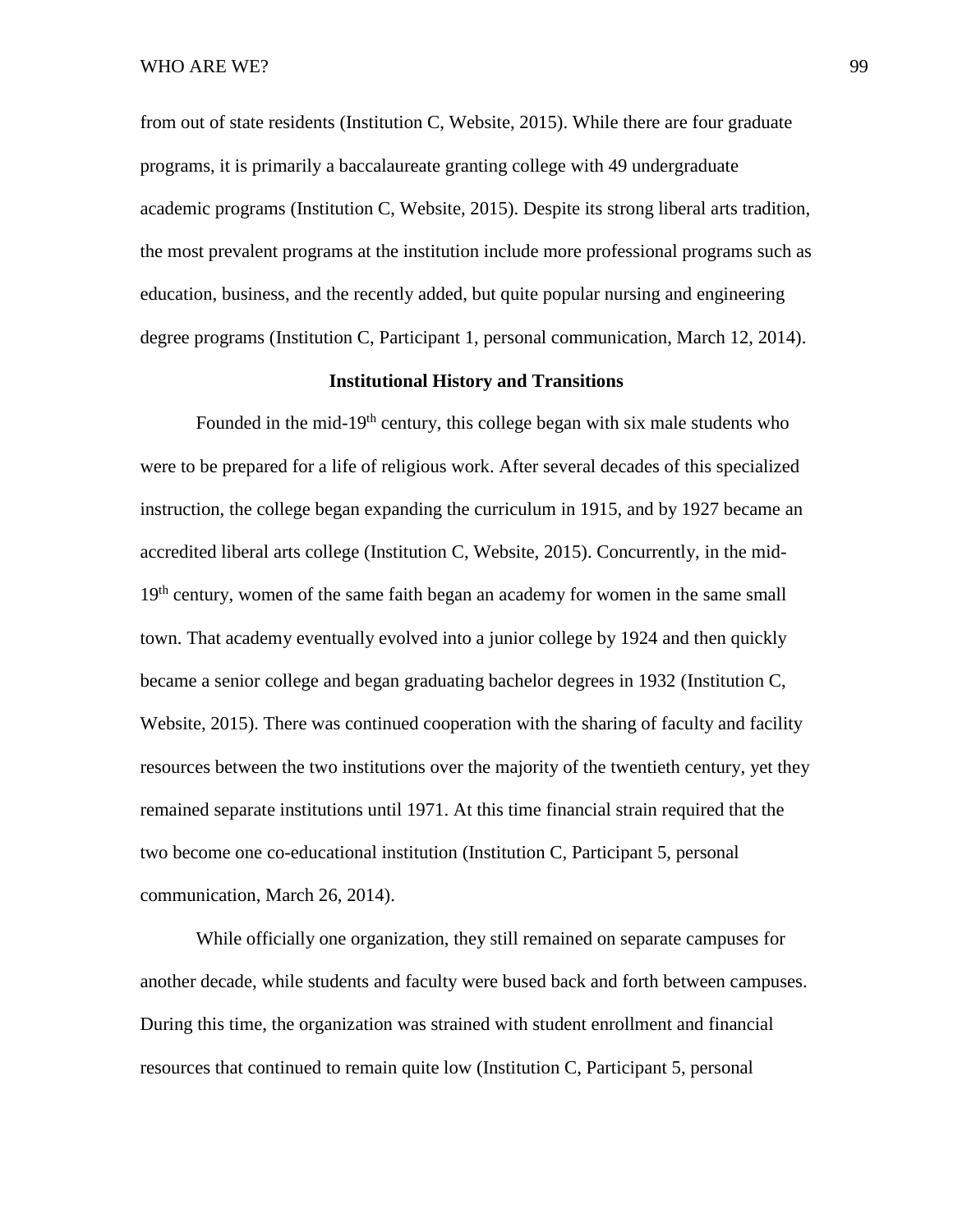from out of state residents (Institution C, Website, 2015). While there are four graduate programs, it is primarily a baccalaureate granting college with 49 undergraduate academic programs (Institution C, Website, 2015). Despite its strong liberal arts tradition, the most prevalent programs at the institution include more professional programs such as education, business, and the recently added, but quite popular nursing and engineering degree programs (Institution C, Participant 1, personal communication, March 12, 2014).

## Institutional History and Transitions

Founded in the mid-19th century, this college began with six male students who were to be prepared for a life of religious work. After several decades of this specialized instruction, the college began expanding the curriculum in 1915, and by 1927 became an accredited liberal arts college (Institution C, Website, 2015). Concurrently, in the mid-19th century, women of the same faith began an academy for women in the same small town. That academy eventually evolved into a junior college by 1924 and then quickly became a senior college and began graduating bachelor degrees in 1932 (Institution C, Website, 2015). There was continued cooperation with the sharing of faculty and facility resources between the two institutions over the majority of the twentieth century, yet they remained separate institutions until 1971. At this time financial strain required that the two become one co-educational institution (Institution C, Participant 5, personal communication, March 26, 2014).

While officially one organization, they still remained on separate campuses for another decade, while students and faculty were bused back and forth between campuses. During this time, the organization was strained with student enrollment and financial resources that continued to remain quite low (Institution C, Participant 5, personal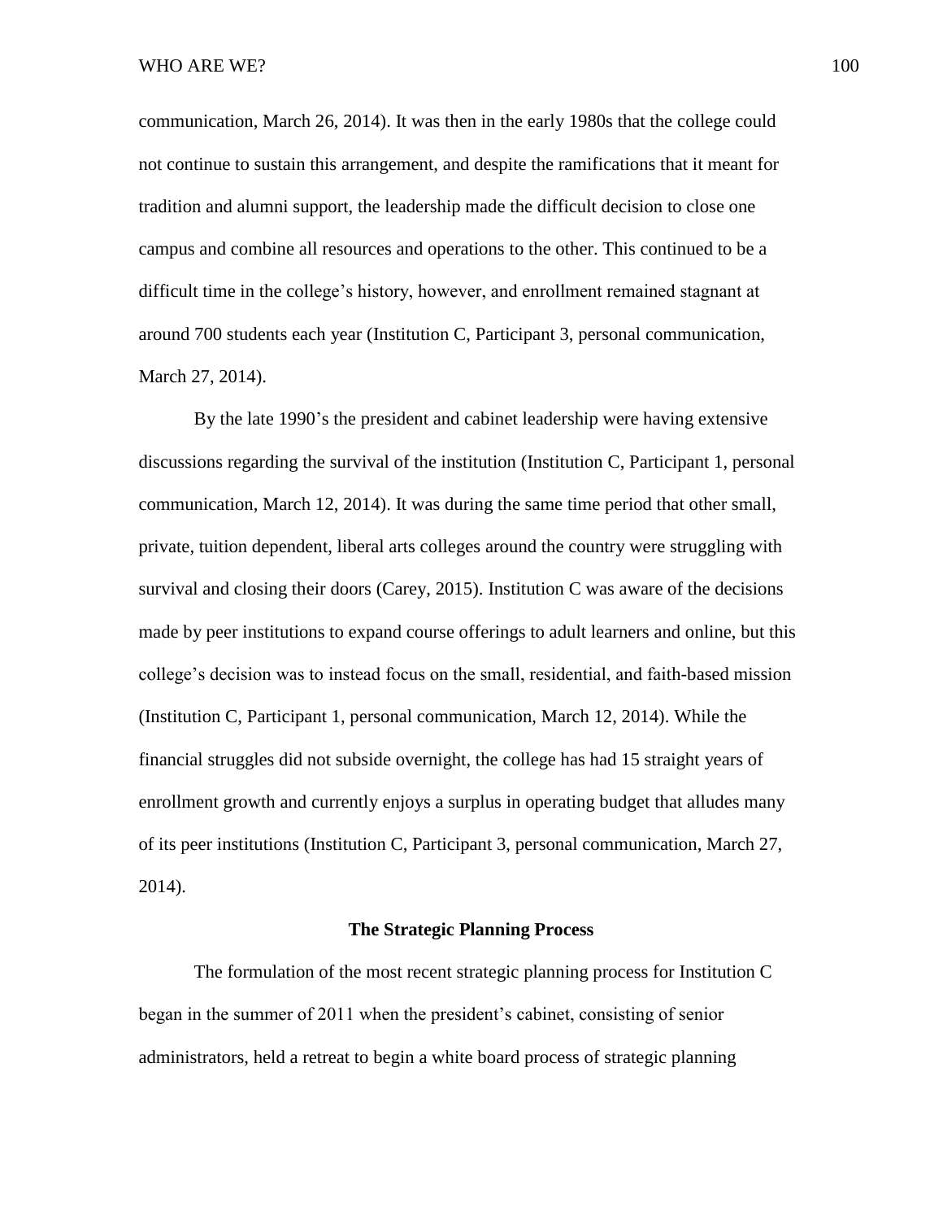communication, March 26, 2014). It was then in the early 1980s that the college could not continue to sustain this arrangement, and despite the ramifications that it meant for tradition and alumni support, the leadership made the difficult decision to close one campus and combine all resources and operations to the other. This continued to be a difficult time in the college's history, however, and enrollment remained stagnant at around 700 students each year (Institution C, Participant 3, personal communication, March 27, 2014).

By the late 1990's the president and cabinet leadership were having extensive discussions regarding the survival of the institution (Institution C, Participant 1, personal communication, March 12, 2014). It was during the same time period that other small, private, tuition dependent, liberal arts colleges around the country were struggling with survival and closing their doors (Carey, 2015). Institution C was aware of the decisions made by peer institutions to expand course offerings to adult learners and online, but this college's decision was to instead focus on the small, residential, and faith-based mission (Institution C, Participant 1, personal communication, March 12, 2014). While the financial struggles did not subside overnight, the college has had 15 straight years of enrollment growth and currently enjoys a surplus in operating budget that alludes many of its peer institutions (Institution C, Participant 3, personal communication, March 27, 2014).

## The Strategic Planning Process

The formulation of the most recent strategic planning process for Institution C began in the summer of 2011 when the president's cabinet, consisting of senior administrators, held a retreat to begin a white board process of strategic planning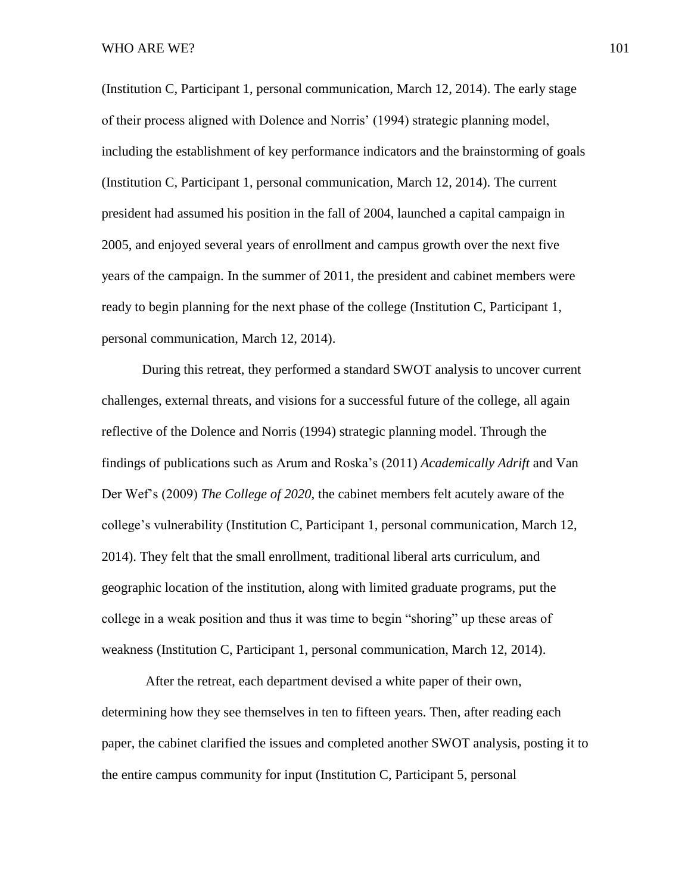(Institution C, Participant 1, personal communication, March 12, 2014). The early stage of their process aligned with Dolence and Norris' (1994) strategic planning model, including the establishment of key performance indicators and the brainstorming of goals (Institution C, Participant 1, personal communication, March 12, 2014). The current president had assumed his position in the fall of 2004, launched a capital campaign in 2005, and enjoyed several years of enrollment and campus growth over the next five years of the campaign. In the summer of 2011, the president and cabinet members were ready to begin planning for the next phase of the college (Institution C, Participant 1, personal communication, March 12, 2014).

During this retreat, they performed a standard SWOT analysis to uncover current challenges, external threats, and visions for a successful future of the college, all again reflective of the Dolence and Norris (1994) strategic planning model. Through the findings of publications such as Arum and Roska's (2011) *Academically Adrift* and Van Der Wef's (2009) *The College of 2020,* the cabinet members felt acutely aware of the college's vulnerability (Institution C, Participant 1, personal communication, March 12, 2014). They felt that the small enrollment, traditional liberal arts curriculum, and geographic location of the institution, along with limited graduate programs, put the college in a weak position and thus it was time to begin "shoring" up these areas of weakness (Institution C, Participant 1, personal communication, March 12, 2014).

After the retreat, each department devised a white paper of their own, determining how they see themselves in ten to fifteen years. Then, after reading each paper, the cabinet clarified the issues and completed another SWOT analysis, posting it to the entire campus community for input (Institution C, Participant 5, personal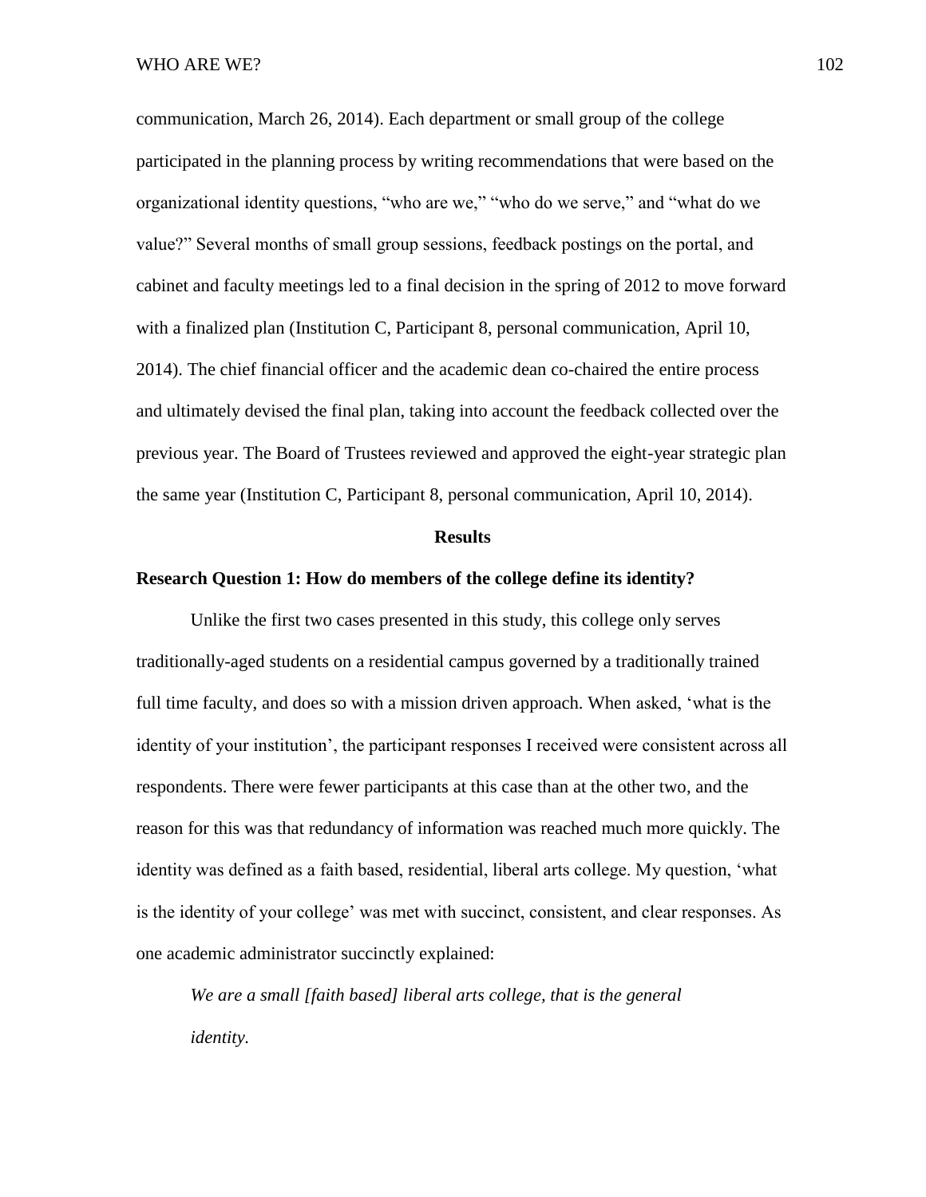communication, March 26, 2014). Each department or small group of the college participated in the planning process by writing recommendations that were based on the organizational identity questions, "who are we," "who do we serve," and "what do we value?" Several months of small group sessions, feedback postings on the portal, and cabinet and faculty meetings led to a final decision in the spring of 2012 to move forward with a finalized plan (Institution C, Participant 8, personal communication, April 10, 2014). The chief financial officer and the academic dean co-chaired the entire process and ultimately devised the final plan, taking into account the feedback collected over the previous year. The Board of Trustees reviewed and approved the eight-year strategic plan the same year (Institution C, Participant 8, personal communication, April 10, 2014).

## Results

### Research Question 1: How do members of the college define its identity?

Unlike the first two cases presented in this study, this college only serves traditionally-aged students on a residential campus governed by a traditionally trained full time faculty, and does so with a mission driven approach. When asked, 'what is the identity of your institution', the participant responses I received were consistent across all respondents. There were fewer participants at this case than at the other two, and the reason for this was that redundancy of information was reached much more quickly. The identity was defined as a faith based, residential, liberal arts college. My question, 'what is the identity of your college' was met with succinct, consistent, and clear responses. As one academic administrator succinctly explained:

> *We are a small [faith based] liberal arts college, that is the general identity.*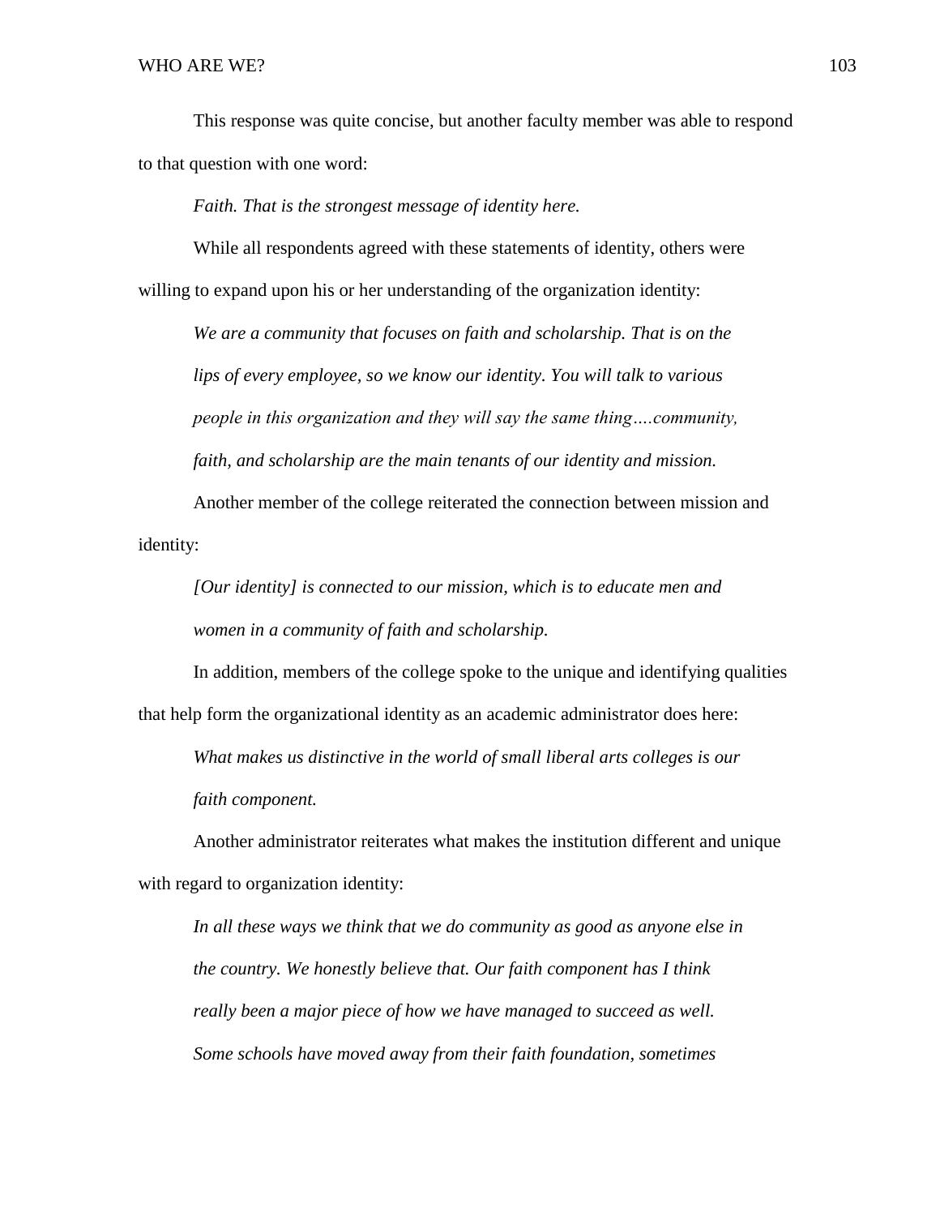This response was quite concise, but another faculty member was able to respond to that question with one word:

> *Faith. That is the strongest message of identity here.*

While all respondents agreed with these statements of identity, others were willing to expand upon his or her understanding of the organization identity:

> *We are a community that focuses on faith and scholarship. That is on the lips of every employee, so we know our identity. You will talk to various people in this organization and they will say the same thing….community, faith, and scholarship are the main tenants of our identity and mission.*

Another member of the college reiterated the connection between mission and identity:

> *[Our identity] is connected to our mission, which is to educate men and women in a community of faith and scholarship.*

In addition, members of the college spoke to the unique and identifying qualities that help form the organizational identity as an academic administrator does here:

> *What makes us distinctive in the world of small liberal arts colleges is our faith component.*

Another administrator reiterates what makes the institution different and unique with regard to organization identity:

> *In all these ways we think that we do community as good as anyone else in the country. We honestly believe that. Our faith component has I think really been a major piece of how we have managed to succeed as well. Some schools have moved away from their faith foundation, sometimes*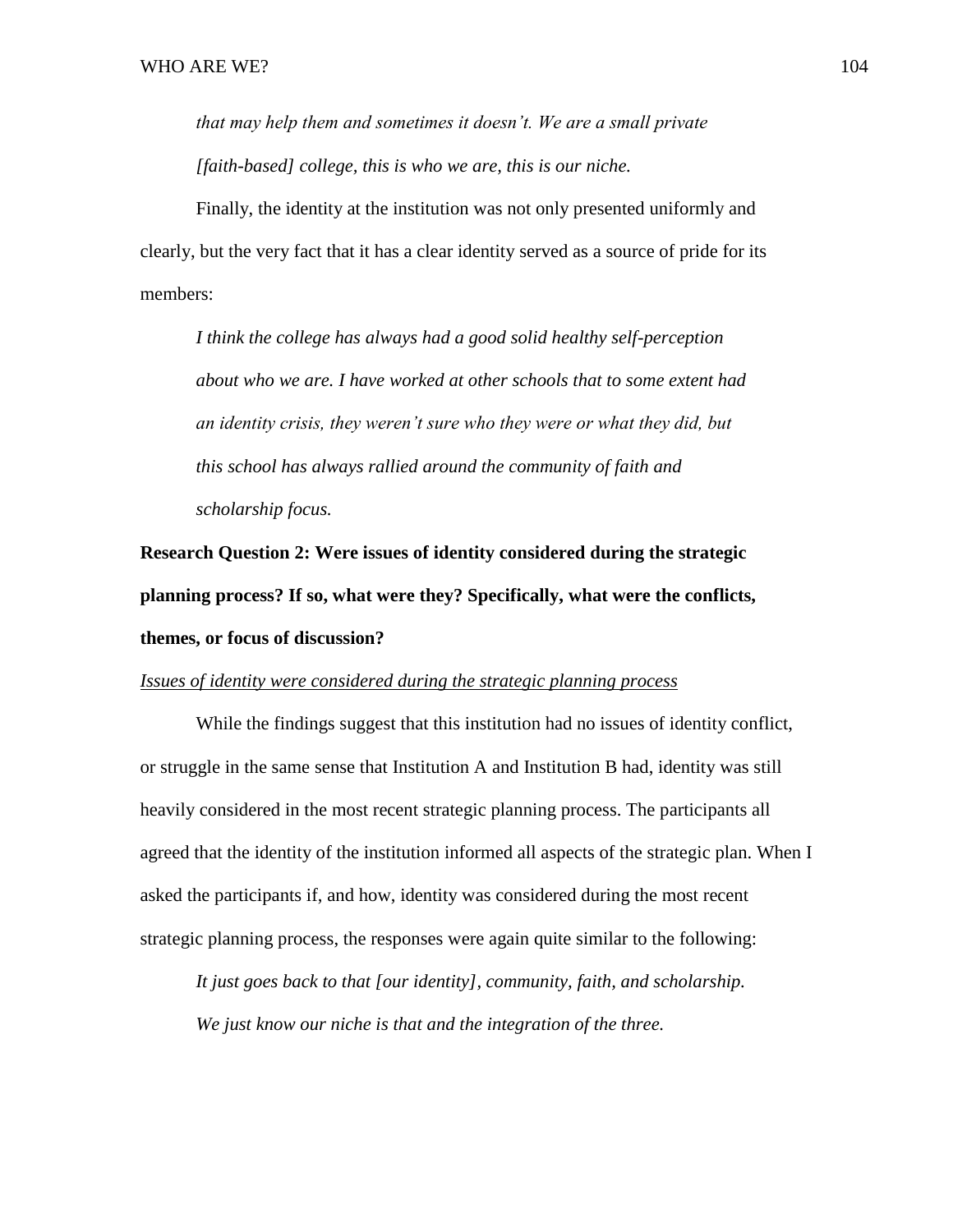*that may help them and sometimes it doesn't. We are a small private [faith-based] college, this is who we are, this is our niche.*

Finally, the identity at the institution was not only presented uniformly and clearly, but the very fact that it has a clear identity served as a source of pride for its members:

*I think the college has always had a good solid healthy self-perception about who we are. I have worked at other schools that to some extent had an identity crisis, they weren't sure who they were or what they did, but this school has always rallied around the community of faith and scholarship focus.*

**Research Question 2: Were issues of identity considered during the strategic planning process? If so, what were they? Specifically, what were the conflicts, themes, or focus of discussion?**

<u>Issues of identity were considered during the strategic planning process</u>

While the findings suggest that this institution had no issues of identity conflict, or struggle in the same sense that Institution A and Institution B had, identity was still heavily considered in the most recent strategic planning process. The participants all agreed that the identity of the institution informed all aspects of the strategic plan. When I asked the participants if, and how, identity was considered during the most recent strategic planning process, the responses were again quite similar to the following:

*It just goes back to that [our identity], community, faith, and scholarship. We just know our niche is that and the integration of the three.*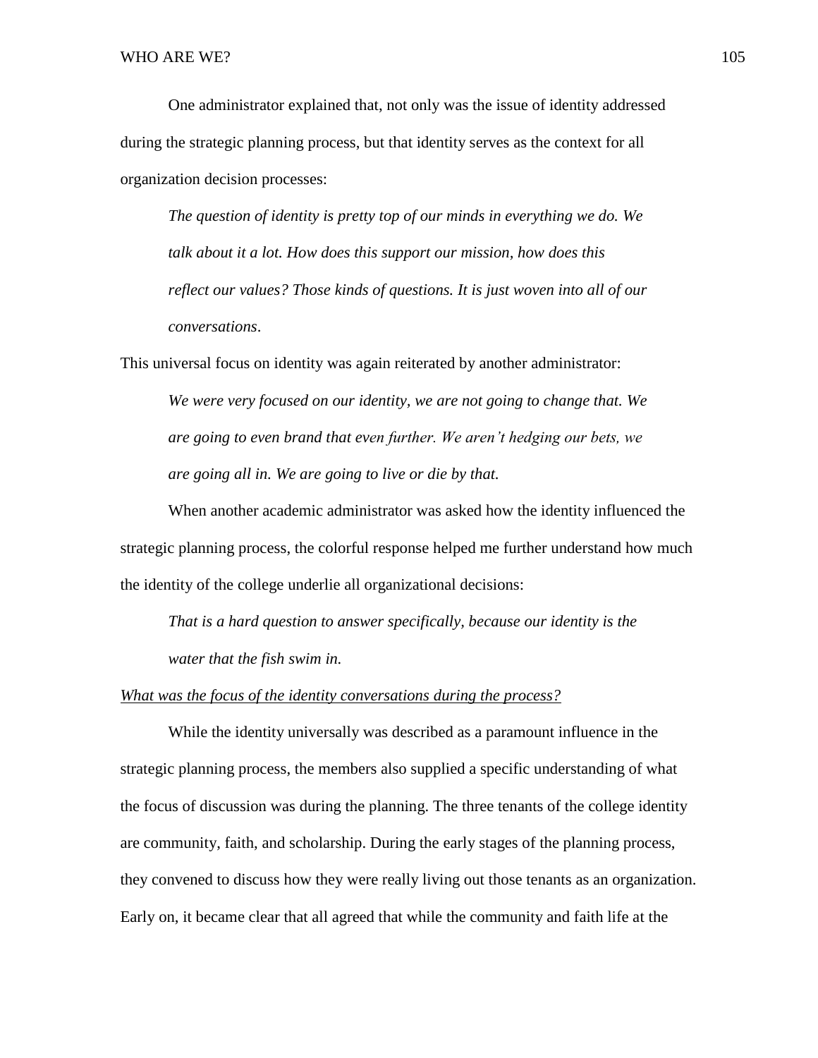One administrator explained that, not only was the issue of identity addressed during the strategic planning process, but that identity serves as the context for all organization decision processes:

> *The question of identity is pretty top of our minds in everything we do. We talk about it a lot. How does this support our mission, how does this reflect our values? Those kinds of questions. It is just woven into all of our conversations*.

This universal focus on identity was again reiterated by another administrator:

> *We were very focused on our identity, we are not going to change that. We are going to even brand that even further. We aren't hedging our bets, we are going all in. We are going to live or die by that.*

When another academic administrator was asked how the identity influenced the strategic planning process, the colorful response helped me further understand how much the identity of the college underlie all organizational decisions:

> *That is a hard question to answer specifically, because our identity is the water that the fish swim in.*

<u>*What was the focus of the identity conversations during the process?*</u>

While the identity universally was described as a paramount influence in the strategic planning process, the members also supplied a specific understanding of what the focus of discussion was during the planning. The three tenants of the college identity are community, faith, and scholarship. During the early stages of the planning process, they convened to discuss how they were really living out those tenants as an organization. Early on, it became clear that all agreed that while the community and faith life at the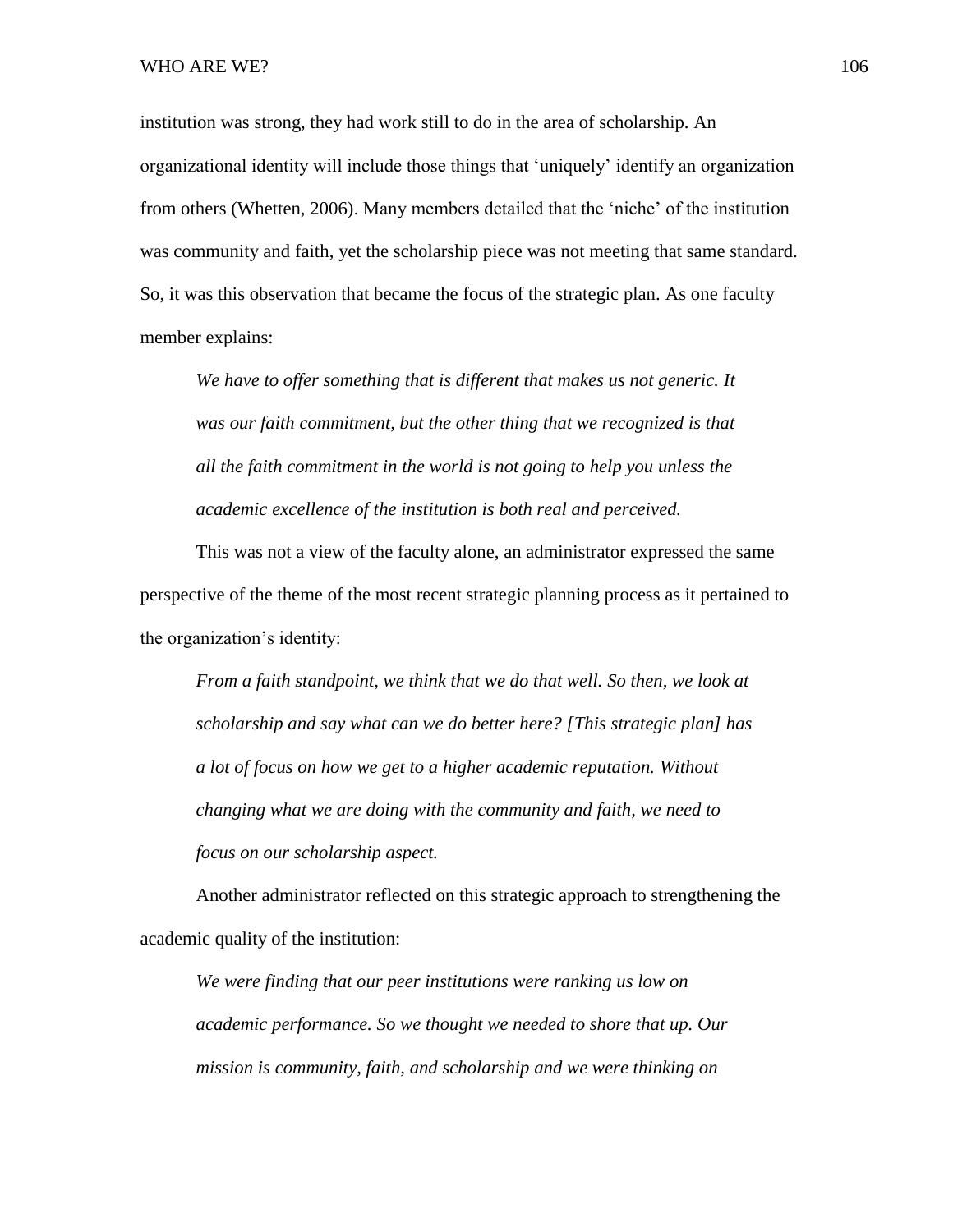institution was strong, they had work still to do in the area of scholarship. An organizational identity will include those things that 'uniquely' identify an organization from others (Whetten, 2006). Many members detailed that the 'niche' of the institution was community and faith, yet the scholarship piece was not meeting that same standard. So, it was this observation that became the focus of the strategic plan. As one faculty member explains:

> *We have to offer something that is different that makes us not generic. It was our faith commitment, but the other thing that we recognized is that all the faith commitment in the world is not going to help you unless the academic excellence of the institution is both real and perceived.*

This was not a view of the faculty alone, an administrator expressed the same perspective of the theme of the most recent strategic planning process as it pertained to the organization's identity:

> *From a faith standpoint, we think that we do that well. So then, we look at scholarship and say what can we do better here? [This strategic plan] has a lot of focus on how we get to a higher academic reputation. Without changing what we are doing with the community and faith, we need to focus on our scholarship aspect.*

Another administrator reflected on this strategic approach to strengthening the academic quality of the institution:

> *We were finding that our peer institutions were ranking us low on academic performance. So we thought we needed to shore that up. Our mission is community, faith, and scholarship and we were thinking on*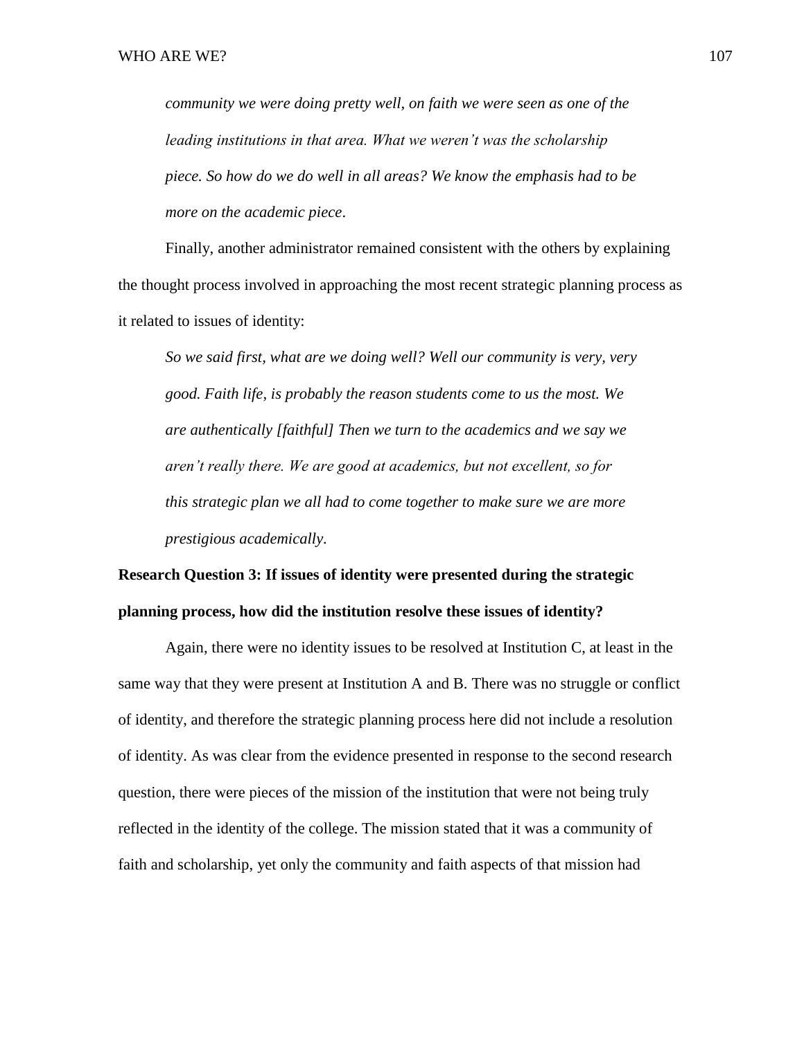*community we were doing pretty well, on faith we were seen as one of the leading institutions in that area. What we weren't was the scholarship piece. So how do we do well in all areas? We know the emphasis had to be more on the academic piece*.

Finally, another administrator remained consistent with the others by explaining the thought process involved in approaching the most recent strategic planning process as it related to issues of identity:

> *So we said first, what are we doing well? Well our community is very, very good. Faith life, is probably the reason students come to us the most. We are authentically [faithful] Then we turn to the academics and we say we aren't really there. We are good at academics, but not excellent, so for this strategic plan we all had to come together to make sure we are more prestigious academically.*

**Research Question 3: If issues of identity were presented during the strategic planning process, how did the institution resolve these issues of identity?**

Again, there were no identity issues to be resolved at Institution C, at least in the same way that they were present at Institution A and B. There was no struggle or conflict of identity, and therefore the strategic planning process here did not include a resolution of identity. As was clear from the evidence presented in response to the second research question, there were pieces of the mission of the institution that were not being truly reflected in the identity of the college. The mission stated that it was a community of faith and scholarship, yet only the community and faith aspects of that mission had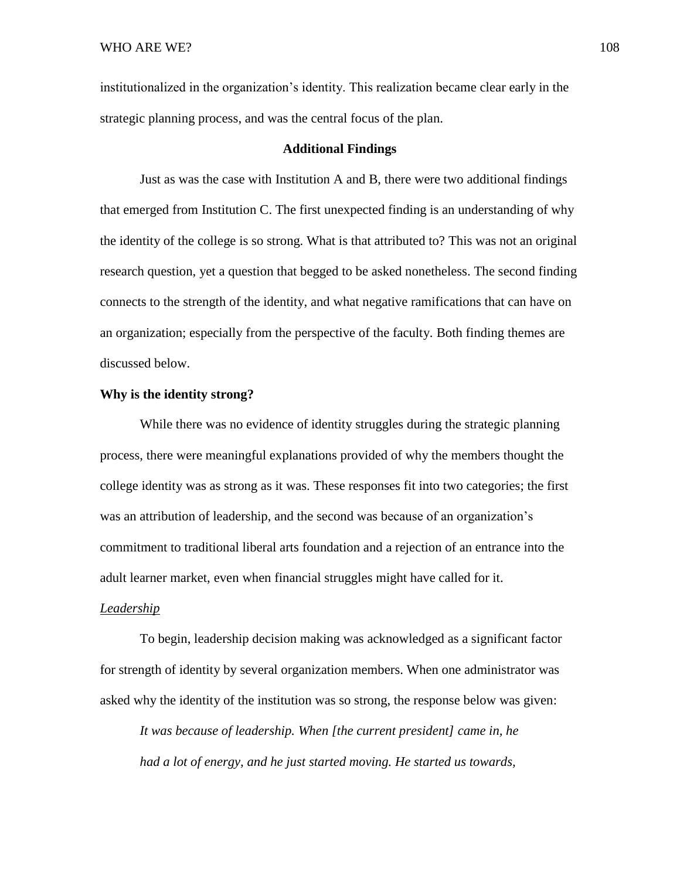institutionalized in the organization's identity. This realization became clear early in the strategic planning process, and was the central focus of the plan.

## Additional Findings

Just as was the case with Institution A and B, there were two additional findings that emerged from Institution C. The first unexpected finding is an understanding of why the identity of the college is so strong. What is that attributed to? This was not an original research question, yet a question that begged to be asked nonetheless. The second finding connects to the strength of the identity, and what negative ramifications that can have on an organization; especially from the perspective of the faculty. Both finding themes are discussed below.

### Why is the identity strong?

While there was no evidence of identity struggles during the strategic planning process, there were meaningful explanations provided of why the members thought the college identity was as strong as it was. These responses fit into two categories; the first was an attribution of leadership, and the second was because of an organization's commitment to traditional liberal arts foundation and a rejection of an entrance into the adult learner market, even when financial struggles might have called for it.

#### Leadership

To begin, leadership decision making was acknowledged as a significant factor for strength of identity by several organization members. When one administrator was asked why the identity of the institution was so strong, the response below was given:

> *It was because of leadership. When [the current president] came in, he had a lot of energy, and he just started moving. He started us towards,*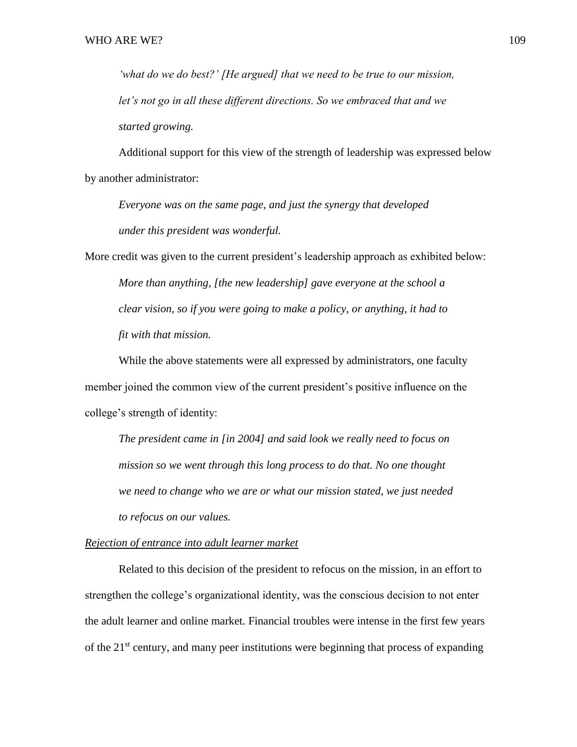*'what do we do best?' [He argued] that we need to be true to our mission, let's not go in all these different directions. So we embraced that and we started growing.*

Additional support for this view of the strength of leadership was expressed below by another administrator:

> *Everyone was on the same page, and just the synergy that developed under this president was wonderful.*

More credit was given to the current president's leadership approach as exhibited below:

> *More than anything, [the new leadership] gave everyone at the school a clear vision, so if you were going to make a policy, or anything, it had to fit with that mission.*

While the above statements were all expressed by administrators, one faculty member joined the common view of the current president's positive influence on the college's strength of identity:

> *The president came in [in 2004] and said look we really need to focus on mission so we went through this long process to do that. No one thought we need to change who we are or what our mission stated, we just needed to refocus on our values.*

*Rejection of entrance into adult learner market*

Related to this decision of the president to refocus on the mission, in an effort to strengthen the college's organizational identity, was the conscious decision to not enter the adult learner and online market. Financial troubles were intense in the first few years of the 21st century, and many peer institutions were beginning that process of expanding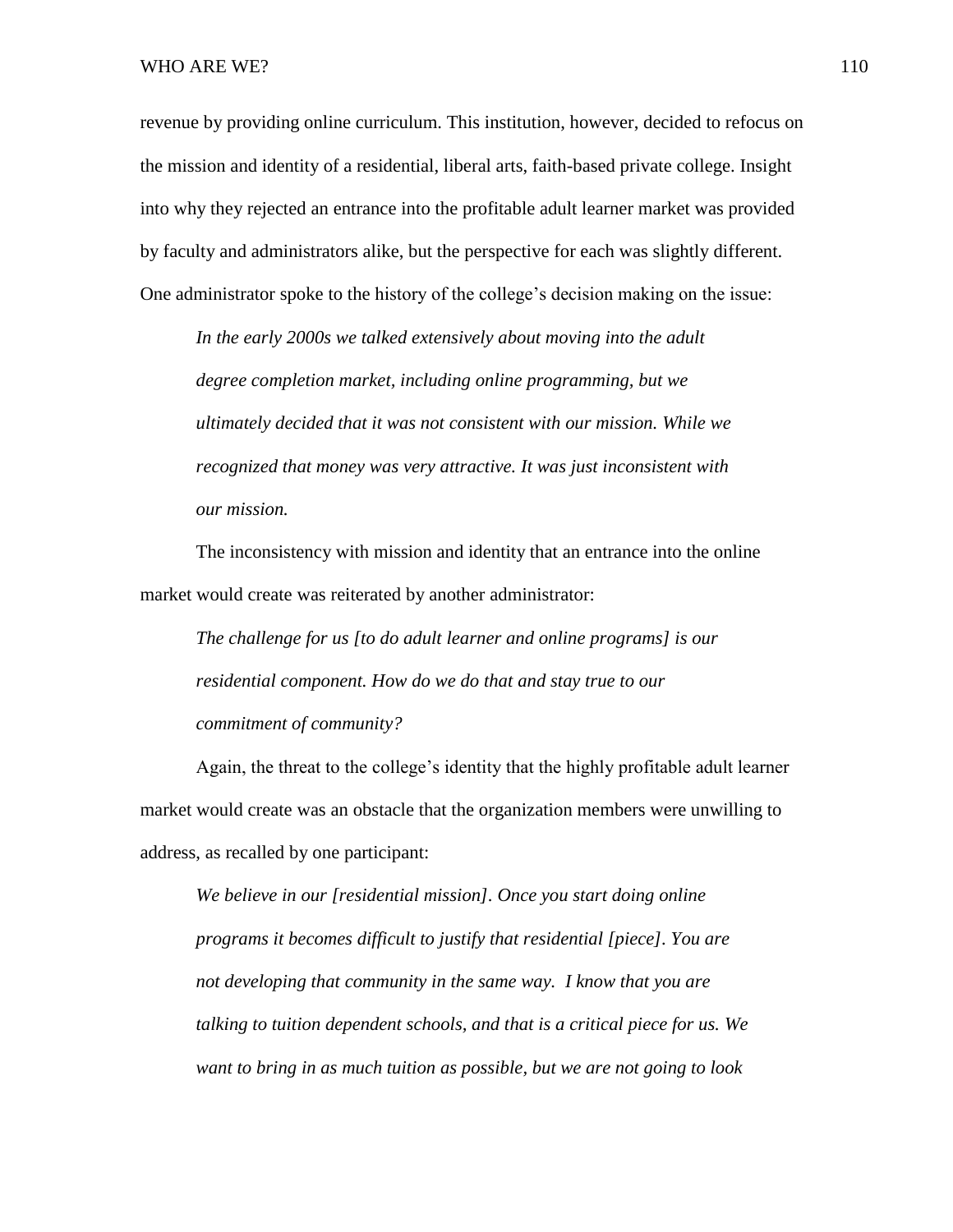revenue by providing online curriculum. This institution, however, decided to refocus on the mission and identity of a residential, liberal arts, faith-based private college. Insight into why they rejected an entrance into the profitable adult learner market was provided by faculty and administrators alike, but the perspective for each was slightly different. One administrator spoke to the history of the college's decision making on the issue:

> *In the early 2000s we talked extensively about moving into the adult degree completion market, including online programming, but we ultimately decided that it was not consistent with our mission. While we recognized that money was very attractive. It was just inconsistent with our mission.*

The inconsistency with mission and identity that an entrance into the online market would create was reiterated by another administrator:

> *The challenge for us [to do adult learner and online programs] is our residential component. How do we do that and stay true to our commitment of community?*

Again, the threat to the college's identity that the highly profitable adult learner market would create was an obstacle that the organization members were unwilling to address, as recalled by one participant:

> *We believe in our [residential mission]. Once you start doing online programs it becomes difficult to justify that residential [piece]. You are not developing that community in the same way. I know that you are talking to tuition dependent schools, and that is a critical piece for us. We want to bring in as much tuition as possible, but we are not going to look*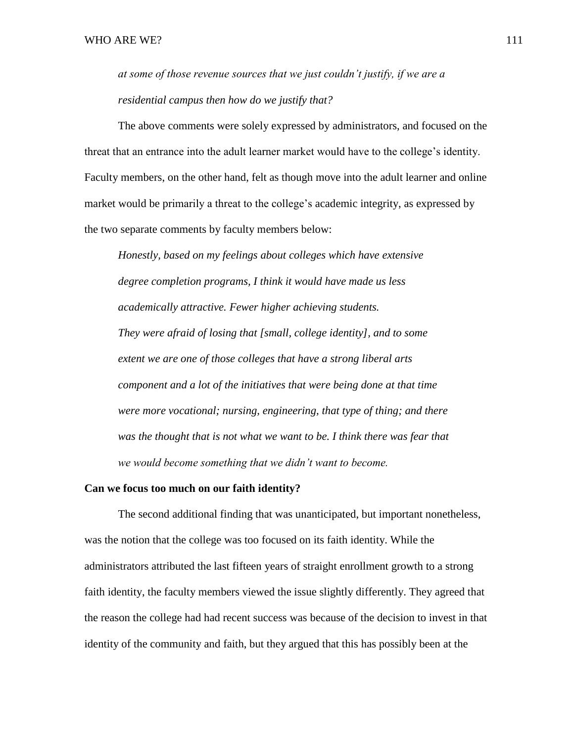*at some of those revenue sources that we just couldn't justify, if we are a residential campus then how do we justify that?*

The above comments were solely expressed by administrators, and focused on the threat that an entrance into the adult learner market would have to the college's identity. Faculty members, on the other hand, felt as though move into the adult learner and online market would be primarily a threat to the college's academic integrity, as expressed by the two separate comments by faculty members below:

*Honestly, based on my feelings about colleges which have extensive degree completion programs, I think it would have made us less academically attractive. Fewer higher achieving students.*

*They were afraid of losing that [small, college identity], and to some extent we are one of those colleges that have a strong liberal arts component and a lot of the initiatives that were being done at that time were more vocational; nursing, engineering, that type of thing; and there was the thought that is not what we want to be. I think there was fear that we would become something that we didn't want to become.*

**Can we focus too much on our faith identity?**

The second additional finding that was unanticipated, but important nonetheless, was the notion that the college was too focused on its faith identity. While the administrators attributed the last fifteen years of straight enrollment growth to a strong faith identity, the faculty members viewed the issue slightly differently. They agreed that the reason the college had had recent success was because of the decision to invest in that identity of the community and faith, but they argued that this has possibly been at the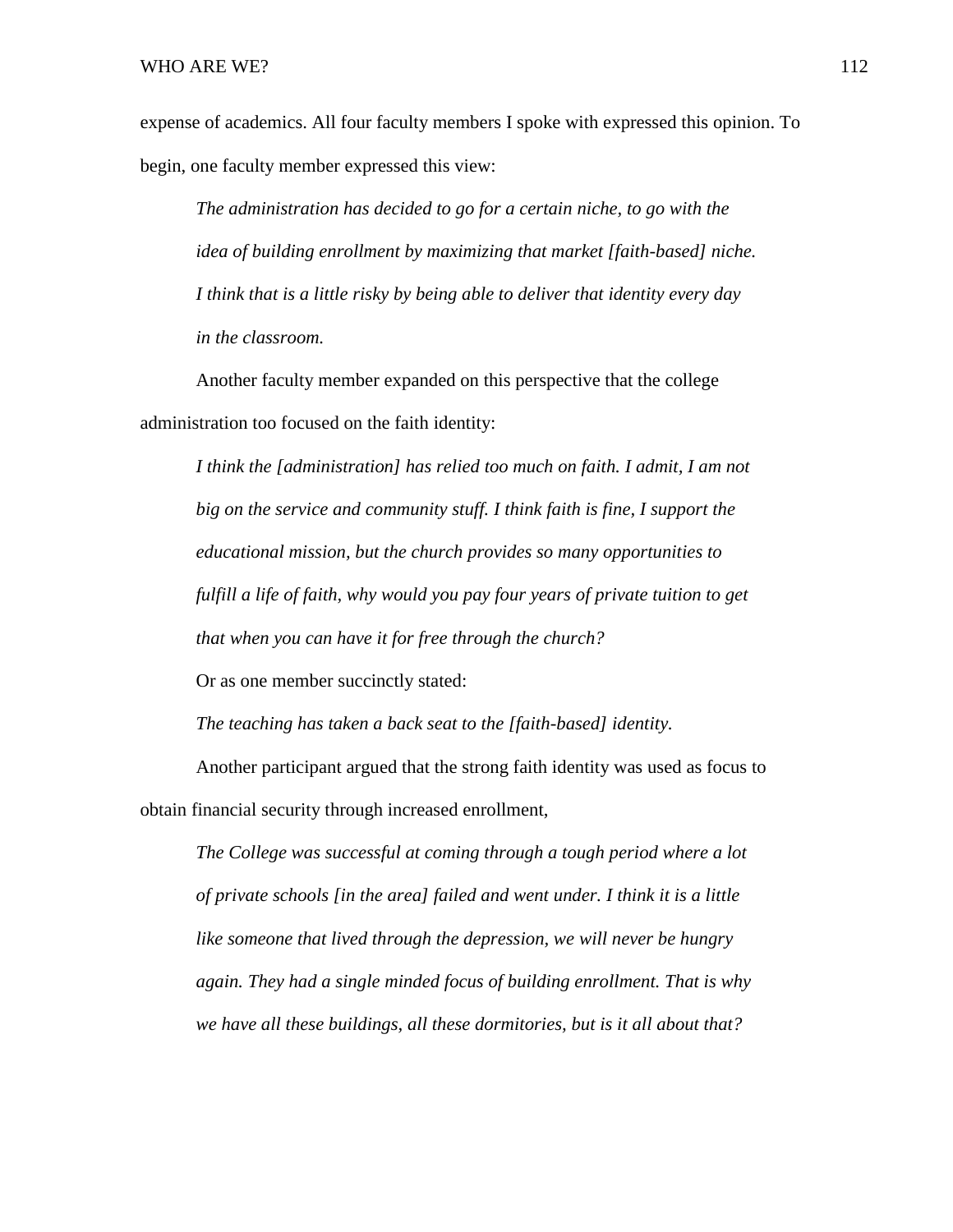expense of academics. All four faculty members I spoke with expressed this opinion. To begin, one faculty member expressed this view:

> *The administration has decided to go for a certain niche, to go with the idea of building enrollment by maximizing that market [faith-based] niche. I think that is a little risky by being able to deliver that identity every day in the classroom.*

Another faculty member expanded on this perspective that the college administration too focused on the faith identity:

> *I think the [administration] has relied too much on faith. I admit, I am not big on the service and community stuff. I think faith is fine, I support the educational mission, but the church provides so many opportunities to fulfill a life of faith, why would you pay four years of private tuition to get that when you can have it for free through the church?*

Or as one member succinctly stated:

> *The teaching has taken a back seat to the [faith-based] identity.*

Another participant argued that the strong faith identity was used as focus to obtain financial security through increased enrollment,

> *The College was successful at coming through a tough period where a lot of private schools [in the area] failed and went under. I think it is a little like someone that lived through the depression, we will never be hungry again. They had a single minded focus of building enrollment. That is why we have all these buildings, all these dormitories, but is it all about that?*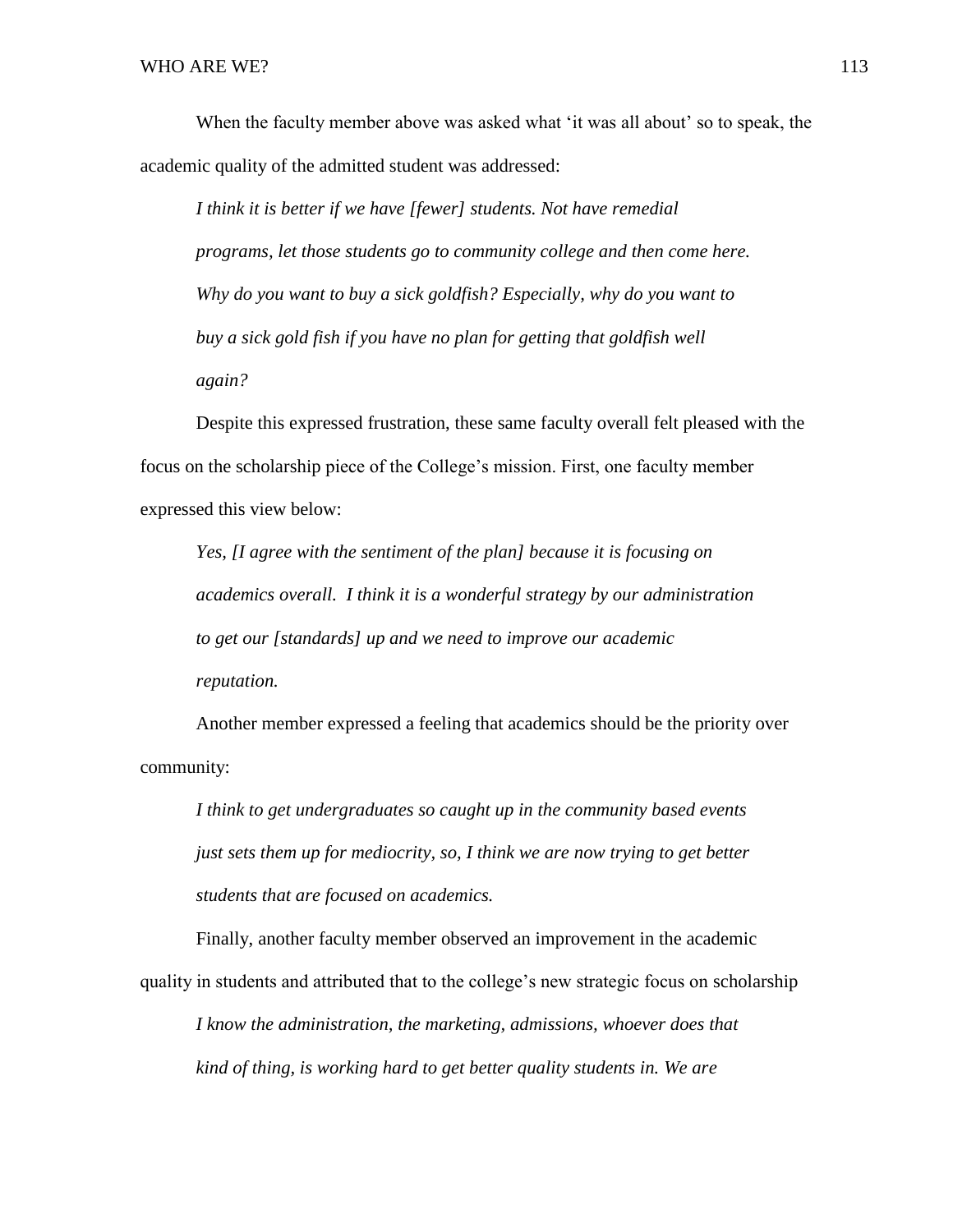When the faculty member above was asked what 'it was all about' so to speak, the academic quality of the admitted student was addressed:

> *I think it is better if we have [fewer] students. Not have remedial programs, let those students go to community college and then come here. Why do you want to buy a sick goldfish? Especially, why do you want to buy a sick gold fish if you have no plan for getting that goldfish well again?*

Despite this expressed frustration, these same faculty overall felt pleased with the focus on the scholarship piece of the College's mission. First, one faculty member expressed this view below:

> *Yes, [I agree with the sentiment of the plan] because it is focusing on academics overall. I think it is a wonderful strategy by our administration to get our [standards] up and we need to improve our academic reputation.*

Another member expressed a feeling that academics should be the priority over community:

> *I think to get undergraduates so caught up in the community based events just sets them up for mediocrity, so, I think we are now trying to get better students that are focused on academics.*

Finally, another faculty member observed an improvement in the academic quality in students and attributed that to the college's new strategic focus on scholarship

> *I know the administration, the marketing, admissions, whoever does that kind of thing, is working hard to get better quality students in. We are*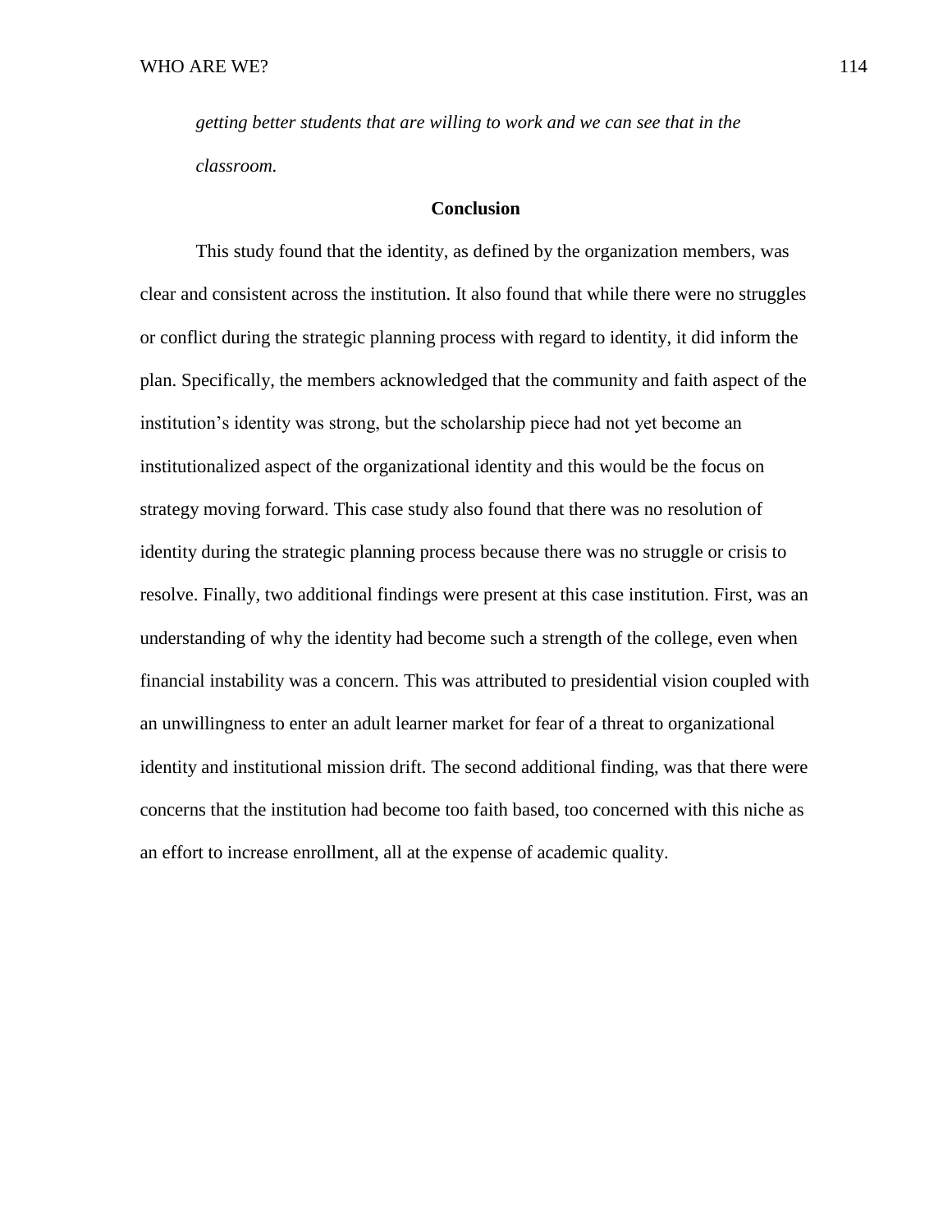*getting better students that are willing to work and we can see that in the classroom.*

## Conclusion

This study found that the identity, as defined by the organization members, was clear and consistent across the institution. It also found that while there were no struggles or conflict during the strategic planning process with regard to identity, it did inform the plan. Specifically, the members acknowledged that the community and faith aspect of the institution's identity was strong, but the scholarship piece had not yet become an institutionalized aspect of the organizational identity and this would be the focus on strategy moving forward. This case study also found that there was no resolution of identity during the strategic planning process because there was no struggle or crisis to resolve. Finally, two additional findings were present at this case institution. First, was an understanding of why the identity had become such a strength of the college, even when financial instability was a concern. This was attributed to presidential vision coupled with an unwillingness to enter an adult learner market for fear of a threat to organizational identity and institutional mission drift. The second additional finding, was that there were concerns that the institution had become too faith based, too concerned with this niche as an effort to increase enrollment, all at the expense of academic quality.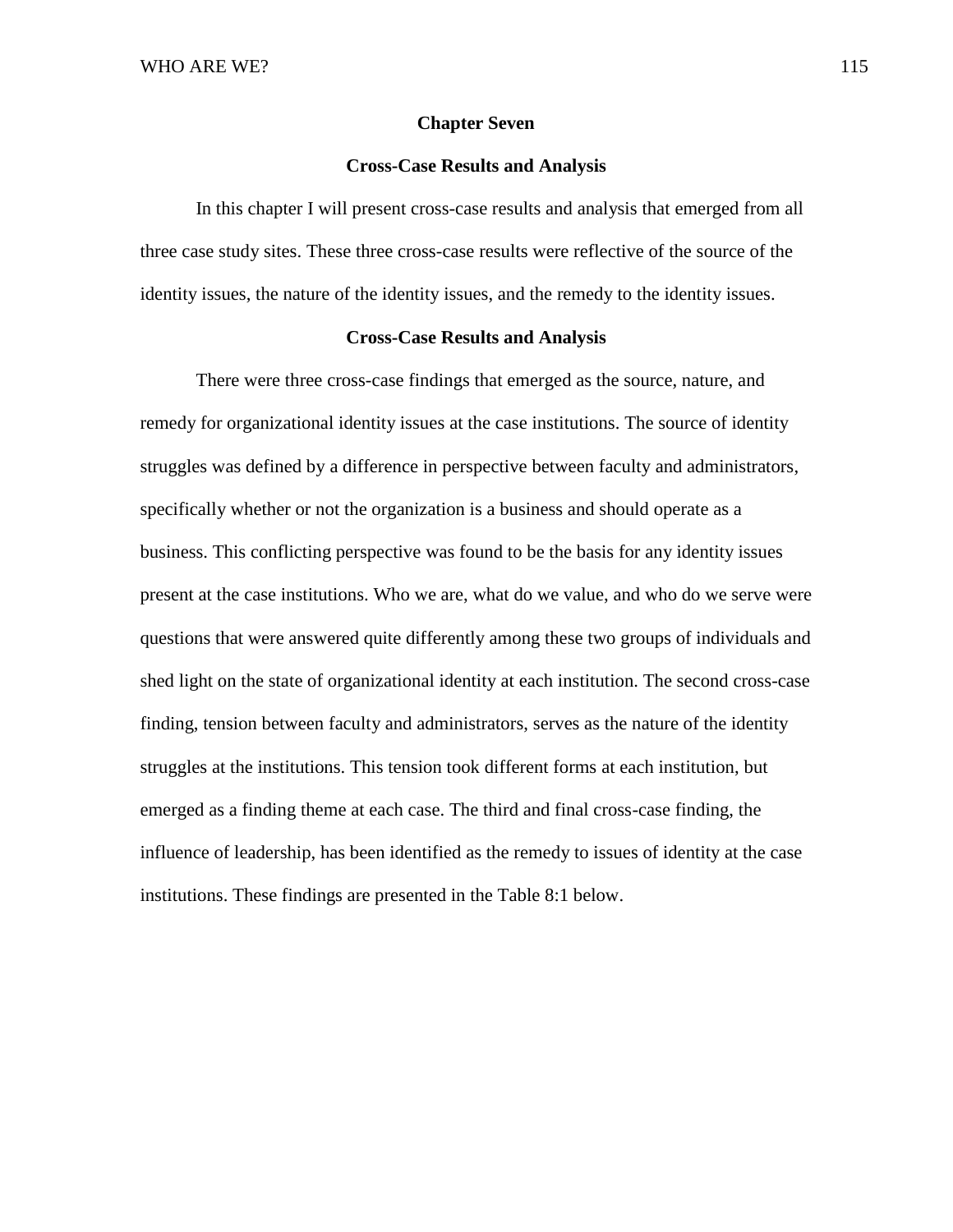# Chapter Seven

## Cross-Case Results and Analysis

In this chapter I will present cross-case results and analysis that emerged from all three case study sites. These three cross-case results were reflective of the source of the identity issues, the nature of the identity issues, and the remedy to the identity issues.

## Cross-Case Results and Analysis

There were three cross-case findings that emerged as the source, nature, and remedy for organizational identity issues at the case institutions. The source of identity struggles was defined by a difference in perspective between faculty and administrators, specifically whether or not the organization is a business and should operate as a business. This conflicting perspective was found to be the basis for any identity issues present at the case institutions. Who we are, what do we value, and who do we serve were questions that were answered quite differently among these two groups of individuals and shed light on the state of organizational identity at each institution. The second cross-case finding, tension between faculty and administrators, serves as the nature of the identity struggles at the institutions. This tension took different forms at each institution, but emerged as a finding theme at each case. The third and final cross-case finding, the influence of leadership, has been identified as the remedy to issues of identity at the case institutions. These findings are presented in the Table 8:1 below.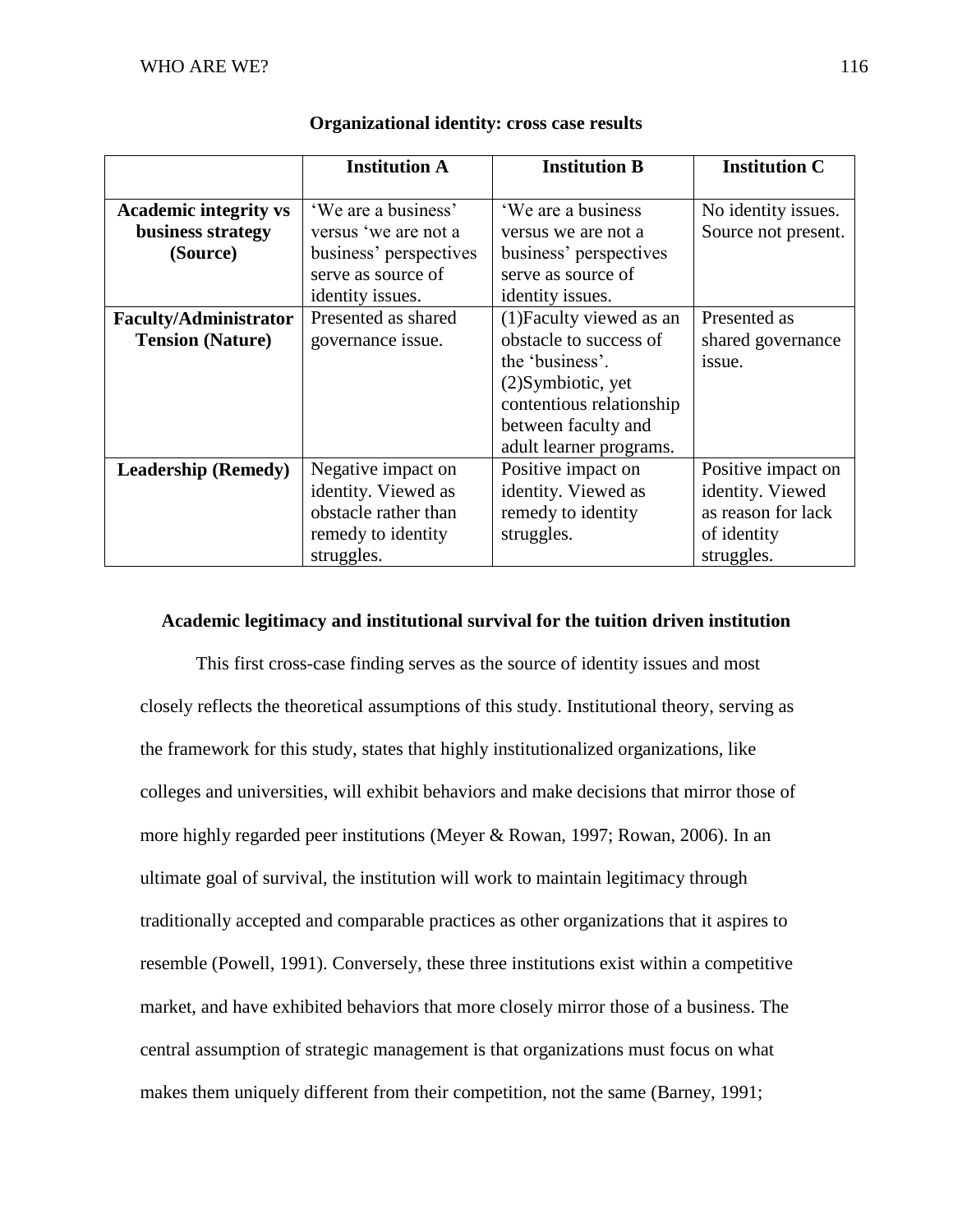**Organizational identity: cross case results**

| | Institution A | Institution B | Institution C |
|---|---|---|---|
| **Academic integrity vs business strategy (Source)** | 'We are a business' versus 'we are not a business' perspectives serve as source of identity issues. | 'We are a business versus we are not a business' perspectives serve as source of identity issues. | No identity issues. Source not present. |
| **Faculty/Administrator Tension (Nature)** | Presented as shared governance issue. | (1)Faculty viewed as an obstacle to success of the 'business'. (2)Symbiotic, yet contentious relationship between faculty and adult learner programs. | Presented as shared governance issue. |
| **Leadership (Remedy)** | Negative impact on identity. Viewed as obstacle rather than remedy to identity struggles. | Positive impact on identity. Viewed as remedy to identity struggles. | Positive impact on identity. Viewed as reason for lack of identity struggles. |

**Academic legitimacy and institutional survival for the tuition driven institution**

This first cross-case finding serves as the source of identity issues and most closely reflects the theoretical assumptions of this study. Institutional theory, serving as the framework for this study, states that highly institutionalized organizations, like colleges and universities, will exhibit behaviors and make decisions that mirror those of more highly regarded peer institutions (Meyer & Rowan, 1997; Rowan, 2006). In an ultimate goal of survival, the institution will work to maintain legitimacy through traditionally accepted and comparable practices as other organizations that it aspires to resemble (Powell, 1991). Conversely, these three institutions exist within a competitive market, and have exhibited behaviors that more closely mirror those of a business. The central assumption of strategic management is that organizations must focus on what makes them uniquely different from their competition, not the same (Barney, 1991;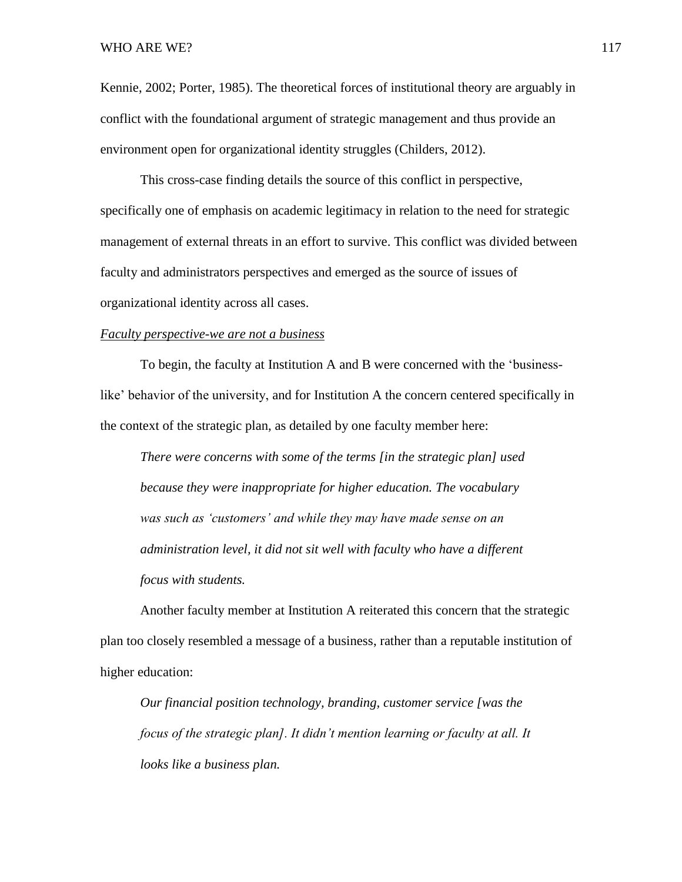Kennie, 2002; Porter, 1985). The theoretical forces of institutional theory are arguably in conflict with the foundational argument of strategic management and thus provide an environment open for organizational identity struggles (Childers, 2012).

This cross-case finding details the source of this conflict in perspective, specifically one of emphasis on academic legitimacy in relation to the need for strategic management of external threats in an effort to survive. This conflict was divided between faculty and administrators perspectives and emerged as the source of issues of organizational identity across all cases.

<u>*Faculty perspective-we are not a business*</u>

To begin, the faculty at Institution A and B were concerned with the 'business-like' behavior of the university, and for Institution A the concern centered specifically in the context of the strategic plan, as detailed by one faculty member here:

> *There were concerns with some of the terms [in the strategic plan] used because they were inappropriate for higher education. The vocabulary was such as 'customers' and while they may have made sense on an administration level, it did not sit well with faculty who have a different focus with students.*

Another faculty member at Institution A reiterated this concern that the strategic plan too closely resembled a message of a business, rather than a reputable institution of higher education:

> *Our financial position technology, branding, customer service [was the focus of the strategic plan]. It didn't mention learning or faculty at all. It looks like a business plan.*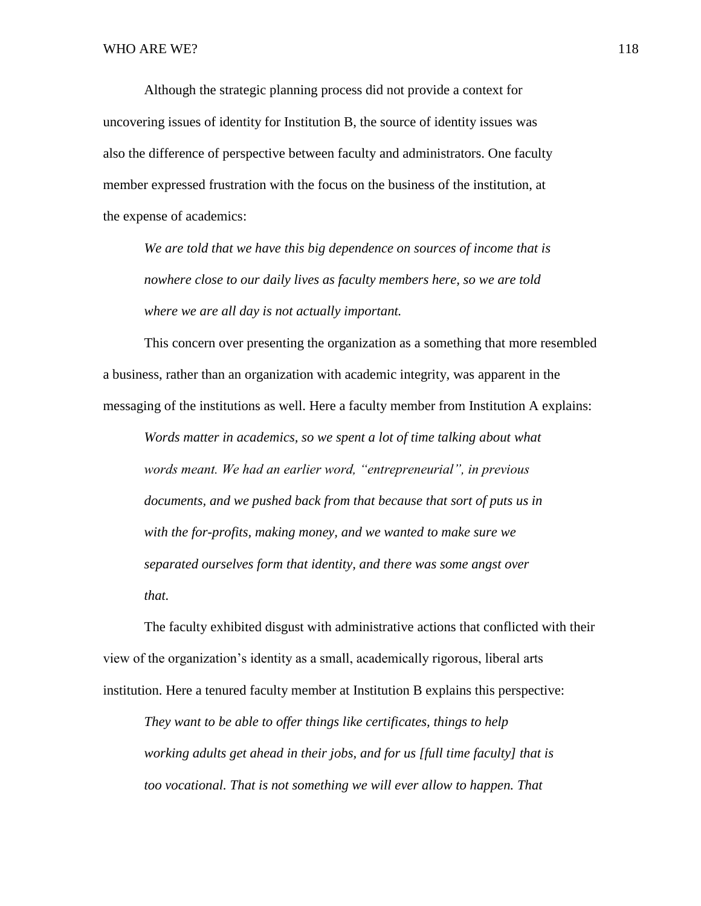Although the strategic planning process did not provide a context for uncovering issues of identity for Institution B, the source of identity issues was also the difference of perspective between faculty and administrators. One faculty member expressed frustration with the focus on the business of the institution, at the expense of academics:

> *We are told that we have this big dependence on sources of income that is nowhere close to our daily lives as faculty members here, so we are told where we are all day is not actually important.*

This concern over presenting the organization as a something that more resembled a business, rather than an organization with academic integrity, was apparent in the messaging of the institutions as well. Here a faculty member from Institution A explains:

> *Words matter in academics, so we spent a lot of time talking about what words meant. We had an earlier word, "entrepreneurial", in previous documents, and we pushed back from that because that sort of puts us in with the for-profits, making money, and we wanted to make sure we separated ourselves form that identity, and there was some angst over that.*

The faculty exhibited disgust with administrative actions that conflicted with their view of the organization's identity as a small, academically rigorous, liberal arts institution. Here a tenured faculty member at Institution B explains this perspective:

> *They want to be able to offer things like certificates, things to help working adults get ahead in their jobs, and for us [full time faculty] that is too vocational. That is not something we will ever allow to happen. That*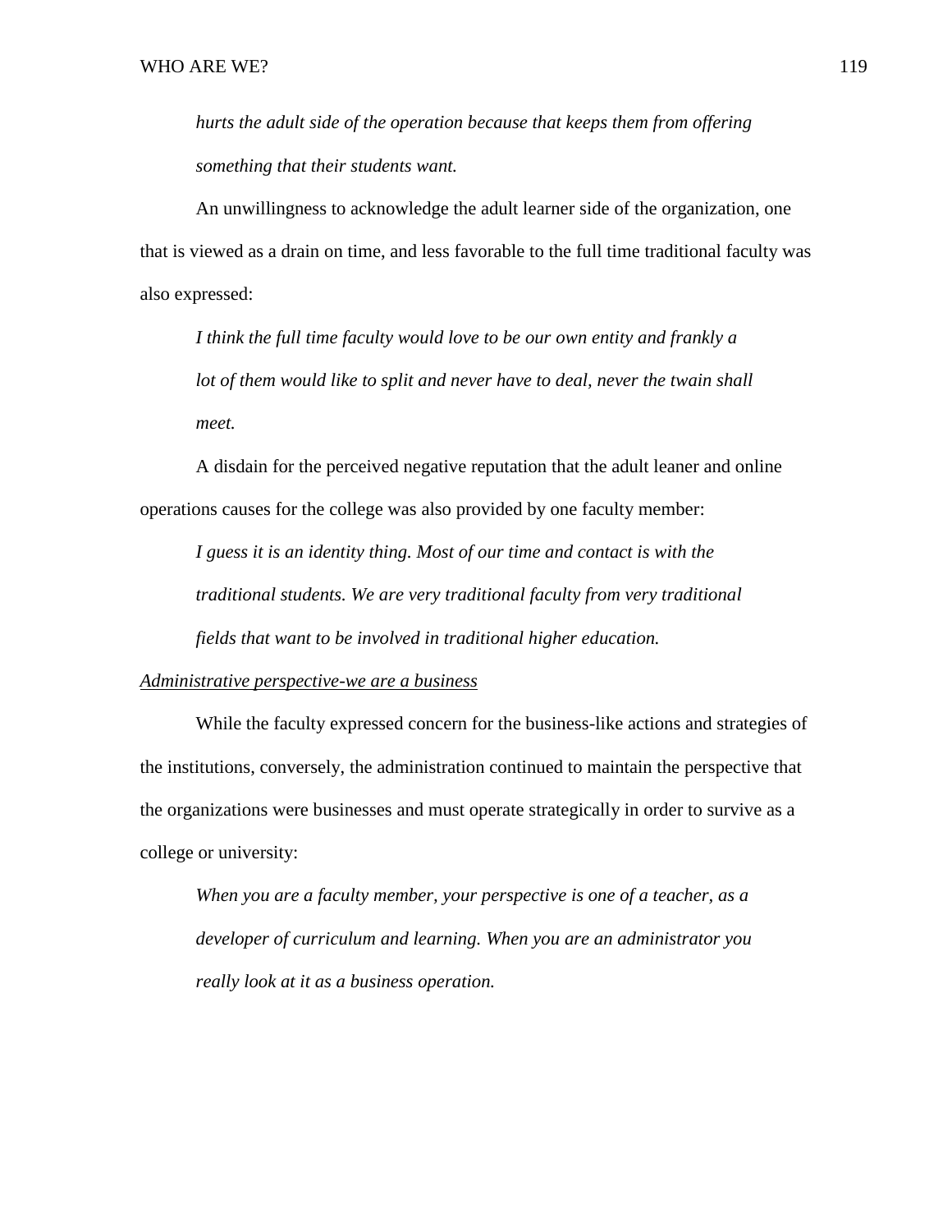> *hurts the adult side of the operation because that keeps them from offering something that their students want.*

An unwillingness to acknowledge the adult learner side of the organization, one that is viewed as a drain on time, and less favorable to the full time traditional faculty was also expressed:

> *I think the full time faculty would love to be our own entity and frankly a lot of them would like to split and never have to deal, never the twain shall meet.*

A disdain for the perceived negative reputation that the adult leaner and online operations causes for the college was also provided by one faculty member:

> *I guess it is an identity thing. Most of our time and contact is with the traditional students. We are very traditional faculty from very traditional fields that want to be involved in traditional higher education.*

<u>Administrative perspective-we are a business</u>

While the faculty expressed concern for the business-like actions and strategies of the institutions, conversely, the administration continued to maintain the perspective that the organizations were businesses and must operate strategically in order to survive as a college or university:

> *When you are a faculty member, your perspective is one of a teacher, as a developer of curriculum and learning. When you are an administrator you really look at it as a business operation.*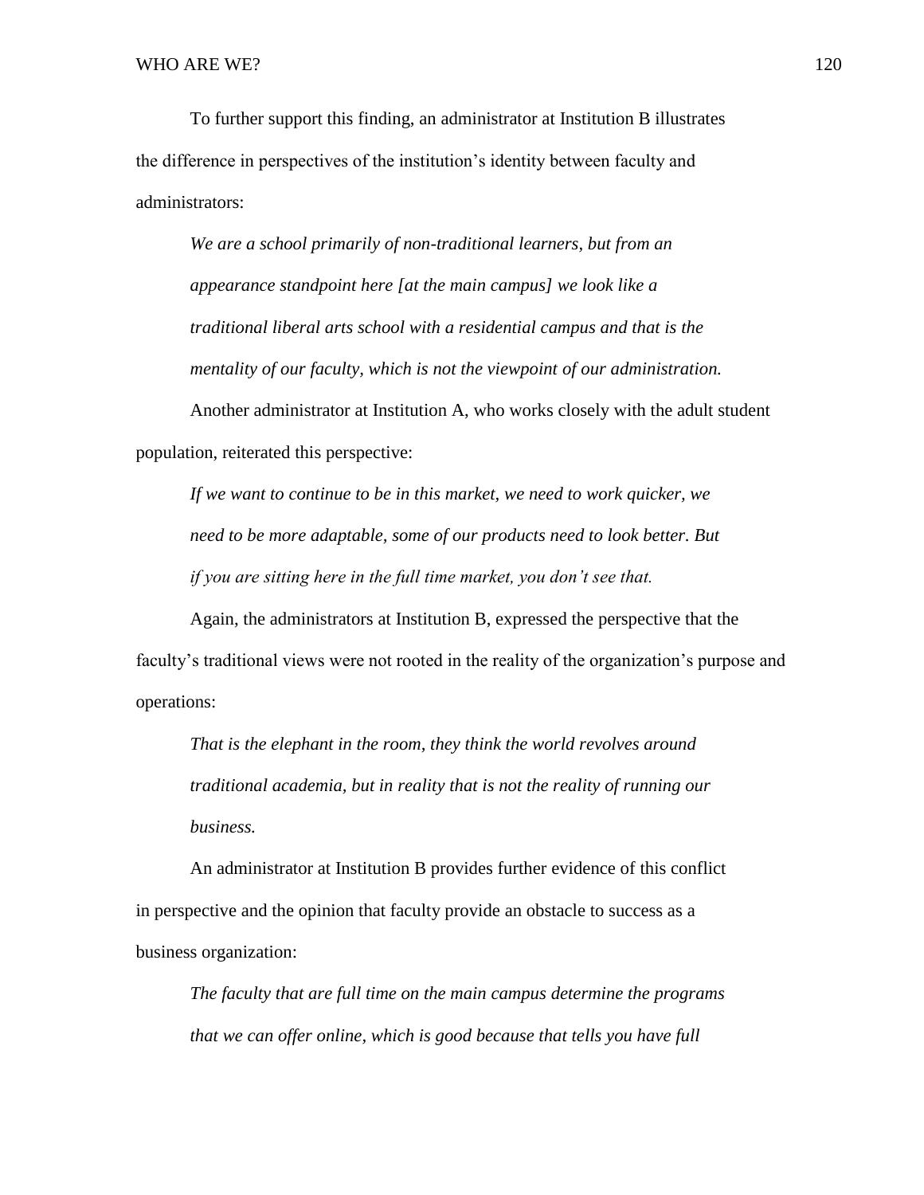To further support this finding, an administrator at Institution B illustrates the difference in perspectives of the institution's identity between faculty and administrators:

> *We are a school primarily of non-traditional learners, but from an appearance standpoint here [at the main campus] we look like a traditional liberal arts school with a residential campus and that is the mentality of our faculty, which is not the viewpoint of our administration.*

Another administrator at Institution A, who works closely with the adult student population, reiterated this perspective:

> *If we want to continue to be in this market, we need to work quicker, we need to be more adaptable, some of our products need to look better. But if you are sitting here in the full time market, you don't see that.*

Again, the administrators at Institution B, expressed the perspective that the faculty's traditional views were not rooted in the reality of the organization's purpose and operations:

> *That is the elephant in the room, they think the world revolves around traditional academia, but in reality that is not the reality of running our business.*

An administrator at Institution B provides further evidence of this conflict in perspective and the opinion that faculty provide an obstacle to success as a business organization:

> *The faculty that are full time on the main campus determine the programs that we can offer online, which is good because that tells you have full*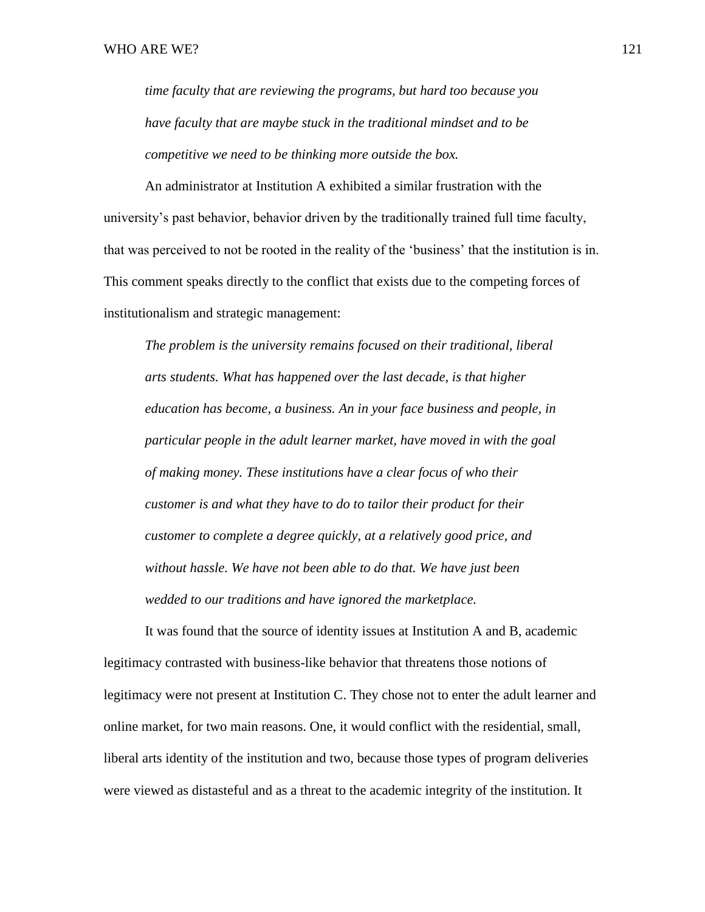*time faculty that are reviewing the programs, but hard too because you have faculty that are maybe stuck in the traditional mindset and to be competitive we need to be thinking more outside the box.*

An administrator at Institution A exhibited a similar frustration with the university's past behavior, behavior driven by the traditionally trained full time faculty, that was perceived to not be rooted in the reality of the 'business' that the institution is in. This comment speaks directly to the conflict that exists due to the competing forces of institutionalism and strategic management:

> *The problem is the university remains focused on their traditional, liberal arts students. What has happened over the last decade, is that higher education has become, a business. An in your face business and people, in particular people in the adult learner market, have moved in with the goal of making money. These institutions have a clear focus of who their customer is and what they have to do to tailor their product for their customer to complete a degree quickly, at a relatively good price, and without hassle. We have not been able to do that. We have just been wedded to our traditions and have ignored the marketplace.*

It was found that the source of identity issues at Institution A and B, academic legitimacy contrasted with business-like behavior that threatens those notions of legitimacy were not present at Institution C. They chose not to enter the adult learner and online market, for two main reasons. One, it would conflict with the residential, small, liberal arts identity of the institution and two, because those types of program deliveries were viewed as distasteful and as a threat to the academic integrity of the institution. It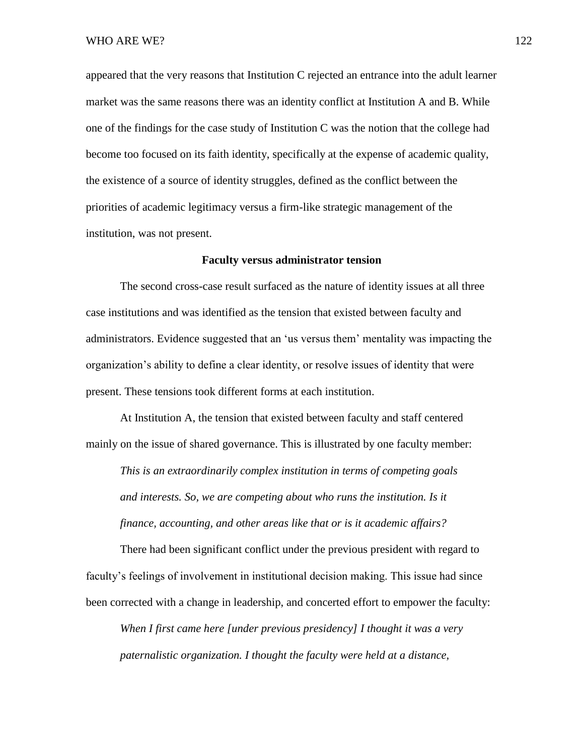appeared that the very reasons that Institution C rejected an entrance into the adult learner market was the same reasons there was an identity conflict at Institution A and B. While one of the findings for the case study of Institution C was the notion that the college had become too focused on its faith identity, specifically at the expense of academic quality, the existence of a source of identity struggles, defined as the conflict between the priorities of academic legitimacy versus a firm-like strategic management of the institution, was not present.

### Faculty versus administrator tension

The second cross-case result surfaced as the nature of identity issues at all three case institutions and was identified as the tension that existed between faculty and administrators. Evidence suggested that an 'us versus them' mentality was impacting the organization's ability to define a clear identity, or resolve issues of identity that were present. These tensions took different forms at each institution.

At Institution A, the tension that existed between faculty and staff centered mainly on the issue of shared governance. This is illustrated by one faculty member:

> *This is an extraordinarily complex institution in terms of competing goals and interests. So, we are competing about who runs the institution. Is it finance, accounting, and other areas like that or is it academic affairs?*

There had been significant conflict under the previous president with regard to faculty's feelings of involvement in institutional decision making. This issue had since been corrected with a change in leadership, and concerted effort to empower the faculty:

> *When I first came here [under previous presidency] I thought it was a very paternalistic organization. I thought the faculty were held at a distance,*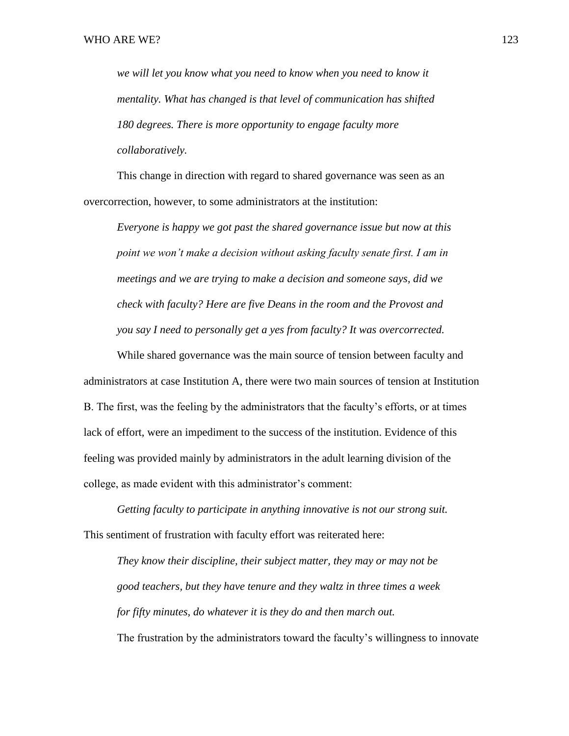*we will let you know what you need to know when you need to know it mentality. What has changed is that level of communication has shifted 180 degrees. There is more opportunity to engage faculty more collaboratively.*

This change in direction with regard to shared governance was seen as an overcorrection, however, to some administrators at the institution:

*Everyone is happy we got past the shared governance issue but now at this point we won't make a decision without asking faculty senate first. I am in meetings and we are trying to make a decision and someone says, did we check with faculty? Here are five Deans in the room and the Provost and you say I need to personally get a yes from faculty? It was overcorrected.*

While shared governance was the main source of tension between faculty and administrators at case Institution A, there were two main sources of tension at Institution B. The first, was the feeling by the administrators that the faculty's efforts, or at times lack of effort, were an impediment to the success of the institution. Evidence of this feeling was provided mainly by administrators in the adult learning division of the college, as made evident with this administrator's comment:

*Getting faculty to participate in anything innovative is not our strong suit.*

This sentiment of frustration with faculty effort was reiterated here:

*They know their discipline, their subject matter, they may or may not be good teachers, but they have tenure and they waltz in three times a week for fifty minutes, do whatever it is they do and then march out.*

The frustration by the administrators toward the faculty's willingness to innovate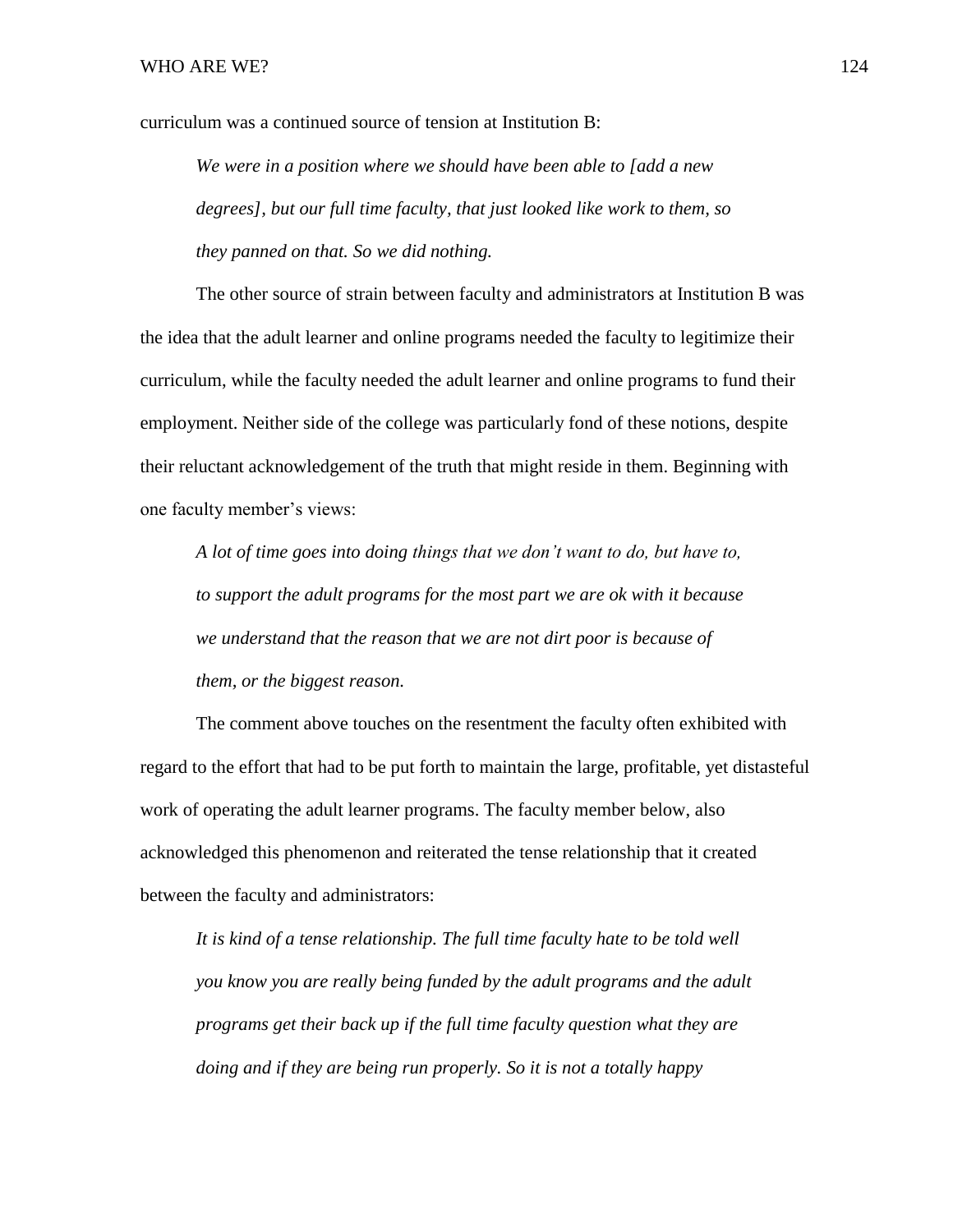curriculum was a continued source of tension at Institution B:

> *We were in a position where we should have been able to [add a new degrees], but our full time faculty, that just looked like work to them, so they panned on that. So we did nothing.*

The other source of strain between faculty and administrators at Institution B was the idea that the adult learner and online programs needed the faculty to legitimize their curriculum, while the faculty needed the adult learner and online programs to fund their employment. Neither side of the college was particularly fond of these notions, despite their reluctant acknowledgement of the truth that might reside in them. Beginning with one faculty member's views:

> *A lot of time goes into doing things that we don't want to do, but have to, to support the adult programs for the most part we are ok with it because we understand that the reason that we are not dirt poor is because of them, or the biggest reason.*

The comment above touches on the resentment the faculty often exhibited with regard to the effort that had to be put forth to maintain the large, profitable, yet distasteful work of operating the adult learner programs. The faculty member below, also acknowledged this phenomenon and reiterated the tense relationship that it created between the faculty and administrators:

> *It is kind of a tense relationship. The full time faculty hate to be told well you know you are really being funded by the adult programs and the adult programs get their back up if the full time faculty question what they are doing and if they are being run properly. So it is not a totally happy*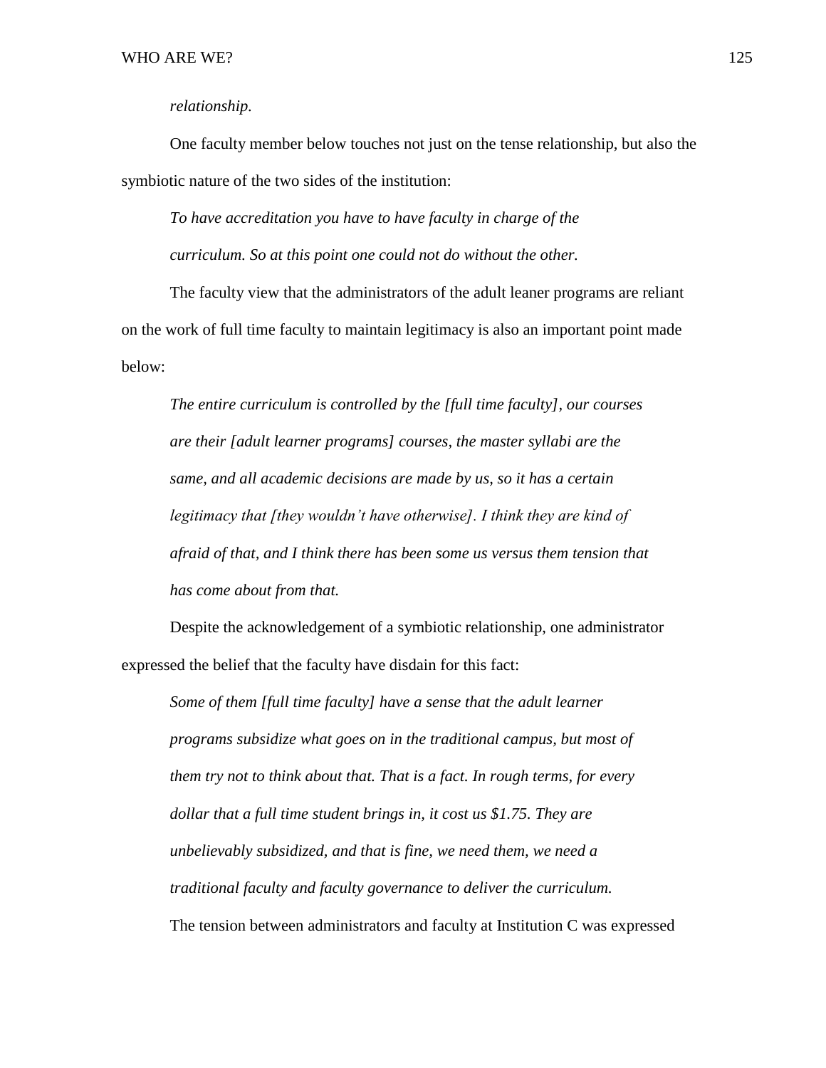*relationship.*

One faculty member below touches not just on the tense relationship, but also the symbiotic nature of the two sides of the institution:

> *To have accreditation you have to have faculty in charge of the curriculum. So at this point one could not do without the other.*

The faculty view that the administrators of the adult leaner programs are reliant on the work of full time faculty to maintain legitimacy is also an important point made below:

> *The entire curriculum is controlled by the [full time faculty], our courses are their [adult learner programs] courses, the master syllabi are the same, and all academic decisions are made by us, so it has a certain legitimacy that [they wouldn't have otherwise]. I think they are kind of afraid of that, and I think there has been some us versus them tension that has come about from that.*

Despite the acknowledgement of a symbiotic relationship, one administrator expressed the belief that the faculty have disdain for this fact:

> *Some of them [full time faculty] have a sense that the adult learner programs subsidize what goes on in the traditional campus, but most of them try not to think about that. That is a fact. In rough terms, for every dollar that a full time student brings in, it cost us $1.75. They are unbelievably subsidized, and that is fine, we need them, we need a traditional faculty and faculty governance to deliver the curriculum.*

The tension between administrators and faculty at Institution C was expressed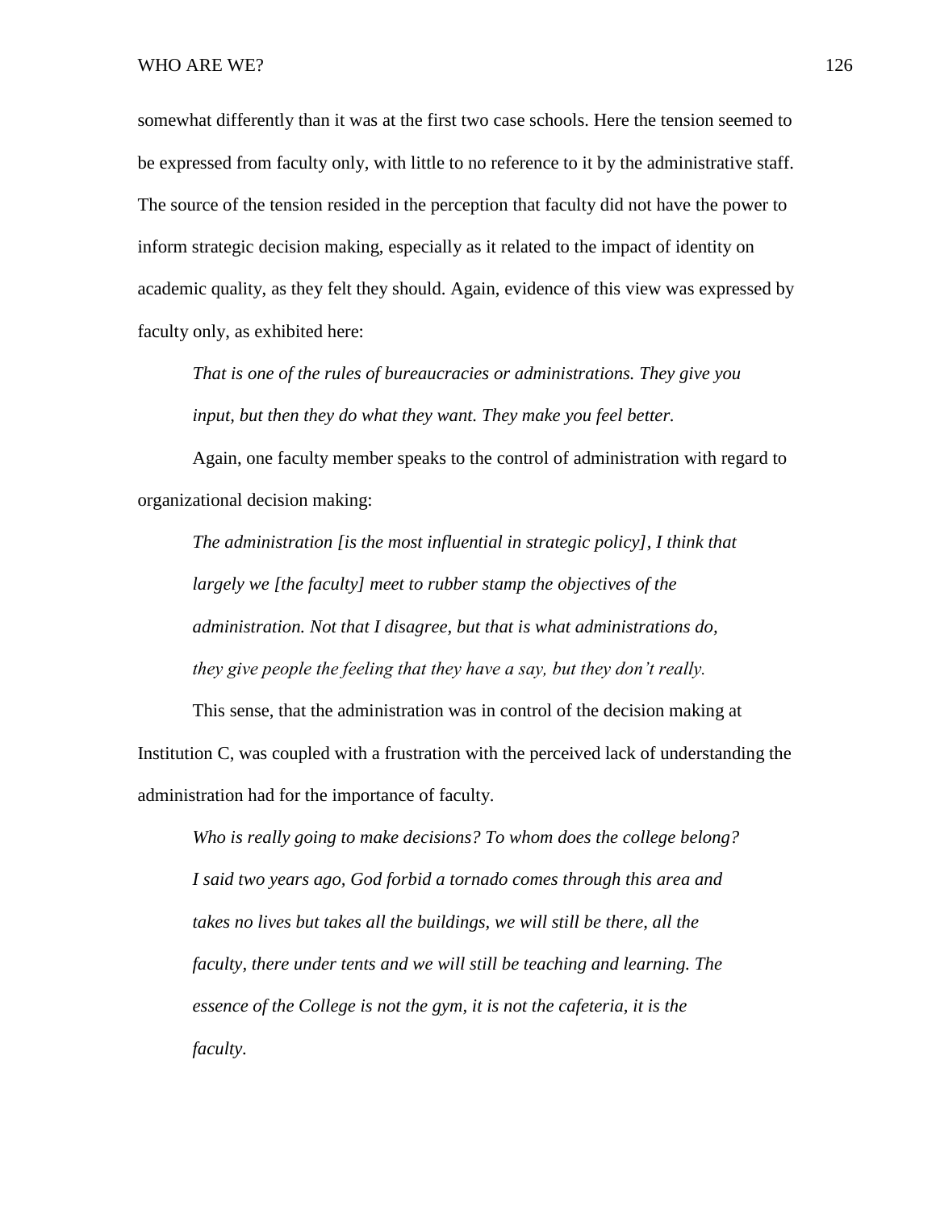somewhat differently than it was at the first two case schools. Here the tension seemed to be expressed from faculty only, with little to no reference to it by the administrative staff. The source of the tension resided in the perception that faculty did not have the power to inform strategic decision making, especially as it related to the impact of identity on academic quality, as they felt they should. Again, evidence of this view was expressed by faculty only, as exhibited here:

> *That is one of the rules of bureaucracies or administrations. They give you input, but then they do what they want. They make you feel better.*

Again, one faculty member speaks to the control of administration with regard to organizational decision making:

> *The administration [is the most influential in strategic policy], I think that largely we [the faculty] meet to rubber stamp the objectives of the administration. Not that I disagree, but that is what administrations do, they give people the feeling that they have a say, but they don't really.*

This sense, that the administration was in control of the decision making at Institution C, was coupled with a frustration with the perceived lack of understanding the administration had for the importance of faculty.

> *Who is really going to make decisions? To whom does the college belong? I said two years ago, God forbid a tornado comes through this area and takes no lives but takes all the buildings, we will still be there, all the faculty, there under tents and we will still be teaching and learning. The essence of the College is not the gym, it is not the cafeteria, it is the faculty.*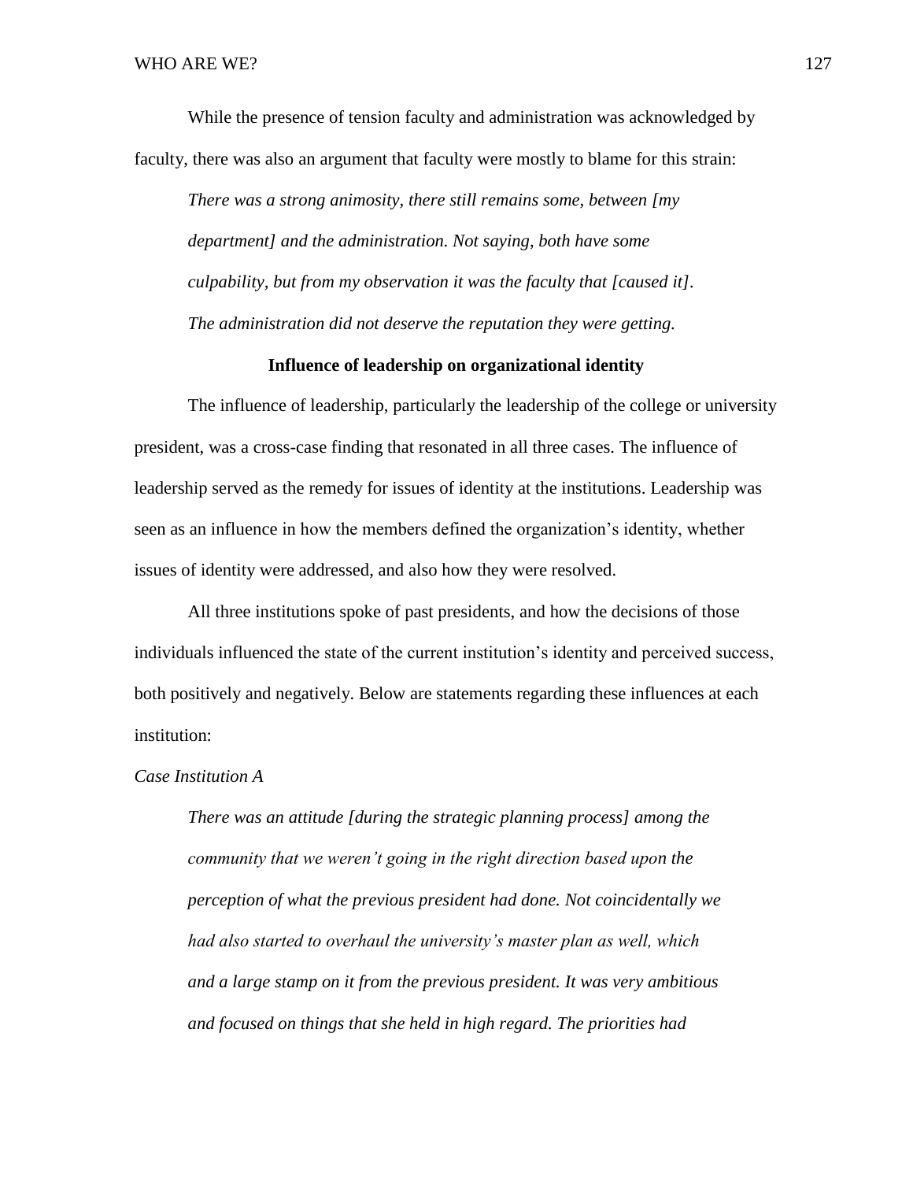While the presence of tension faculty and administration was acknowledged by faculty, there was also an argument that faculty were mostly to blame for this strain:

> *There was a strong animosity, there still remains some, between [my department] and the administration. Not saying, both have some culpability, but from my observation it was the faculty that [caused it]. The administration did not deserve the reputation they were getting.*

## Influence of leadership on organizational identity

The influence of leadership, particularly the leadership of the college or university president, was a cross-case finding that resonated in all three cases. The influence of leadership served as the remedy for issues of identity at the institutions. Leadership was seen as an influence in how the members defined the organization's identity, whether issues of identity were addressed, and also how they were resolved.

All three institutions spoke of past presidents, and how the decisions of those individuals influenced the state of the current institution's identity and perceived success, both positively and negatively. Below are statements regarding these influences at each institution:

*Case Institution A*

> *There was an attitude [during the strategic planning process] among the community that we weren't going in the right direction based upon the perception of what the previous president had done. Not coincidentally we had also started to overhaul the university's master plan as well, which and a large stamp on it from the previous president. It was very ambitious and focused on things that she held in high regard. The priorities had*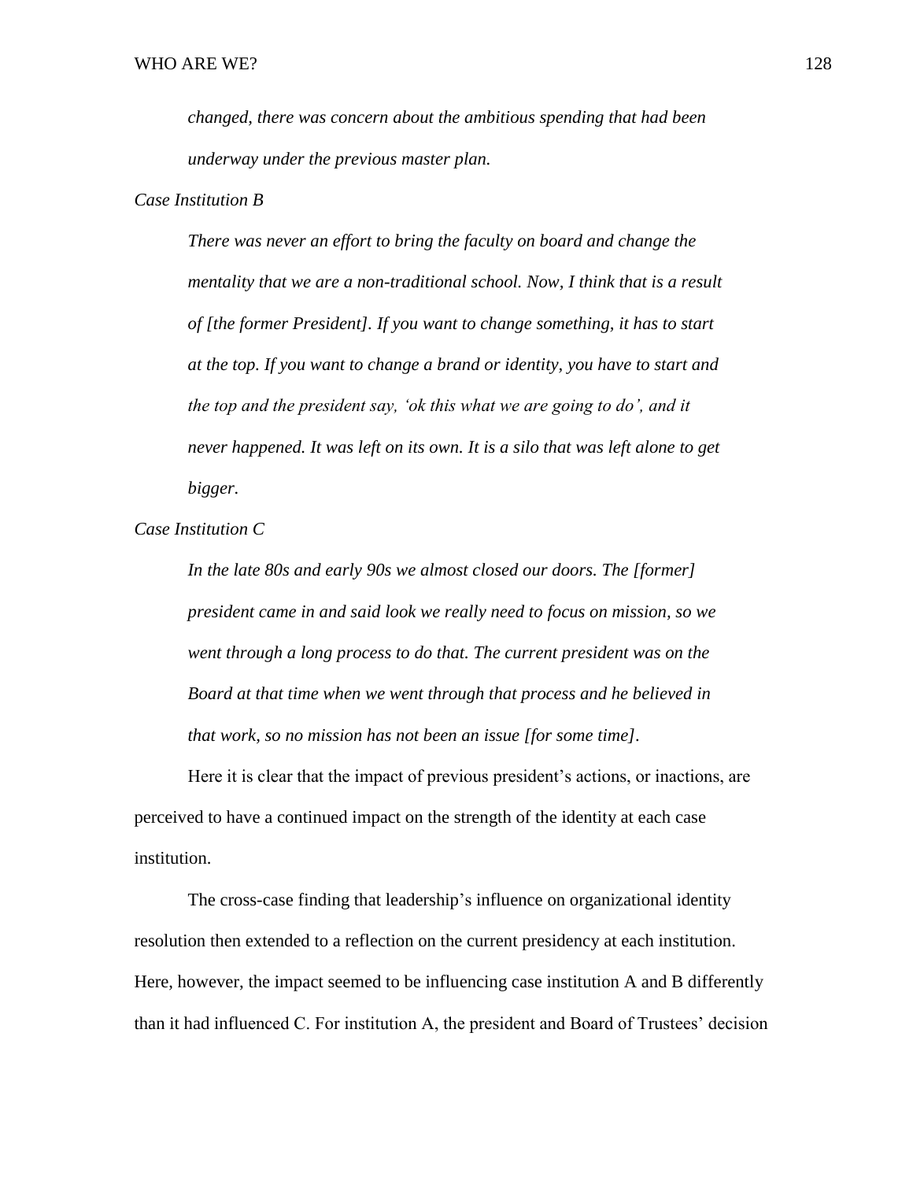*changed, there was concern about the ambitious spending that had been underway under the previous master plan.*

*Case Institution B*

> *There was never an effort to bring the faculty on board and change the mentality that we are a non-traditional school. Now, I think that is a result of [the former President]. If you want to change something, it has to start at the top. If you want to change a brand or identity, you have to start and the top and the president say, 'ok this what we are going to do', and it never happened. It was left on its own. It is a silo that was left alone to get bigger.*

*Case Institution C*

> *In the late 80s and early 90s we almost closed our doors. The [former] president came in and said look we really need to focus on mission, so we went through a long process to do that. The current president was on the Board at that time when we went through that process and he believed in that work, so no mission has not been an issue [for some time].*

Here it is clear that the impact of previous president's actions, or inactions, are perceived to have a continued impact on the strength of the identity at each case institution.

The cross-case finding that leadership's influence on organizational identity resolution then extended to a reflection on the current presidency at each institution. Here, however, the impact seemed to be influencing case institution A and B differently than it had influenced C. For institution A, the president and Board of Trustees' decision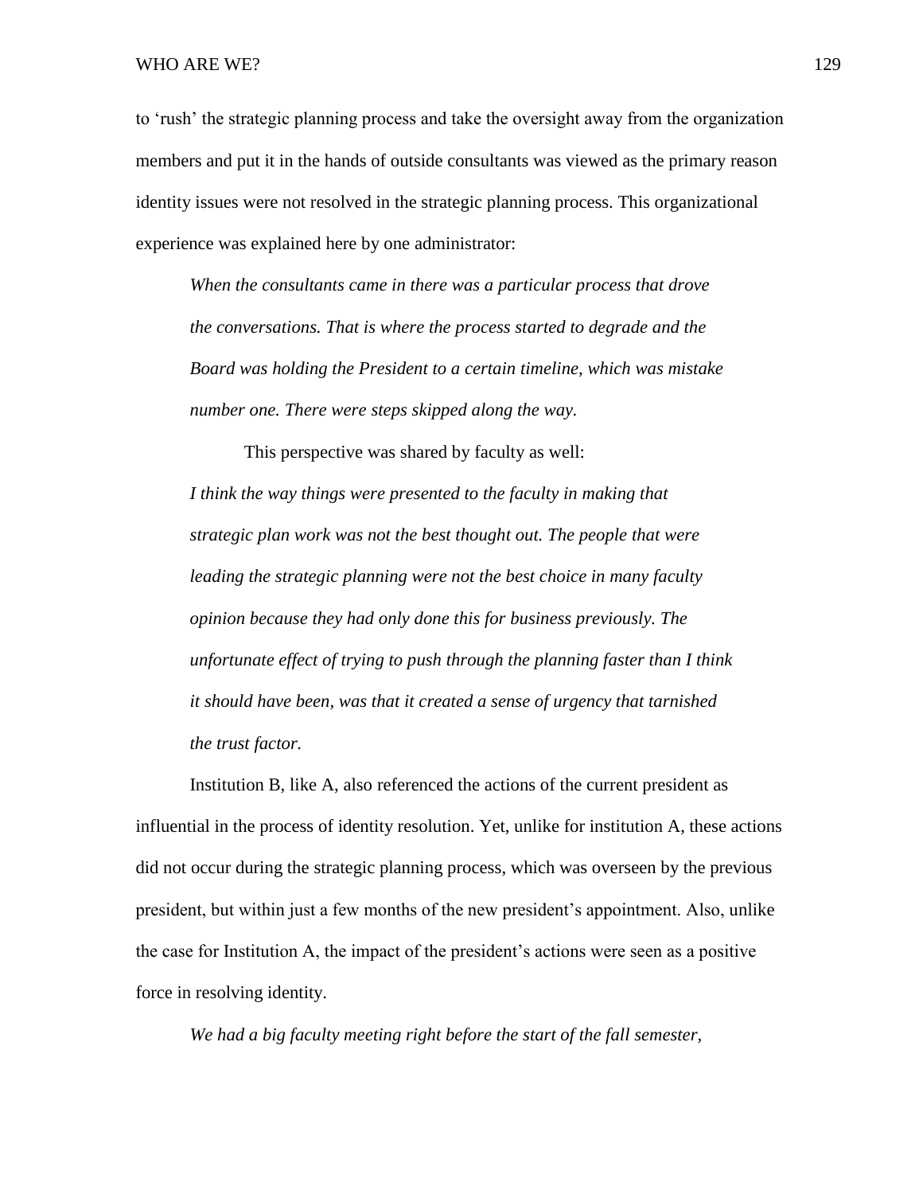to ‘rush’ the strategic planning process and take the oversight away from the organization members and put it in the hands of outside consultants was viewed as the primary reason identity issues were not resolved in the strategic planning process. This organizational experience was explained here by one administrator:

> *When the consultants came in there was a particular process that drove the conversations. That is where the process started to degrade and the Board was holding the President to a certain timeline, which was mistake number one. There were steps skipped along the way.*

This perspective was shared by faculty as well:

> *I think the way things were presented to the faculty in making that strategic plan work was not the best thought out. The people that were leading the strategic planning were not the best choice in many faculty opinion because they had only done this for business previously. The unfortunate effect of trying to push through the planning faster than I think it should have been, was that it created a sense of urgency that tarnished the trust factor.*

Institution B, like A, also referenced the actions of the current president as influential in the process of identity resolution. Yet, unlike for institution A, these actions did not occur during the strategic planning process, which was overseen by the previous president, but within just a few months of the new president’s appointment. Also, unlike the case for Institution A, the impact of the president’s actions were seen as a positive force in resolving identity.

> *We had a big faculty meeting right before the start of the fall semester,*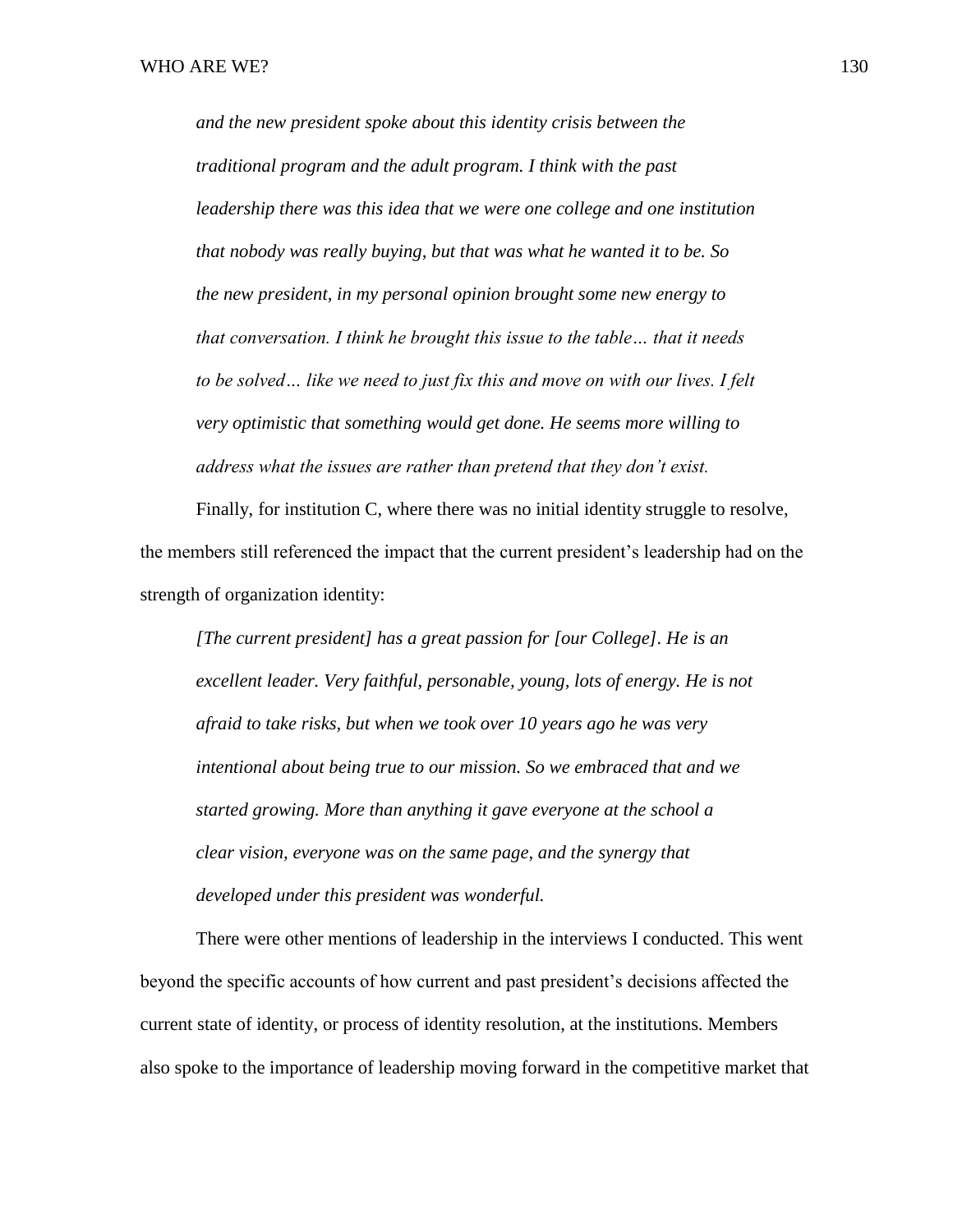> *and the new president spoke about this identity crisis between the traditional program and the adult program. I think with the past leadership there was this idea that we were one college and one institution that nobody was really buying, but that was what he wanted it to be. So the new president, in my personal opinion brought some new energy to that conversation. I think he brought this issue to the table… that it needs to be solved… like we need to just fix this and move on with our lives. I felt very optimistic that something would get done. He seems more willing to address what the issues are rather than pretend that they don't exist.*

Finally, for institution C, where there was no initial identity struggle to resolve, the members still referenced the impact that the current president's leadership had on the strength of organization identity:

> *[The current president] has a great passion for [our College]. He is an excellent leader. Very faithful, personable, young, lots of energy. He is not afraid to take risks, but when we took over 10 years ago he was very intentional about being true to our mission. So we embraced that and we started growing. More than anything it gave everyone at the school a clear vision, everyone was on the same page, and the synergy that developed under this president was wonderful.*

There were other mentions of leadership in the interviews I conducted. This went beyond the specific accounts of how current and past president's decisions affected the current state of identity, or process of identity resolution, at the institutions. Members also spoke to the importance of leadership moving forward in the competitive market that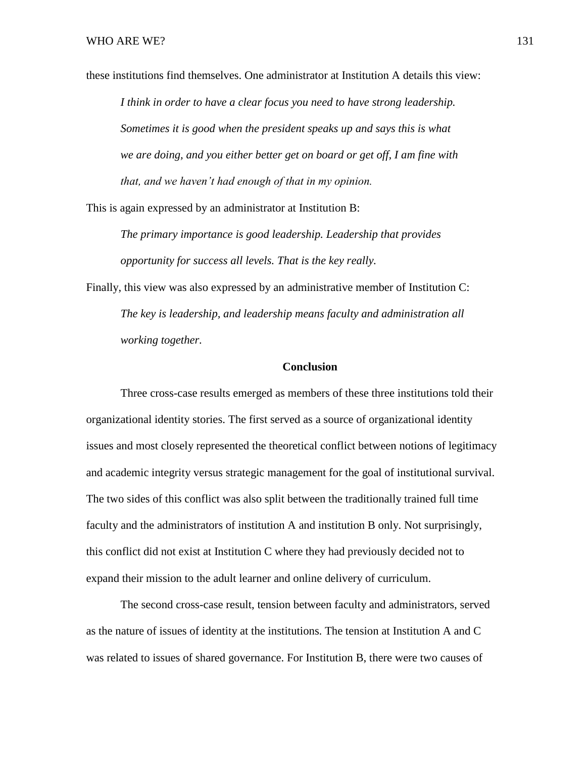these institutions find themselves. One administrator at Institution A details this view:

> *I think in order to have a clear focus you need to have strong leadership. Sometimes it is good when the president speaks up and says this is what we are doing, and you either better get on board or get off, I am fine with that, and we haven't had enough of that in my opinion.*

This is again expressed by an administrator at Institution B:

> *The primary importance is good leadership. Leadership that provides opportunity for success all levels. That is the key really.*

Finally, this view was also expressed by an administrative member of Institution C:

> *The key is leadership, and leadership means faculty and administration all working together.*

## Conclusion

Three cross-case results emerged as members of these three institutions told their organizational identity stories. The first served as a source of organizational identity issues and most closely represented the theoretical conflict between notions of legitimacy and academic integrity versus strategic management for the goal of institutional survival. The two sides of this conflict was also split between the traditionally trained full time faculty and the administrators of institution A and institution B only. Not surprisingly, this conflict did not exist at Institution C where they had previously decided not to expand their mission to the adult learner and online delivery of curriculum.

The second cross-case result, tension between faculty and administrators, served as the nature of issues of identity at the institutions. The tension at Institution A and C was related to issues of shared governance. For Institution B, there were two causes of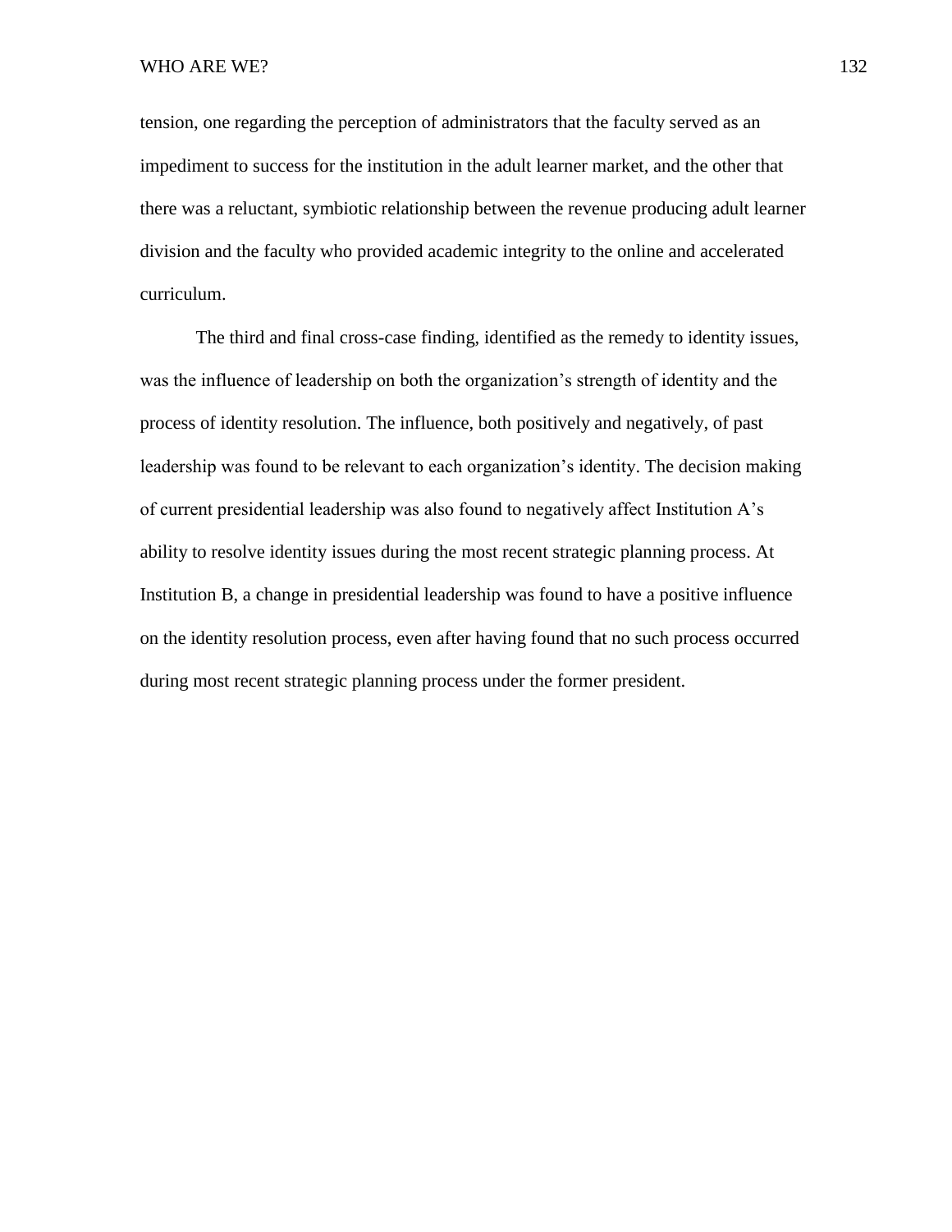tension, one regarding the perception of administrators that the faculty served as an impediment to success for the institution in the adult learner market, and the other that there was a reluctant, symbiotic relationship between the revenue producing adult learner division and the faculty who provided academic integrity to the online and accelerated curriculum.

The third and final cross-case finding, identified as the remedy to identity issues, was the influence of leadership on both the organization's strength of identity and the process of identity resolution. The influence, both positively and negatively, of past leadership was found to be relevant to each organization's identity. The decision making of current presidential leadership was also found to negatively affect Institution A's ability to resolve identity issues during the most recent strategic planning process. At Institution B, a change in presidential leadership was found to have a positive influence on the identity resolution process, even after having found that no such process occurred during most recent strategic planning process under the former president.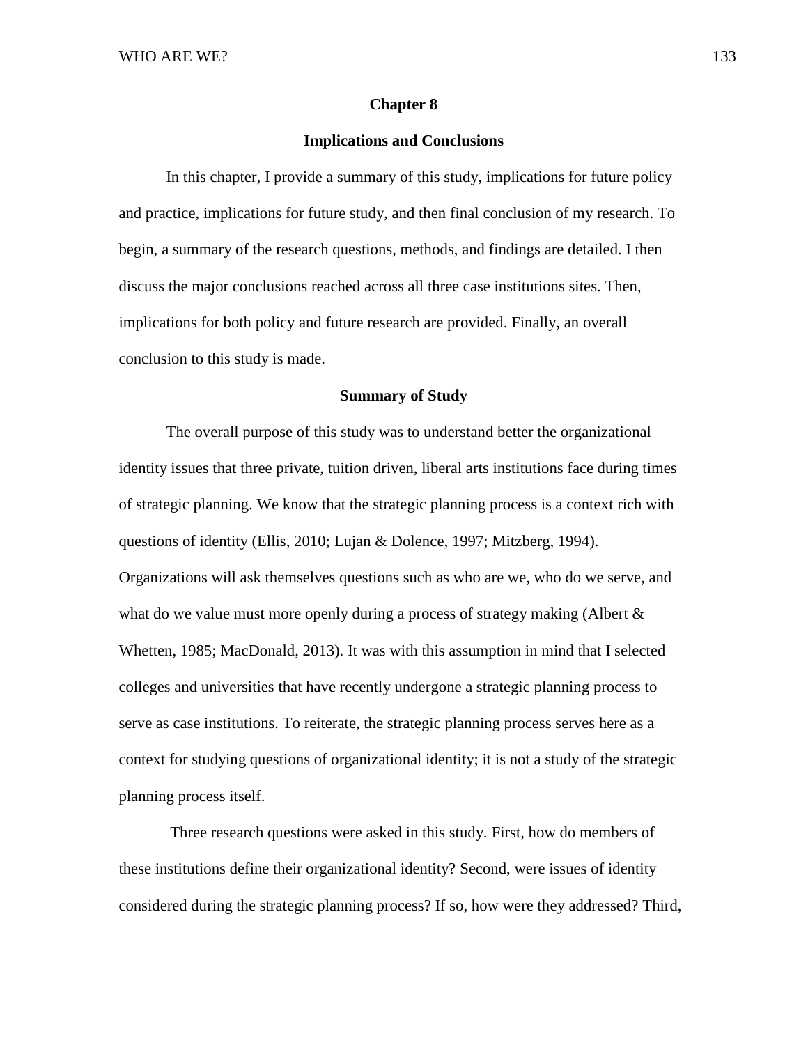# Chapter 8

## Implications and Conclusions

In this chapter, I provide a summary of this study, implications for future policy and practice, implications for future study, and then final conclusion of my research. To begin, a summary of the research questions, methods, and findings are detailed. I then discuss the major conclusions reached across all three case institutions sites. Then, implications for both policy and future research are provided. Finally, an overall conclusion to this study is made.

### Summary of Study

The overall purpose of this study was to understand better the organizational identity issues that three private, tuition driven, liberal arts institutions face during times of strategic planning. We know that the strategic planning process is a context rich with questions of identity (Ellis, 2010; Lujan & Dolence, 1997; Mitzberg, 1994). Organizations will ask themselves questions such as who are we, who do we serve, and what do we value must more openly during a process of strategy making (Albert & Whetten, 1985; MacDonald, 2013). It was with this assumption in mind that I selected colleges and universities that have recently undergone a strategic planning process to serve as case institutions. To reiterate, the strategic planning process serves here as a context for studying questions of organizational identity; it is not a study of the strategic planning process itself.

Three research questions were asked in this study. First, how do members of these institutions define their organizational identity? Second, were issues of identity considered during the strategic planning process? If so, how were they addressed? Third,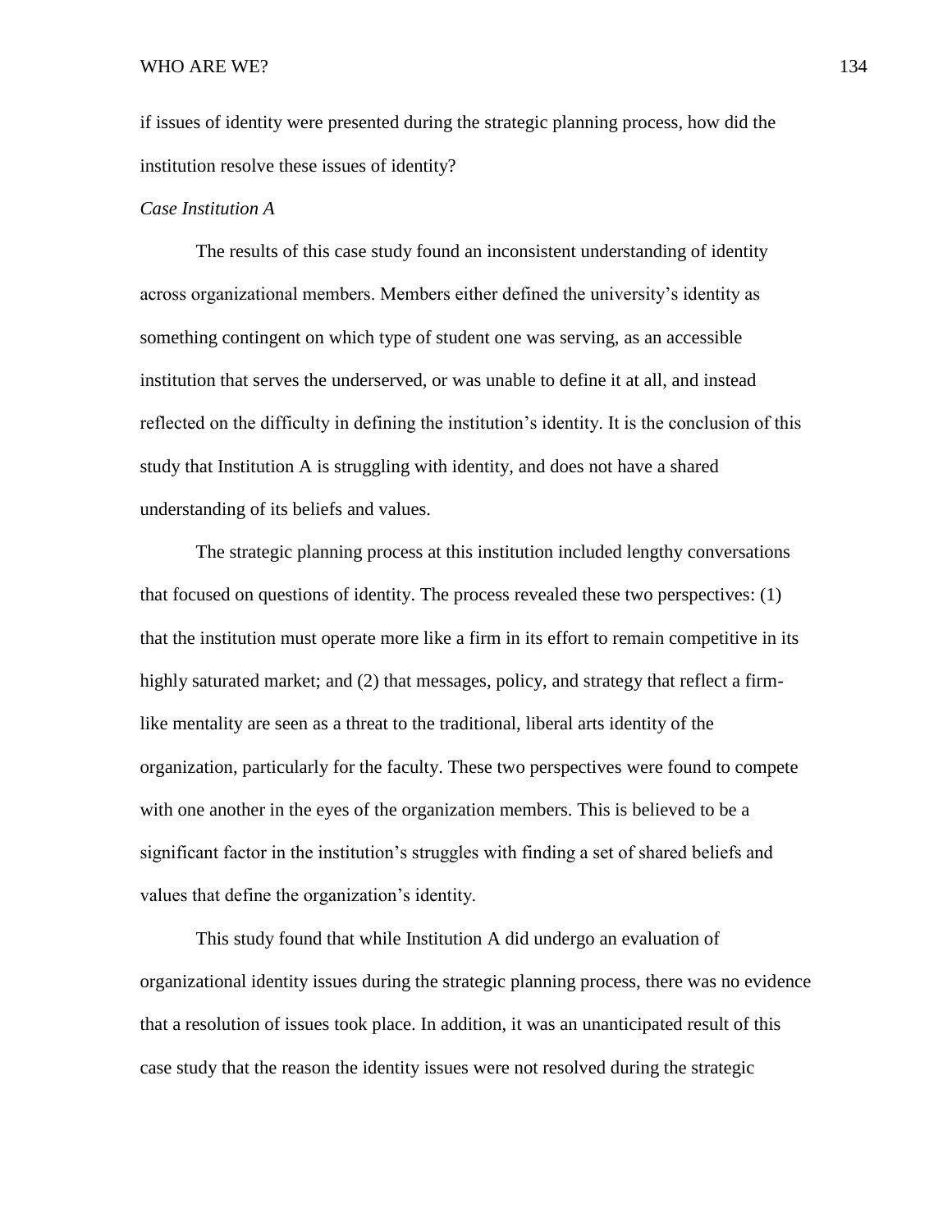if issues of identity were presented during the strategic planning process, how did the institution resolve these issues of identity?

*Case Institution A*

The results of this case study found an inconsistent understanding of identity across organizational members. Members either defined the university's identity as something contingent on which type of student one was serving, as an accessible institution that serves the underserved, or was unable to define it at all, and instead reflected on the difficulty in defining the institution's identity. It is the conclusion of this study that Institution A is struggling with identity, and does not have a shared understanding of its beliefs and values.

The strategic planning process at this institution included lengthy conversations that focused on questions of identity. The process revealed these two perspectives: (1) that the institution must operate more like a firm in its effort to remain competitive in its highly saturated market; and (2) that messages, policy, and strategy that reflect a firm-like mentality are seen as a threat to the traditional, liberal arts identity of the organization, particularly for the faculty. These two perspectives were found to compete with one another in the eyes of the organization members. This is believed to be a significant factor in the institution's struggles with finding a set of shared beliefs and values that define the organization's identity.

This study found that while Institution A did undergo an evaluation of organizational identity issues during the strategic planning process, there was no evidence that a resolution of issues took place. In addition, it was an unanticipated result of this case study that the reason the identity issues were not resolved during the strategic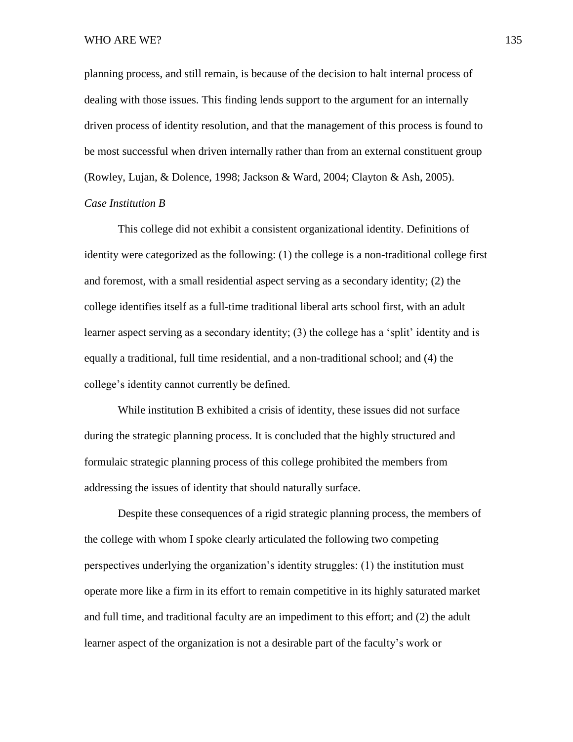planning process, and still remain, is because of the decision to halt internal process of dealing with those issues. This finding lends support to the argument for an internally driven process of identity resolution, and that the management of this process is found to be most successful when driven internally rather than from an external constituent group (Rowley, Lujan, & Dolence, 1998; Jackson & Ward, 2004; Clayton & Ash, 2005).

*Case Institution B*

This college did not exhibit a consistent organizational identity. Definitions of identity were categorized as the following: (1) the college is a non-traditional college first and foremost, with a small residential aspect serving as a secondary identity; (2) the college identifies itself as a full-time traditional liberal arts school first, with an adult learner aspect serving as a secondary identity; (3) the college has a 'split' identity and is equally a traditional, full time residential, and a non-traditional school; and (4) the college's identity cannot currently be defined.

While institution B exhibited a crisis of identity, these issues did not surface during the strategic planning process. It is concluded that the highly structured and formulaic strategic planning process of this college prohibited the members from addressing the issues of identity that should naturally surface.

Despite these consequences of a rigid strategic planning process, the members of the college with whom I spoke clearly articulated the following two competing perspectives underlying the organization's identity struggles: (1) the institution must operate more like a firm in its effort to remain competitive in its highly saturated market and full time, and traditional faculty are an impediment to this effort; and (2) the adult learner aspect of the organization is not a desirable part of the faculty's work or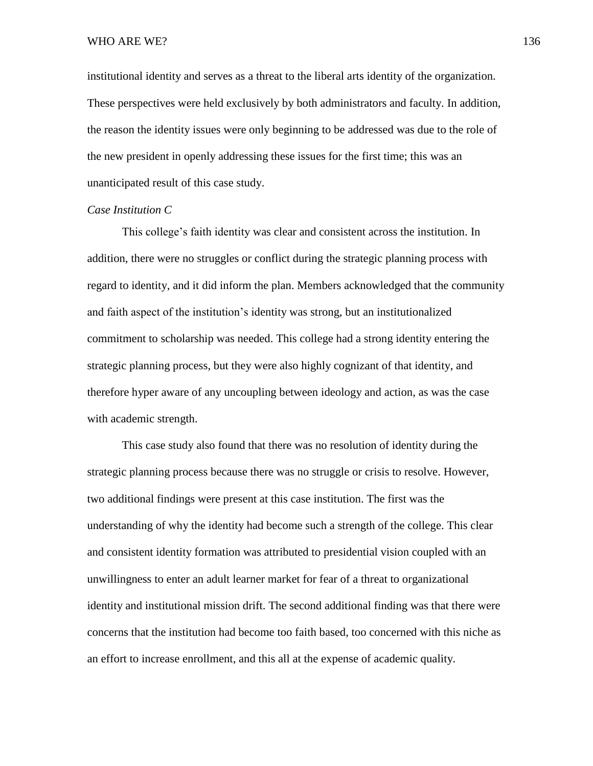institutional identity and serves as a threat to the liberal arts identity of the organization. These perspectives were held exclusively by both administrators and faculty. In addition, the reason the identity issues were only beginning to be addressed was due to the role of the new president in openly addressing these issues for the first time; this was an unanticipated result of this case study.

*Case Institution C*

This college's faith identity was clear and consistent across the institution. In addition, there were no struggles or conflict during the strategic planning process with regard to identity, and it did inform the plan. Members acknowledged that the community and faith aspect of the institution's identity was strong, but an institutionalized commitment to scholarship was needed. This college had a strong identity entering the strategic planning process, but they were also highly cognizant of that identity, and therefore hyper aware of any uncoupling between ideology and action, as was the case with academic strength.

This case study also found that there was no resolution of identity during the strategic planning process because there was no struggle or crisis to resolve. However, two additional findings were present at this case institution. The first was the understanding of why the identity had become such a strength of the college. This clear and consistent identity formation was attributed to presidential vision coupled with an unwillingness to enter an adult learner market for fear of a threat to organizational identity and institutional mission drift. The second additional finding was that there were concerns that the institution had become too faith based, too concerned with this niche as an effort to increase enrollment, and this all at the expense of academic quality.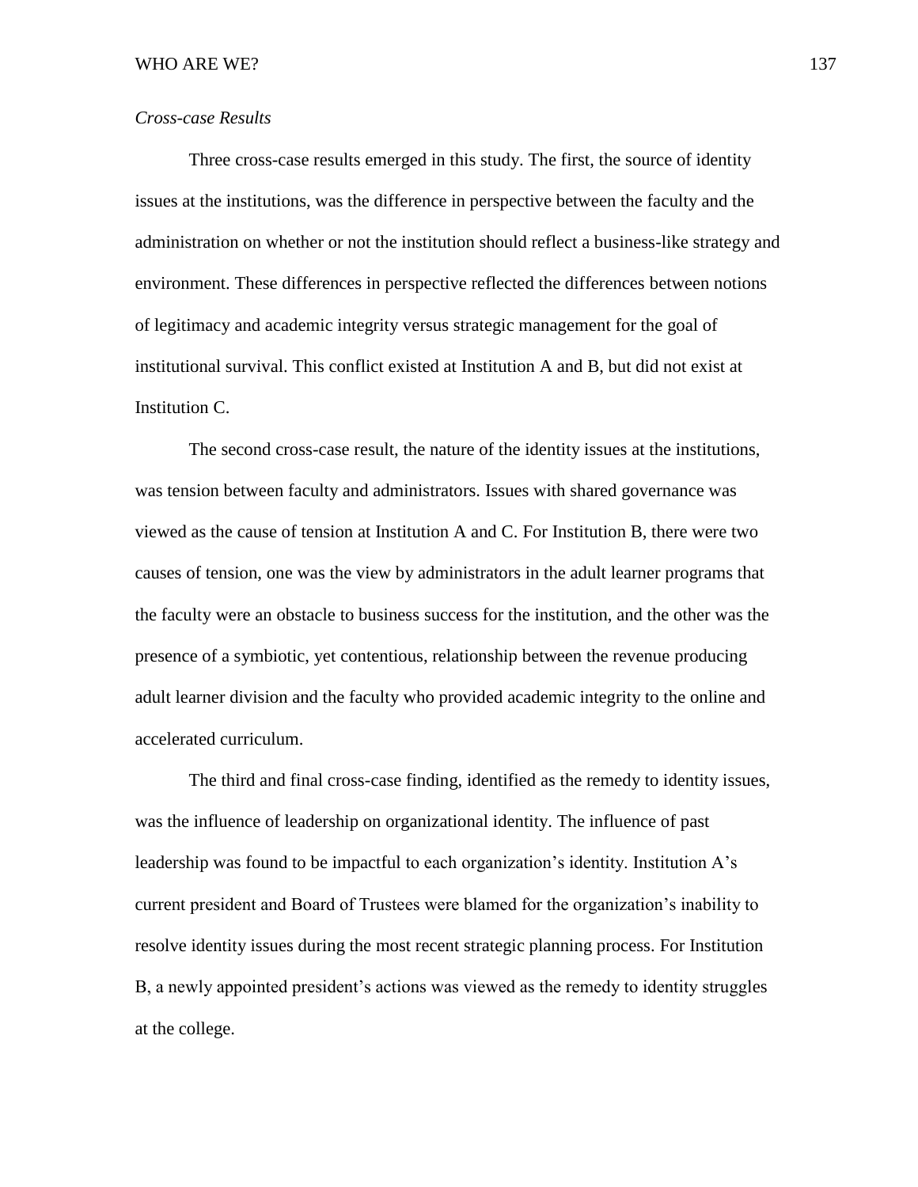*Cross-case Results*

Three cross-case results emerged in this study. The first, the source of identity issues at the institutions, was the difference in perspective between the faculty and the administration on whether or not the institution should reflect a business-like strategy and environment. These differences in perspective reflected the differences between notions of legitimacy and academic integrity versus strategic management for the goal of institutional survival. This conflict existed at Institution A and B, but did not exist at Institution C.

The second cross-case result, the nature of the identity issues at the institutions, was tension between faculty and administrators. Issues with shared governance was viewed as the cause of tension at Institution A and C. For Institution B, there were two causes of tension, one was the view by administrators in the adult learner programs that the faculty were an obstacle to business success for the institution, and the other was the presence of a symbiotic, yet contentious, relationship between the revenue producing adult learner division and the faculty who provided academic integrity to the online and accelerated curriculum.

The third and final cross-case finding, identified as the remedy to identity issues, was the influence of leadership on organizational identity. The influence of past leadership was found to be impactful to each organization's identity. Institution A's current president and Board of Trustees were blamed for the organization's inability to resolve identity issues during the most recent strategic planning process. For Institution B, a newly appointed president's actions was viewed as the remedy to identity struggles at the college.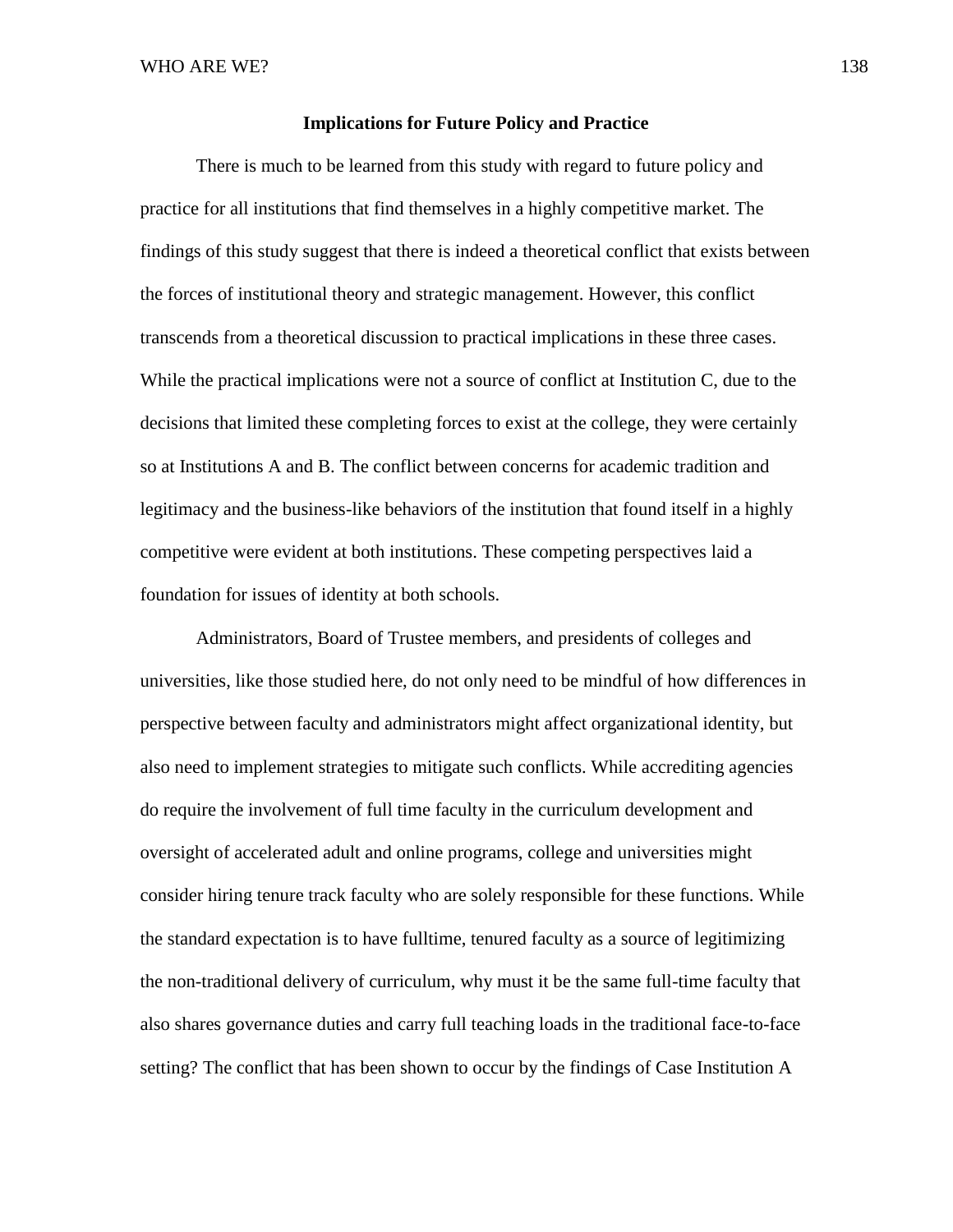## Implications for Future Policy and Practice

There is much to be learned from this study with regard to future policy and practice for all institutions that find themselves in a highly competitive market. The findings of this study suggest that there is indeed a theoretical conflict that exists between the forces of institutional theory and strategic management. However, this conflict transcends from a theoretical discussion to practical implications in these three cases. While the practical implications were not a source of conflict at Institution C, due to the decisions that limited these completing forces to exist at the college, they were certainly so at Institutions A and B. The conflict between concerns for academic tradition and legitimacy and the business-like behaviors of the institution that found itself in a highly competitive were evident at both institutions. These competing perspectives laid a foundation for issues of identity at both schools.

Administrators, Board of Trustee members, and presidents of colleges and universities, like those studied here, do not only need to be mindful of how differences in perspective between faculty and administrators might affect organizational identity, but also need to implement strategies to mitigate such conflicts. While accrediting agencies do require the involvement of full time faculty in the curriculum development and oversight of accelerated adult and online programs, college and universities might consider hiring tenure track faculty who are solely responsible for these functions. While the standard expectation is to have fulltime, tenured faculty as a source of legitimizing the non-traditional delivery of curriculum, why must it be the same full-time faculty that also shares governance duties and carry full teaching loads in the traditional face-to-face setting? The conflict that has been shown to occur by the findings of Case Institution A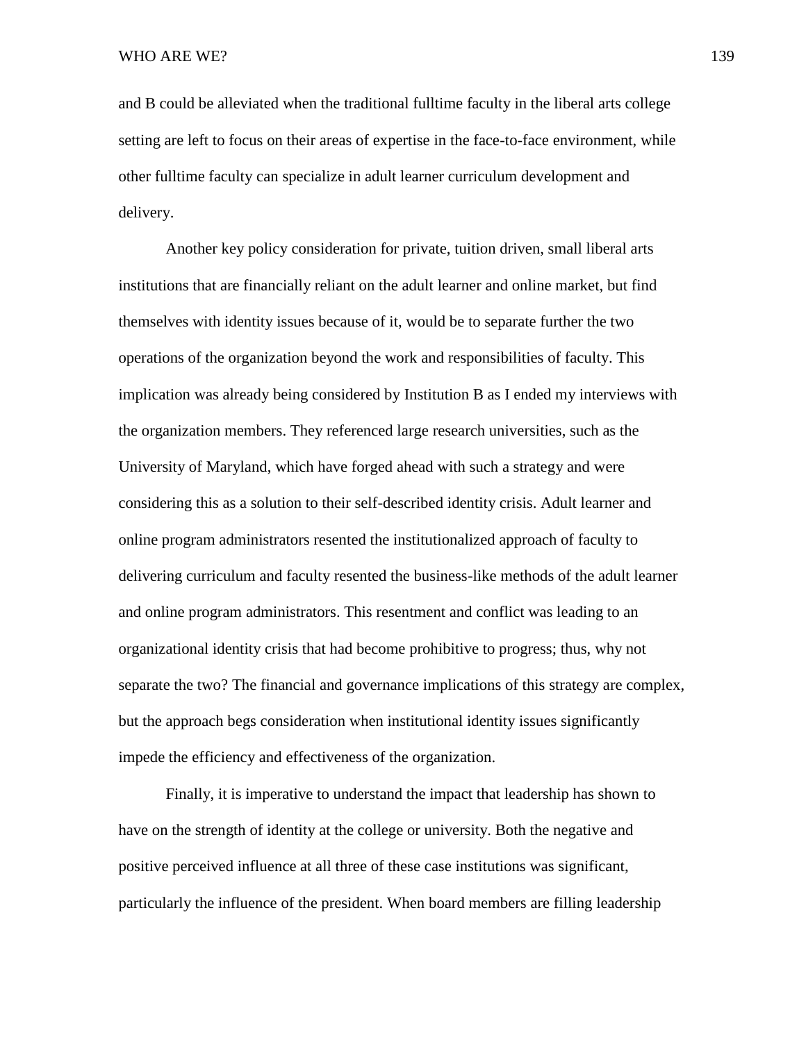and B could be alleviated when the traditional fulltime faculty in the liberal arts college setting are left to focus on their areas of expertise in the face-to-face environment, while other fulltime faculty can specialize in adult learner curriculum development and delivery.

Another key policy consideration for private, tuition driven, small liberal arts institutions that are financially reliant on the adult learner and online market, but find themselves with identity issues because of it, would be to separate further the two operations of the organization beyond the work and responsibilities of faculty. This implication was already being considered by Institution B as I ended my interviews with the organization members. They referenced large research universities, such as the University of Maryland, which have forged ahead with such a strategy and were considering this as a solution to their self-described identity crisis. Adult learner and online program administrators resented the institutionalized approach of faculty to delivering curriculum and faculty resented the business-like methods of the adult learner and online program administrators. This resentment and conflict was leading to an organizational identity crisis that had become prohibitive to progress; thus, why not separate the two? The financial and governance implications of this strategy are complex, but the approach begs consideration when institutional identity issues significantly impede the efficiency and effectiveness of the organization.

Finally, it is imperative to understand the impact that leadership has shown to have on the strength of identity at the college or university. Both the negative and positive perceived influence at all three of these case institutions was significant, particularly the influence of the president. When board members are filling leadership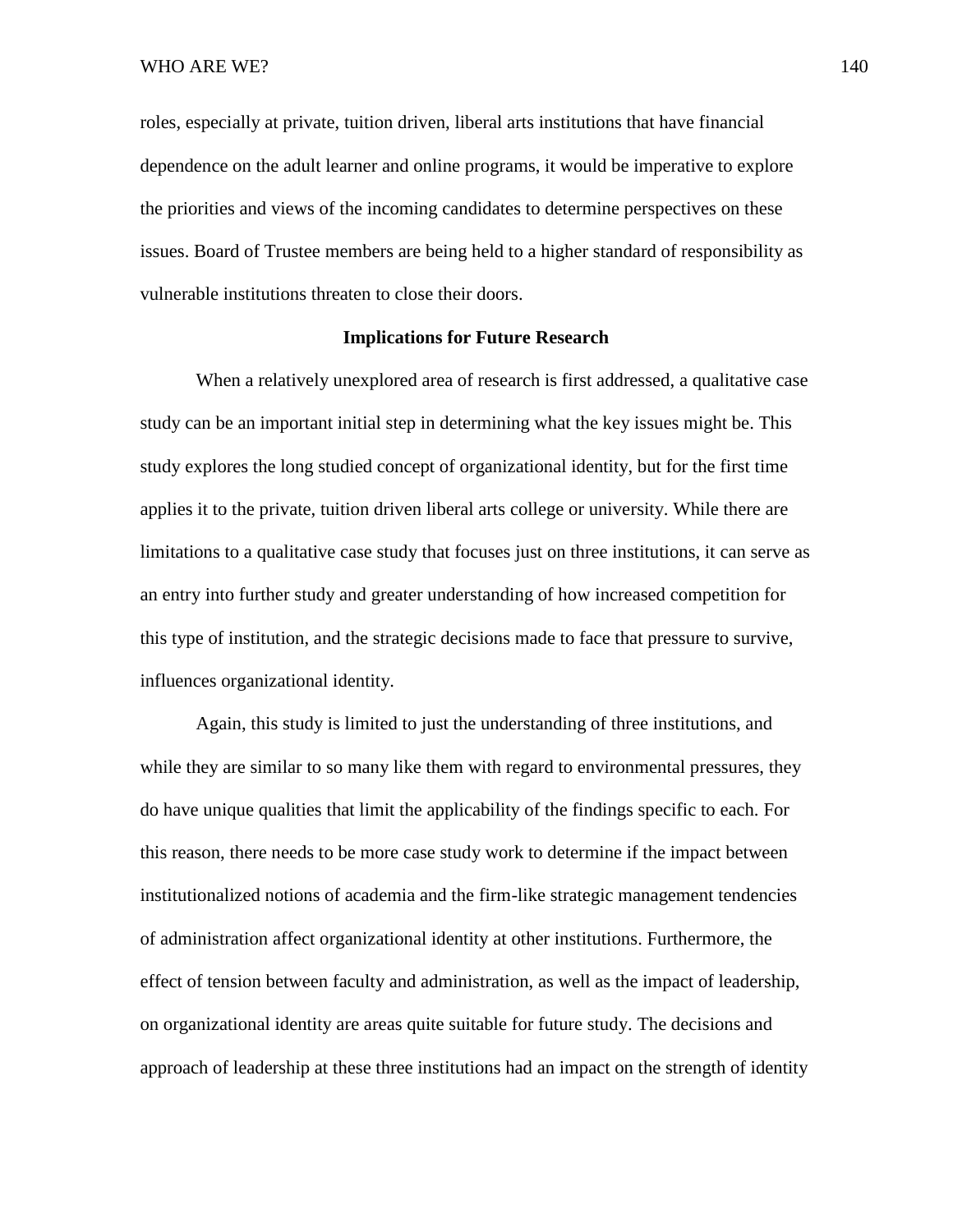roles, especially at private, tuition driven, liberal arts institutions that have financial dependence on the adult learner and online programs, it would be imperative to explore the priorities and views of the incoming candidates to determine perspectives on these issues. Board of Trustee members are being held to a higher standard of responsibility as vulnerable institutions threaten to close their doors.

## Implications for Future Research

When a relatively unexplored area of research is first addressed, a qualitative case study can be an important initial step in determining what the key issues might be. This study explores the long studied concept of organizational identity, but for the first time applies it to the private, tuition driven liberal arts college or university. While there are limitations to a qualitative case study that focuses just on three institutions, it can serve as an entry into further study and greater understanding of how increased competition for this type of institution, and the strategic decisions made to face that pressure to survive, influences organizational identity.

Again, this study is limited to just the understanding of three institutions, and while they are similar to so many like them with regard to environmental pressures, they do have unique qualities that limit the applicability of the findings specific to each. For this reason, there needs to be more case study work to determine if the impact between institutionalized notions of academia and the firm-like strategic management tendencies of administration affect organizational identity at other institutions. Furthermore, the effect of tension between faculty and administration, as well as the impact of leadership, on organizational identity are areas quite suitable for future study. The decisions and approach of leadership at these three institutions had an impact on the strength of identity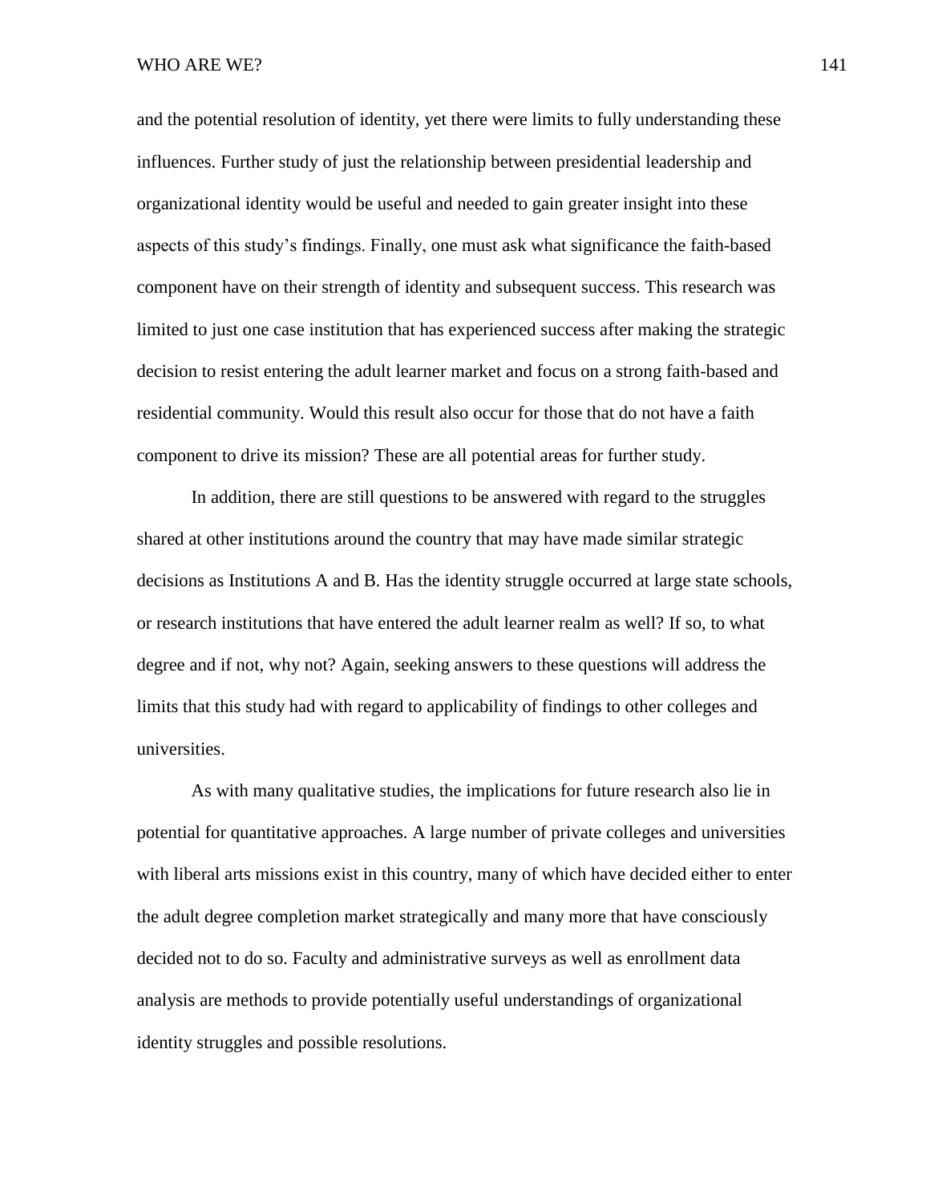and the potential resolution of identity, yet there were limits to fully understanding these influences. Further study of just the relationship between presidential leadership and organizational identity would be useful and needed to gain greater insight into these aspects of this study's findings. Finally, one must ask what significance the faith-based component have on their strength of identity and subsequent success. This research was limited to just one case institution that has experienced success after making the strategic decision to resist entering the adult learner market and focus on a strong faith-based and residential community. Would this result also occur for those that do not have a faith component to drive its mission? These are all potential areas for further study.

In addition, there are still questions to be answered with regard to the struggles shared at other institutions around the country that may have made similar strategic decisions as Institutions A and B. Has the identity struggle occurred at large state schools, or research institutions that have entered the adult learner realm as well? If so, to what degree and if not, why not? Again, seeking answers to these questions will address the limits that this study had with regard to applicability of findings to other colleges and universities.

As with many qualitative studies, the implications for future research also lie in potential for quantitative approaches. A large number of private colleges and universities with liberal arts missions exist in this country, many of which have decided either to enter the adult degree completion market strategically and many more that have consciously decided not to do so. Faculty and administrative surveys as well as enrollment data analysis are methods to provide potentially useful understandings of organizational identity struggles and possible resolutions.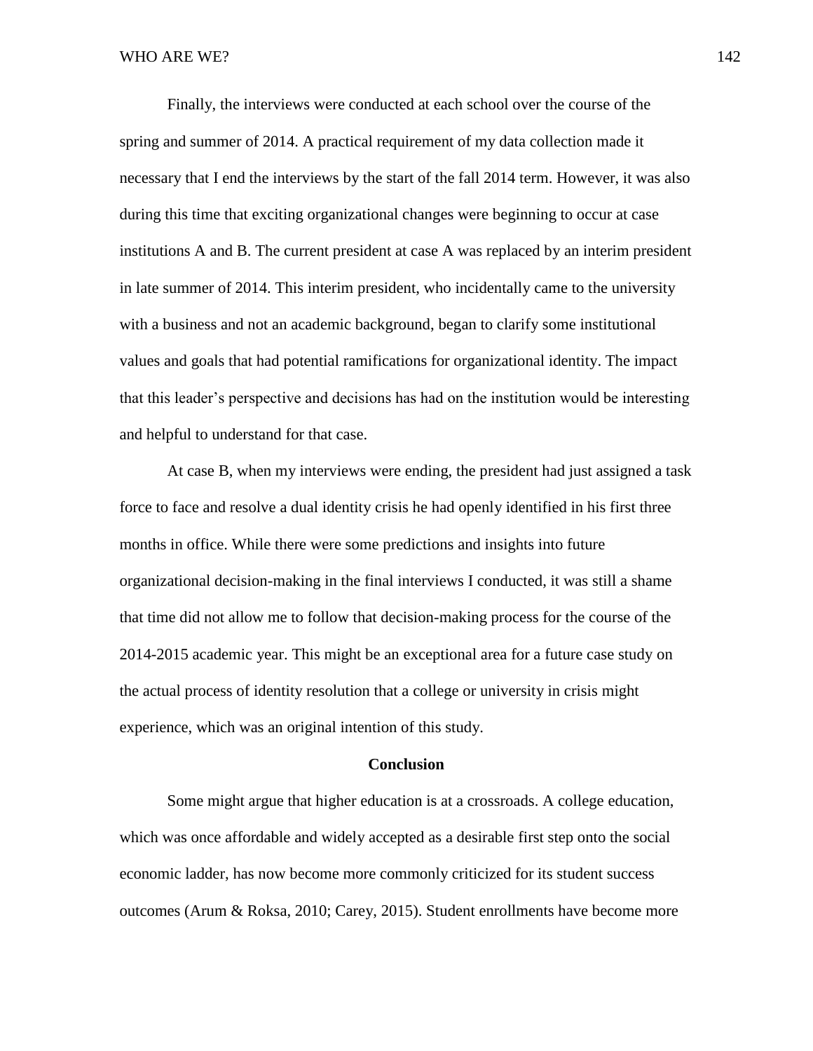Finally, the interviews were conducted at each school over the course of the spring and summer of 2014. A practical requirement of my data collection made it necessary that I end the interviews by the start of the fall 2014 term. However, it was also during this time that exciting organizational changes were beginning to occur at case institutions A and B. The current president at case A was replaced by an interim president in late summer of 2014. This interim president, who incidentally came to the university with a business and not an academic background, began to clarify some institutional values and goals that had potential ramifications for organizational identity. The impact that this leader's perspective and decisions has had on the institution would be interesting and helpful to understand for that case.

At case B, when my interviews were ending, the president had just assigned a task force to face and resolve a dual identity crisis he had openly identified in his first three months in office. While there were some predictions and insights into future organizational decision-making in the final interviews I conducted, it was still a shame that time did not allow me to follow that decision-making process for the course of the 2014-2015 academic year. This might be an exceptional area for a future case study on the actual process of identity resolution that a college or university in crisis might experience, which was an original intention of this study.

## Conclusion

Some might argue that higher education is at a crossroads. A college education, which was once affordable and widely accepted as a desirable first step onto the social economic ladder, has now become more commonly criticized for its student success outcomes (Arum & Roksa, 2010; Carey, 2015). Student enrollments have become more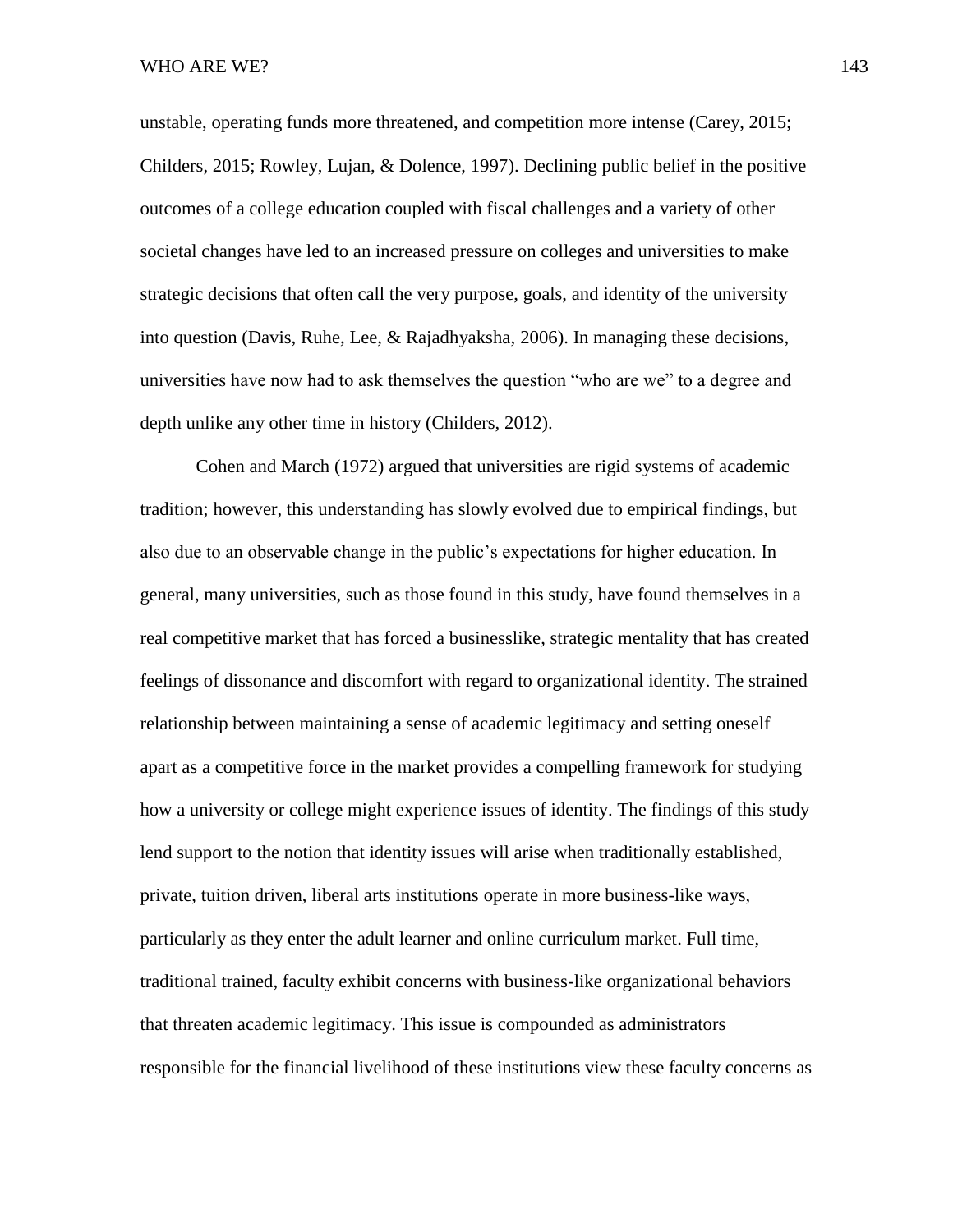unstable, operating funds more threatened, and competition more intense (Carey, 2015; Childers, 2015; Rowley, Lujan, & Dolence, 1997). Declining public belief in the positive outcomes of a college education coupled with fiscal challenges and a variety of other societal changes have led to an increased pressure on colleges and universities to make strategic decisions that often call the very purpose, goals, and identity of the university into question (Davis, Ruhe, Lee, & Rajadhyaksha, 2006). In managing these decisions, universities have now had to ask themselves the question "who are we" to a degree and depth unlike any other time in history (Childers, 2012).

Cohen and March (1972) argued that universities are rigid systems of academic tradition; however, this understanding has slowly evolved due to empirical findings, but also due to an observable change in the public's expectations for higher education. In general, many universities, such as those found in this study, have found themselves in a real competitive market that has forced a businesslike, strategic mentality that has created feelings of dissonance and discomfort with regard to organizational identity. The strained relationship between maintaining a sense of academic legitimacy and setting oneself apart as a competitive force in the market provides a compelling framework for studying how a university or college might experience issues of identity. The findings of this study lend support to the notion that identity issues will arise when traditionally established, private, tuition driven, liberal arts institutions operate in more business-like ways, particularly as they enter the adult learner and online curriculum market. Full time, traditional trained, faculty exhibit concerns with business-like organizational behaviors that threaten academic legitimacy. This issue is compounded as administrators responsible for the financial livelihood of these institutions view these faculty concerns as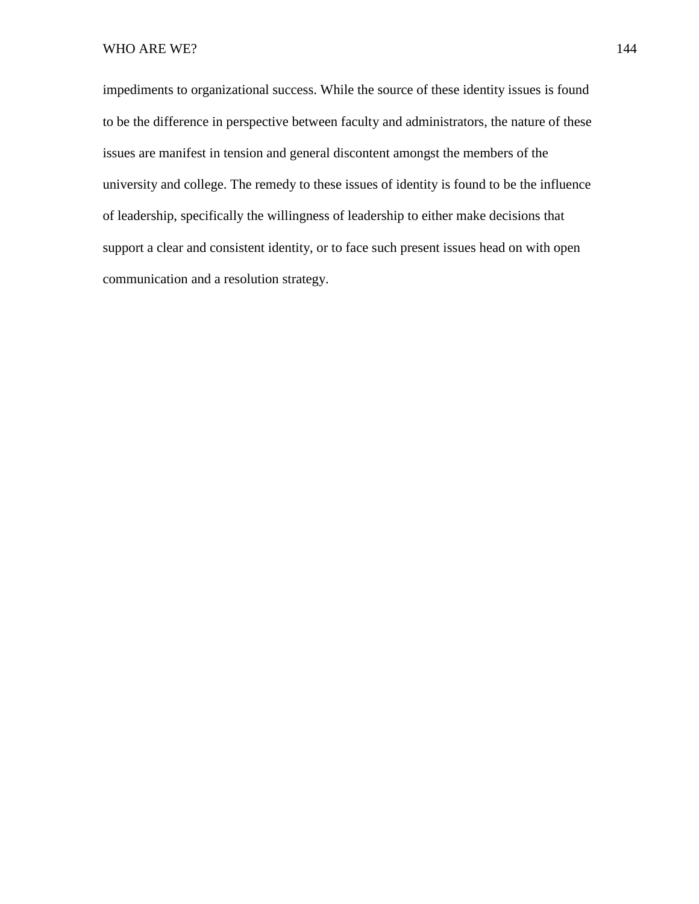impediments to organizational success. While the source of these identity issues is found to be the difference in perspective between faculty and administrators, the nature of these issues are manifest in tension and general discontent amongst the members of the university and college. The remedy to these issues of identity is found to be the influence of leadership, specifically the willingness of leadership to either make decisions that support a clear and consistent identity, or to face such present issues head on with open communication and a resolution strategy.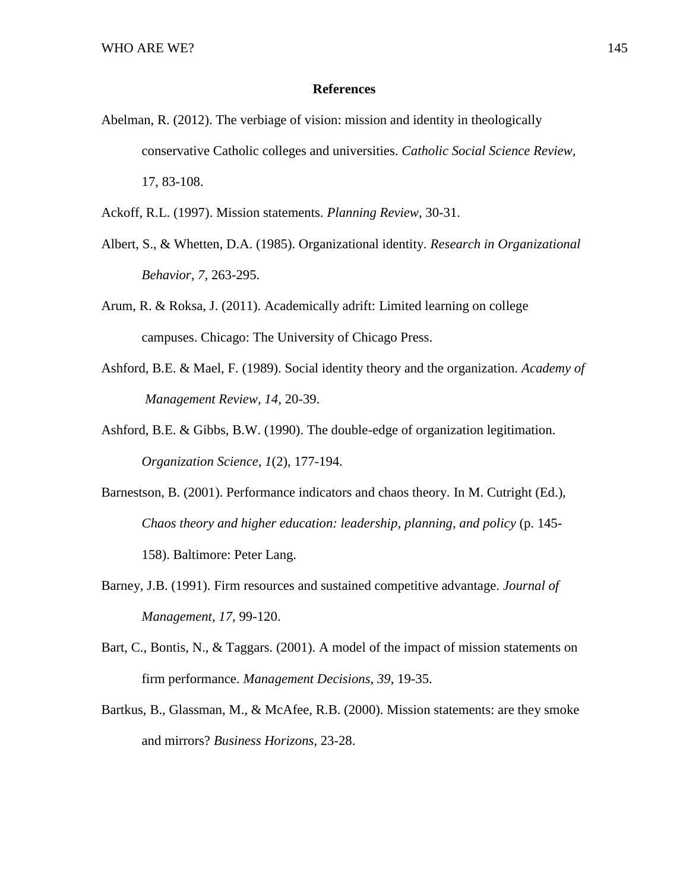**References**

Abelman, R. (2012). The verbiage of vision: mission and identity in theologically conservative Catholic colleges and universities. *Catholic Social Science Review*, 17, 83-108.

Ackoff, R.L. (1997). Mission statements. *Planning Review*, 30-31.

Albert, S., & Whetten, D.A. (1985). Organizational identity. *Research in Organizational Behavior*, *7*, 263-295.

Arum, R. & Roksa, J. (2011). Academically adrift: Limited learning on college campuses. Chicago: The University of Chicago Press.

Ashford, B.E. & Mael, F. (1989). Social identity theory and the organization. *Academy of Management Review, 14,* 20-39.

Ashford, B.E. & Gibbs, B.W. (1990). The double-edge of organization legitimation. *Organization Science, 1*(2), 177-194.

Barnestson, B. (2001). Performance indicators and chaos theory. In M. Cutright (Ed.), *Chaos theory and higher education: leadership, planning, and policy* (p. 145-158). Baltimore: Peter Lang.

Barney, J.B. (1991). Firm resources and sustained competitive advantage. *Journal of Management, 17,* 99-120.

Bart, C., Bontis, N., & Taggars. (2001). A model of the impact of mission statements on firm performance. *Management Decisions, 39*, 19-35.

Bartkus, B., Glassman, M., & McAfee, R.B. (2000). Mission statements: are they smoke and mirrors? *Business Horizons,* 23-28.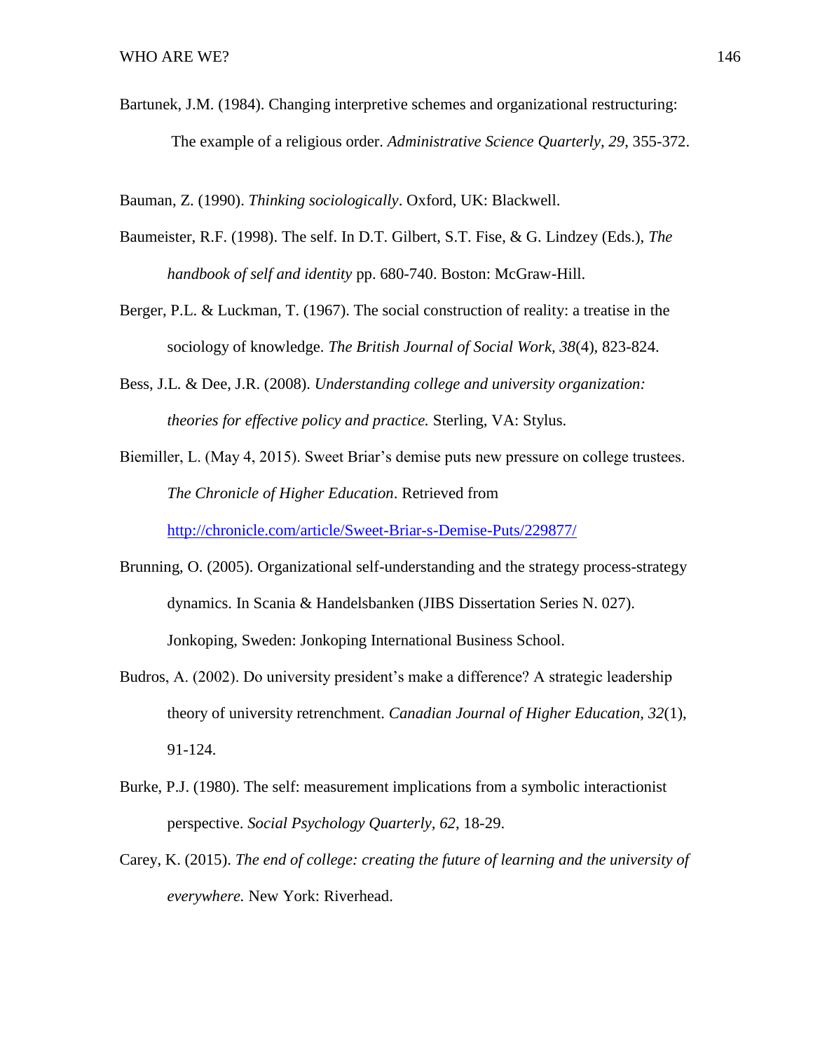Bartunek, J.M. (1984). Changing interpretive schemes and organizational restructuring: The example of a religious order. *Administrative Science Quarterly, 29*, 355-372.

Bauman, Z. (1990). *Thinking sociologically*. Oxford, UK: Blackwell.

Baumeister, R.F. (1998). The self. In D.T. Gilbert, S.T. Fise, & G. Lindzey (Eds.), *The handbook of self and identity* pp. 680-740. Boston: McGraw-Hill.

Berger, P.L. & Luckman, T. (1967). The social construction of reality: a treatise in the sociology of knowledge. *The British Journal of Social Work, 38*(4), 823-824.

Bess, J.L. & Dee, J.R. (2008). *Understanding college and university organization: theories for effective policy and practice.* Sterling, VA: Stylus.

Biemiller, L. (May 4, 2015). Sweet Briar's demise puts new pressure on college trustees. *The Chronicle of Higher Education*. Retrieved from http://chronicle.com/article/Sweet-Briar-s-Demise-Puts/229877/

Brunning, O. (2005). Organizational self-understanding and the strategy process-strategy dynamics. In Scania & Handelsbanken (JIBS Dissertation Series N. 027). Jonkoping, Sweden: Jonkoping International Business School.

Budros, A. (2002). Do university president's make a difference? A strategic leadership theory of university retrenchment. *Canadian Journal of Higher Education, 32*(1), 91-124.

Burke, P.J. (1980). The self: measurement implications from a symbolic interactionist perspective. *Social Psychology Quarterly, 62*, 18-29.

Carey, K. (2015). *The end of college: creating the future of learning and the university of everywhere.* New York: Riverhead.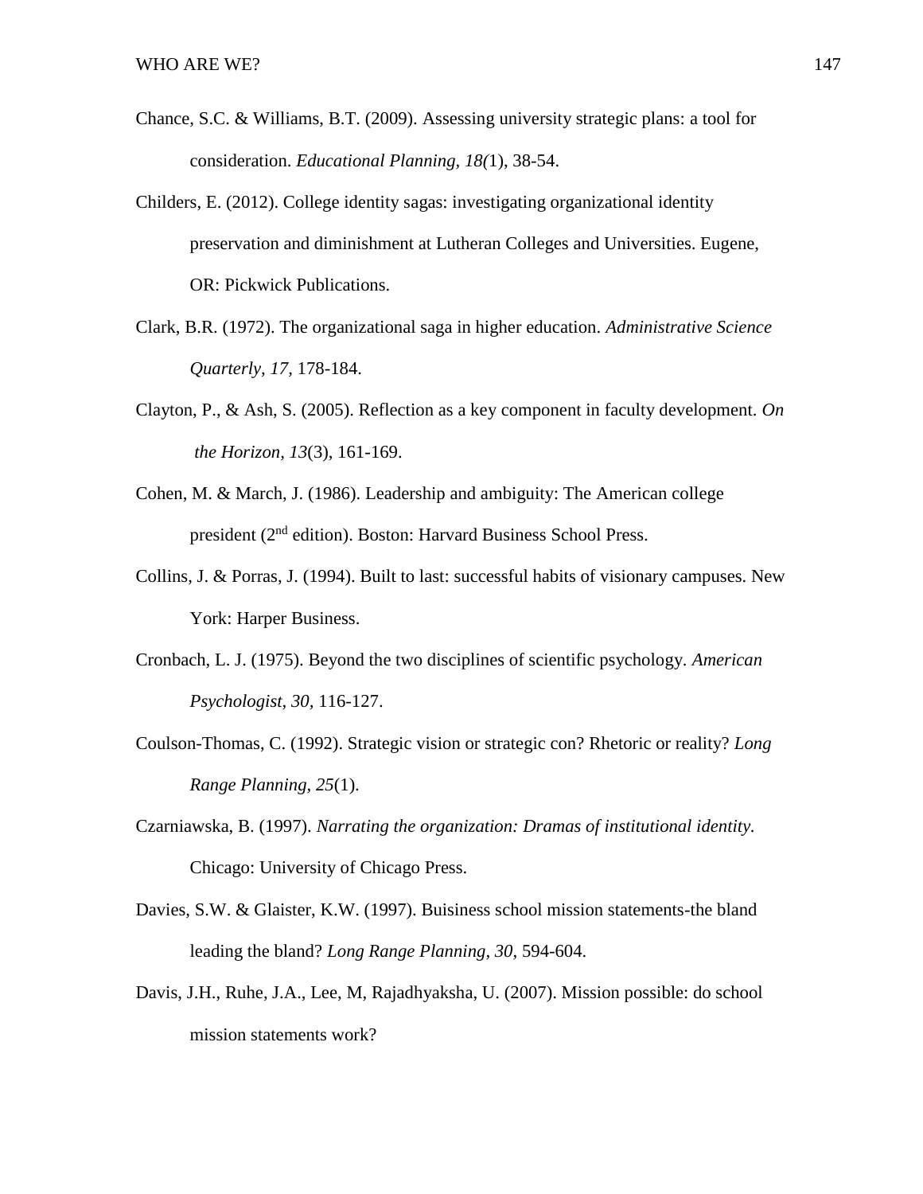Chance, S.C. & Williams, B.T. (2009). Assessing university strategic plans: a tool for consideration. *Educational Planning, 18(*1), 38-54.

Childers, E. (2012). College identity sagas: investigating organizational identity preservation and diminishment at Lutheran Colleges and Universities. Eugene, OR: Pickwick Publications.

Clark, B.R. (1972). The organizational saga in higher education. *Administrative Science Quarterly, 17,* 178-184.

Clayton, P., & Ash, S. (2005). Reflection as a key component in faculty development. *On the Horizon, 13*(3), 161-169.

Cohen, M. & March, J. (1986). Leadership and ambiguity: The American college president (2nd edition). Boston: Harvard Business School Press.

Collins, J. & Porras, J. (1994). Built to last: successful habits of visionary campuses. New York: Harper Business.

Cronbach, L. J. (1975). Beyond the two disciplines of scientific psychology. *American Psychologist, 30,* 116-127.

Coulson-Thomas, C. (1992). Strategic vision or strategic con? Rhetoric or reality? *Long Range Planning, 25*(1).

Czarniawska, B. (1997). *Narrating the organization: Dramas of institutional identity.* Chicago: University of Chicago Press.

Davies, S.W. & Glaister, K.W. (1997). Buisiness school mission statements-the bland leading the bland? *Long Range Planning, 30*, 594-604.

Davis, J.H., Ruhe, J.A., Lee, M, Rajadhyaksha, U. (2007). Mission possible: do school mission statements work?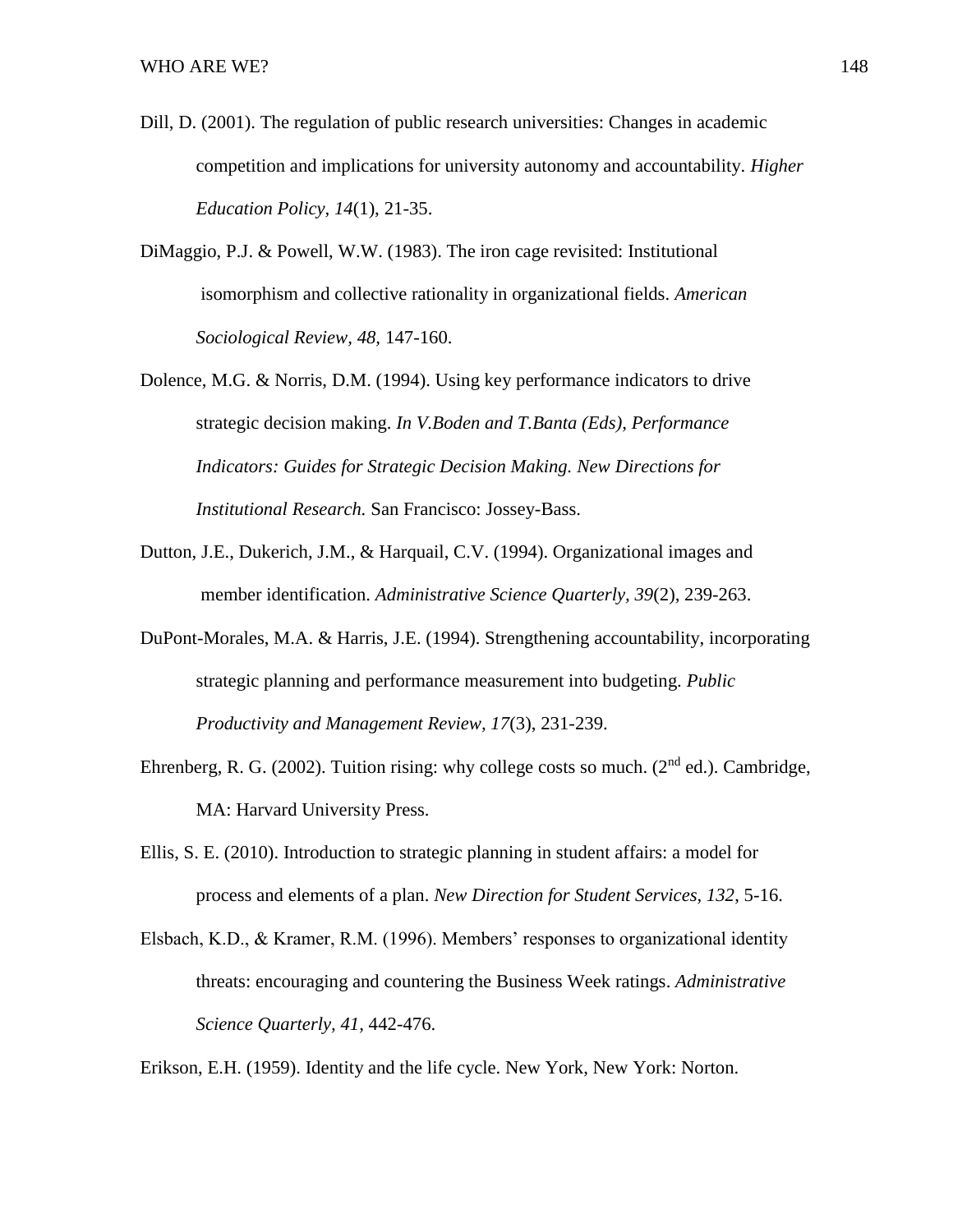Dill, D. (2001). The regulation of public research universities: Changes in academic competition and implications for university autonomy and accountability. *Higher Education Policy*, *14*(1), 21-35.

DiMaggio, P.J. & Powell, W.W. (1983). The iron cage revisited: Institutional isomorphism and collective rationality in organizational fields. *American Sociological Review*, *48*, 147-160.

Dolence, M.G. & Norris, D.M. (1994). Using key performance indicators to drive strategic decision making. *In V.Boden and T.Banta (Eds), Performance Indicators: Guides for Strategic Decision Making. New Directions for Institutional Research.* San Francisco: Jossey-Bass.

Dutton, J.E., Dukerich, J.M., & Harquail, C.V. (1994). Organizational images and member identification. *Administrative Science Quarterly, 39*(2), 239-263.

DuPont-Morales, M.A. & Harris, J.E. (1994). Strengthening accountability, incorporating strategic planning and performance measurement into budgeting. *Public Productivity and Management Review, 17*(3), 231-239.

Ehrenberg, R. G. (2002). Tuition rising: why college costs so much. (2nd ed.). Cambridge, MA: Harvard University Press.

Ellis, S. E. (2010). Introduction to strategic planning in student affairs: a model for process and elements of a plan. *New Direction for Student Services, 132*, 5-16.

Elsbach, K.D., & Kramer, R.M. (1996). Members' responses to organizational identity threats: encouraging and countering the Business Week ratings. *Administrative Science Quarterly*, *41,* 442-476.

Erikson, E.H. (1959). Identity and the life cycle. New York, New York: Norton.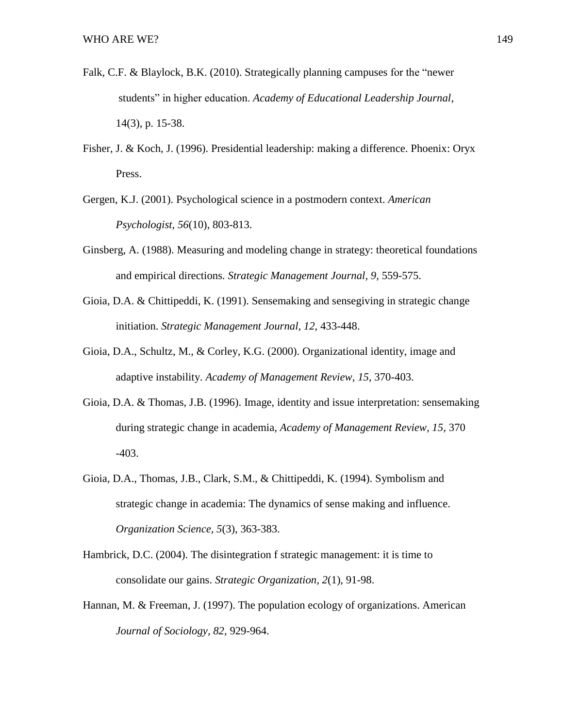Falk, C.F. & Blaylock, B.K. (2010). Strategically planning campuses for the “newer students” in higher education. *Academy of Educational Leadership Journal*, 14(3), p. 15-38.

Fisher, J. & Koch, J. (1996). Presidential leadership: making a difference. Phoenix: Oryx Press.

Gergen, K.J. (2001). Psychological science in a postmodern context. *American Psychologist*, *56*(10), 803-813.

Ginsberg, A. (1988). Measuring and modeling change in strategy: theoretical foundations and empirical directions. *Strategic Management Journal*, *9*, 559-575.

Gioia, D.A. & Chittipeddi, K. (1991). Sensemaking and sensegiving in strategic change initiation. *Strategic Management Journal, 12*, 433-448.

Gioia, D.A., Schultz, M., & Corley, K.G. (2000). Organizational identity, image and adaptive instability. *Academy of Management Review, 15*, 370-403.

Gioia, D.A. & Thomas, J.B. (1996). Image, identity and issue interpretation: sensemaking during strategic change in academia, *Academy of Management Review, 15*, 370 -403.

Gioia, D.A., Thomas, J.B., Clark, S.M., & Chittipeddi, K. (1994). Symbolism and strategic change in academia: The dynamics of sense making and influence. *Organization Science*, *5*(3), 363-383.

Hambrick, D.C. (2004). The disintegration f strategic management: it is time to consolidate our gains. *Strategic Organization*, *2*(1), 91-98.

Hannan, M. & Freeman, J. (1997). The population ecology of organizations. American *Journal of Sociology*, *82*, 929-964.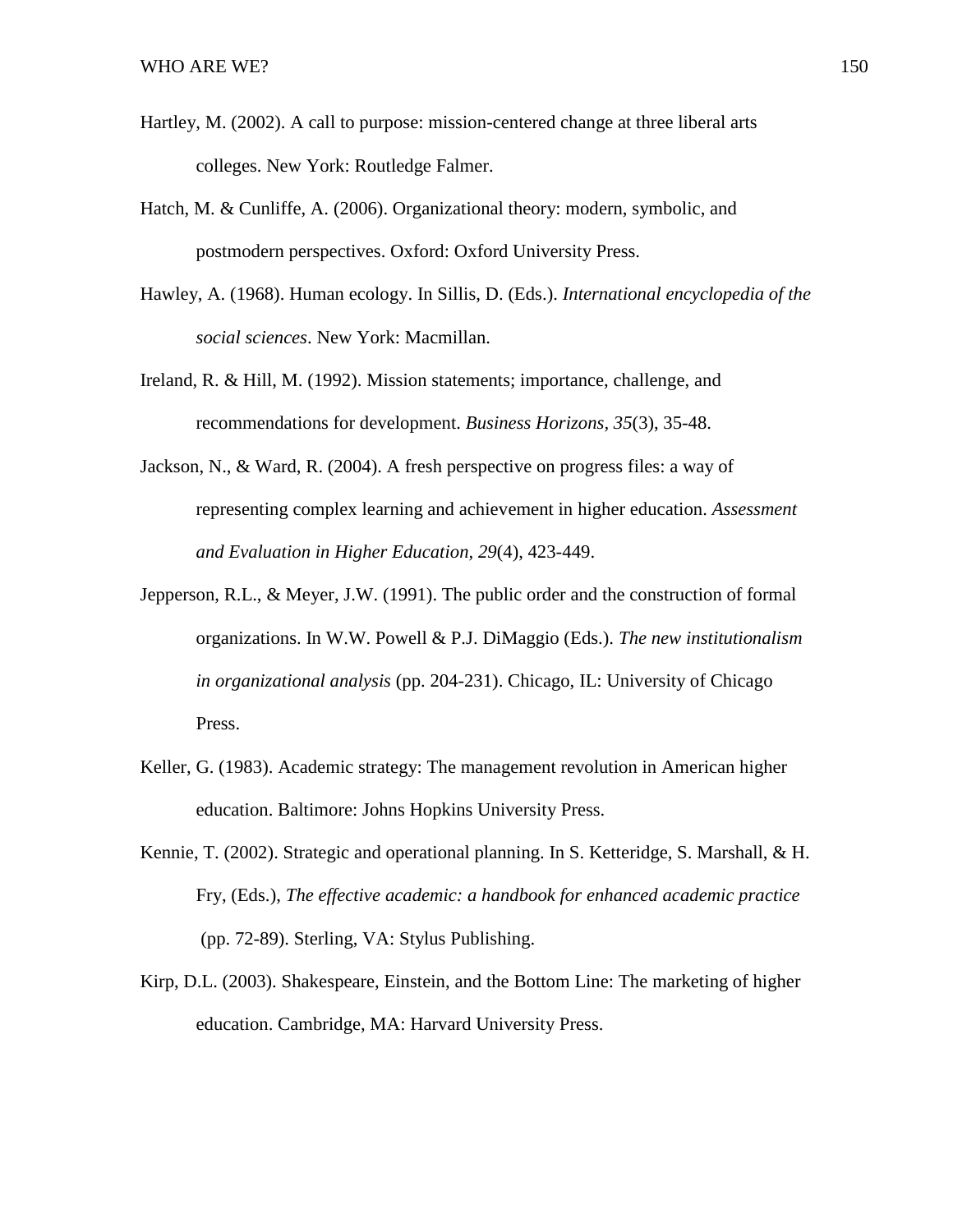Hartley, M. (2002). A call to purpose: mission-centered change at three liberal arts colleges. New York: Routledge Falmer.

Hatch, M. & Cunliffe, A. (2006). Organizational theory: modern, symbolic, and postmodern perspectives. Oxford: Oxford University Press.

Hawley, A. (1968). Human ecology. In Sillis, D. (Eds.). *International encyclopedia of the social sciences*. New York: Macmillan.

Ireland, R. & Hill, M. (1992). Mission statements; importance, challenge, and recommendations for development. *Business Horizons, 35*(3), 35-48.

Jackson, N., & Ward, R. (2004). A fresh perspective on progress files: a way of representing complex learning and achievement in higher education. *Assessment and Evaluation in Higher Education*, *29*(4), 423-449.

Jepperson, R.L., & Meyer, J.W. (1991). The public order and the construction of formal organizations. In W.W. Powell & P.J. DiMaggio (Eds.). *The new institutionalism in organizational analysis* (pp. 204-231). Chicago, IL: University of Chicago Press.

Keller, G. (1983). Academic strategy: The management revolution in American higher education. Baltimore: Johns Hopkins University Press.

Kennie, T. (2002). Strategic and operational planning. In S. Ketteridge, S. Marshall, & H. Fry, (Eds.), *The effective academic: a handbook for enhanced academic practice* (pp. 72-89). Sterling, VA: Stylus Publishing.

Kirp, D.L. (2003). Shakespeare, Einstein, and the Bottom Line: The marketing of higher education. Cambridge, MA: Harvard University Press.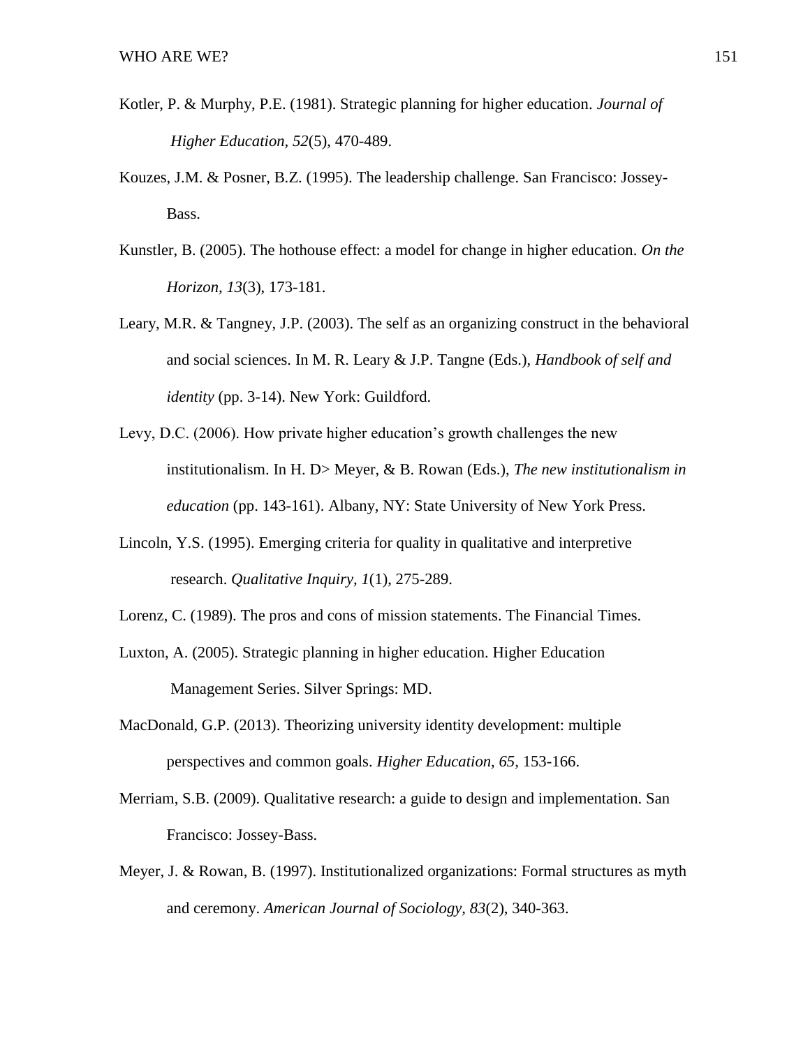Kotler, P. & Murphy, P.E. (1981). Strategic planning for higher education. *Journal of Higher Education*, *52*(5), 470-489.

Kouzes, J.M. & Posner, B.Z. (1995). The leadership challenge. San Francisco: Jossey-Bass.

Kunstler, B. (2005). The hothouse effect: a model for change in higher education. *On the Horizon*, *13*(3), 173-181.

Leary, M.R. & Tangney, J.P. (2003). The self as an organizing construct in the behavioral and social sciences. In M. R. Leary & J.P. Tangne (Eds.), *Handbook of self and identity* (pp. 3-14). New York: Guildford.

Levy, D.C. (2006). How private higher education's growth challenges the new institutionalism. In H. D> Meyer, & B. Rowan (Eds.), *The new institutionalism in education* (pp. 143-161). Albany, NY: State University of New York Press.

Lincoln, Y.S. (1995). Emerging criteria for quality in qualitative and interpretive research. *Qualitative Inquiry, 1*(1), 275-289.

Lorenz, C. (1989). The pros and cons of mission statements. The Financial Times.

Luxton, A. (2005). Strategic planning in higher education. Higher Education Management Series. Silver Springs: MD.

MacDonald, G.P. (2013). Theorizing university identity development: multiple perspectives and common goals. *Higher Education, 65*, 153-166.

Merriam, S.B. (2009). Qualitative research: a guide to design and implementation. San Francisco: Jossey-Bass.

Meyer, J. & Rowan, B. (1997). Institutionalized organizations: Formal structures as myth and ceremony. *American Journal of Sociology, 83*(2), 340-363.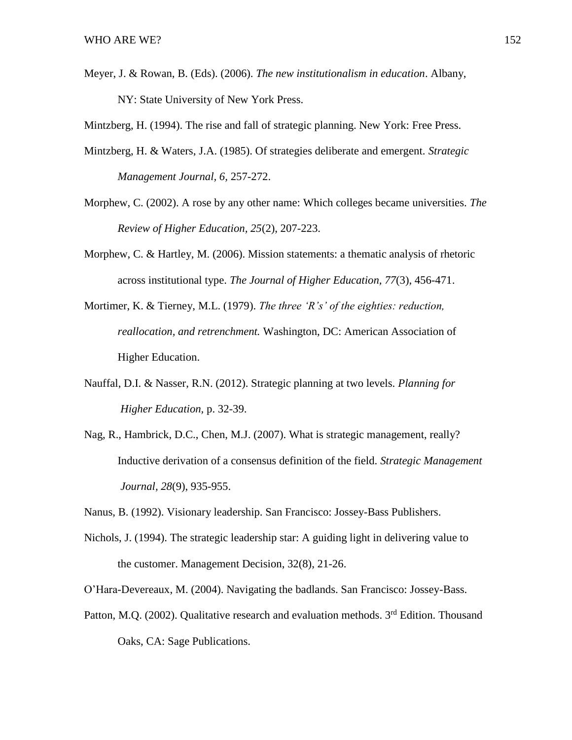Meyer, J. & Rowan, B. (Eds). (2006). *The new institutionalism in education*. Albany, NY: State University of New York Press.

Mintzberg, H. (1994). The rise and fall of strategic planning. New York: Free Press.

Mintzberg, H. & Waters, J.A. (1985). Of strategies deliberate and emergent. *Strategic Management Journal, 6*, 257-272.

Morphew, C. (2002). A rose by any other name: Which colleges became universities. *The Review of Higher Education*, *25*(2), 207-223.

Morphew, C. & Hartley, M. (2006). Mission statements: a thematic analysis of rhetoric across institutional type. *The Journal of Higher Education, 77*(3), 456-471.

Mortimer, K. & Tierney, M.L. (1979). *The three 'R's' of the eighties: reduction, reallocation, and retrenchment.* Washington, DC: American Association of Higher Education.

Nauffal, D.I. & Nasser, R.N. (2012). Strategic planning at two levels. *Planning for Higher Education*, p. 32-39.

Nag, R., Hambrick, D.C., Chen, M.J. (2007). What is strategic management, really? Inductive derivation of a consensus definition of the field. *Strategic Management Journal, 28*(9), 935-955.

Nanus, B. (1992). Visionary leadership. San Francisco: Jossey-Bass Publishers.

Nichols, J. (1994). The strategic leadership star: A guiding light in delivering value to the customer. Management Decision, 32(8), 21-26.

O'Hara-Devereaux, M. (2004). Navigating the badlands. San Francisco: Jossey-Bass.

Patton, M.Q. (2002). Qualitative research and evaluation methods. 3rd Edition. Thousand Oaks, CA: Sage Publications.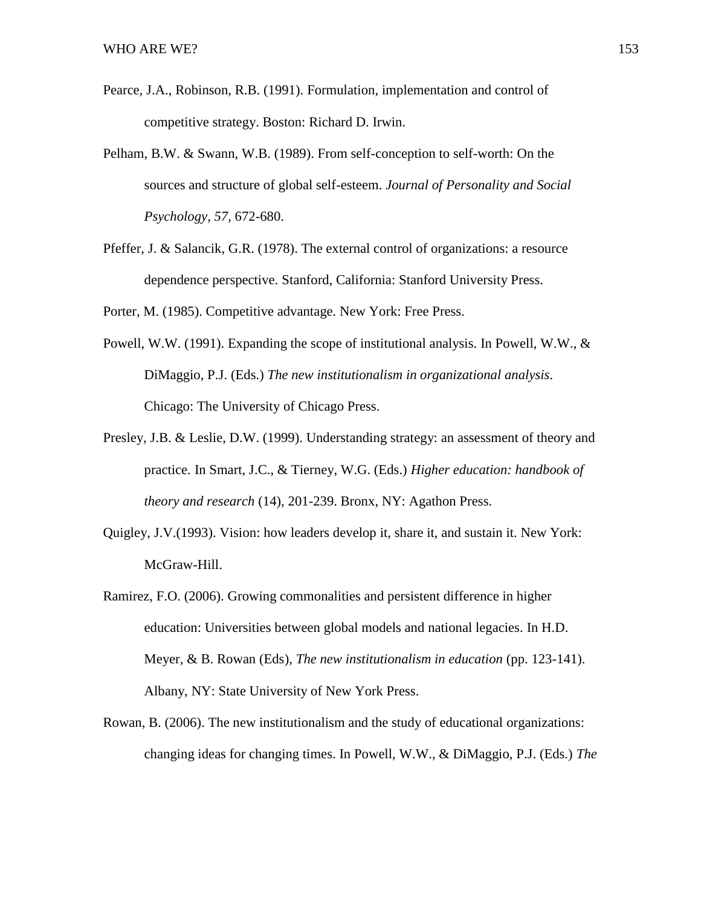Pearce, J.A., Robinson, R.B. (1991). Formulation, implementation and control of competitive strategy. Boston: Richard D. Irwin.

Pelham, B.W. & Swann, W.B. (1989). From self-conception to self-worth: On the sources and structure of global self-esteem. *Journal of Personality and Social Psychology, 57,* 672-680.

Pfeffer, J. & Salancik, G.R. (1978). The external control of organizations: a resource dependence perspective. Stanford, California: Stanford University Press.

Porter, M. (1985). Competitive advantage. New York: Free Press.

Powell, W.W. (1991). Expanding the scope of institutional analysis. In Powell, W.W., & DiMaggio, P.J. (Eds.) *The new institutionalism in organizational analysis*. Chicago: The University of Chicago Press.

Presley, J.B. & Leslie, D.W. (1999). Understanding strategy: an assessment of theory and practice. In Smart, J.C., & Tierney, W.G. (Eds.) *Higher education: handbook of theory and research* (14), 201-239. Bronx, NY: Agathon Press.

Quigley, J.V.(1993). Vision: how leaders develop it, share it, and sustain it. New York: McGraw-Hill.

Ramirez, F.O. (2006). Growing commonalities and persistent difference in higher education: Universities between global models and national legacies. In H.D. Meyer, & B. Rowan (Eds), *The new institutionalism in education* (pp. 123-141). Albany, NY: State University of New York Press.

Rowan, B. (2006). The new institutionalism and the study of educational organizations: changing ideas for changing times. In Powell, W.W., & DiMaggio, P.J. (Eds.) *The*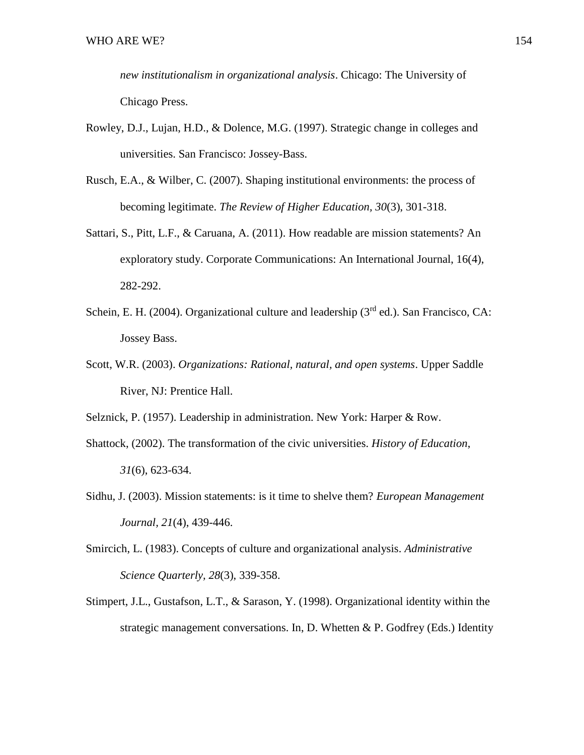*new institutionalism in organizational analysis*. Chicago: The University of Chicago Press.

Rowley, D.J., Lujan, H.D., & Dolence, M.G. (1997). Strategic change in colleges and universities. San Francisco: Jossey-Bass.

Rusch, E.A., & Wilber, C. (2007). Shaping institutional environments: the process of becoming legitimate. *The Review of Higher Education*, *30*(3), 301-318.

Sattari, S., Pitt, L.F., & Caruana, A. (2011). How readable are mission statements? An exploratory study. Corporate Communications: An International Journal, 16(4), 282-292.

Schein, E. H. (2004). Organizational culture and leadership (3rd ed.). San Francisco, CA: Jossey Bass.

Scott, W.R. (2003). *Organizations: Rational, natural, and open systems*. Upper Saddle River, NJ: Prentice Hall.

Selznick, P. (1957). Leadership in administration. New York: Harper & Row.

Shattock, (2002). The transformation of the civic universities. *History of Education*, *31*(6), 623-634.

Sidhu, J. (2003). Mission statements: is it time to shelve them? *European Management Journal*, *21*(4), 439-446.

Smircich, L. (1983). Concepts of culture and organizational analysis. *Administrative Science Quarterly*, *28*(3), 339-358.

Stimpert, J.L., Gustafson, L.T., & Sarason, Y. (1998). Organizational identity within the strategic management conversations. In, D. Whetten & P. Godfrey (Eds.) Identity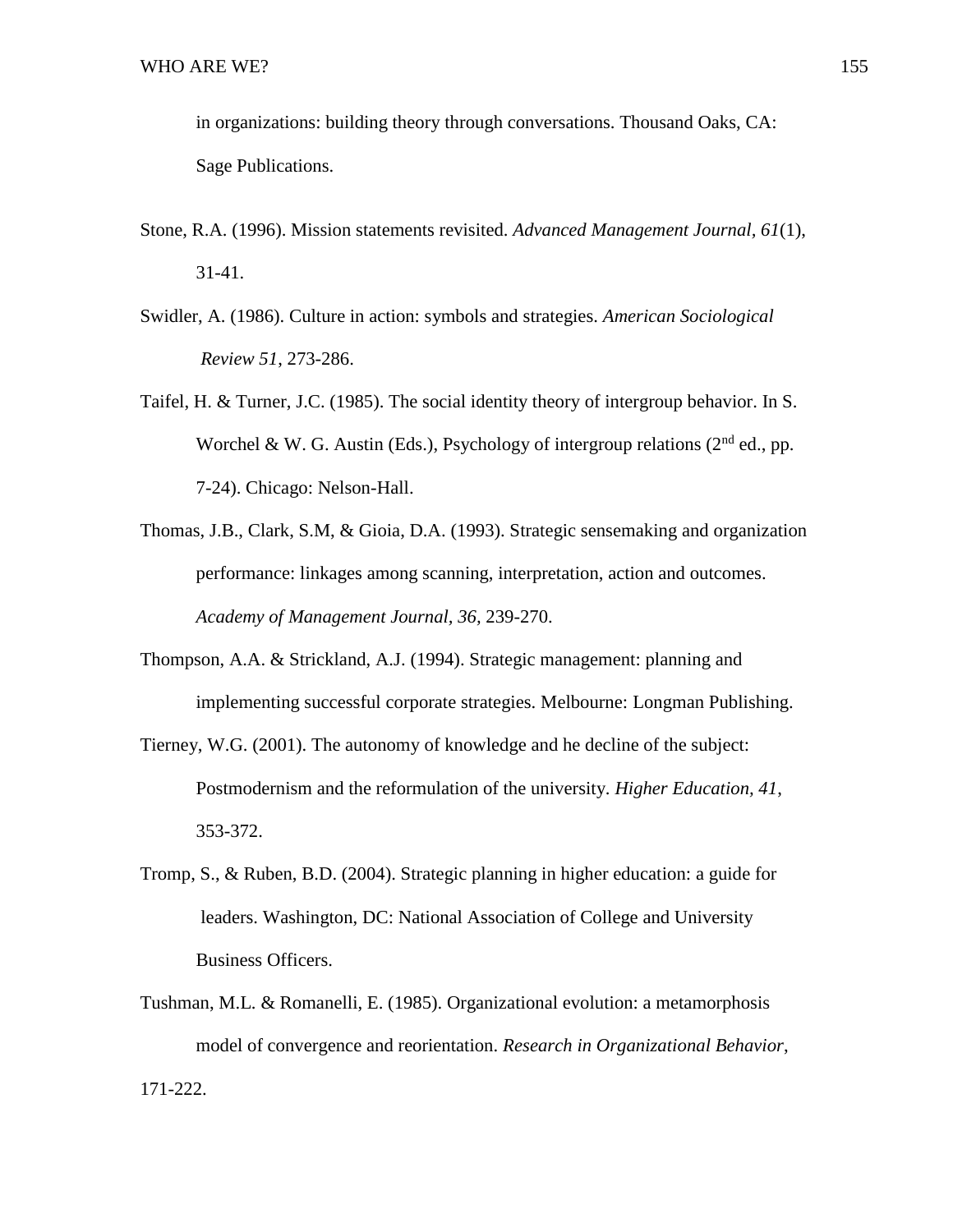in organizations: building theory through conversations. Thousand Oaks, CA: Sage Publications.

Stone, R.A. (1996). Mission statements revisited. *Advanced Management Journal*, *61*(1), 31-41.

Swidler, A. (1986). Culture in action: symbols and strategies. *American Sociological Review 51*, 273-286.

Taifel, H. & Turner, J.C. (1985). The social identity theory of intergroup behavior. In S. Worchel & W. G. Austin (Eds.), Psychology of intergroup relations (2nd ed., pp. 7-24). Chicago: Nelson-Hall.

Thomas, J.B., Clark, S.M, & Gioia, D.A. (1993). Strategic sensemaking and organization performance: linkages among scanning, interpretation, action and outcomes. *Academy of Management Journal*, *36*, 239-270.

Thompson, A.A. & Strickland, A.J. (1994). Strategic management: planning and implementing successful corporate strategies. Melbourne: Longman Publishing.

Tierney, W.G. (2001). The autonomy of knowledge and he decline of the subject: Postmodernism and the reformulation of the university. *Higher Education, 41*, 353-372.

Tromp, S., & Ruben, B.D. (2004). Strategic planning in higher education: a guide for leaders. Washington, DC: National Association of College and University Business Officers.

Tushman, M.L. & Romanelli, E. (1985). Organizational evolution: a metamorphosis model of convergence and reorientation. *Research in Organizational Behavior*, 171-222.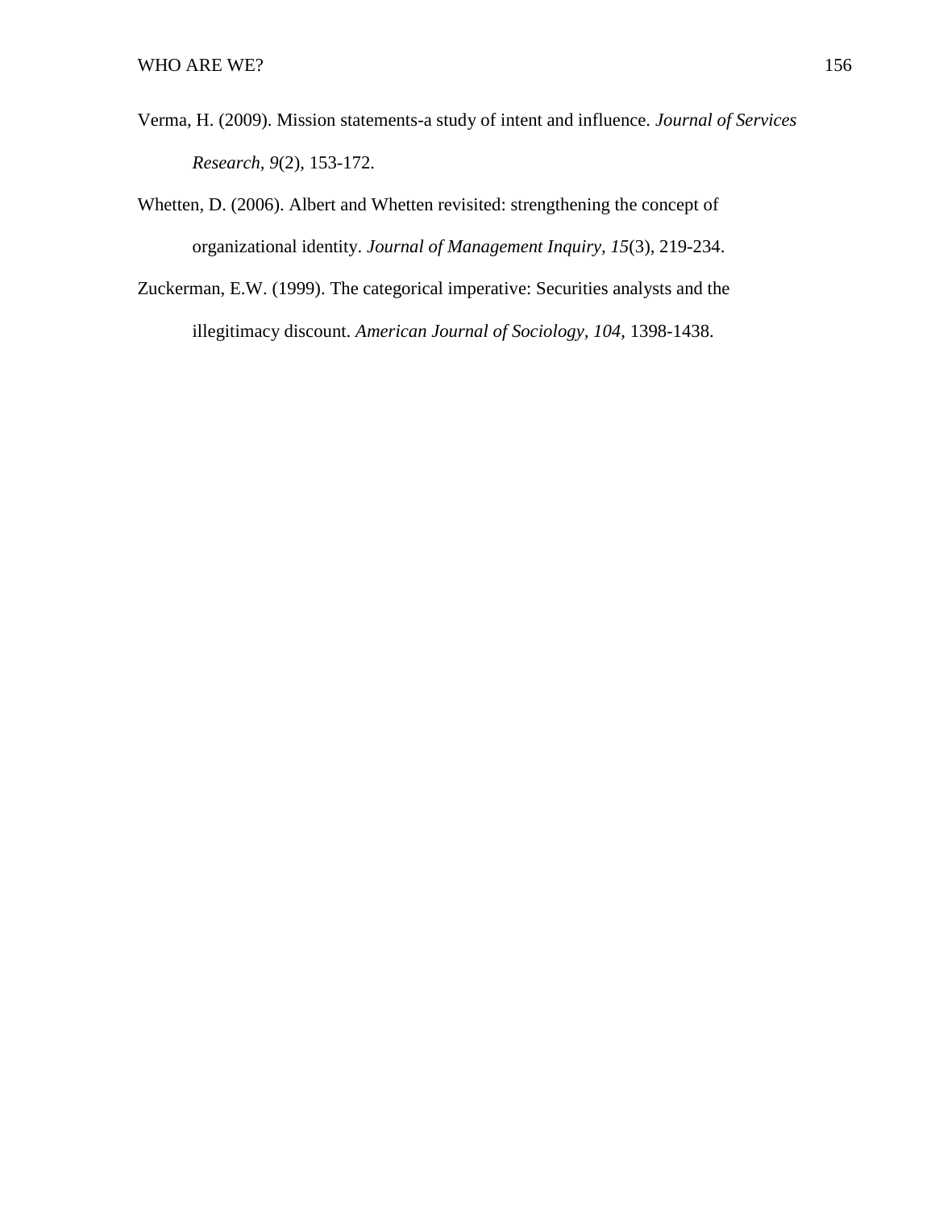Verma, H. (2009). Mission statements-a study of intent and influence. *Journal of Services Research, 9*(2), 153-172.

Whetten, D. (2006). Albert and Whetten revisited: strengthening the concept of organizational identity. *Journal of Management Inquiry, 15*(3), 219-234.

Zuckerman, E.W. (1999). The categorical imperative: Securities analysts and the illegitimacy discount. *American Journal of Sociology, 104*, 1398-1438.